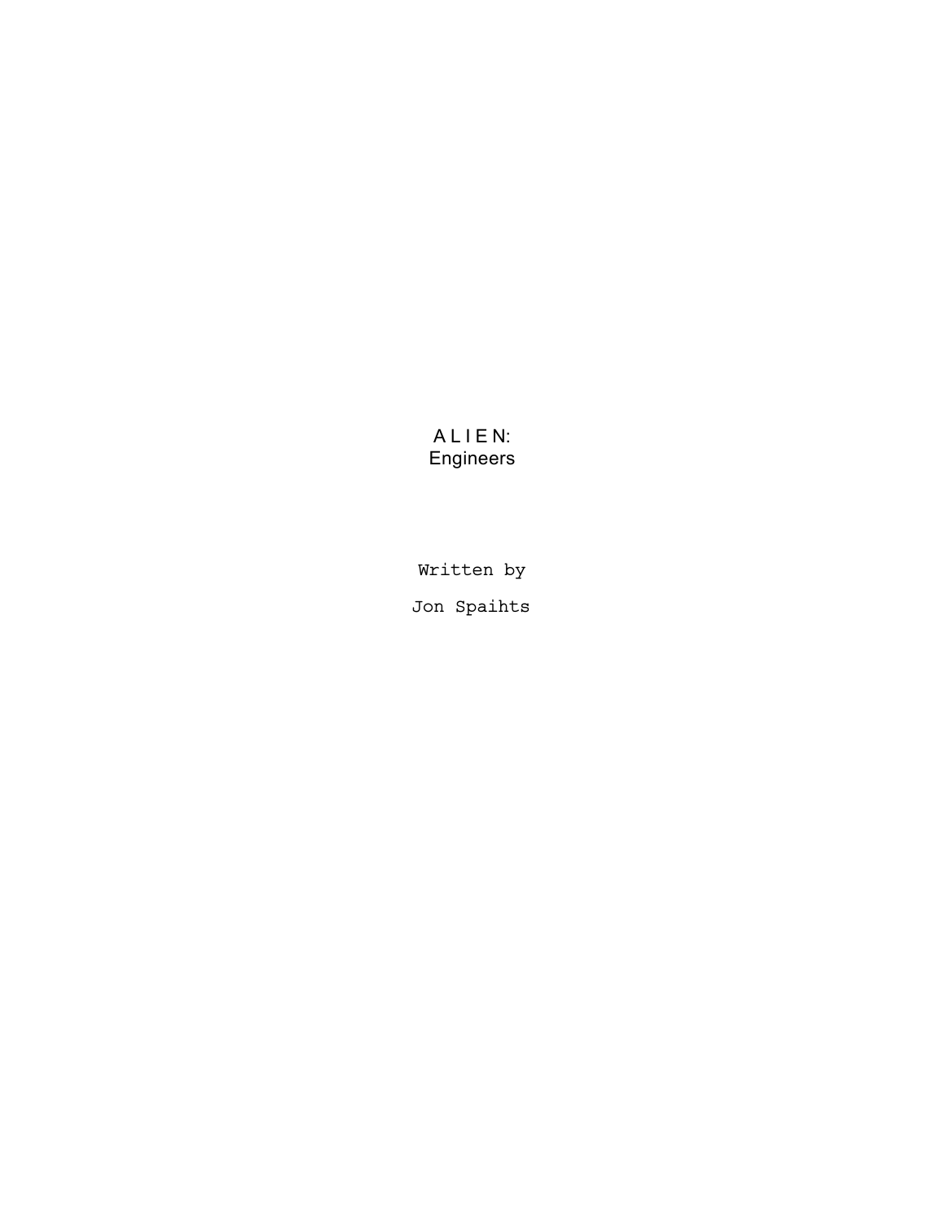# A L I E N:
# Engineers

Written by

Jon Spaihts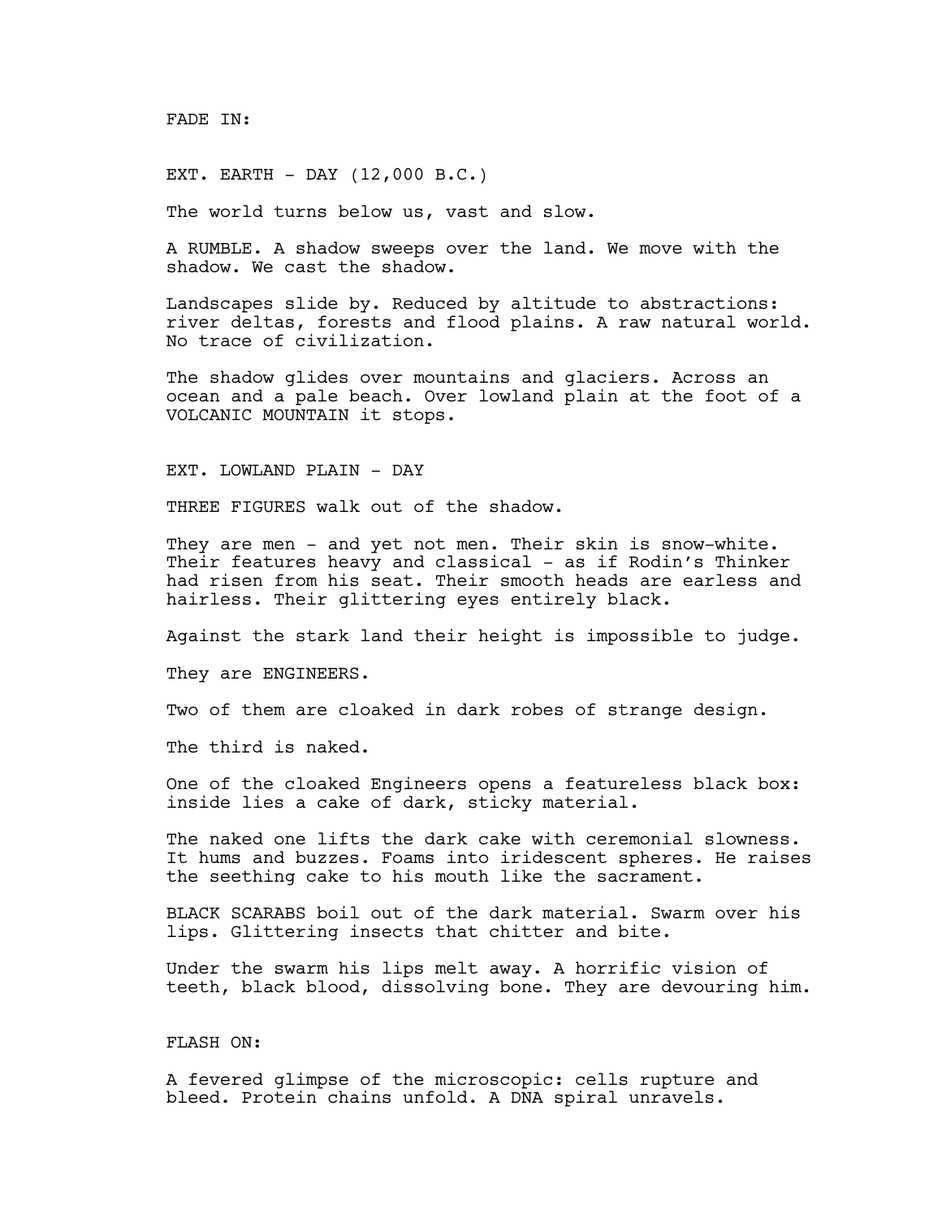FADE IN:

EXT. EARTH - DAY (12,000 B.C.)

The world turns below us, vast and slow.

A RUMBLE. A shadow sweeps over the land. We move with the shadow. We cast the shadow.

Landscapes slide by. Reduced by altitude to abstractions: river deltas, forests and flood plains. A raw natural world. No trace of civilization.

The shadow glides over mountains and glaciers. Across an ocean and a pale beach. Over lowland plain at the foot of a VOLCANIC MOUNTAIN it stops.

EXT. LOWLAND PLAIN - DAY

THREE FIGURES walk out of the shadow.

They are men - and yet not men. Their skin is snow-white. Their features heavy and classical - as if Rodin's Thinker had risen from his seat. Their smooth heads are earless and hairless. Their glittering eyes entirely black.

Against the stark land their height is impossible to judge.

They are ENGINEERS.

Two of them are cloaked in dark robes of strange design.

The third is naked.

One of the cloaked Engineers opens a featureless black box: inside lies a cake of dark, sticky material.

The naked one lifts the dark cake with ceremonial slowness. It hums and buzzes. Foams into iridescent spheres. He raises the seething cake to his mouth like the sacrament.

BLACK SCARABS boil out of the dark material. Swarm over his lips. Glittering insects that chitter and bite.

Under the swarm his lips melt away. A horrific vision of teeth, black blood, dissolving bone. They are devouring him.

FLASH ON:

A fevered glimpse of the microscopic: cells rupture and bleed. Protein chains unfold. A DNA spiral unravels.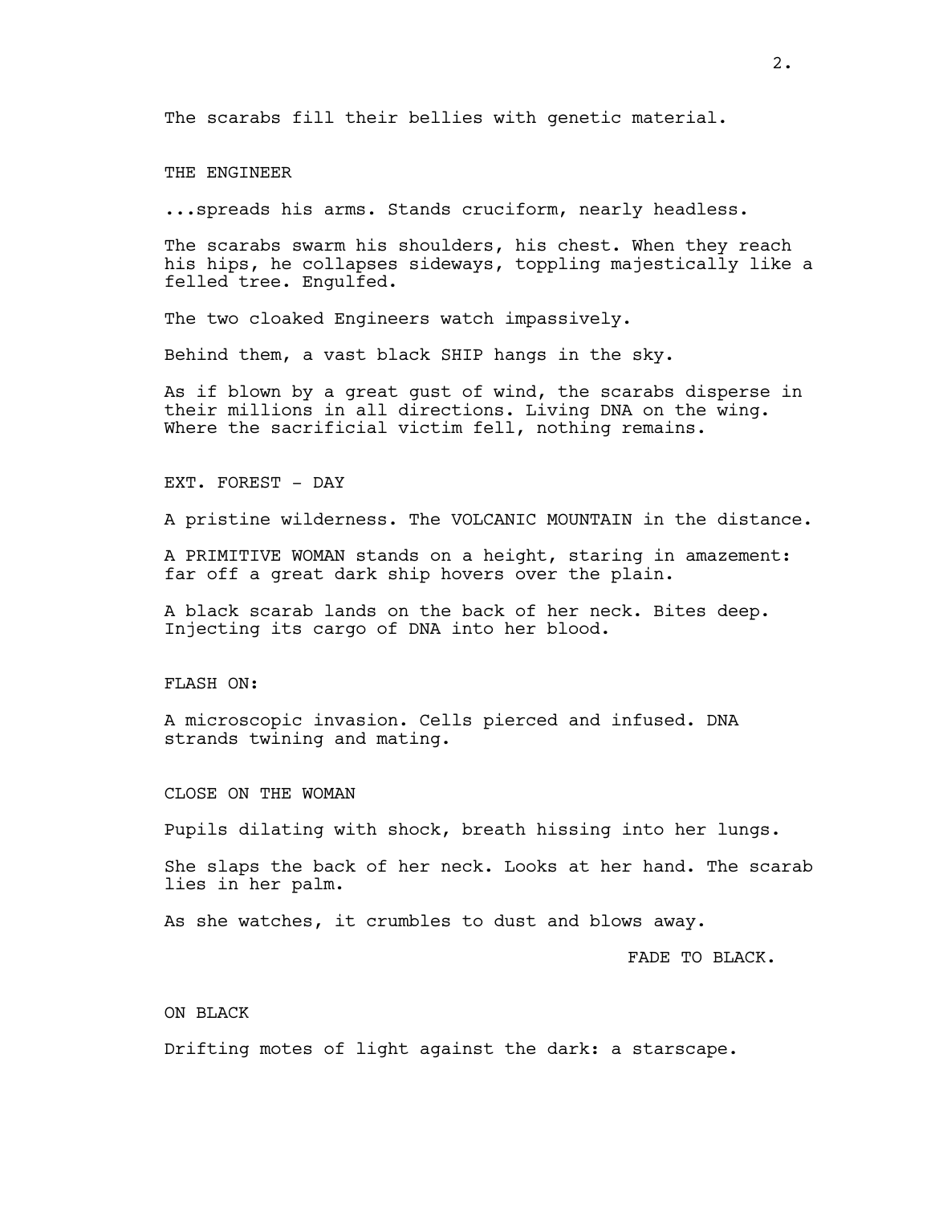The scarabs fill their bellies with genetic material.

THE ENGINEER

...spreads his arms. Stands cruciform, nearly headless.

The scarabs swarm his shoulders, his chest. When they reach his hips, he collapses sideways, toppling majestically like a felled tree. Engulfed.

The two cloaked Engineers watch impassively.

Behind them, a vast black SHIP hangs in the sky.

As if blown by a great gust of wind, the scarabs disperse in their millions in all directions. Living DNA on the wing. Where the sacrificial victim fell, nothing remains.

EXT. FOREST - DAY

A pristine wilderness. The VOLCANIC MOUNTAIN in the distance.

A PRIMITIVE WOMAN stands on a height, staring in amazement: far off a great dark ship hovers over the plain.

A black scarab lands on the back of her neck. Bites deep. Injecting its cargo of DNA into her blood.

FLASH ON:

A microscopic invasion. Cells pierced and infused. DNA strands twining and mating.

CLOSE ON THE WOMAN

Pupils dilating with shock, breath hissing into her lungs.

She slaps the back of her neck. Looks at her hand. The scarab lies in her palm.

As she watches, it crumbles to dust and blows away.

FADE TO BLACK.

ON BLACK

Drifting motes of light against the dark: a starscape.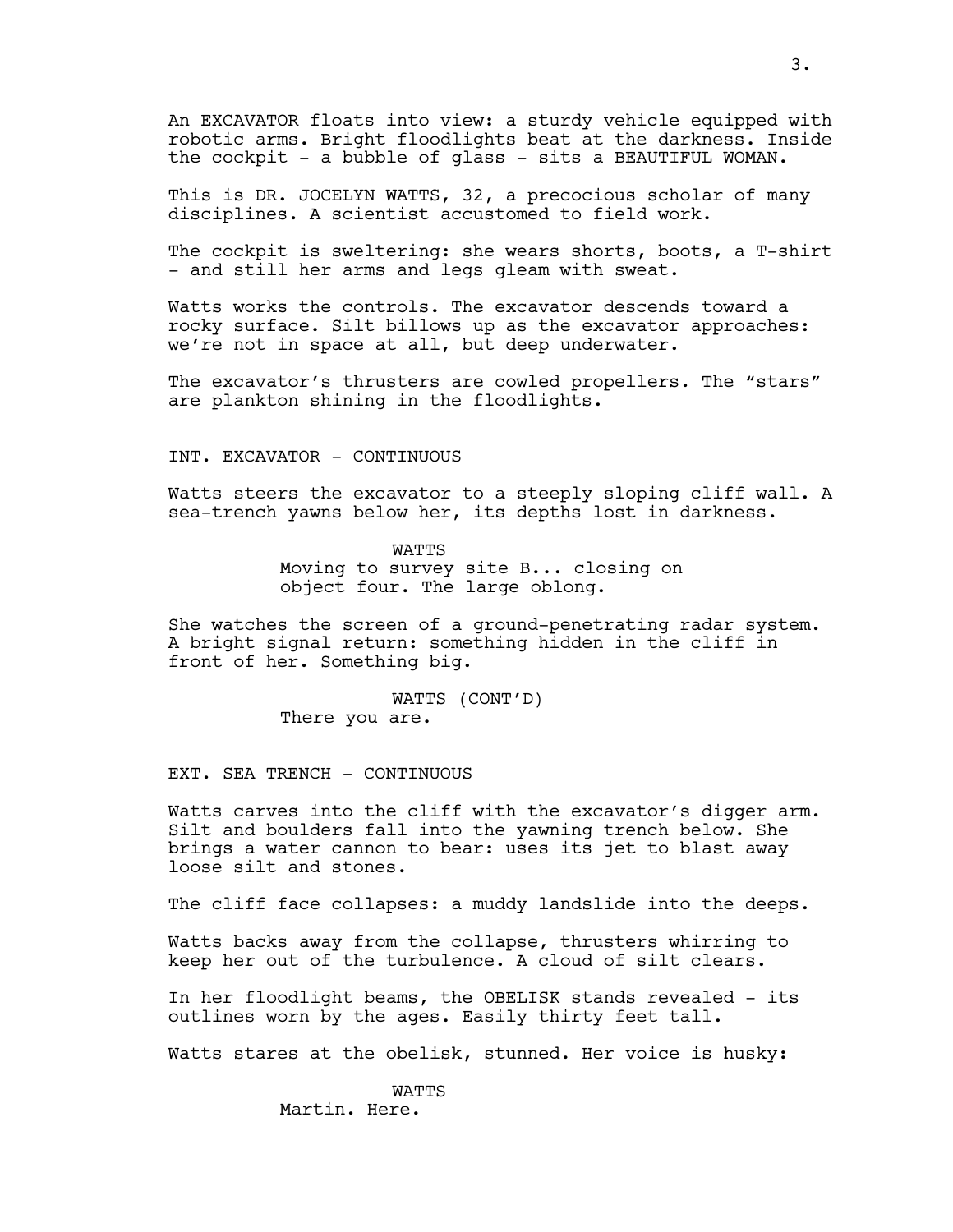An EXCAVATOR floats into view: a sturdy vehicle equipped with robotic arms. Bright floodlights beat at the darkness. Inside the cockpit - a bubble of glass - sits a BEAUTIFUL WOMAN.

This is DR. JOCELYN WATTS, 32, a precocious scholar of many disciplines. A scientist accustomed to field work.

The cockpit is sweltering: she wears shorts, boots, a T-shirt - and still her arms and legs gleam with sweat.

Watts works the controls. The excavator descends toward a rocky surface. Silt billows up as the excavator approaches: we're not in space at all, but deep underwater.

The excavator's thrusters are cowled propellers. The "stars" are plankton shining in the floodlights.

INT. EXCAVATOR - CONTINUOUS

Watts steers the excavator to a steeply sloping cliff wall. A sea-trench yawns below her, its depths lost in darkness.

WATTS
Moving to survey site B... closing on object four. The large oblong.

She watches the screen of a ground-penetrating radar system. A bright signal return: something hidden in the cliff in front of her. Something big.

WATTS (CONT'D)
There you are.

EXT. SEA TRENCH - CONTINUOUS

Watts carves into the cliff with the excavator's digger arm. Silt and boulders fall into the yawning trench below. She brings a water cannon to bear: uses its jet to blast away loose silt and stones.

The cliff face collapses: a muddy landslide into the deeps.

Watts backs away from the collapse, thrusters whirring to keep her out of the turbulence. A cloud of silt clears.

In her floodlight beams, the OBELISK stands revealed - its outlines worn by the ages. Easily thirty feet tall.

Watts stares at the obelisk, stunned. Her voice is husky:

WATTS
Martin. Here.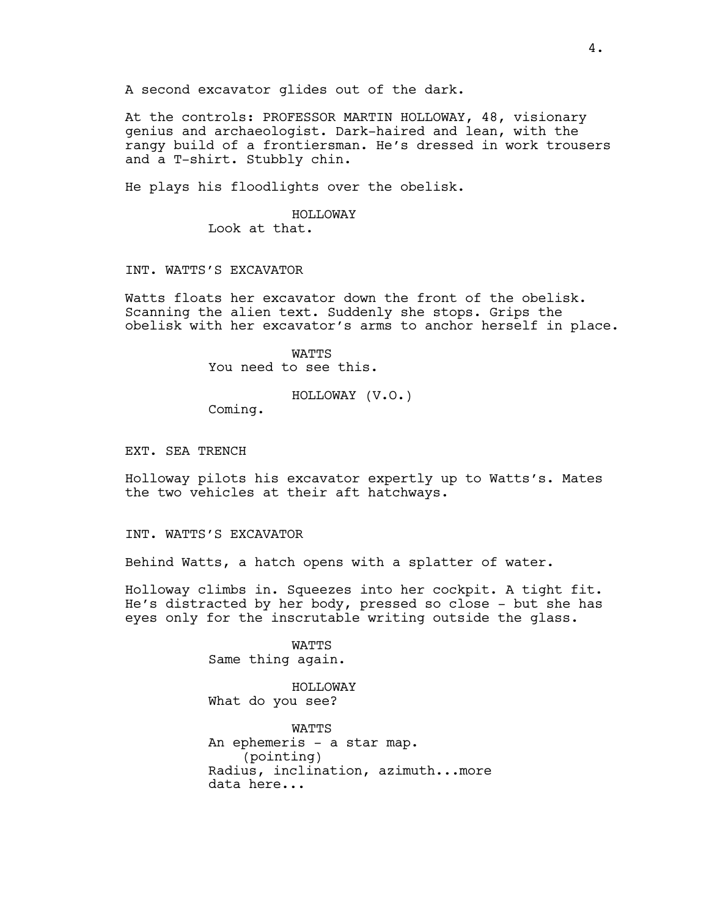A second excavator glides out of the dark.

At the controls: PROFESSOR MARTIN HOLLOWAY, 48, visionary genius and archaeologist. Dark-haired and lean, with the rangy build of a frontiersman. He's dressed in work trousers and a T-shirt. Stubbly chin.

He plays his floodlights over the obelisk.

HOLLOWAY
Look at that.

INT. WATTS'S EXCAVATOR

Watts floats her excavator down the front of the obelisk. Scanning the alien text. Suddenly she stops. Grips the obelisk with her excavator's arms to anchor herself in place.

WATTS
You need to see this.

HOLLOWAY (V.O.)
Coming.

EXT. SEA TRENCH

Holloway pilots his excavator expertly up to Watts's. Mates the two vehicles at their aft hatchways.

INT. WATTS'S EXCAVATOR

Behind Watts, a hatch opens with a splatter of water.

Holloway climbs in. Squeezes into her cockpit. A tight fit. He's distracted by her body, pressed so close - but she has eyes only for the inscrutable writing outside the glass.

WATTS
Same thing again.

HOLLOWAY
What do you see?

WATTS
An ephemeris - a star map.
(pointing)
Radius, inclination, azimuth...more data here...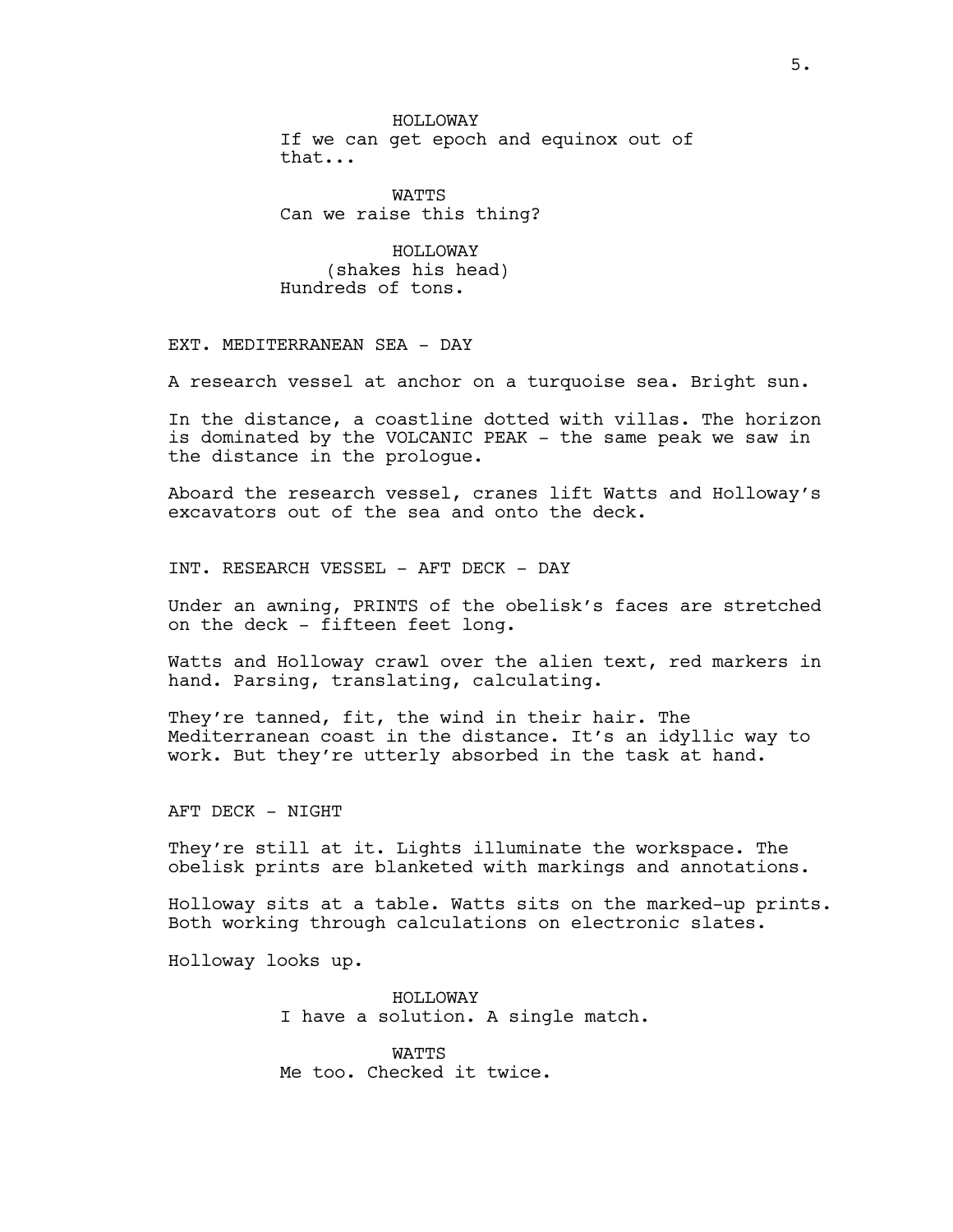HOLLOWAY
If we can get epoch and equinox out of that...

WATTS
Can we raise this thing?

HOLLOWAY
(shakes his head)
Hundreds of tons.

EXT. MEDITERRANEAN SEA - DAY

A research vessel at anchor on a turquoise sea. Bright sun.

In the distance, a coastline dotted with villas. The horizon is dominated by the VOLCANIC PEAK - the same peak we saw in the distance in the prologue.

Aboard the research vessel, cranes lift Watts and Holloway's excavators out of the sea and onto the deck.

INT. RESEARCH VESSEL - AFT DECK - DAY

Under an awning, PRINTS of the obelisk's faces are stretched on the deck - fifteen feet long.

Watts and Holloway crawl over the alien text, red markers in hand. Parsing, translating, calculating.

They're tanned, fit, the wind in their hair. The Mediterranean coast in the distance. It's an idyllic way to work. But they're utterly absorbed in the task at hand.

AFT DECK - NIGHT

They're still at it. Lights illuminate the workspace. The obelisk prints are blanketed with markings and annotations.

Holloway sits at a table. Watts sits on the marked-up prints. Both working through calculations on electronic slates.

Holloway looks up.

HOLLOWAY
I have a solution. A single match.

WATTS
Me too. Checked it twice.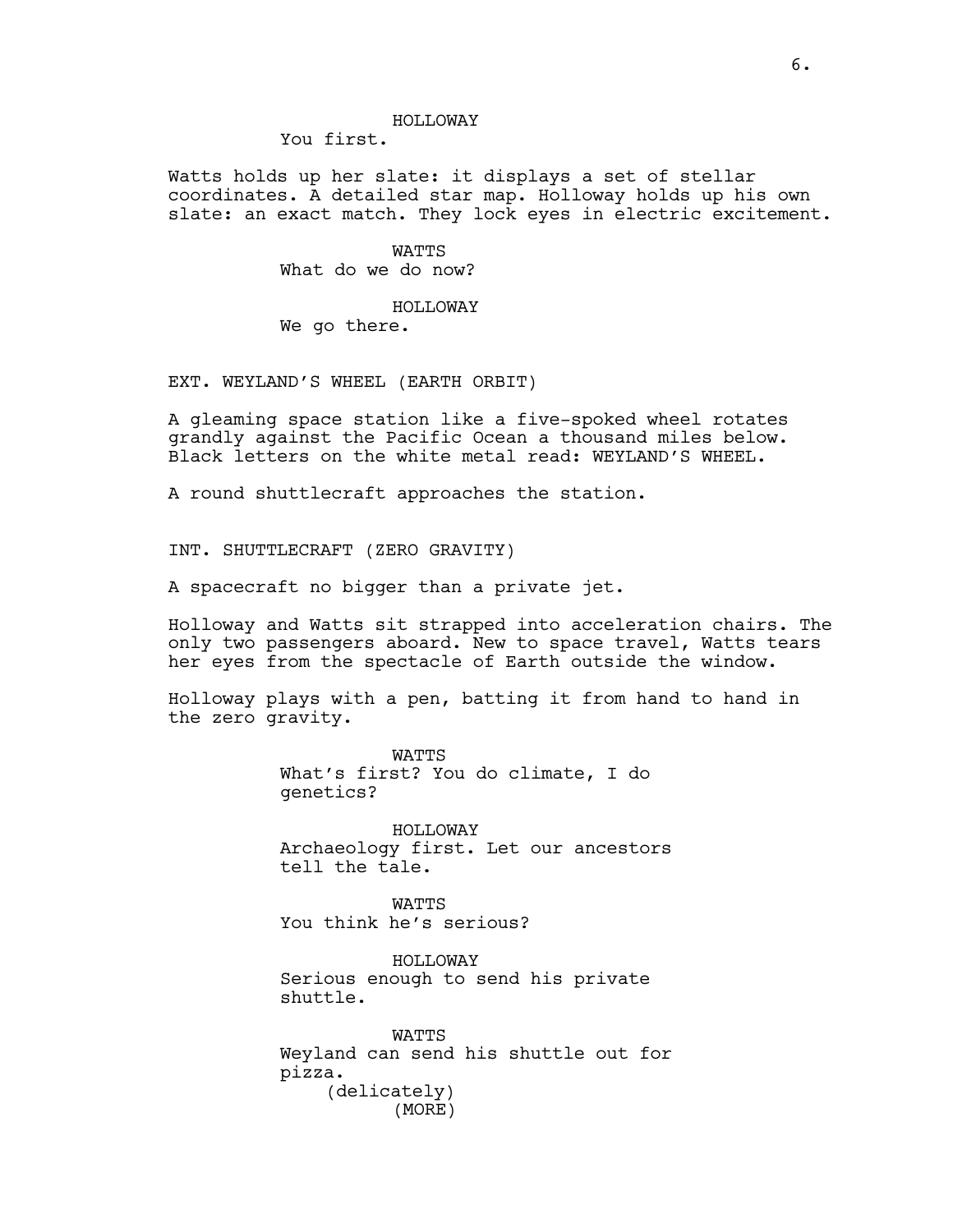HOLLOWAY
You first.

Watts holds up her slate: it displays a set of stellar coordinates. A detailed star map. Holloway holds up his own slate: an exact match. They lock eyes in electric excitement.

WATTS
What do we do now?

HOLLOWAY
We go there.

EXT. WEYLAND'S WHEEL (EARTH ORBIT)

A gleaming space station like a five-spoked wheel rotates grandly against the Pacific Ocean a thousand miles below. Black letters on the white metal read: WEYLAND'S WHEEL.

A round shuttlecraft approaches the station.

INT. SHUTTLECRAFT (ZERO GRAVITY)

A spacecraft no bigger than a private jet.

Holloway and Watts sit strapped into acceleration chairs. The only two passengers aboard. New to space travel, Watts tears her eyes from the spectacle of Earth outside the window.

Holloway plays with a pen, batting it from hand to hand in the zero gravity.

WATTS
What's first? You do climate, I do genetics?

HOLLOWAY
Archaeology first. Let our ancestors tell the tale.

WATTS
You think he's serious?

HOLLOWAY
Serious enough to send his private shuttle.

WATTS
Weyland can send his shuttle out for pizza.
(delicately)
(MORE)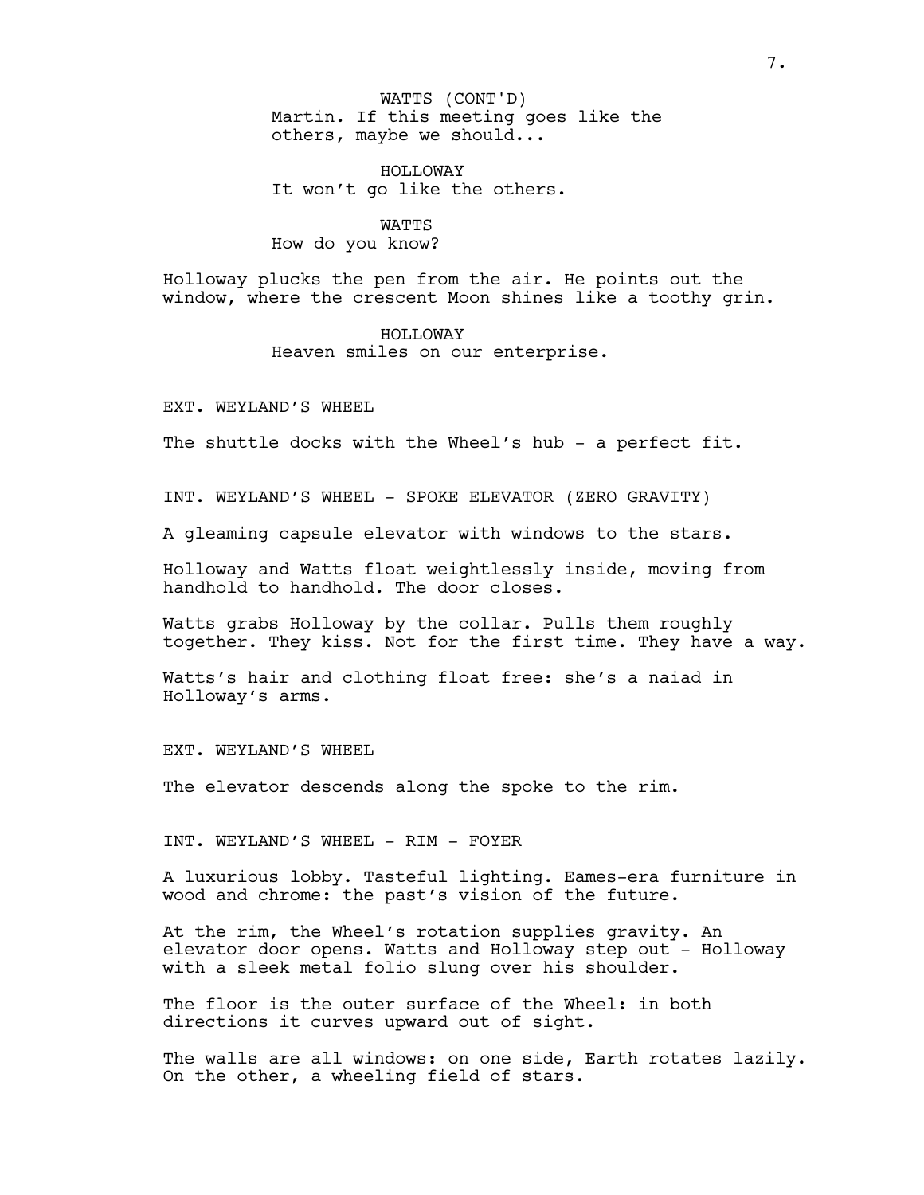WATTS (CONT'D)
Martin. If this meeting goes like the others, maybe we should...

HOLLOWAY
It won't go like the others.

WATTS
How do you know?

Holloway plucks the pen from the air. He points out the window, where the crescent Moon shines like a toothy grin.

HOLLOWAY
Heaven smiles on our enterprise.

EXT. WEYLAND'S WHEEL

The shuttle docks with the Wheel's hub - a perfect fit.

INT. WEYLAND'S WHEEL - SPOKE ELEVATOR (ZERO GRAVITY)

A gleaming capsule elevator with windows to the stars.

Holloway and Watts float weightlessly inside, moving from handhold to handhold. The door closes.

Watts grabs Holloway by the collar. Pulls them roughly together. They kiss. Not for the first time. They have a way.

Watts's hair and clothing float free: she's a naiad in Holloway's arms.

EXT. WEYLAND'S WHEEL

The elevator descends along the spoke to the rim.

INT. WEYLAND'S WHEEL - RIM - FOYER

A luxurious lobby. Tasteful lighting. Eames-era furniture in wood and chrome: the past's vision of the future.

At the rim, the Wheel's rotation supplies gravity. An elevator door opens. Watts and Holloway step out - Holloway with a sleek metal folio slung over his shoulder.

The floor is the outer surface of the Wheel: in both directions it curves upward out of sight.

The walls are all windows: on one side, Earth rotates lazily. On the other, a wheeling field of stars.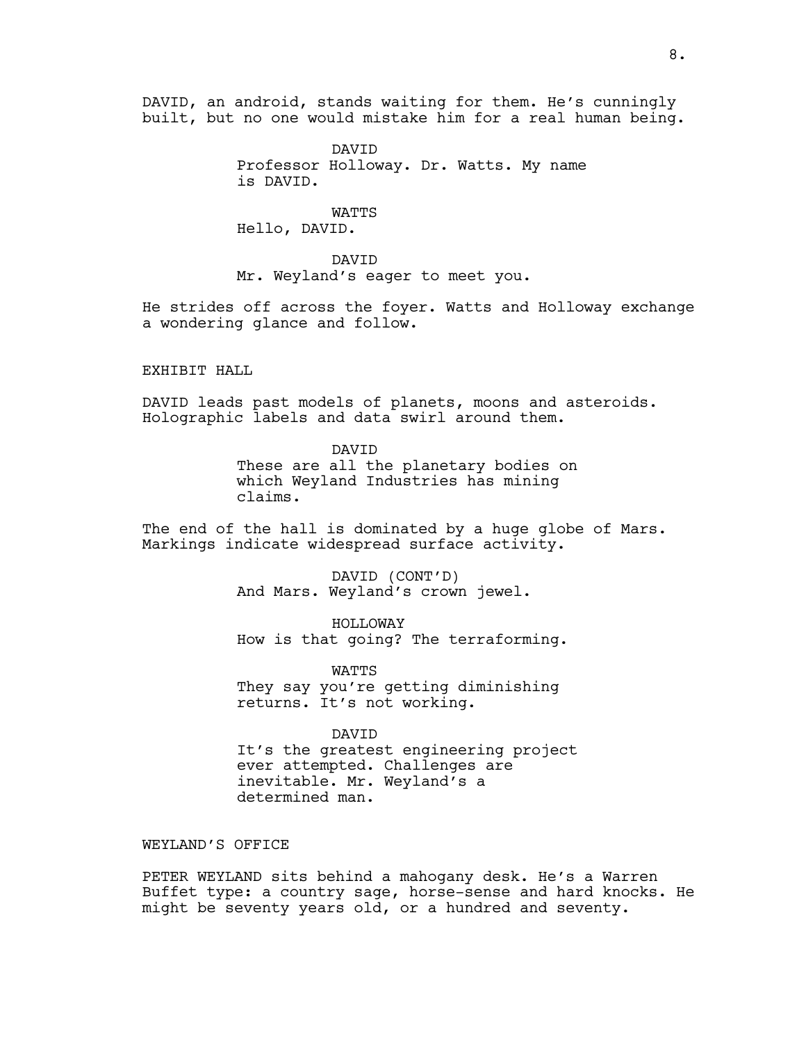DAVID, an android, stands waiting for them. He's cunningly built, but no one would mistake him for a real human being.

DAVID
Professor Holloway. Dr. Watts. My name is DAVID.

WATTS
Hello, DAVID.

DAVID
Mr. Weyland's eager to meet you.

He strides off across the foyer. Watts and Holloway exchange a wondering glance and follow.

EXHIBIT HALL

DAVID leads past models of planets, moons and asteroids. Holographic labels and data swirl around them.

DAVID
These are all the planetary bodies on which Weyland Industries has mining claims.

The end of the hall is dominated by a huge globe of Mars. Markings indicate widespread surface activity.

DAVID (CONT'D)
And Mars. Weyland's crown jewel.

HOLLOWAY
How is that going? The terraforming.

WATTS
They say you're getting diminishing returns. It's not working.

DAVID
It's the greatest engineering project ever attempted. Challenges are inevitable. Mr. Weyland's a determined man.

WEYLAND'S OFFICE

PETER WEYLAND sits behind a mahogany desk. He's a Warren Buffet type: a country sage, horse-sense and hard knocks. He might be seventy years old, or a hundred and seventy.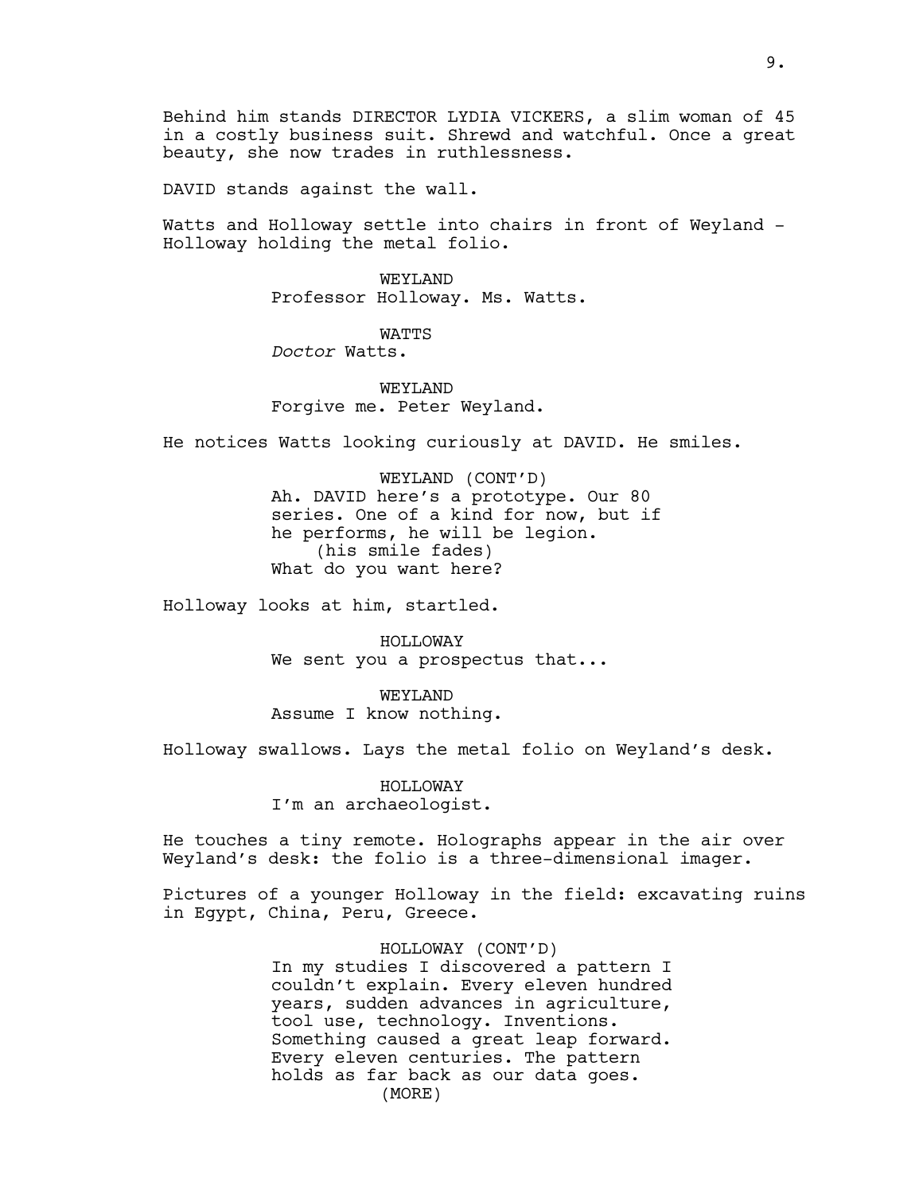Behind him stands DIRECTOR LYDIA VICKERS, a slim woman of 45 in a costly business suit. Shrewd and watchful. Once a great beauty, she now trades in ruthlessness.

DAVID stands against the wall.

Watts and Holloway settle into chairs in front of Weyland - Holloway holding the metal folio.

WEYLAND
Professor Holloway. Ms. Watts.

WATTS
*Doctor* Watts.

WEYLAND
Forgive me. Peter Weyland.

He notices Watts looking curiously at DAVID. He smiles.

WEYLAND (CONT'D)
Ah. DAVID here's a prototype. Our 80 series. One of a kind for now, but if he performs, he will be legion.
(his smile fades)
What do you want here?

Holloway looks at him, startled.

HOLLOWAY
We sent you a prospectus that...

WEYLAND
Assume I know nothing.

Holloway swallows. Lays the metal folio on Weyland's desk.

HOLLOWAY
I'm an archaeologist.

He touches a tiny remote. Holographs appear in the air over Weyland's desk: the folio is a three-dimensional imager.

Pictures of a younger Holloway in the field: excavating ruins in Egypt, China, Peru, Greece.

HOLLOWAY (CONT'D)
In my studies I discovered a pattern I couldn't explain. Every eleven hundred years, sudden advances in agriculture, tool use, technology. Inventions. Something caused a great leap forward. Every eleven centuries. The pattern holds as far back as our data goes.
(MORE)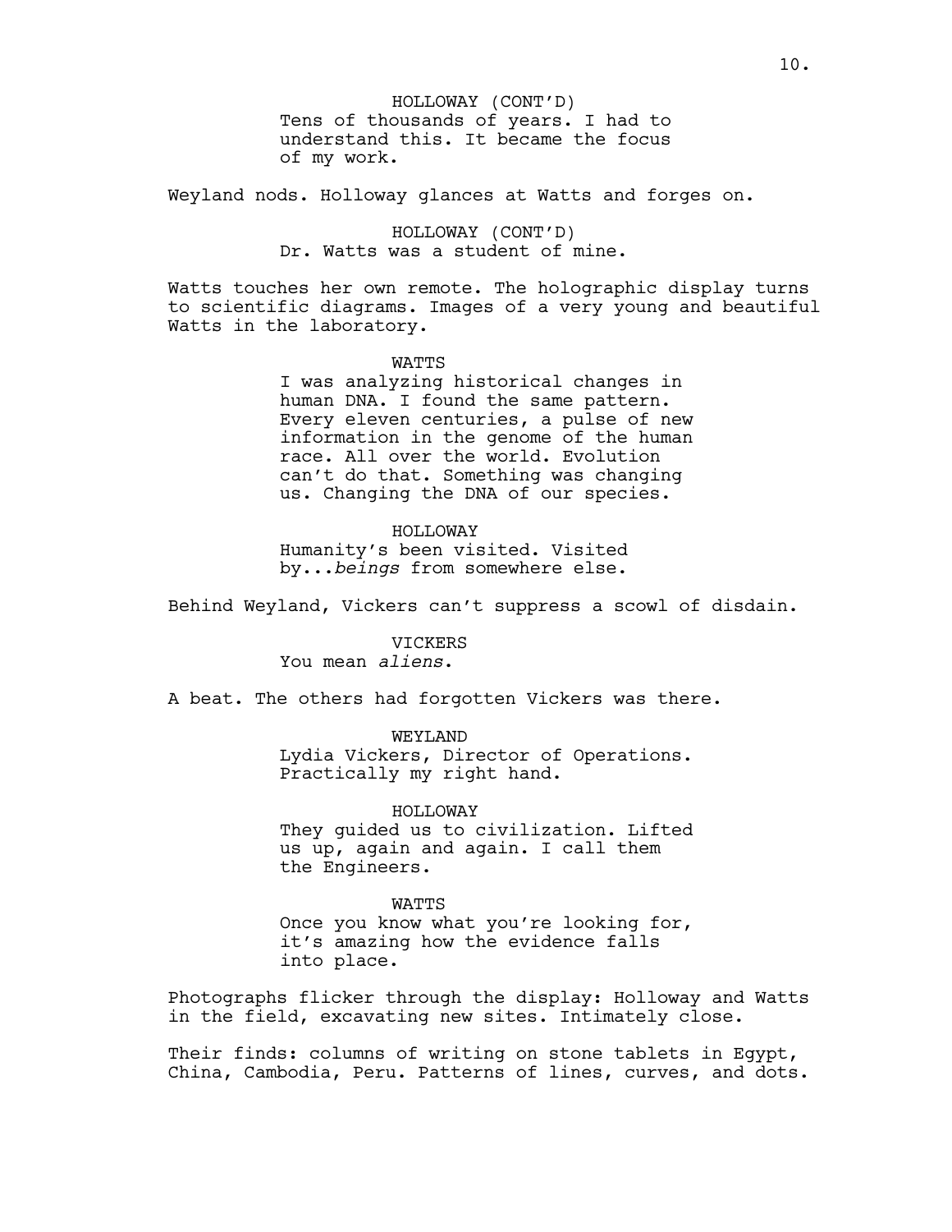HOLLOWAY (CONT'D)
Tens of thousands of years. I had to understand this. It became the focus of my work.

Weyland nods. Holloway glances at Watts and forges on.

HOLLOWAY (CONT'D)
Dr. Watts was a student of mine.

Watts touches her own remote. The holographic display turns to scientific diagrams. Images of a very young and beautiful Watts in the laboratory.

WATTS
I was analyzing historical changes in human DNA. I found the same pattern. Every eleven centuries, a pulse of new information in the genome of the human race. All over the world. Evolution can't do that. Something was changing us. Changing the DNA of our species.

HOLLOWAY
Humanity's been visited. Visited by...*beings* from somewhere else.

Behind Weyland, Vickers can't suppress a scowl of disdain.

VICKERS
You mean *aliens*.

A beat. The others had forgotten Vickers was there.

WEYLAND
Lydia Vickers, Director of Operations. Practically my right hand.

HOLLOWAY
They guided us to civilization. Lifted us up, again and again. I call them the Engineers.

WATTS
Once you know what you're looking for, it's amazing how the evidence falls into place.

Photographs flicker through the display: Holloway and Watts in the field, excavating new sites. Intimately close.

Their finds: columns of writing on stone tablets in Egypt, China, Cambodia, Peru. Patterns of lines, curves, and dots.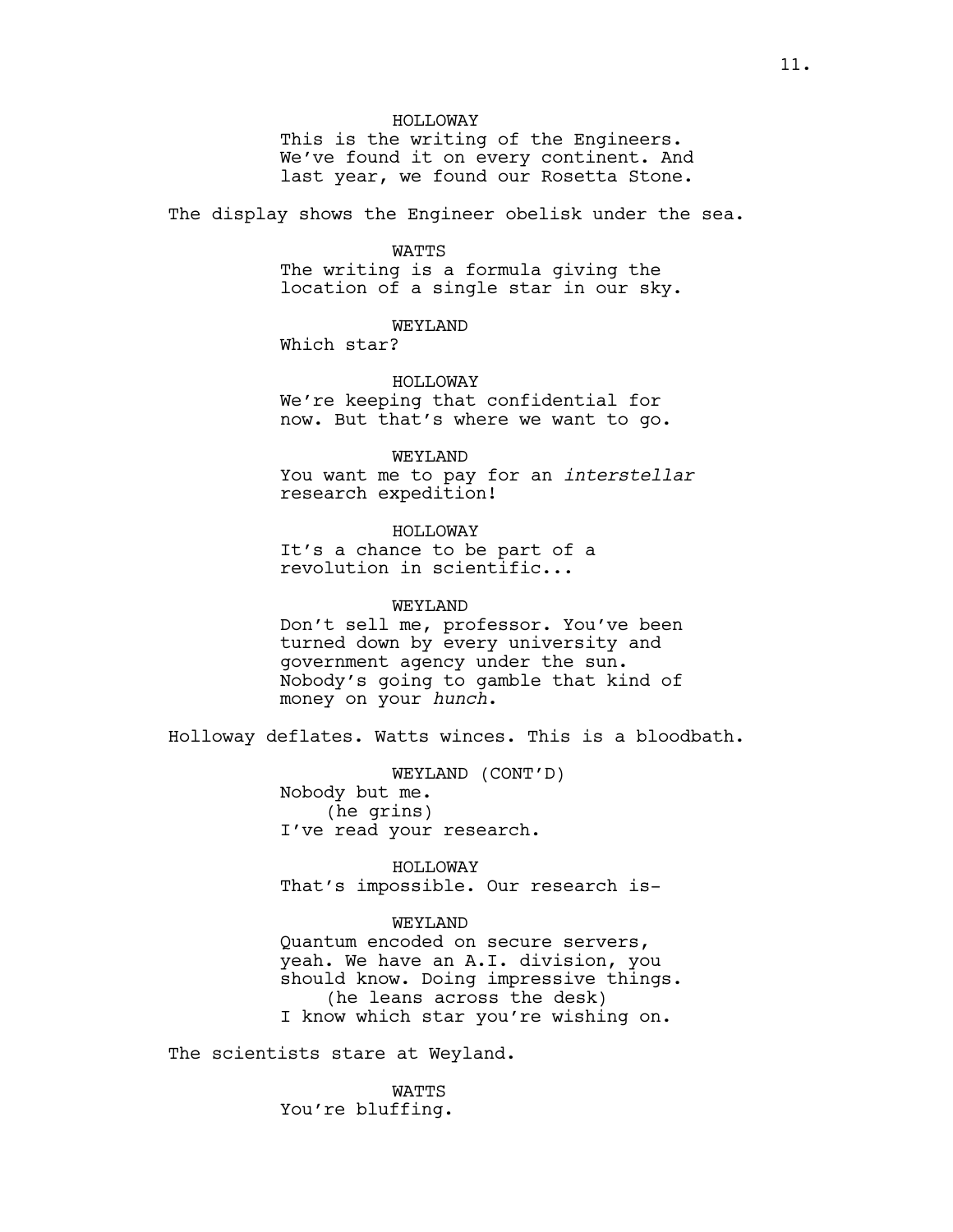HOLLOWAY
This is the writing of the Engineers. We've found it on every continent. And last year, we found our Rosetta Stone.

The display shows the Engineer obelisk under the sea.

WATTS
The writing is a formula giving the location of a single star in our sky.

WEYLAND
Which star?

HOLLOWAY
We're keeping that confidential for now. But that's where we want to go.

WEYLAND
You want me to pay for an *interstellar* research expedition!

HOLLOWAY
It's a chance to be part of a revolution in scientific...

WEYLAND
Don't sell me, professor. You've been turned down by every university and government agency under the sun. Nobody's going to gamble that kind of money on your *hunch*.

Holloway deflates. Watts winces. This is a bloodbath.

WEYLAND (CONT'D)
Nobody but me.
(he grins)
I've read your research.

HOLLOWAY
That's impossible. Our research is-

WEYLAND
Quantum encoded on secure servers, yeah. We have an A.I. division, you should know. Doing impressive things.
(he leans across the desk)
I know which star you're wishing on.

The scientists stare at Weyland.

WATTS
You're bluffing.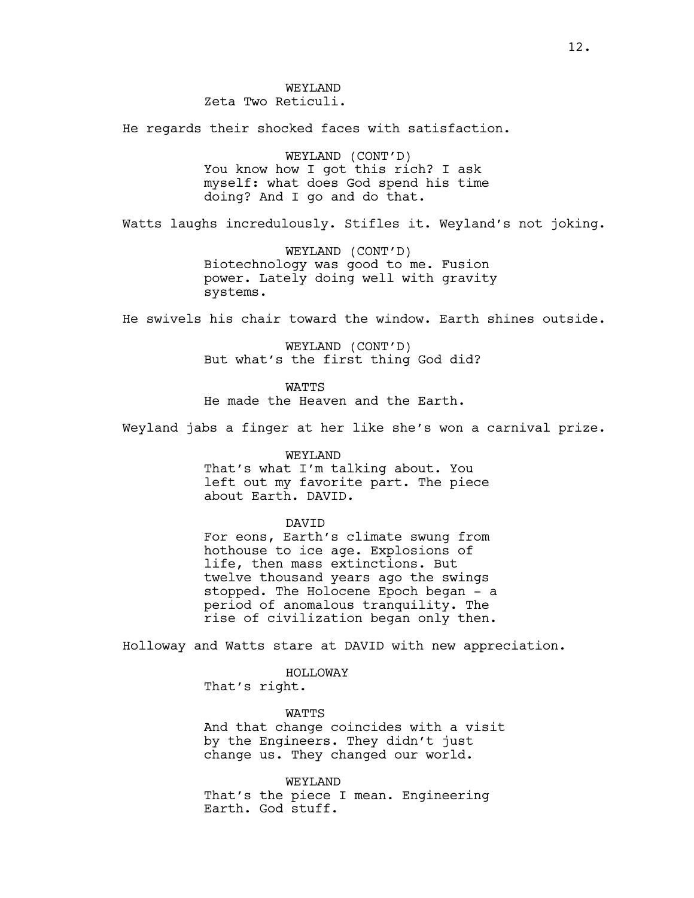WEYLAND
Zeta Two Reticuli.

He regards their shocked faces with satisfaction.

WEYLAND (CONT'D)
You know how I got this rich? I ask myself: what does God spend his time doing? And I go and do that.

Watts laughs incredulously. Stifles it. Weyland's not joking.

WEYLAND (CONT'D)
Biotechnology was good to me. Fusion power. Lately doing well with gravity systems.

He swivels his chair toward the window. Earth shines outside.

WEYLAND (CONT'D)
But what's the first thing God did?

WATTS
He made the Heaven and the Earth.

Weyland jabs a finger at her like she's won a carnival prize.

WEYLAND
That's what I'm talking about. You left out my favorite part. The piece about Earth. DAVID.

DAVID
For eons, Earth's climate swung from hothouse to ice age. Explosions of life, then mass extinctions. But twelve thousand years ago the swings stopped. The Holocene Epoch began - a period of anomalous tranquility. The rise of civilization began only then.

Holloway and Watts stare at DAVID with new appreciation.

HOLLOWAY
That's right.

WATTS
And that change coincides with a visit by the Engineers. They didn't just change us. They changed our world.

WEYLAND
That's the piece I mean. Engineering Earth. God stuff.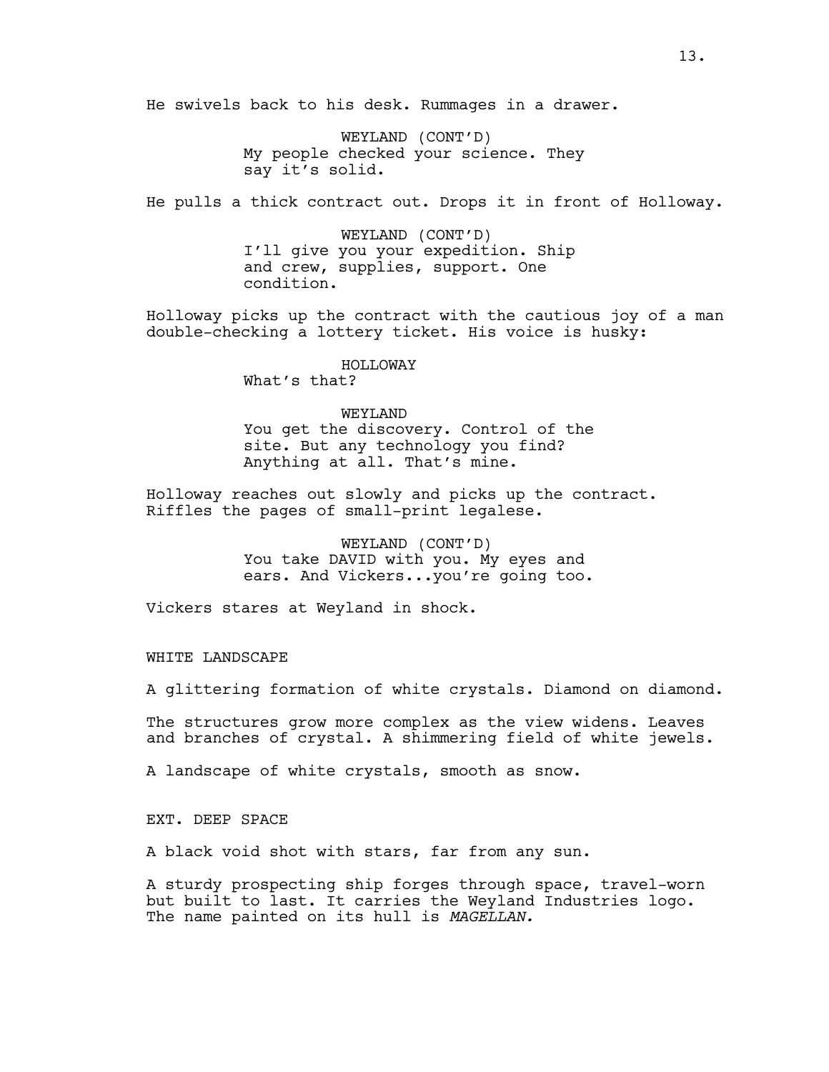He swivels back to his desk. Rummages in a drawer.

WEYLAND (CONT'D)
My people checked your science. They say it's solid.

He pulls a thick contract out. Drops it in front of Holloway.

WEYLAND (CONT'D)
I'll give you your expedition. Ship and crew, supplies, support. One condition.

Holloway picks up the contract with the cautious joy of a man double-checking a lottery ticket. His voice is husky:

HOLLOWAY
What's that?

WEYLAND
You get the discovery. Control of the site. But any technology you find? Anything at all. That's mine.

Holloway reaches out slowly and picks up the contract. Riffles the pages of small-print legalese.

WEYLAND (CONT'D)
You take DAVID with you. My eyes and ears. And Vickers...you're going too.

Vickers stares at Weyland in shock.

WHITE LANDSCAPE

A glittering formation of white crystals. Diamond on diamond.

The structures grow more complex as the view widens. Leaves and branches of crystal. A shimmering field of white jewels.

A landscape of white crystals, smooth as snow.

EXT. DEEP SPACE

A black void shot with stars, far from any sun.

A sturdy prospecting ship forges through space, travel-worn but built to last. It carries the Weyland Industries logo. The name painted on its hull is *MAGELLAN.*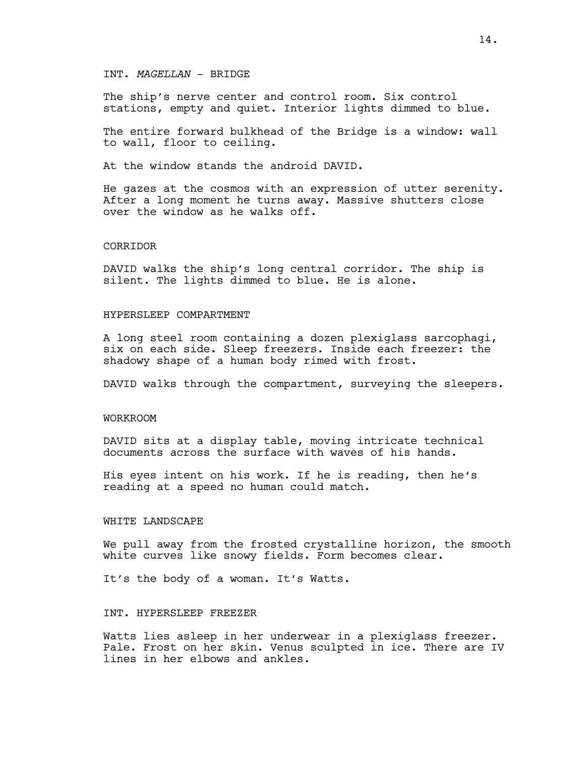INT. *MAGELLAN* - BRIDGE

The ship's nerve center and control room. Six control stations, empty and quiet. Interior lights dimmed to blue.

The entire forward bulkhead of the Bridge is a window: wall to wall, floor to ceiling.

At the window stands the android DAVID.

He gazes at the cosmos with an expression of utter serenity. After a long moment he turns away. Massive shutters close over the window as he walks off.

CORRIDOR

DAVID walks the ship's long central corridor. The ship is silent. The lights dimmed to blue. He is alone.

HYPERSLEEP COMPARTMENT

A long steel room containing a dozen plexiglass sarcophagi, six on each side. Sleep freezers. Inside each freezer: the shadowy shape of a human body rimed with frost.

DAVID walks through the compartment, surveying the sleepers.

WORKROOM

DAVID sits at a display table, moving intricate technical documents across the surface with waves of his hands.

His eyes intent on his work. If he is reading, then he's reading at a speed no human could match.

WHITE LANDSCAPE

We pull away from the frosted crystalline horizon, the smooth white curves like snowy fields. Form becomes clear.

It's the body of a woman. It's Watts.

INT. HYPERSLEEP FREEZER

Watts lies asleep in her underwear in a plexiglass freezer. Pale. Frost on her skin. Venus sculpted in ice. There are IV lines in her elbows and ankles.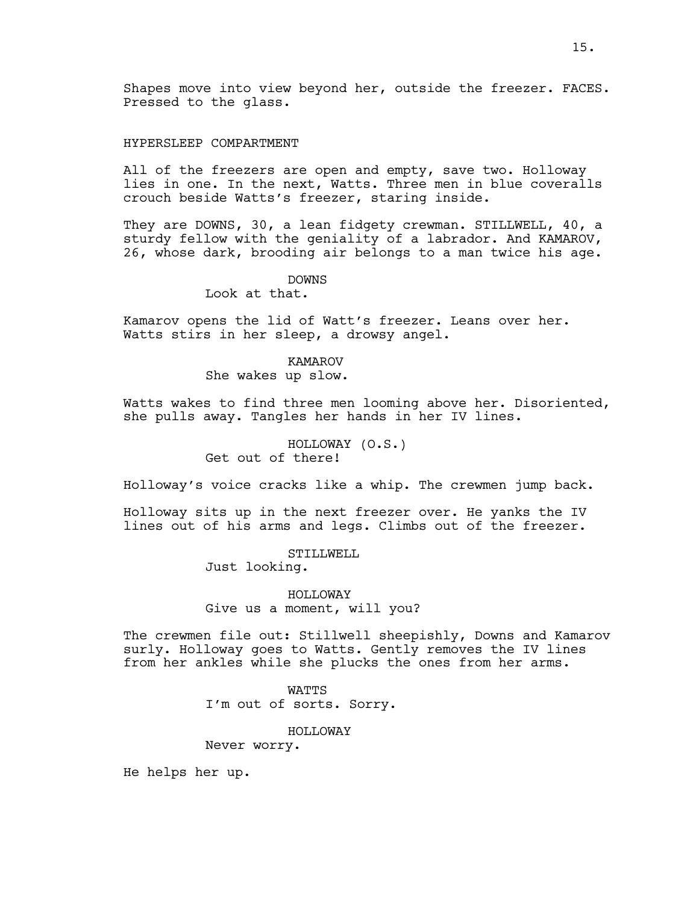Shapes move into view beyond her, outside the freezer. FACES. Pressed to the glass.

HYPERSLEEP COMPARTMENT

All of the freezers are open and empty, save two. Holloway lies in one. In the next, Watts. Three men in blue coveralls crouch beside Watts's freezer, staring inside.

They are DOWNS, 30, a lean fidgety crewman. STILLWELL, 40, a sturdy fellow with the geniality of a labrador. And KAMAROV, 26, whose dark, brooding air belongs to a man twice his age.

DOWNS
Look at that.

Kamarov opens the lid of Watt's freezer. Leans over her. Watts stirs in her sleep, a drowsy angel.

KAMAROV
She wakes up slow.

Watts wakes to find three men looming above her. Disoriented, she pulls away. Tangles her hands in her IV lines.

HOLLOWAY (O.S.)
Get out of there!

Holloway's voice cracks like a whip. The crewmen jump back.

Holloway sits up in the next freezer over. He yanks the IV lines out of his arms and legs. Climbs out of the freezer.

STILLWELL
Just looking.

HOLLOWAY
Give us a moment, will you?

The crewmen file out: Stillwell sheepishly, Downs and Kamarov surly. Holloway goes to Watts. Gently removes the IV lines from her ankles while she plucks the ones from her arms.

WATTS
I'm out of sorts. Sorry.

HOLLOWAY
Never worry.

He helps her up.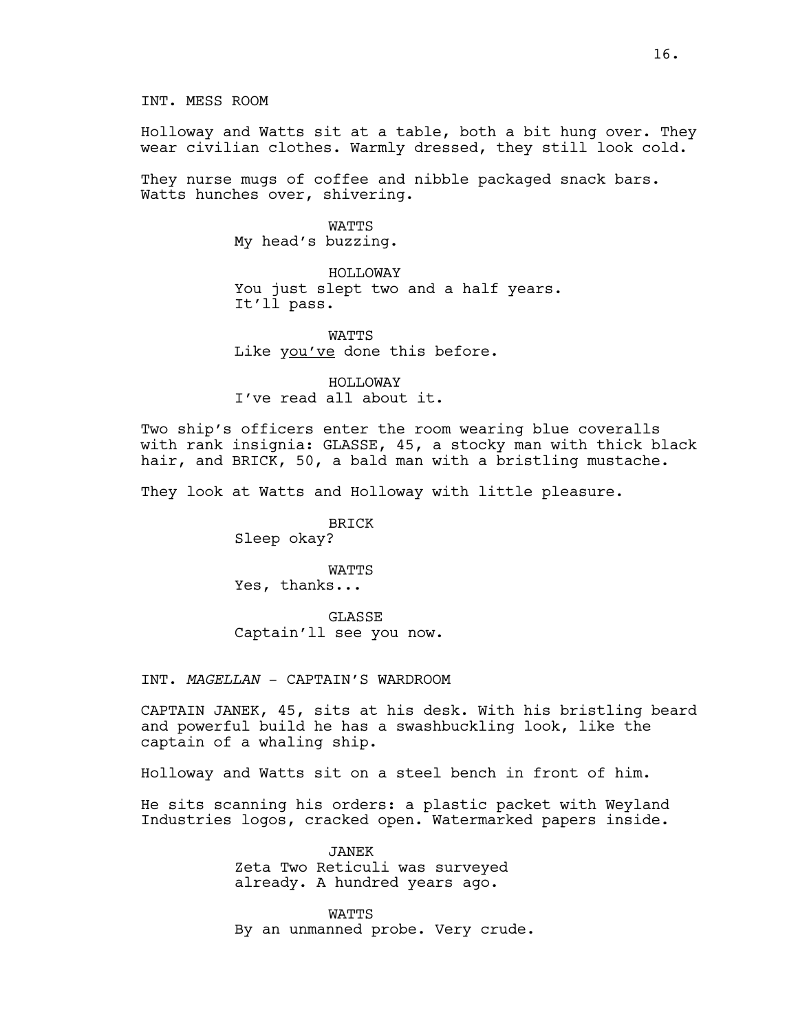INT. MESS ROOM

Holloway and Watts sit at a table, both a bit hung over. They wear civilian clothes. Warmly dressed, they still look cold.

They nurse mugs of coffee and nibble packaged snack bars. Watts hunches over, shivering.

WATTS
My head's buzzing.

HOLLOWAY
You just slept two and a half years. It'll pass.

WATTS
Like you've done this before.

HOLLOWAY
I've read all about it.

Two ship's officers enter the room wearing blue coveralls with rank insignia: GLASSE, 45, a stocky man with thick black hair, and BRICK, 50, a bald man with a bristling mustache.

They look at Watts and Holloway with little pleasure.

BRICK
Sleep okay?

WATTS
Yes, thanks...

GLASSE
Captain'll see you now.

INT. *MAGELLAN* - CAPTAIN'S WARDROOM

CAPTAIN JANEK, 45, sits at his desk. With his bristling beard and powerful build he has a swashbuckling look, like the captain of a whaling ship.

Holloway and Watts sit on a steel bench in front of him.

He sits scanning his orders: a plastic packet with Weyland Industries logos, cracked open. Watermarked papers inside.

JANEK
Zeta Two Reticuli was surveyed already. A hundred years ago.

WATTS
By an unmanned probe. Very crude.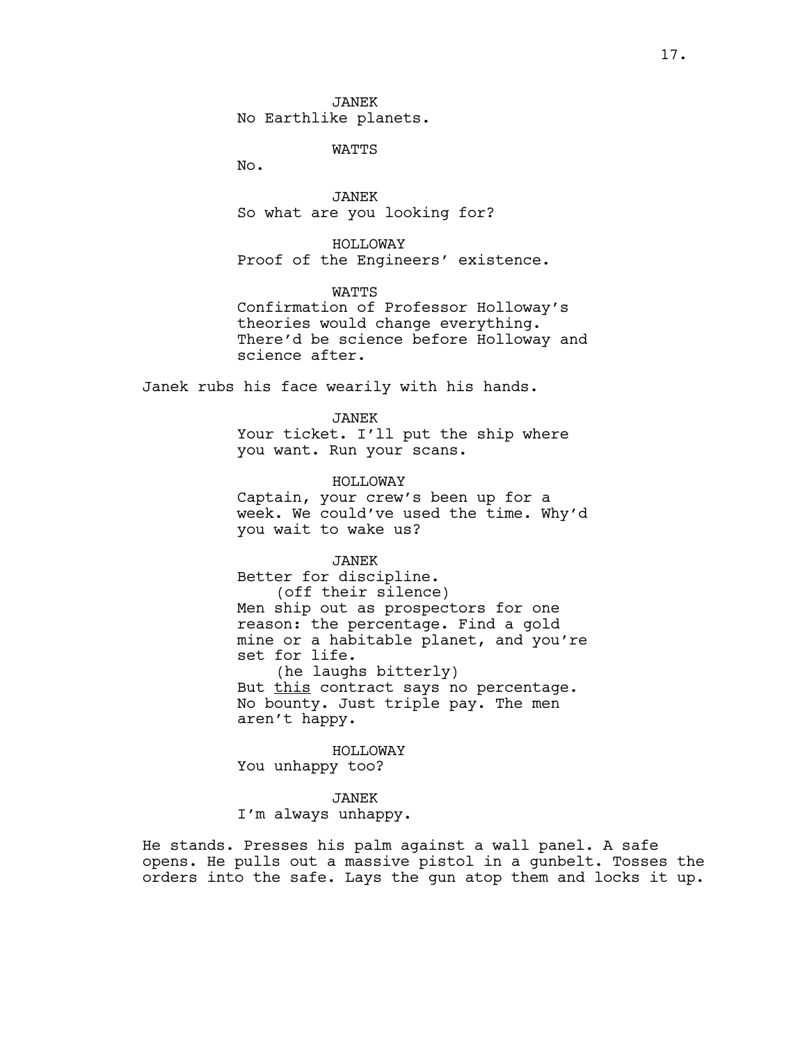JANEK
No Earthlike planets.

WATTS
No.

JANEK
So what are you looking for?

HOLLOWAY
Proof of the Engineers' existence.

WATTS
Confirmation of Professor Holloway's theories would change everything. There'd be science before Holloway and science after.

Janek rubs his face wearily with his hands.

JANEK
Your ticket. I'll put the ship where you want. Run your scans.

HOLLOWAY
Captain, your crew's been up for a week. We could've used the time. Why'd you wait to wake us?

JANEK
Better for discipline.
(off their silence)
Men ship out as prospectors for one reason: the percentage. Find a gold mine or a habitable planet, and you're set for life.
(he laughs bitterly)
But <u>this</u> contract says no percentage. No bounty. Just triple pay. The men aren't happy.

HOLLOWAY
You unhappy too?

JANEK
I'm always unhappy.

He stands. Presses his palm against a wall panel. A safe opens. He pulls out a massive pistol in a gunbelt. Tosses the orders into the safe. Lays the gun atop them and locks it up.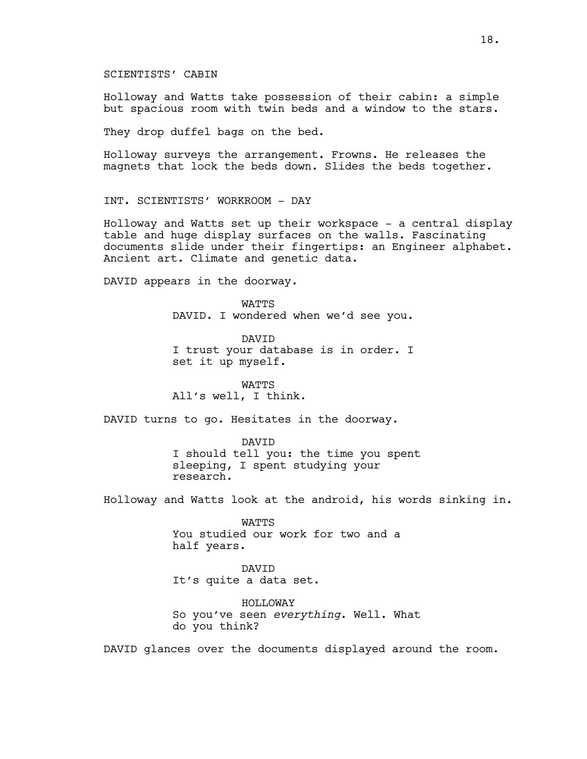SCIENTISTS' CABIN

Holloway and Watts take possession of their cabin: a simple but spacious room with twin beds and a window to the stars.

They drop duffel bags on the bed.

Holloway surveys the arrangement. Frowns. He releases the magnets that lock the beds down. Slides the beds together.

INT. SCIENTISTS' WORKROOM - DAY

Holloway and Watts set up their workspace - a central display table and huge display surfaces on the walls. Fascinating documents slide under their fingertips: an Engineer alphabet. Ancient art. Climate and genetic data.

DAVID appears in the doorway.

WATTS
DAVID. I wondered when we'd see you.

DAVID
I trust your database is in order. I set it up myself.

WATTS
All's well, I think.

DAVID turns to go. Hesitates in the doorway.

DAVID
I should tell you: the time you spent sleeping, I spent studying your research.

Holloway and Watts look at the android, his words sinking in.

WATTS
You studied our work for two and a half years.

DAVID
It's quite a data set.

HOLLOWAY
So you've seen *everything*. Well. What do you think?

DAVID glances over the documents displayed around the room.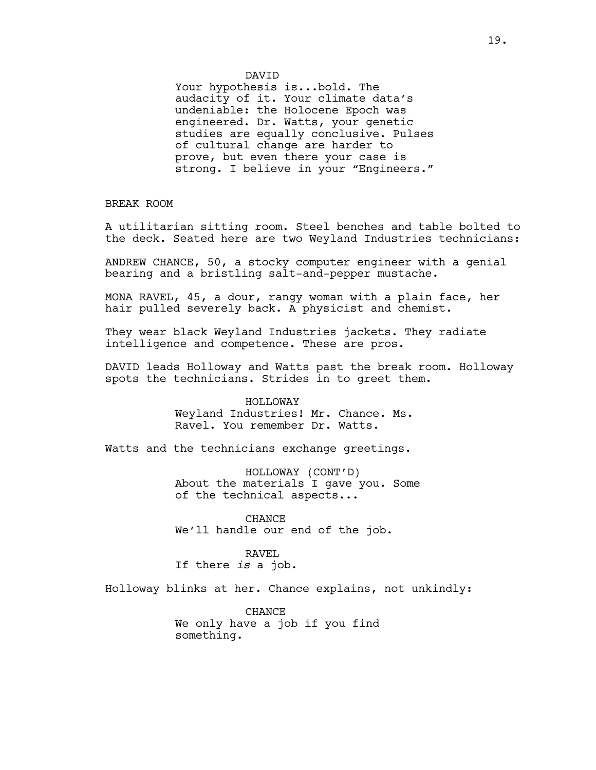DAVID

Your hypothesis is...bold. The audacity of it. Your climate data's undeniable: the Holocene Epoch was engineered. Dr. Watts, your genetic studies are equally conclusive. Pulses of cultural change are harder to prove, but even there your case is strong. I believe in your "Engineers."

BREAK ROOM

A utilitarian sitting room. Steel benches and table bolted to the deck. Seated here are two Weyland Industries technicians:

ANDREW CHANCE, 50, a stocky computer engineer with a genial bearing and a bristling salt-and-pepper mustache.

MONA RAVEL, 45, a dour, rangy woman with a plain face, her hair pulled severely back. A physicist and chemist.

They wear black Weyland Industries jackets. They radiate intelligence and competence. These are pros.

DAVID leads Holloway and Watts past the break room. Holloway spots the technicians. Strides in to greet them.

HOLLOWAY

Weyland Industries! Mr. Chance. Ms. Ravel. You remember Dr. Watts.

Watts and the technicians exchange greetings.

HOLLOWAY (CONT'D)

About the materials I gave you. Some of the technical aspects...

CHANCE

We'll handle our end of the job.

RAVEL

If there *is* a job.

Holloway blinks at her. Chance explains, not unkindly:

CHANCE

We only have a job if you find something.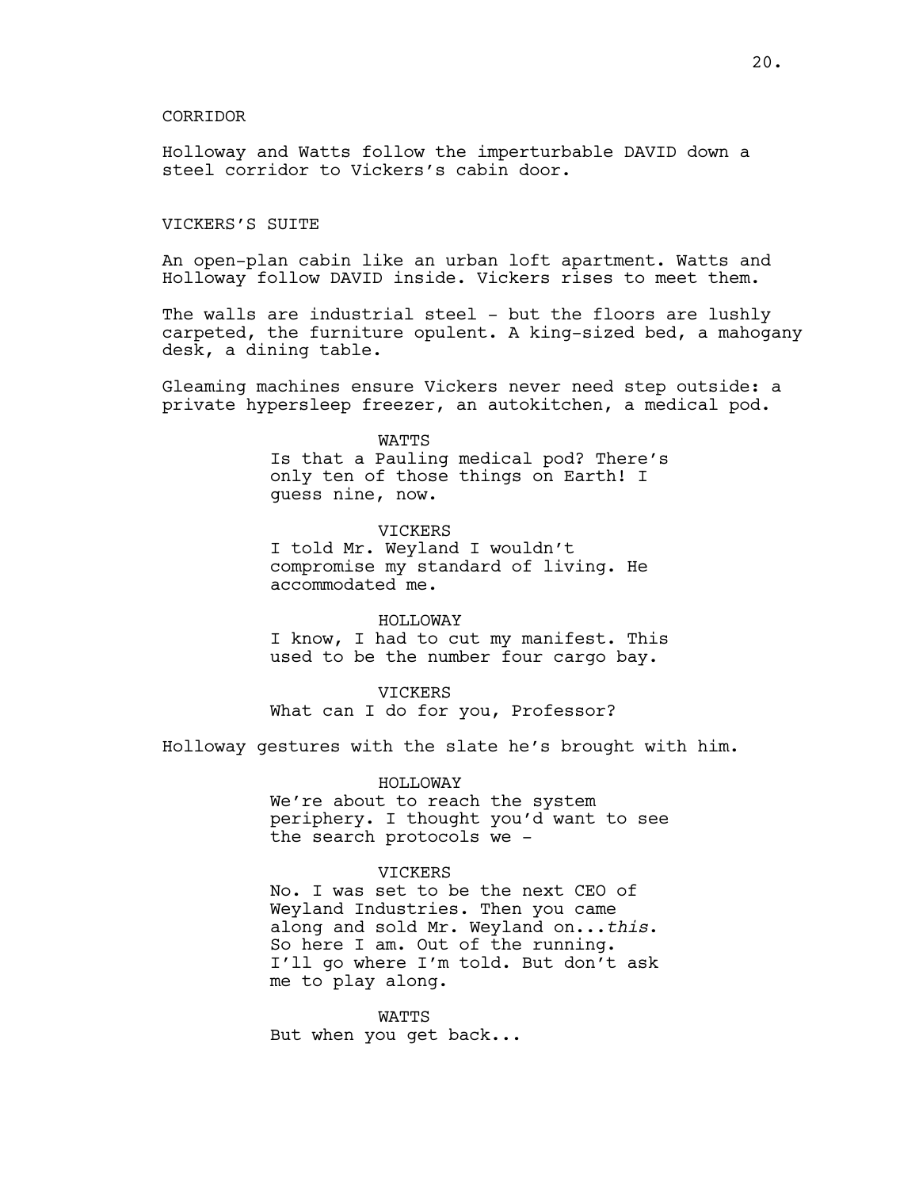CORRIDOR

Holloway and Watts follow the imperturbable DAVID down a steel corridor to Vickers's cabin door.

VICKERS'S SUITE

An open-plan cabin like an urban loft apartment. Watts and Holloway follow DAVID inside. Vickers rises to meet them.

The walls are industrial steel - but the floors are lushly carpeted, the furniture opulent. A king-sized bed, a mahogany desk, a dining table.

Gleaming machines ensure Vickers never need step outside: a private hypersleep freezer, an autokitchen, a medical pod.

WATTS
Is that a Pauling medical pod? There's only ten of those things on Earth! I guess nine, now.

VICKERS
I told Mr. Weyland I wouldn't compromise my standard of living. He accommodated me.

HOLLOWAY
I know, I had to cut my manifest. This used to be the number four cargo bay.

VICKERS
What can I do for you, Professor?

Holloway gestures with the slate he's brought with him.

HOLLOWAY
We're about to reach the system periphery. I thought you'd want to see the search protocols we -

VICKERS
No. I was set to be the next CEO of Weyland Industries. Then you came along and sold Mr. Weyland on...*this*. So here I am. Out of the running. I'll go where I'm told. But don't ask me to play along.

WATTS
But when you get back...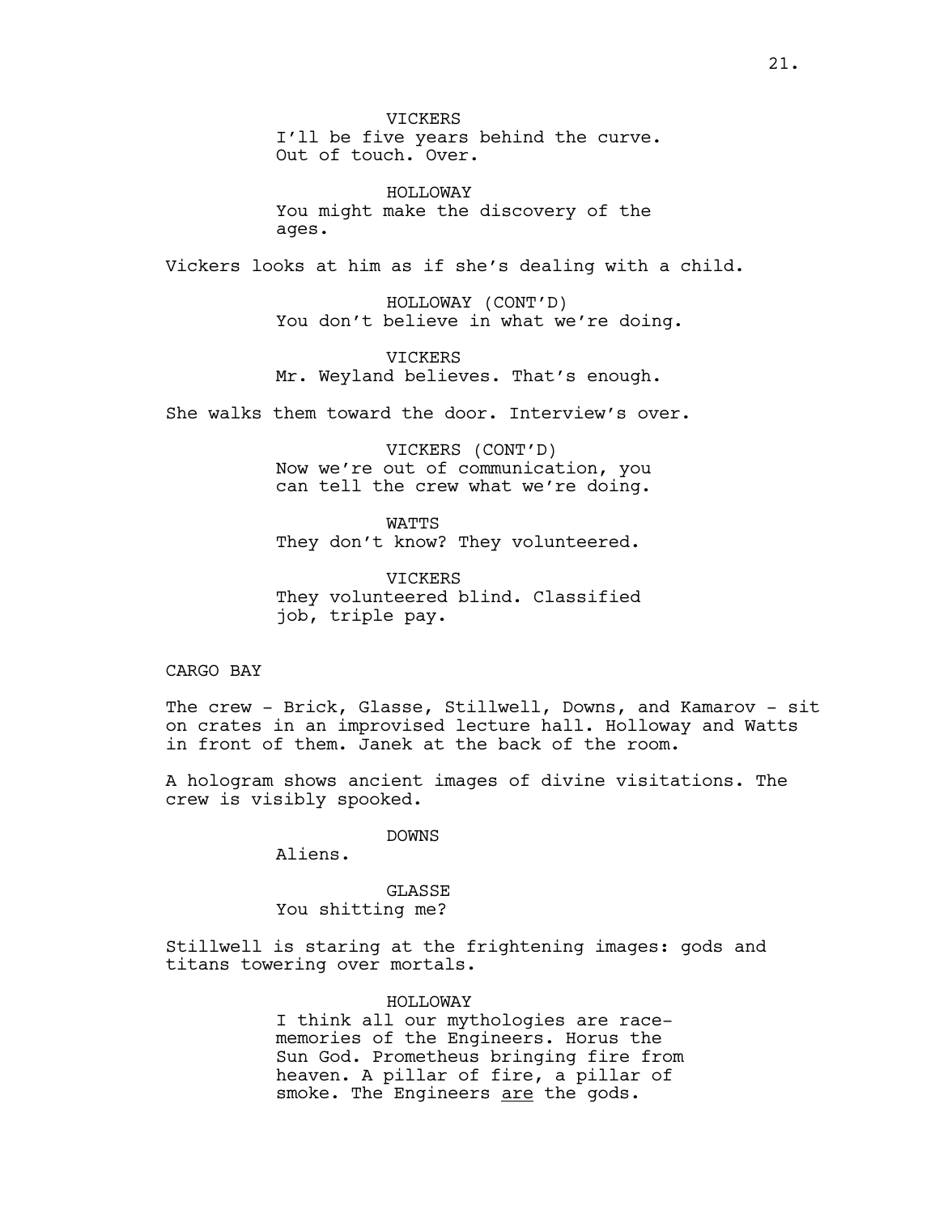VICKERS
I'll be five years behind the curve.
Out of touch. Over.

HOLLOWAY
You might make the discovery of the
ages.

Vickers looks at him as if she's dealing with a child.

HOLLOWAY (CONT'D)
You don't believe in what we're doing.

VICKERS
Mr. Weyland believes. That's enough.

She walks them toward the door. Interview's over.

VICKERS (CONT'D)
Now we're out of communication, you
can tell the crew what we're doing.

WATTS
They don't know? They volunteered.

VICKERS
They volunteered blind. Classified
job, triple pay.

CARGO BAY

The crew - Brick, Glasse, Stillwell, Downs, and Kamarov - sit on crates in an improvised lecture hall. Holloway and Watts in front of them. Janek at the back of the room.

A hologram shows ancient images of divine visitations. The crew is visibly spooked.

DOWNS
Aliens.

GLASSE
You shitting me?

Stillwell is staring at the frightening images: gods and titans towering over mortals.

HOLLOWAY
I think all our mythologies are race-
memories of the Engineers. Horus the
Sun God. Prometheus bringing fire from
heaven. A pillar of fire, a pillar of
smoke. The Engineers <u>are</u> the gods.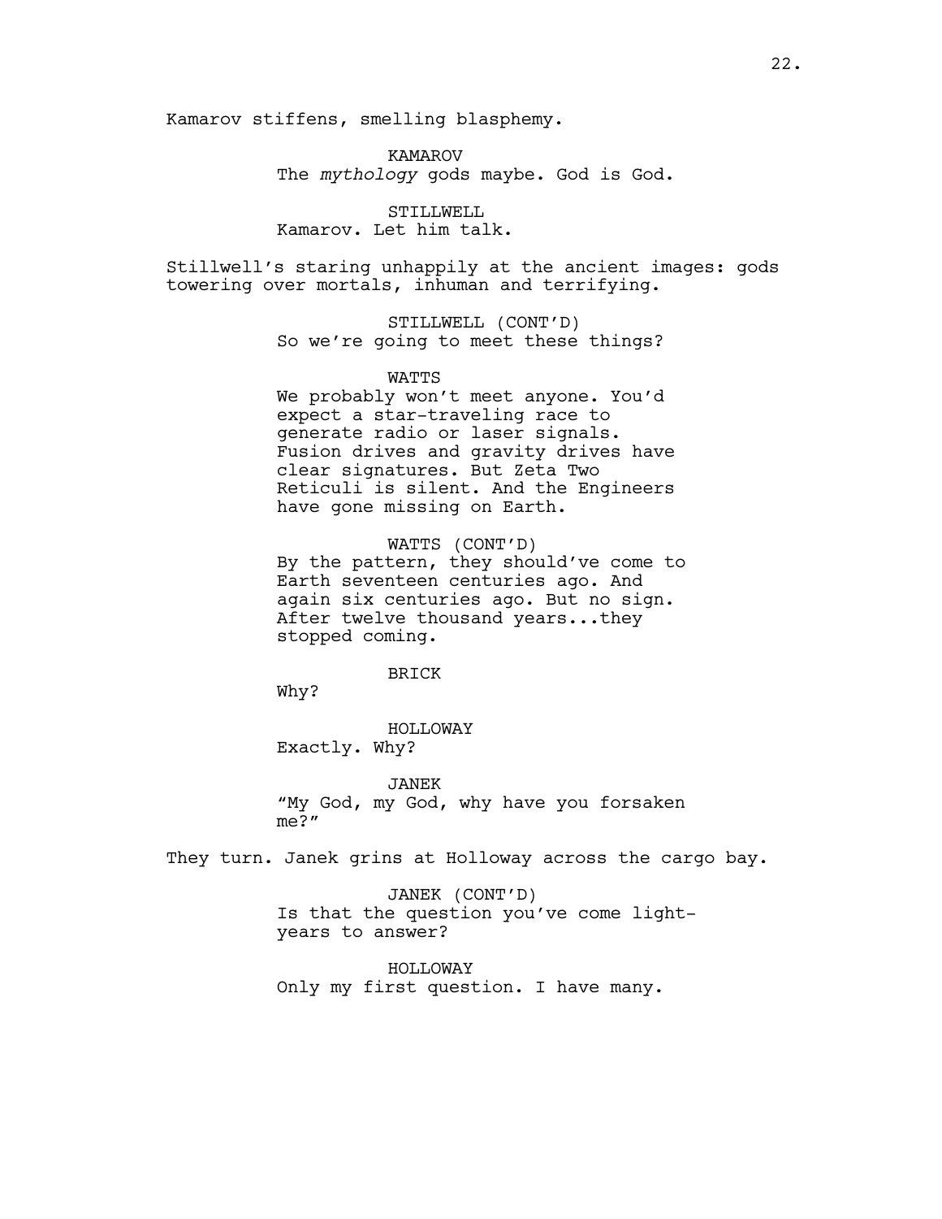Kamarov stiffens, smelling blasphemy.

KAMAROV
The *mythology* gods maybe. God is God.

STILLWELL
Kamarov. Let him talk.

Stillwell's staring unhappily at the ancient images: gods towering over mortals, inhuman and terrifying.

STILLWELL (CONT'D)
So we're going to meet these things?

WATTS
We probably won't meet anyone. You'd expect a star-traveling race to generate radio or laser signals. Fusion drives and gravity drives have clear signatures. But Zeta Two Reticuli is silent. And the Engineers have gone missing on Earth.

WATTS (CONT'D)
By the pattern, they should've come to Earth seventeen centuries ago. And again six centuries ago. But no sign. After twelve thousand years...they stopped coming.

BRICK
Why?

HOLLOWAY
Exactly. Why?

JANEK
"My God, my God, why have you forsaken me?"

They turn. Janek grins at Holloway across the cargo bay.

JANEK (CONT'D)
Is that the question you've come light-years to answer?

HOLLOWAY
Only my first question. I have many.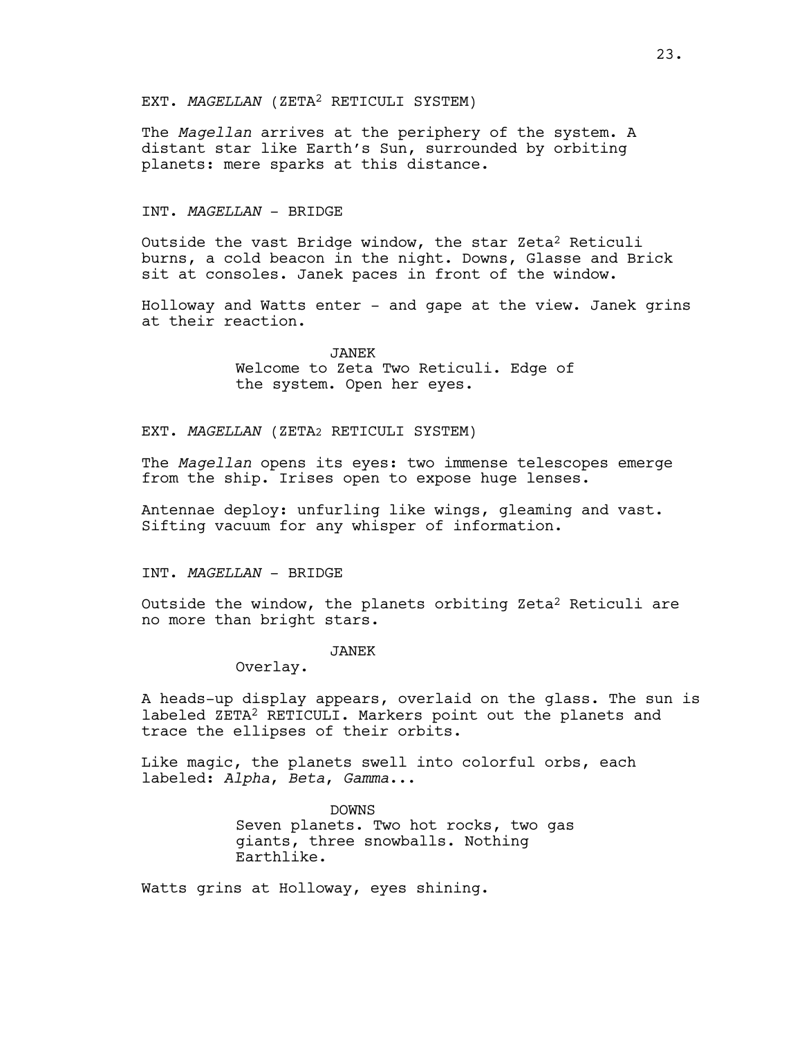EXT. *MAGELLAN* (ZETA$^2$ RETICULI SYSTEM)

The *Magellan* arrives at the periphery of the system. A distant star like Earth's Sun, surrounded by orbiting planets: mere sparks at this distance.

INT. *MAGELLAN* - BRIDGE

Outside the vast Bridge window, the star Zeta$^2$ Reticuli burns, a cold beacon in the night. Downs, Glasse and Brick sit at consoles. Janek paces in front of the window.

Holloway and Watts enter - and gape at the view. Janek grins at their reaction.

JANEK
Welcome to Zeta Two Reticuli. Edge of the system. Open her eyes.

EXT. *MAGELLAN* (ZETA$_2$ RETICULI SYSTEM)

The *Magellan* opens its eyes: two immense telescopes emerge from the ship. Irises open to expose huge lenses.

Antennae deploy: unfurling like wings, gleaming and vast. Sifting vacuum for any whisper of information.

INT. *MAGELLAN* - BRIDGE

Outside the window, the planets orbiting Zeta$^2$ Reticuli are no more than bright stars.

JANEK
Overlay.

A heads-up display appears, overlaid on the glass. The sun is labeled ZETA$^2$ RETICULI. Markers point out the planets and trace the ellipses of their orbits.

Like magic, the planets swell into colorful orbs, each labeled: *Alpha*, *Beta*, *Gamma*...

DOWNS
Seven planets. Two hot rocks, two gas giants, three snowballs. Nothing Earthlike.

Watts grins at Holloway, eyes shining.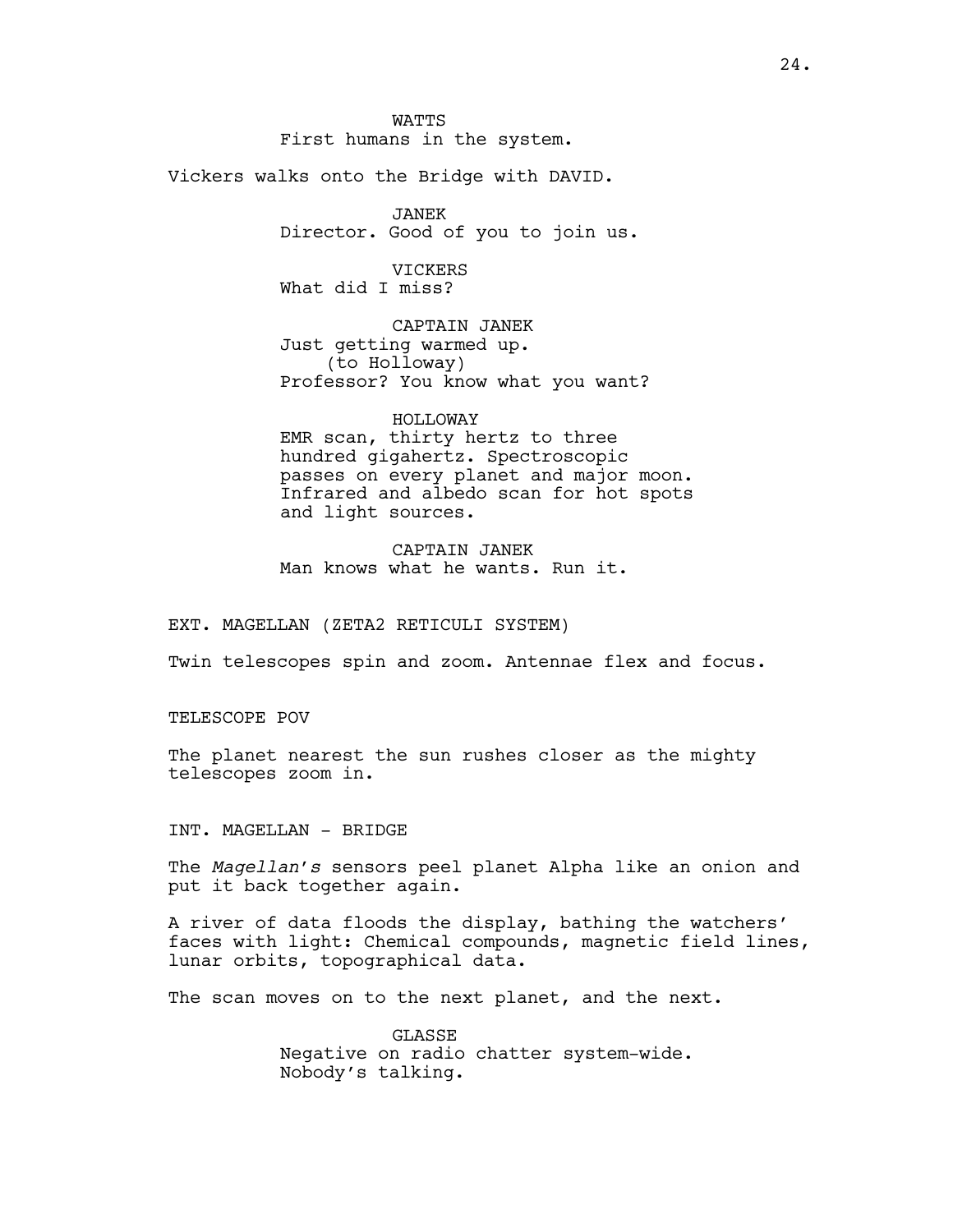WATTS
First humans in the system.

Vickers walks onto the Bridge with DAVID.

JANEK
Director. Good of you to join us.

VICKERS
What did I miss?

CAPTAIN JANEK
Just getting warmed up.
(to Holloway)
Professor? You know what you want?

HOLLOWAY
EMR scan, thirty hertz to three hundred gigahertz. Spectroscopic passes on every planet and major moon. Infrared and albedo scan for hot spots and light sources.

CAPTAIN JANEK
Man knows what he wants. Run it.

EXT. MAGELLAN (ZETA2 RETICULI SYSTEM)

Twin telescopes spin and zoom. Antennae flex and focus.

TELESCOPE POV

The planet nearest the sun rushes closer as the mighty telescopes zoom in.

INT. MAGELLAN - BRIDGE

The *Magellan's* sensors peel planet Alpha like an onion and put it back together again.

A river of data floods the display, bathing the watchers' faces with light: Chemical compounds, magnetic field lines, lunar orbits, topographical data.

The scan moves on to the next planet, and the next.

GLASSE
Negative on radio chatter system-wide.
Nobody's talking.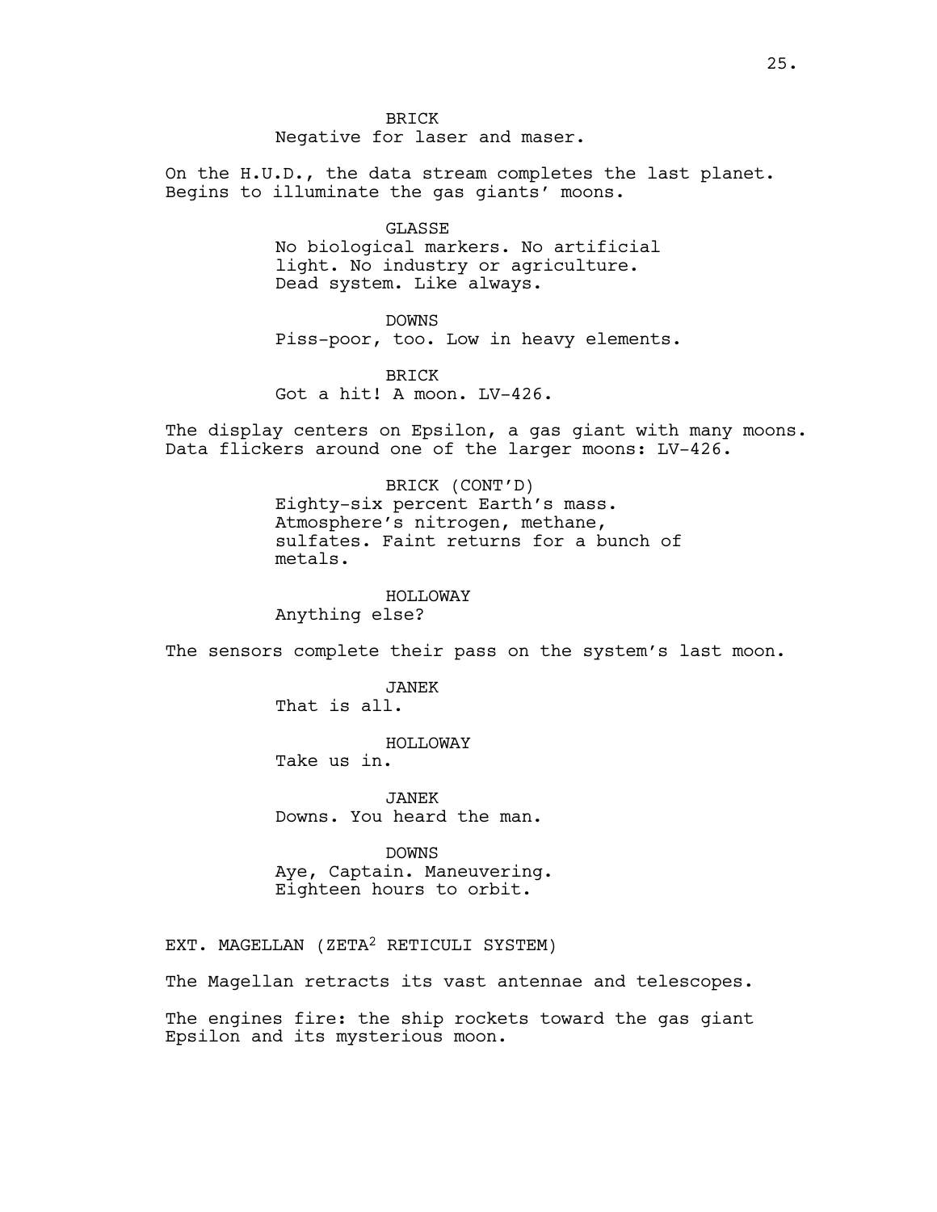BRICK
Negative for laser and maser.

On the H.U.D., the data stream completes the last planet. Begins to illuminate the gas giants' moons.

GLASSE
No biological markers. No artificial light. No industry or agriculture. Dead system. Like always.

DOWNS
Piss-poor, too. Low in heavy elements.

BRICK
Got a hit! A moon. LV-426.

The display centers on Epsilon, a gas giant with many moons. Data flickers around one of the larger moons: LV-426.

BRICK (CONT'D)
Eighty-six percent Earth's mass. Atmosphere's nitrogen, methane, sulfates. Faint returns for a bunch of metals.

HOLLOWAY
Anything else?

The sensors complete their pass on the system's last moon.

JANEK
That is all.

HOLLOWAY
Take us in.

JANEK
Downs. You heard the man.

DOWNS
Aye, Captain. Maneuvering. Eighteen hours to orbit.

EXT. MAGELLAN (ZETA$^2$ RETICULI SYSTEM)

The Magellan retracts its vast antennae and telescopes.

The engines fire: the ship rockets toward the gas giant Epsilon and its mysterious moon.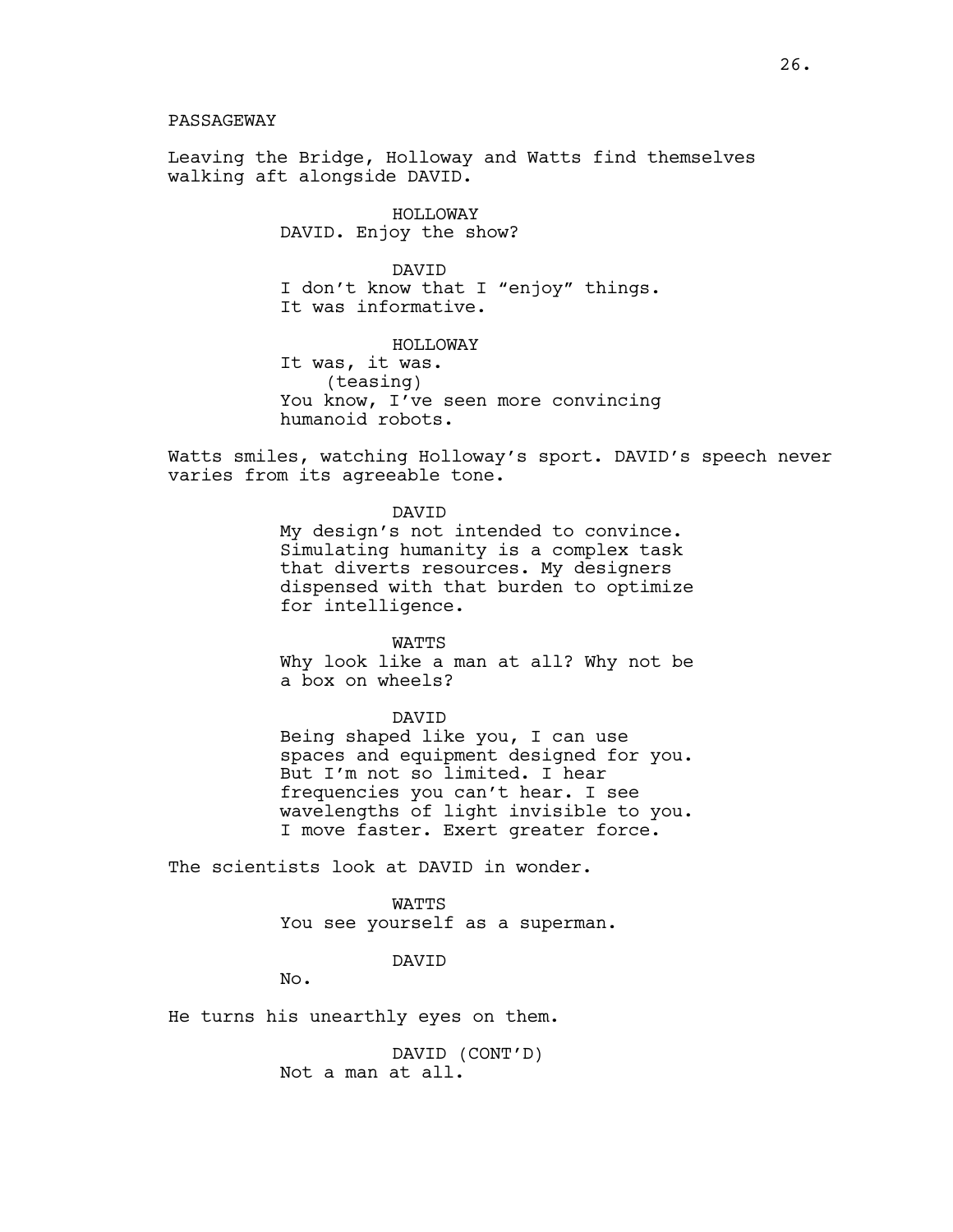PASSAGEWAY

Leaving the Bridge, Holloway and Watts find themselves walking aft alongside DAVID.

HOLLOWAY
DAVID. Enjoy the show?

DAVID
I don't know that I "enjoy" things. It was informative.

HOLLOWAY
It was, it was.
(teasing)
You know, I've seen more convincing humanoid robots.

Watts smiles, watching Holloway's sport. DAVID's speech never varies from its agreeable tone.

DAVID
My design's not intended to convince. Simulating humanity is a complex task that diverts resources. My designers dispensed with that burden to optimize for intelligence.

WATTS
Why look like a man at all? Why not be a box on wheels?

DAVID
Being shaped like you, I can use spaces and equipment designed for you. But I'm not so limited. I hear frequencies you can't hear. I see wavelengths of light invisible to you. I move faster. Exert greater force.

The scientists look at DAVID in wonder.

WATTS
You see yourself as a superman.

DAVID
No.

He turns his unearthly eyes on them.

DAVID (CONT'D)
Not a man at all.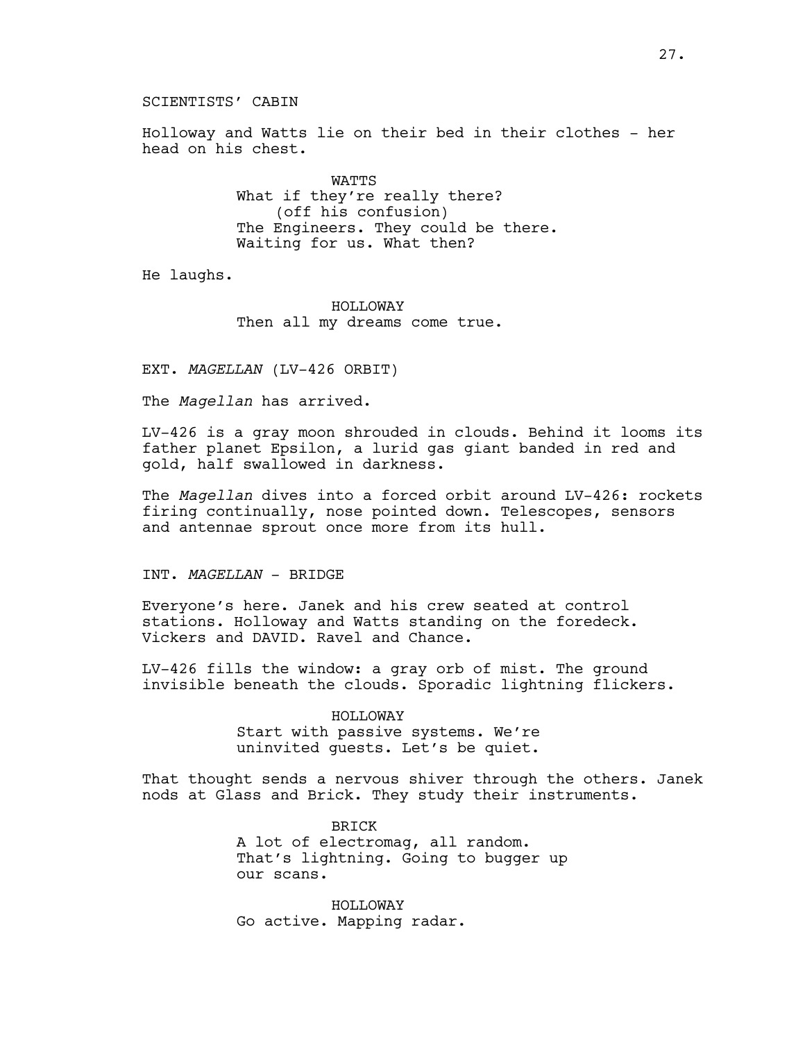SCIENTISTS' CABIN

Holloway and Watts lie on their bed in their clothes - her head on his chest.

WATTS
What if they're really there?
(off his confusion)
The Engineers. They could be there.
Waiting for us. What then?

He laughs.

HOLLOWAY
Then all my dreams come true.

EXT. *MAGELLAN* (LV-426 ORBIT)

The *Magellan* has arrived.

LV-426 is a gray moon shrouded in clouds. Behind it looms its father planet Epsilon, a lurid gas giant banded in red and gold, half swallowed in darkness.

The *Magellan* dives into a forced orbit around LV-426: rockets firing continually, nose pointed down. Telescopes, sensors and antennae sprout once more from its hull.

INT. *MAGELLAN* - BRIDGE

Everyone's here. Janek and his crew seated at control stations. Holloway and Watts standing on the foredeck. Vickers and DAVID. Ravel and Chance.

LV-426 fills the window: a gray orb of mist. The ground invisible beneath the clouds. Sporadic lightning flickers.

HOLLOWAY
Start with passive systems. We're uninvited guests. Let's be quiet.

That thought sends a nervous shiver through the others. Janek nods at Glass and Brick. They study their instruments.

BRICK
A lot of electromag, all random.
That's lightning. Going to bugger up our scans.

HOLLOWAY
Go active. Mapping radar.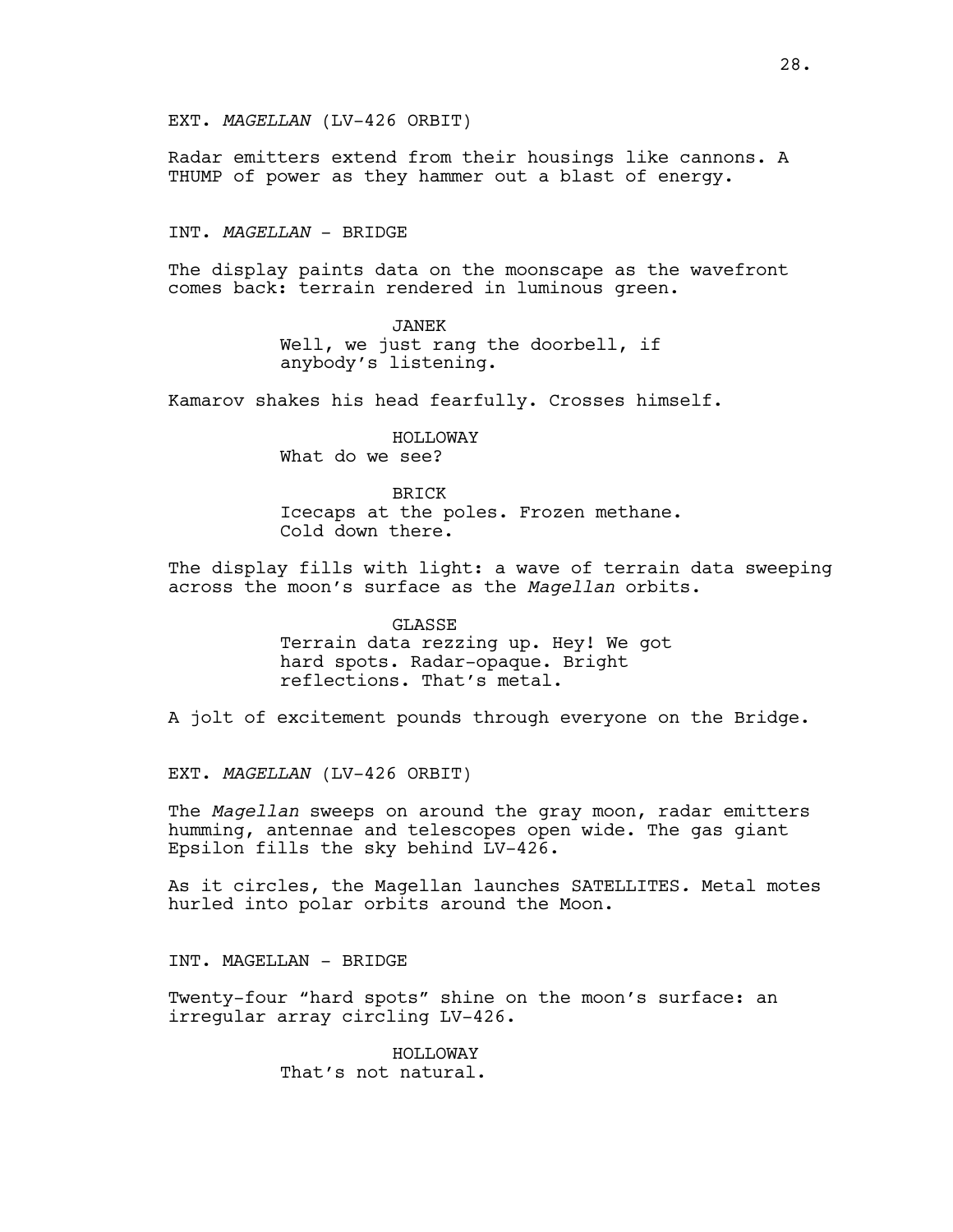EXT. *MAGELLAN* (LV-426 ORBIT)

Radar emitters extend from their housings like cannons. A THUMP of power as they hammer out a blast of energy.

INT. *MAGELLAN* - BRIDGE

The display paints data on the moonscape as the wavefront comes back: terrain rendered in luminous green.

JANEK
Well, we just rang the doorbell, if anybody's listening.

Kamarov shakes his head fearfully. Crosses himself.

HOLLOWAY
What do we see?

BRICK
Icecaps at the poles. Frozen methane. Cold down there.

The display fills with light: a wave of terrain data sweeping across the moon's surface as the *Magellan* orbits.

GLASSE
Terrain data rezzing up. Hey! We got hard spots. Radar-opaque. Bright reflections. That's metal.

A jolt of excitement pounds through everyone on the Bridge.

EXT. *MAGELLAN* (LV-426 ORBIT)

The *Magellan* sweeps on around the gray moon, radar emitters humming, antennae and telescopes open wide. The gas giant Epsilon fills the sky behind LV-426.

As it circles, the Magellan launches SATELLITES*.* Metal motes hurled into polar orbits around the Moon.

INT. MAGELLAN - BRIDGE

Twenty-four "hard spots" shine on the moon's surface: an irregular array circling LV-426.

HOLLOWAY
That's not natural.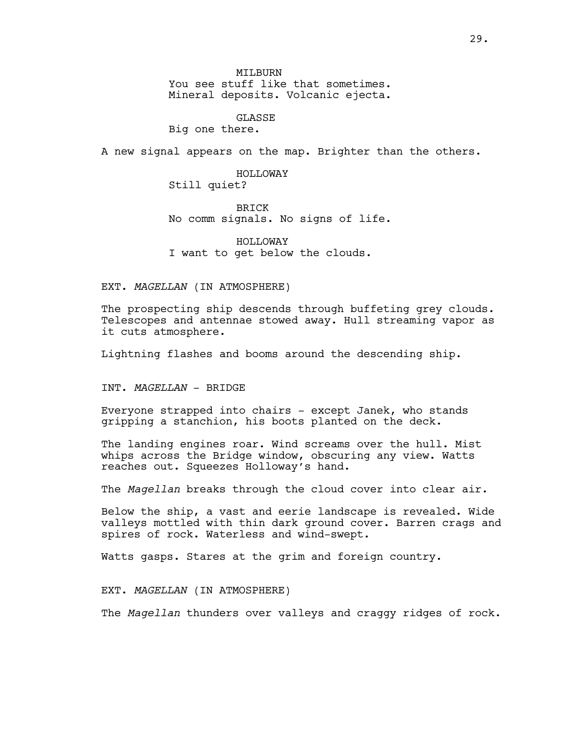MILBURN
You see stuff like that sometimes.
Mineral deposits. Volcanic ejecta.

GLASSE
Big one there.

A new signal appears on the map. Brighter than the others.

HOLLOWAY
Still quiet?

BRICK
No comm signals. No signs of life.

HOLLOWAY
I want to get below the clouds.

EXT. *MAGELLAN* (IN ATMOSPHERE)

The prospecting ship descends through buffeting grey clouds. Telescopes and antennae stowed away. Hull streaming vapor as it cuts atmosphere.

Lightning flashes and booms around the descending ship.

INT. *MAGELLAN* - BRIDGE

Everyone strapped into chairs - except Janek, who stands gripping a stanchion, his boots planted on the deck.

The landing engines roar. Wind screams over the hull. Mist whips across the Bridge window, obscuring any view. Watts reaches out. Squeezes Holloway's hand.

The *Magellan* breaks through the cloud cover into clear air.

Below the ship, a vast and eerie landscape is revealed. Wide valleys mottled with thin dark ground cover. Barren crags and spires of rock. Waterless and wind-swept.

Watts gasps. Stares at the grim and foreign country.

EXT. *MAGELLAN* (IN ATMOSPHERE)

The *Magellan* thunders over valleys and craggy ridges of rock.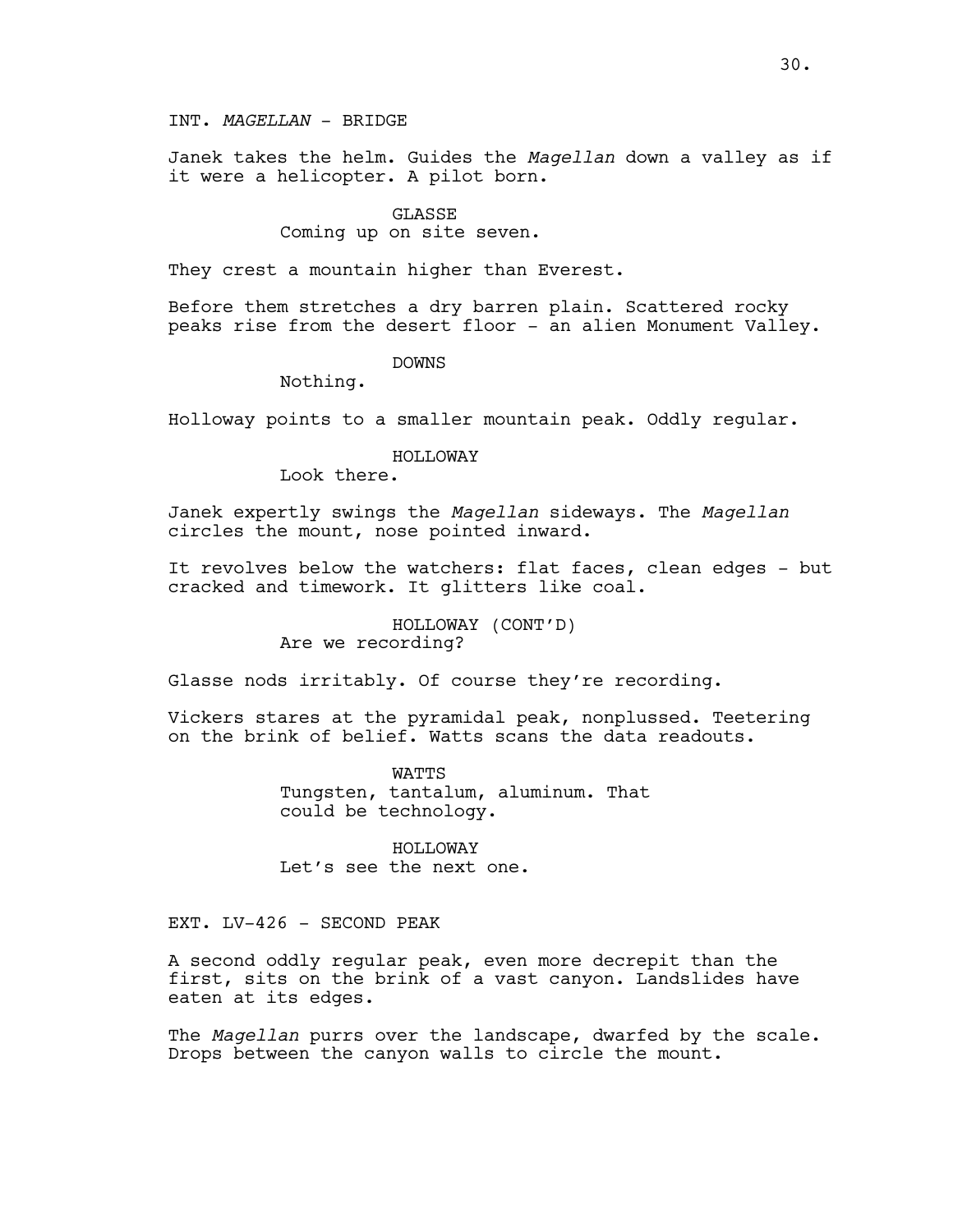INT. *MAGELLAN* - BRIDGE

Janek takes the helm. Guides the *Magellan* down a valley as if it were a helicopter. A pilot born.

GLASSE
Coming up on site seven.

They crest a mountain higher than Everest.

Before them stretches a dry barren plain. Scattered rocky peaks rise from the desert floor - an alien Monument Valley.

DOWNS
Nothing.

Holloway points to a smaller mountain peak. Oddly regular.

HOLLOWAY
Look there.

Janek expertly swings the *Magellan* sideways. The *Magellan* circles the mount, nose pointed inward.

It revolves below the watchers: flat faces, clean edges - but cracked and timework. It glitters like coal.

HOLLOWAY (CONT'D)
Are we recording?

Glasse nods irritably. Of course they're recording.

Vickers stares at the pyramidal peak, nonplussed. Teetering on the brink of belief. Watts scans the data readouts.

WATTS
Tungsten, tantalum, aluminum. That could be technology.

HOLLOWAY
Let's see the next one.

EXT. LV-426 - SECOND PEAK

A second oddly regular peak, even more decrepit than the first, sits on the brink of a vast canyon. Landslides have eaten at its edges.

The *Magellan* purrs over the landscape, dwarfed by the scale. Drops between the canyon walls to circle the mount.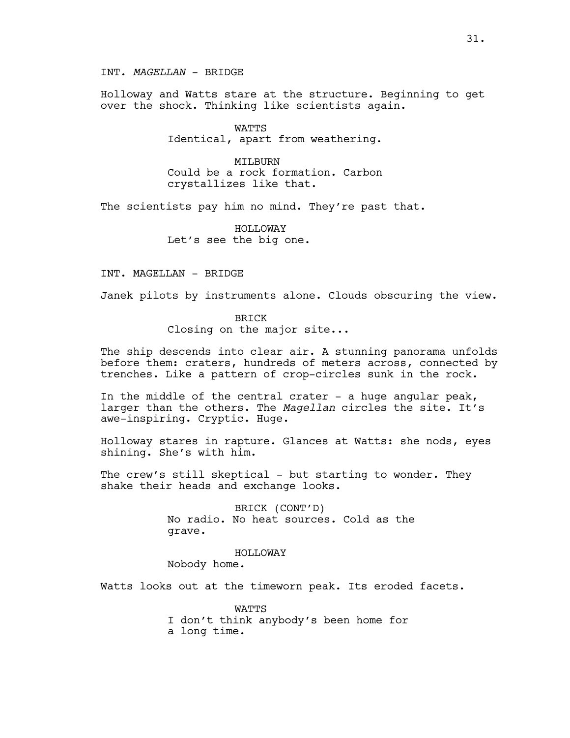INT. *MAGELLAN* - BRIDGE

Holloway and Watts stare at the structure. Beginning to get over the shock. Thinking like scientists again.

WATTS
Identical, apart from weathering.

MILBURN
Could be a rock formation. Carbon crystallizes like that.

The scientists pay him no mind. They're past that.

HOLLOWAY
Let's see the big one.

INT. MAGELLAN - BRIDGE

Janek pilots by instruments alone. Clouds obscuring the view.

BRICK
Closing on the major site...

The ship descends into clear air. A stunning panorama unfolds before them: craters, hundreds of meters across, connected by trenches. Like a pattern of crop-circles sunk in the rock.

In the middle of the central crater - a huge angular peak, larger than the others. The *Magellan* circles the site. It's awe-inspiring. Cryptic. Huge.

Holloway stares in rapture. Glances at Watts: she nods, eyes shining. She's with him.

The crew's still skeptical - but starting to wonder. They shake their heads and exchange looks.

BRICK (CONT'D)
No radio. No heat sources. Cold as the grave.

HOLLOWAY
Nobody home.

Watts looks out at the timeworn peak. Its eroded facets.

WATTS
I don't think anybody's been home for a long time.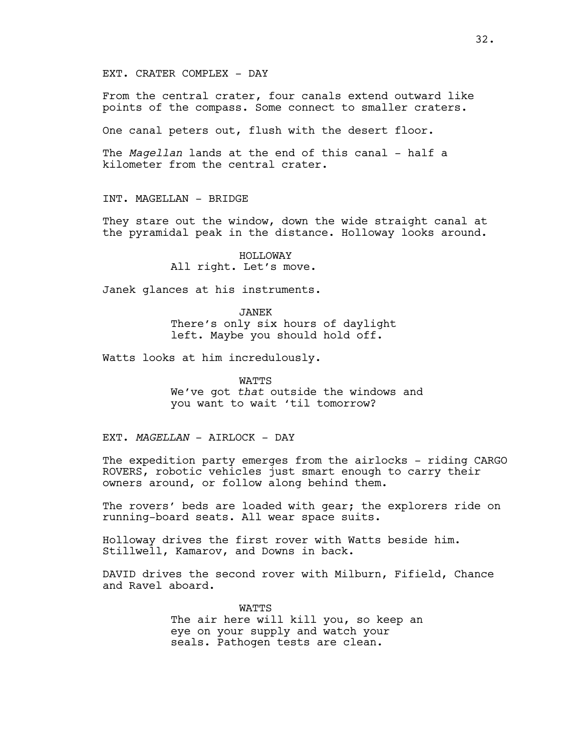EXT. CRATER COMPLEX - DAY

From the central crater, four canals extend outward like points of the compass. Some connect to smaller craters.

One canal peters out, flush with the desert floor.

The *Magellan* lands at the end of this canal - half a kilometer from the central crater.

INT. MAGELLAN - BRIDGE

They stare out the window, down the wide straight canal at the pyramidal peak in the distance. Holloway looks around.

HOLLOWAY
All right. Let's move.

Janek glances at his instruments.

JANEK
There's only six hours of daylight left. Maybe you should hold off.

Watts looks at him incredulously.

WATTS
We've got *that* outside the windows and you want to wait 'til tomorrow?

EXT. *MAGELLAN* - AIRLOCK - DAY

The expedition party emerges from the airlocks - riding CARGO ROVERS, robotic vehicles just smart enough to carry their owners around, or follow along behind them.

The rovers' beds are loaded with gear; the explorers ride on running-board seats. All wear space suits.

Holloway drives the first rover with Watts beside him. Stillwell, Kamarov, and Downs in back.

DAVID drives the second rover with Milburn, Fifield, Chance and Ravel aboard.

WATTS
The air here will kill you, so keep an eye on your supply and watch your seals. Pathogen tests are clean.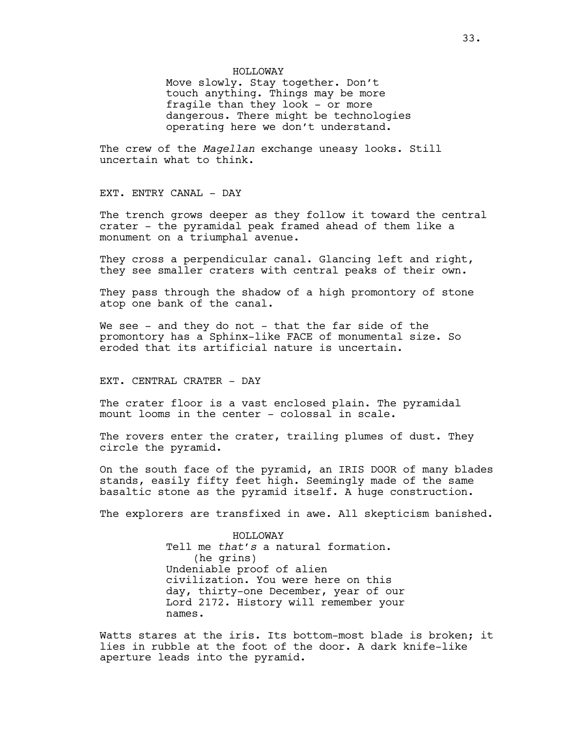HOLLOWAY

Move slowly. Stay together. Don't touch anything. Things may be more fragile than they look - or more dangerous. There might be technologies operating here we don't understand.

The crew of the *Magellan* exchange uneasy looks. Still uncertain what to think.

EXT. ENTRY CANAL - DAY

The trench grows deeper as they follow it toward the central crater - the pyramidal peak framed ahead of them like a monument on a triumphal avenue.

They cross a perpendicular canal. Glancing left and right, they see smaller craters with central peaks of their own.

They pass through the shadow of a high promontory of stone atop one bank of the canal.

We see - and they do not - that the far side of the promontory has a Sphinx-like FACE of monumental size. So eroded that its artificial nature is uncertain.

EXT. CENTRAL CRATER - DAY

The crater floor is a vast enclosed plain. The pyramidal mount looms in the center - colossal in scale.

The rovers enter the crater, trailing plumes of dust. They circle the pyramid.

On the south face of the pyramid, an IRIS DOOR of many blades stands, easily fifty feet high. Seemingly made of the same basaltic stone as the pyramid itself. A huge construction.

The explorers are transfixed in awe. All skepticism banished.

HOLLOWAY

Tell me *that's* a natural formation.

(he grins)

Undeniable proof of alien civilization. You were here on this day, thirty-one December, year of our Lord 2172. History will remember your names.

Watts stares at the iris. Its bottom-most blade is broken; it lies in rubble at the foot of the door. A dark knife-like aperture leads into the pyramid.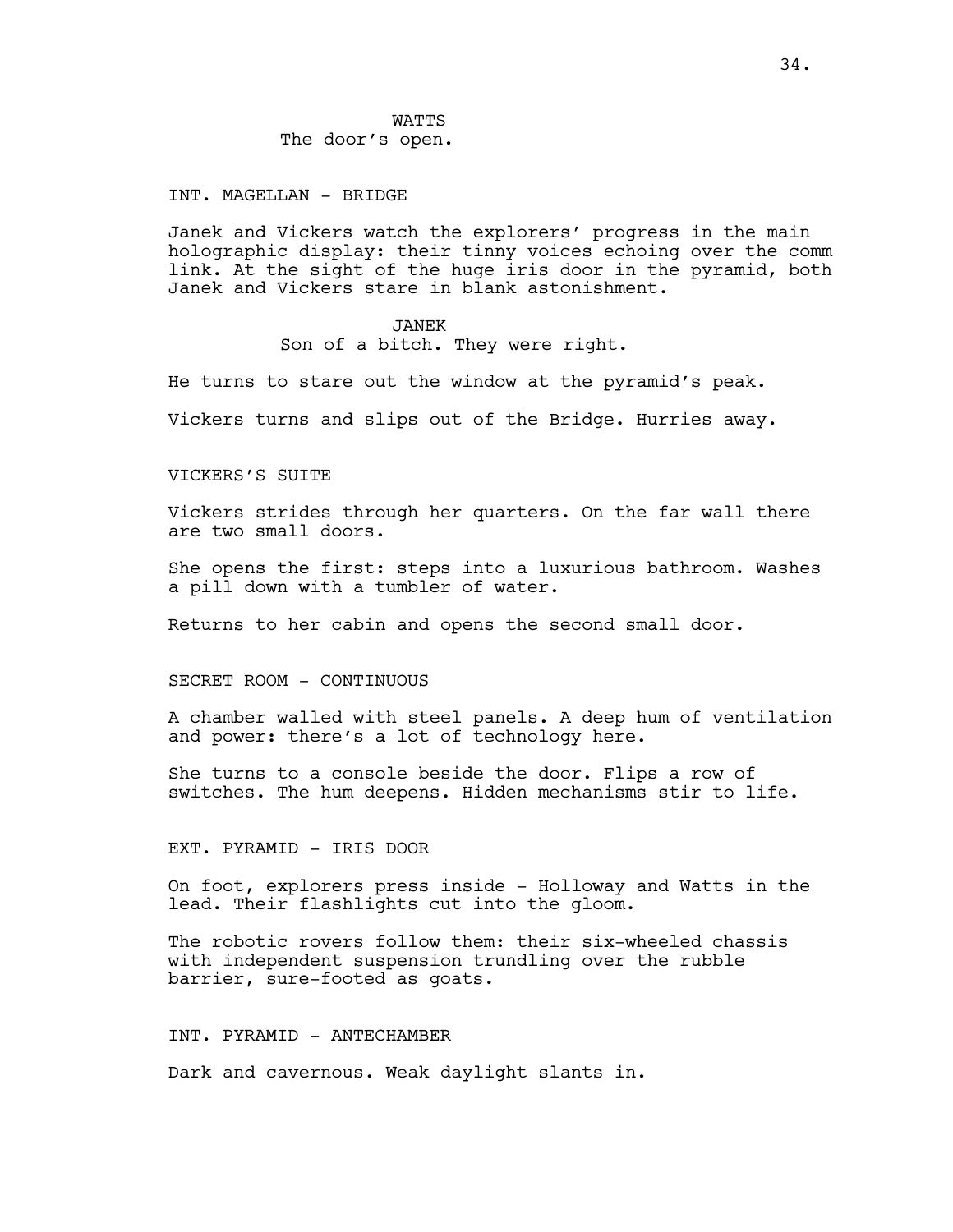WATTS
The door's open.

INT. MAGELLAN - BRIDGE

Janek and Vickers watch the explorers' progress in the main holographic display: their tinny voices echoing over the comm link. At the sight of the huge iris door in the pyramid, both Janek and Vickers stare in blank astonishment.

JANEK
Son of a bitch. They were right.

He turns to stare out the window at the pyramid's peak.

Vickers turns and slips out of the Bridge. Hurries away.

VICKERS'S SUITE

Vickers strides through her quarters. On the far wall there are two small doors.

She opens the first: steps into a luxurious bathroom. Washes a pill down with a tumbler of water.

Returns to her cabin and opens the second small door.

SECRET ROOM - CONTINUOUS

A chamber walled with steel panels. A deep hum of ventilation and power: there's a lot of technology here.

She turns to a console beside the door. Flips a row of switches. The hum deepens. Hidden mechanisms stir to life.

EXT. PYRAMID - IRIS DOOR

On foot, explorers press inside - Holloway and Watts in the lead. Their flashlights cut into the gloom.

The robotic rovers follow them: their six-wheeled chassis with independent suspension trundling over the rubble barrier, sure-footed as goats.

INT. PYRAMID - ANTECHAMBER

Dark and cavernous. Weak daylight slants in.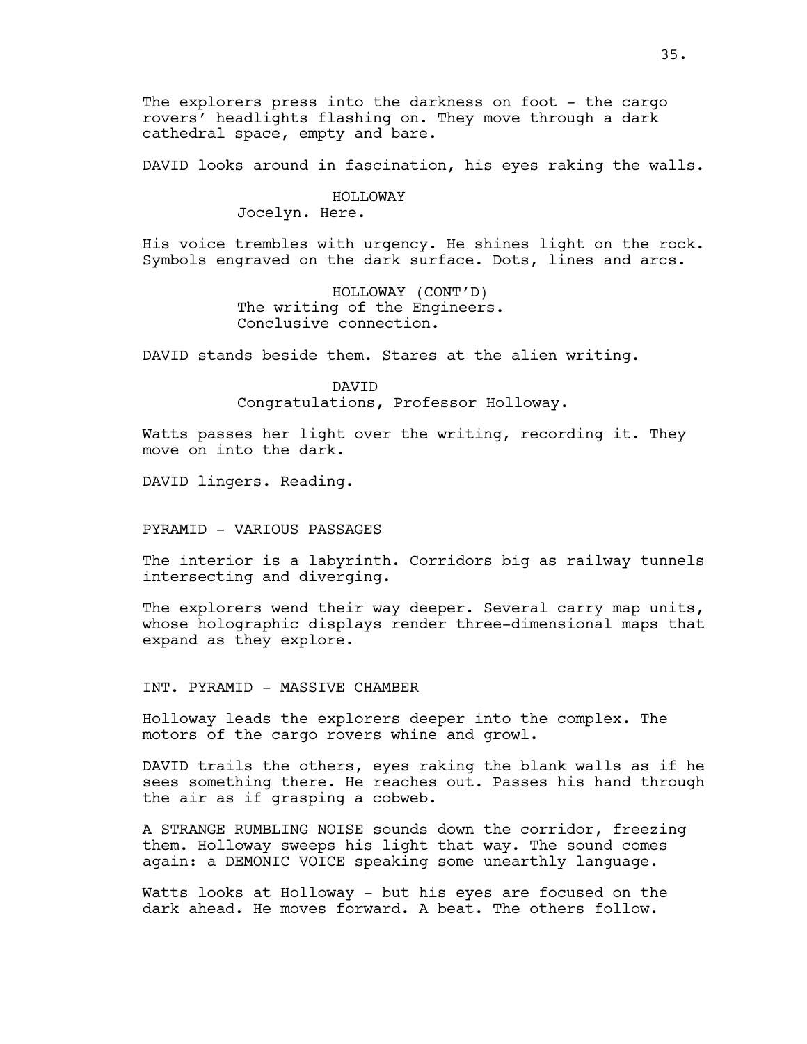The explorers press into the darkness on foot - the cargo rovers' headlights flashing on. They move through a dark cathedral space, empty and bare.

DAVID looks around in fascination, his eyes raking the walls.

HOLLOWAY
Jocelyn. Here.

His voice trembles with urgency. He shines light on the rock. Symbols engraved on the dark surface. Dots, lines and arcs.

HOLLOWAY (CONT'D)
The writing of the Engineers. Conclusive connection.

DAVID stands beside them. Stares at the alien writing.

DAVID
Congratulations, Professor Holloway.

Watts passes her light over the writing, recording it. They move on into the dark.

DAVID lingers. Reading.

PYRAMID - VARIOUS PASSAGES

The interior is a labyrinth. Corridors big as railway tunnels intersecting and diverging.

The explorers wend their way deeper. Several carry map units, whose holographic displays render three-dimensional maps that expand as they explore.

INT. PYRAMID - MASSIVE CHAMBER

Holloway leads the explorers deeper into the complex. The motors of the cargo rovers whine and growl.

DAVID trails the others, eyes raking the blank walls as if he sees something there. He reaches out. Passes his hand through the air as if grasping a cobweb.

A STRANGE RUMBLING NOISE sounds down the corridor, freezing them. Holloway sweeps his light that way. The sound comes again: a DEMONIC VOICE speaking some unearthly language.

Watts looks at Holloway - but his eyes are focused on the dark ahead. He moves forward. A beat. The others follow.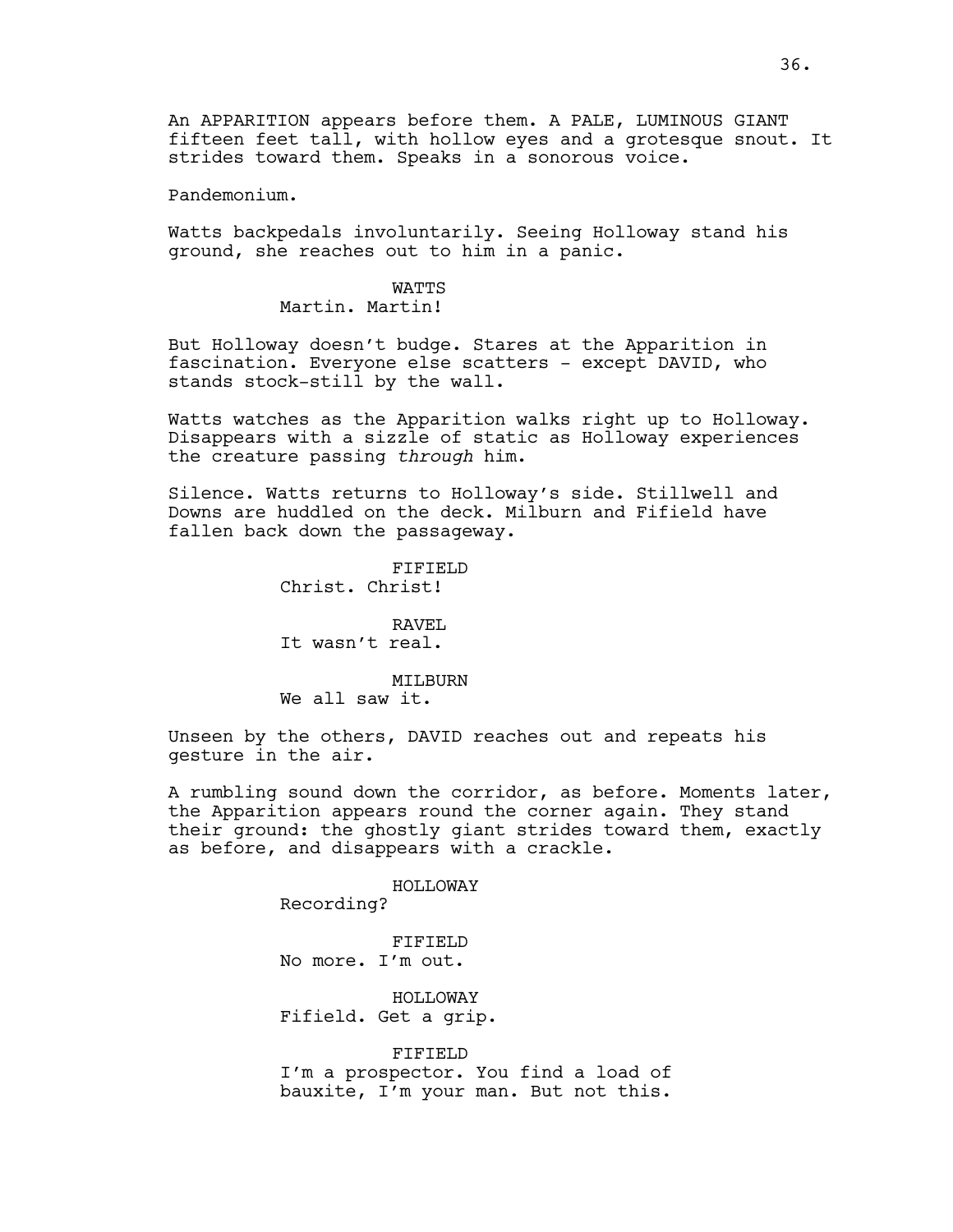An APPARITION appears before them. A PALE, LUMINOUS GIANT fifteen feet tall, with hollow eyes and a grotesque snout. It strides toward them. Speaks in a sonorous voice.

Pandemonium.

Watts backpedals involuntarily. Seeing Holloway stand his ground, she reaches out to him in a panic.

WATTS
Martin. Martin!

But Holloway doesn't budge. Stares at the Apparition in fascination. Everyone else scatters - except DAVID, who stands stock-still by the wall.

Watts watches as the Apparition walks right up to Holloway. Disappears with a sizzle of static as Holloway experiences the creature passing *through* him.

Silence. Watts returns to Holloway's side. Stillwell and Downs are huddled on the deck. Milburn and Fifield have fallen back down the passageway.

FIFIELD
Christ. Christ!

RAVEL
It wasn't real.

MILBURN
We all saw it.

Unseen by the others, DAVID reaches out and repeats his gesture in the air.

A rumbling sound down the corridor, as before. Moments later, the Apparition appears round the corner again. They stand their ground: the ghostly giant strides toward them, exactly as before, and disappears with a crackle.

HOLLOWAY
Recording?

FIFIELD
No more. I'm out.

HOLLOWAY
Fifield. Get a grip.

FIFIELD
I'm a prospector. You find a load of bauxite, I'm your man. But not this.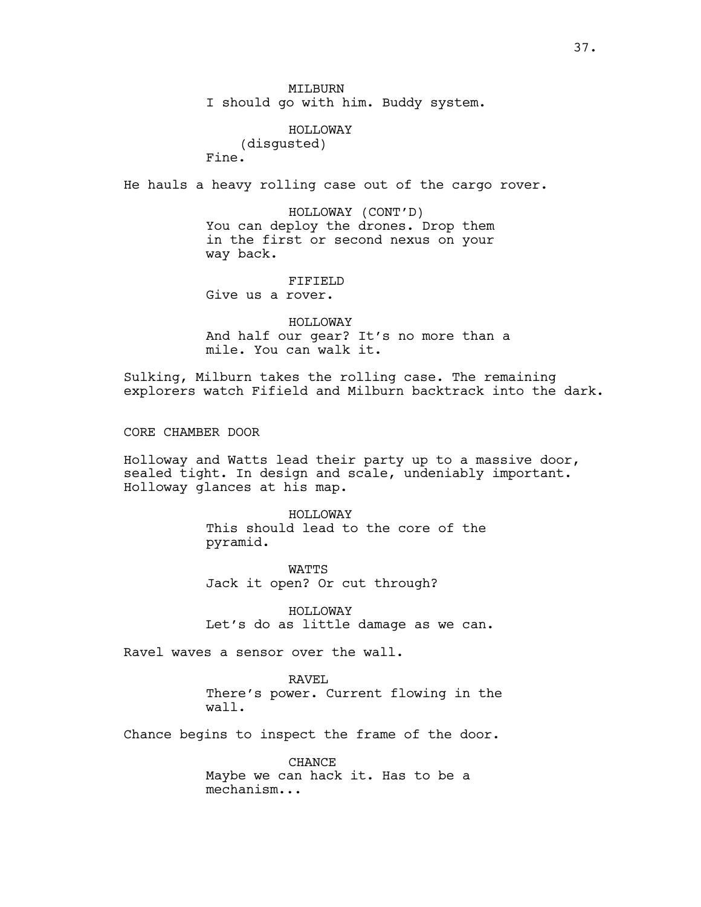MILBURN
I should go with him. Buddy system.

HOLLOWAY
(disgusted)
Fine.

He hauls a heavy rolling case out of the cargo rover.

HOLLOWAY (CONT'D)
You can deploy the drones. Drop them in the first or second nexus on your way back.

FIFIELD
Give us a rover.

HOLLOWAY
And half our gear? It's no more than a mile. You can walk it.

Sulking, Milburn takes the rolling case. The remaining explorers watch Fifield and Milburn backtrack into the dark.

CORE CHAMBER DOOR

Holloway and Watts lead their party up to a massive door, sealed tight. In design and scale, undeniably important. Holloway glances at his map.

HOLLOWAY
This should lead to the core of the pyramid.

WATTS
Jack it open? Or cut through?

HOLLOWAY
Let's do as little damage as we can.

Ravel waves a sensor over the wall.

RAVEL
There's power. Current flowing in the wall.

Chance begins to inspect the frame of the door.

CHANCE
Maybe we can hack it. Has to be a mechanism...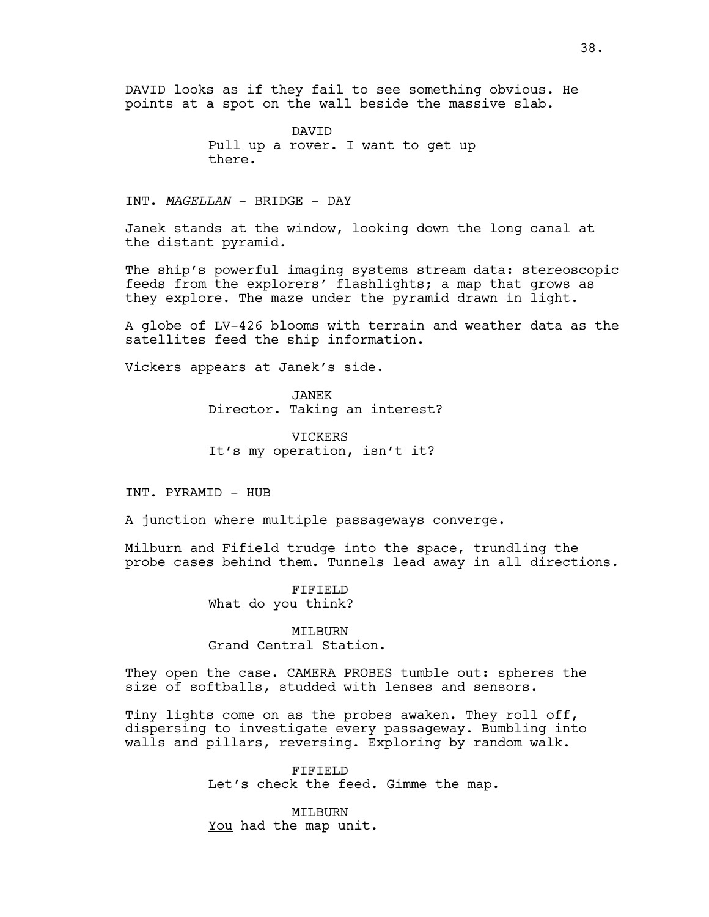DAVID looks as if they fail to see something obvious. He points at a spot on the wall beside the massive slab.

DAVID
Pull up a rover. I want to get up there.

INT. *MAGELLAN* - BRIDGE - DAY

Janek stands at the window, looking down the long canal at the distant pyramid.

The ship's powerful imaging systems stream data: stereoscopic feeds from the explorers' flashlights; a map that grows as they explore. The maze under the pyramid drawn in light.

A globe of LV-426 blooms with terrain and weather data as the satellites feed the ship information.

Vickers appears at Janek's side.

JANEK
Director. Taking an interest?

VICKERS
It's my operation, isn't it?

INT. PYRAMID - HUB

A junction where multiple passageways converge.

Milburn and Fifield trudge into the space, trundling the probe cases behind them. Tunnels lead away in all directions.

FIFIELD
What do you think?

MILBURN
Grand Central Station.

They open the case. CAMERA PROBES tumble out: spheres the size of softballs, studded with lenses and sensors.

Tiny lights come on as the probes awaken. They roll off, dispersing to investigate every passageway. Bumbling into walls and pillars, reversing. Exploring by random walk.

FIFIELD
Let's check the feed. Gimme the map.

MILBURN
<u>You</u> had the map unit.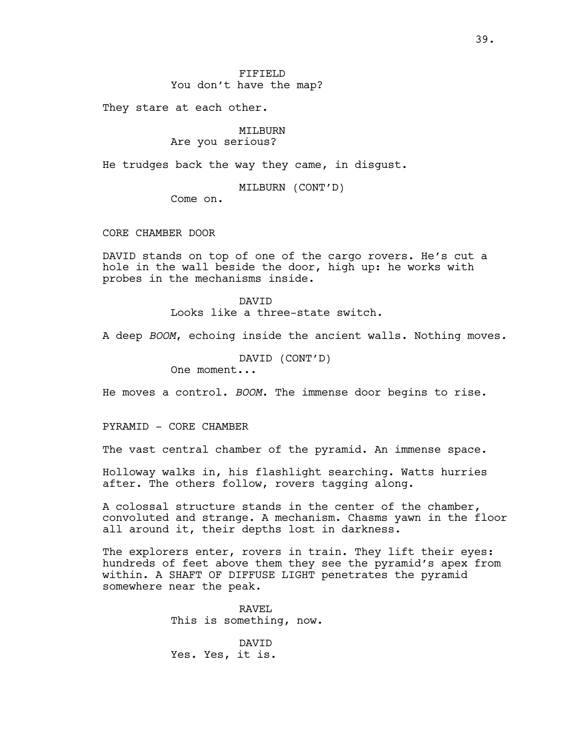FIFIELD
You don't have the map?

They stare at each other.

MILBURN
Are you serious?

He trudges back the way they came, in disgust.

MILBURN (CONT'D)
Come on.

CORE CHAMBER DOOR

DAVID stands on top of one of the cargo rovers. He's cut a hole in the wall beside the door, high up: he works with probes in the mechanisms inside.

DAVID
Looks like a three-state switch.

A deep *BOOM*, echoing inside the ancient walls. Nothing moves.

DAVID (CONT'D)
One moment...

He moves a control. *BOOM*. The immense door begins to rise.

PYRAMID - CORE CHAMBER

The vast central chamber of the pyramid. An immense space.

Holloway walks in, his flashlight searching. Watts hurries after. The others follow, rovers tagging along.

A colossal structure stands in the center of the chamber, convoluted and strange. A mechanism. Chasms yawn in the floor all around it, their depths lost in darkness.

The explorers enter, rovers in train. They lift their eyes: hundreds of feet above them they see the pyramid's apex from within. A SHAFT OF DIFFUSE LIGHT penetrates the pyramid somewhere near the peak.

RAVEL
This is something, now.

DAVID
Yes. Yes, it is.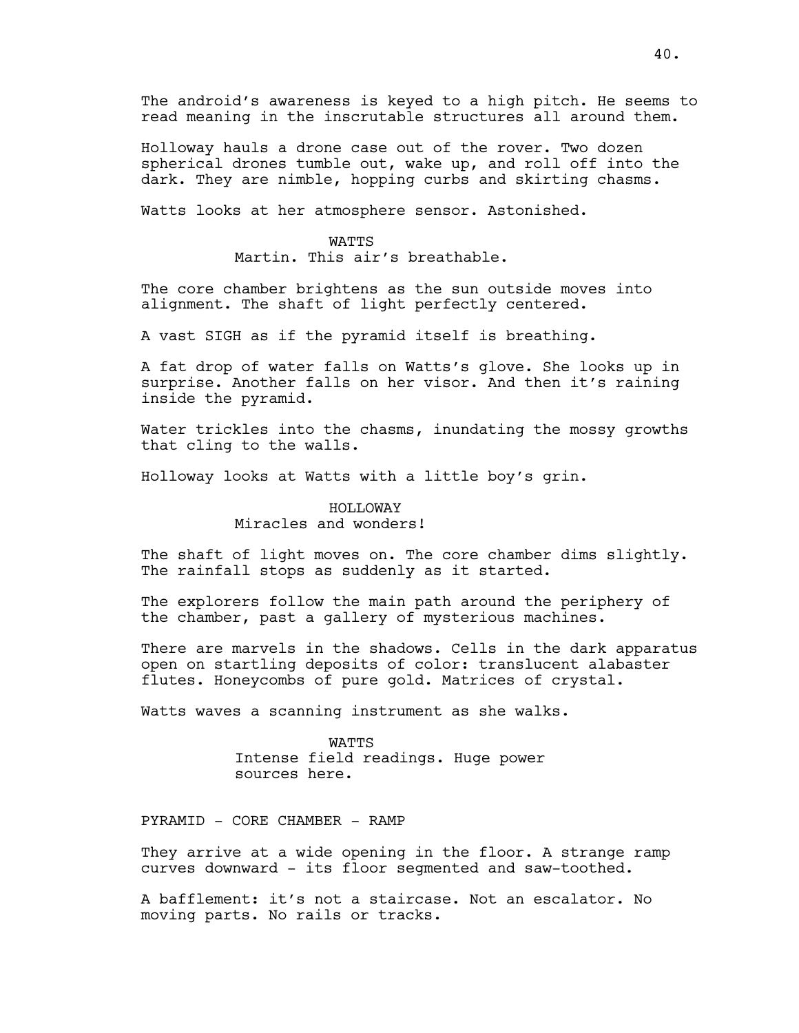The android's awareness is keyed to a high pitch. He seems to read meaning in the inscrutable structures all around them.

Holloway hauls a drone case out of the rover. Two dozen spherical drones tumble out, wake up, and roll off into the dark. They are nimble, hopping curbs and skirting chasms.

Watts looks at her atmosphere sensor. Astonished.

WATTS
Martin. This air's breathable.

The core chamber brightens as the sun outside moves into alignment. The shaft of light perfectly centered.

A vast SIGH as if the pyramid itself is breathing.

A fat drop of water falls on Watts's glove. She looks up in surprise. Another falls on her visor. And then it's raining inside the pyramid.

Water trickles into the chasms, inundating the mossy growths that cling to the walls.

Holloway looks at Watts with a little boy's grin.

HOLLOWAY
Miracles and wonders!

The shaft of light moves on. The core chamber dims slightly. The rainfall stops as suddenly as it started.

The explorers follow the main path around the periphery of the chamber, past a gallery of mysterious machines.

There are marvels in the shadows. Cells in the dark apparatus open on startling deposits of color: translucent alabaster flutes. Honeycombs of pure gold. Matrices of crystal.

Watts waves a scanning instrument as she walks.

WATTS
Intense field readings. Huge power sources here.

PYRAMID - CORE CHAMBER - RAMP

They arrive at a wide opening in the floor. A strange ramp curves downward - its floor segmented and saw-toothed.

A bafflement: it's not a staircase. Not an escalator. No moving parts. No rails or tracks.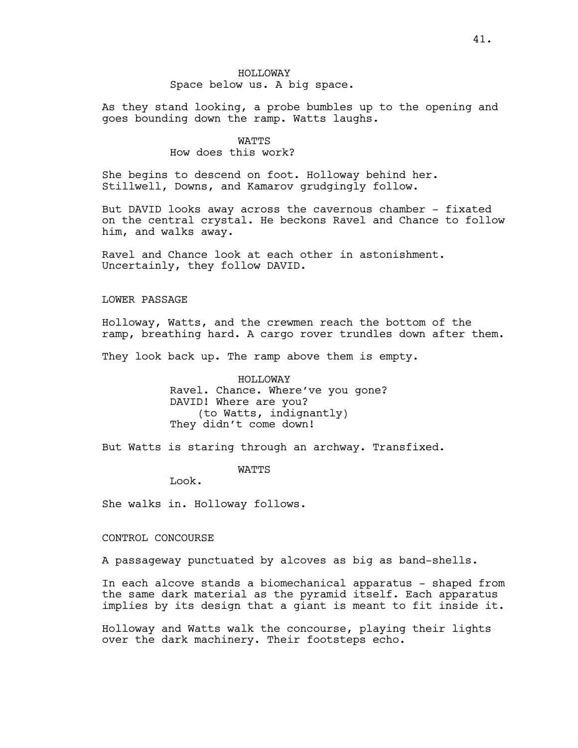HOLLOWAY
Space below us. A big space.

As they stand looking, a probe bumbles up to the opening and goes bounding down the ramp. Watts laughs.

WATTS
How does this work?

She begins to descend on foot. Holloway behind her. Stillwell, Downs, and Kamarov grudgingly follow.

But DAVID looks away across the cavernous chamber - fixated on the central crystal. He beckons Ravel and Chance to follow him, and walks away.

Ravel and Chance look at each other in astonishment. Uncertainly, they follow DAVID.

LOWER PASSAGE

Holloway, Watts, and the crewmen reach the bottom of the ramp, breathing hard. A cargo rover trundles down after them.

They look back up. The ramp above them is empty.

HOLLOWAY
Ravel. Chance. Where've you gone?
DAVID! Where are you?
(to Watts, indignantly)
They didn't come down!

But Watts is staring through an archway. Transfixed.

WATTS
Look.

She walks in. Holloway follows.

CONTROL CONCOURSE

A passageway punctuated by alcoves as big as band-shells.

In each alcove stands a biomechanical apparatus - shaped from the same dark material as the pyramid itself. Each apparatus implies by its design that a giant is meant to fit inside it.

Holloway and Watts walk the concourse, playing their lights over the dark machinery. Their footsteps echo.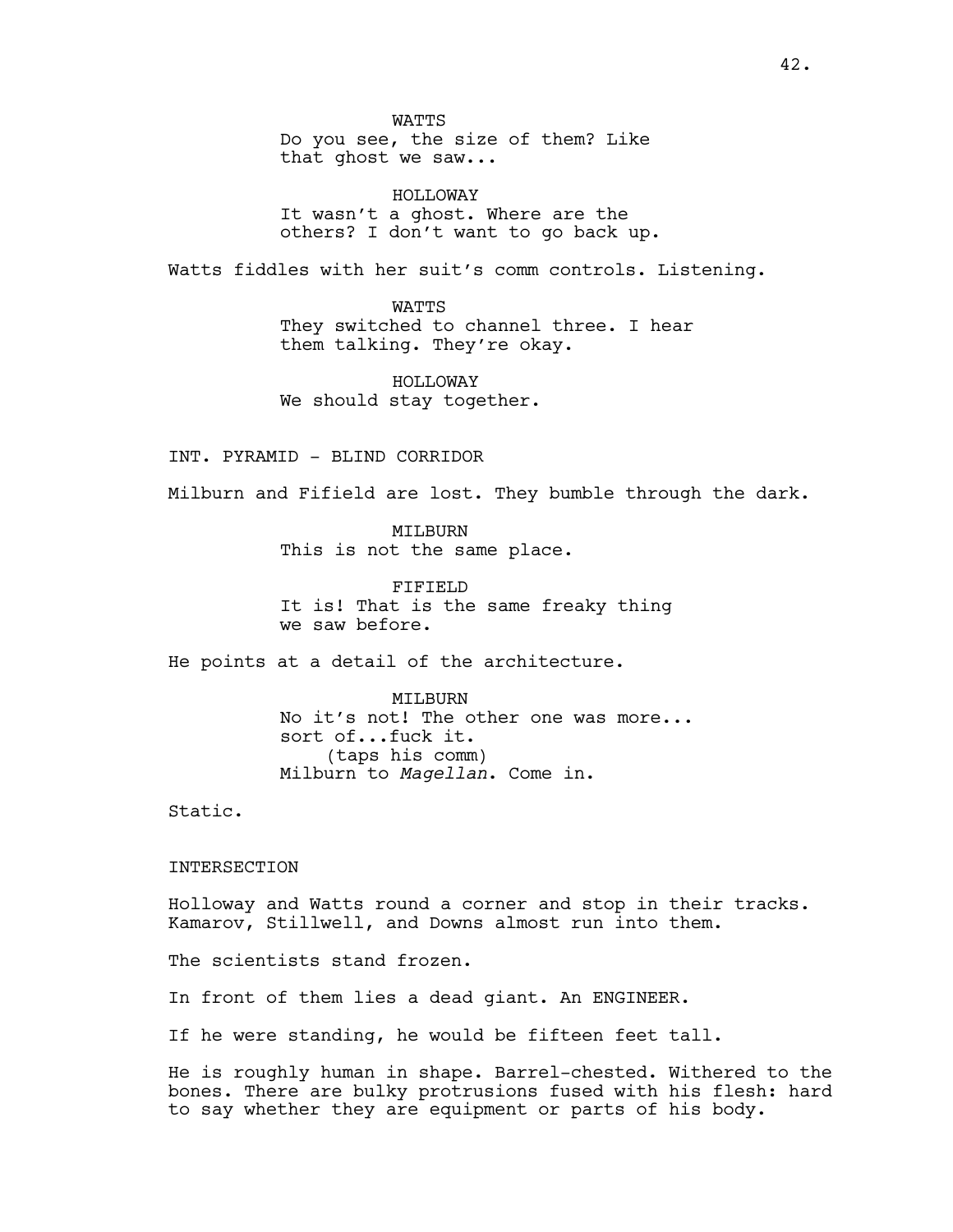WATTS
Do you see, the size of them? Like that ghost we saw...

HOLLOWAY
It wasn't a ghost. Where are the others? I don't want to go back up.

Watts fiddles with her suit's comm controls. Listening.

WATTS
They switched to channel three. I hear them talking. They're okay.

HOLLOWAY
We should stay together.

INT. PYRAMID - BLIND CORRIDOR

Milburn and Fifield are lost. They bumble through the dark.

MILBURN
This is not the same place.

FIFIELD
It is! That is the same freaky thing we saw before.

He points at a detail of the architecture.

MILBURN
No it's not! The other one was more... sort of...fuck it.
(taps his comm)
Milburn to *Magellan*. Come in.

Static.

INTERSECTION

Holloway and Watts round a corner and stop in their tracks. Kamarov, Stillwell, and Downs almost run into them.

The scientists stand frozen.

In front of them lies a dead giant. An ENGINEER.

If he were standing, he would be fifteen feet tall.

He is roughly human in shape. Barrel-chested. Withered to the bones. There are bulky protrusions fused with his flesh: hard to say whether they are equipment or parts of his body.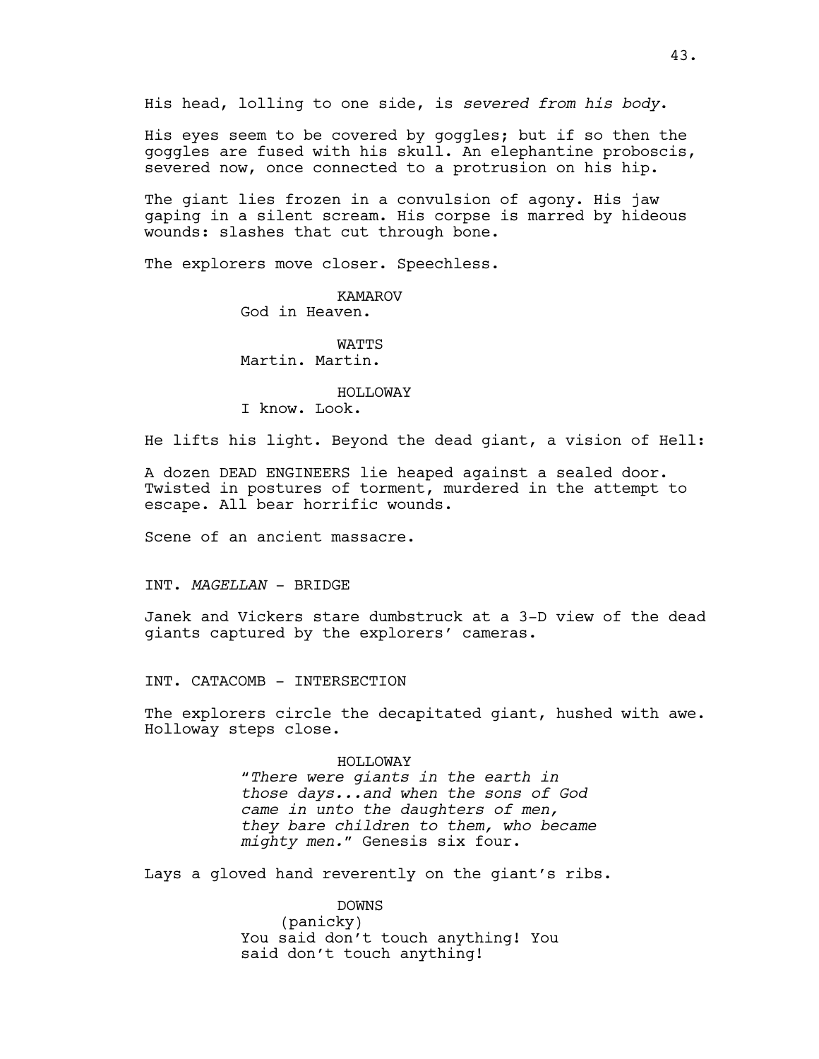His head, lolling to one side, is *severed from his body*.

His eyes seem to be covered by goggles; but if so then the goggles are fused with his skull. An elephantine proboscis, severed now, once connected to a protrusion on his hip.

The giant lies frozen in a convulsion of agony. His jaw gaping in a silent scream. His corpse is marred by hideous wounds: slashes that cut through bone.

The explorers move closer. Speechless.

KAMAROV
God in Heaven.

WATTS
Martin. Martin.

HOLLOWAY
I know. Look.

He lifts his light. Beyond the dead giant, a vision of Hell:

A dozen DEAD ENGINEERS lie heaped against a sealed door. Twisted in postures of torment, murdered in the attempt to escape. All bear horrific wounds.

Scene of an ancient massacre.

INT. *MAGELLAN* - BRIDGE

Janek and Vickers stare dumbstruck at a 3-D view of the dead giants captured by the explorers' cameras.

INT. CATACOMB - INTERSECTION

The explorers circle the decapitated giant, hushed with awe. Holloway steps close.

HOLLOWAY
"*There were giants in the earth in those days...and when the sons of God came in unto the daughters of men, they bare children to them, who became mighty men.*" Genesis six four.

Lays a gloved hand reverently on the giant's ribs.

DOWNS
(panicky)
You said don't touch anything! You said don't touch anything!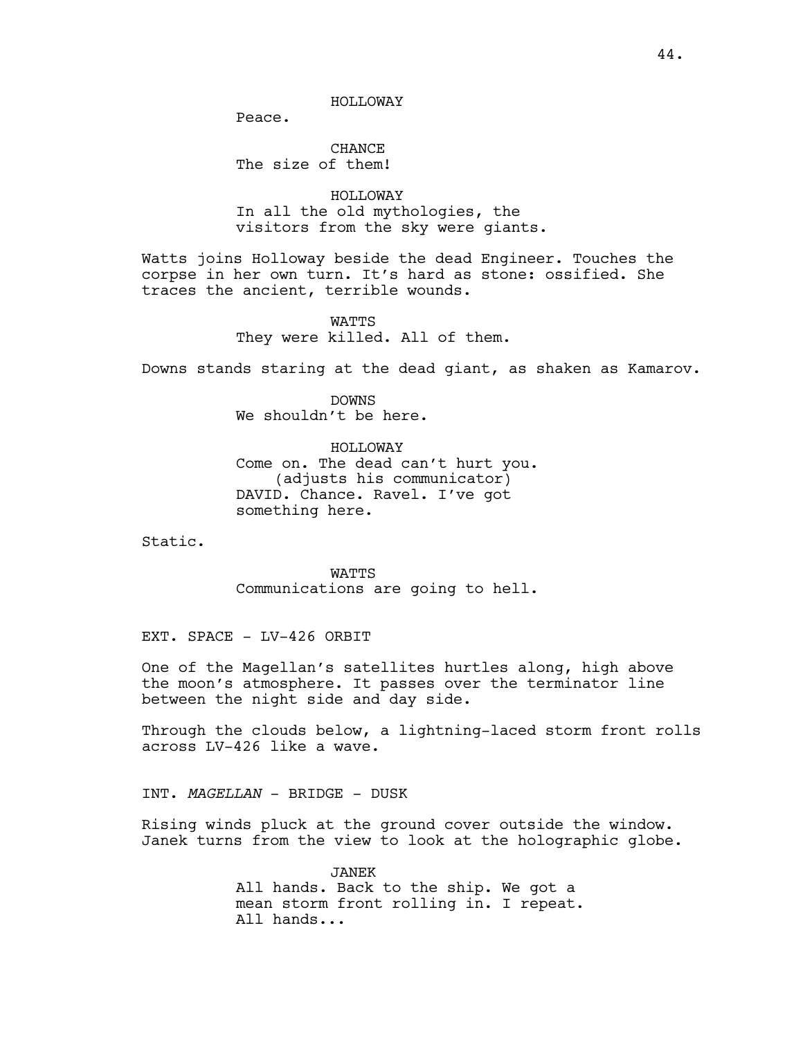HOLLOWAY

Peace.

CHANCE

The size of them!

HOLLOWAY

In all the old mythologies, the visitors from the sky were giants.

Watts joins Holloway beside the dead Engineer. Touches the corpse in her own turn. It's hard as stone: ossified. She traces the ancient, terrible wounds.

WATTS

They were killed. All of them.

Downs stands staring at the dead giant, as shaken as Kamarov.

DOWNS

We shouldn't be here.

HOLLOWAY

Come on. The dead can't hurt you.
(adjusts his communicator)
DAVID. Chance. Ravel. I've got something here.

Static.

WATTS

Communications are going to hell.

EXT. SPACE - LV-426 ORBIT

One of the Magellan's satellites hurtles along, high above the moon's atmosphere. It passes over the terminator line between the night side and day side.

Through the clouds below, a lightning-laced storm front rolls across LV-426 like a wave.

INT. *MAGELLAN* - BRIDGE - DUSK

Rising winds pluck at the ground cover outside the window. Janek turns from the view to look at the holographic globe.

JANEK

All hands. Back to the ship. We got a mean storm front rolling in. I repeat. All hands...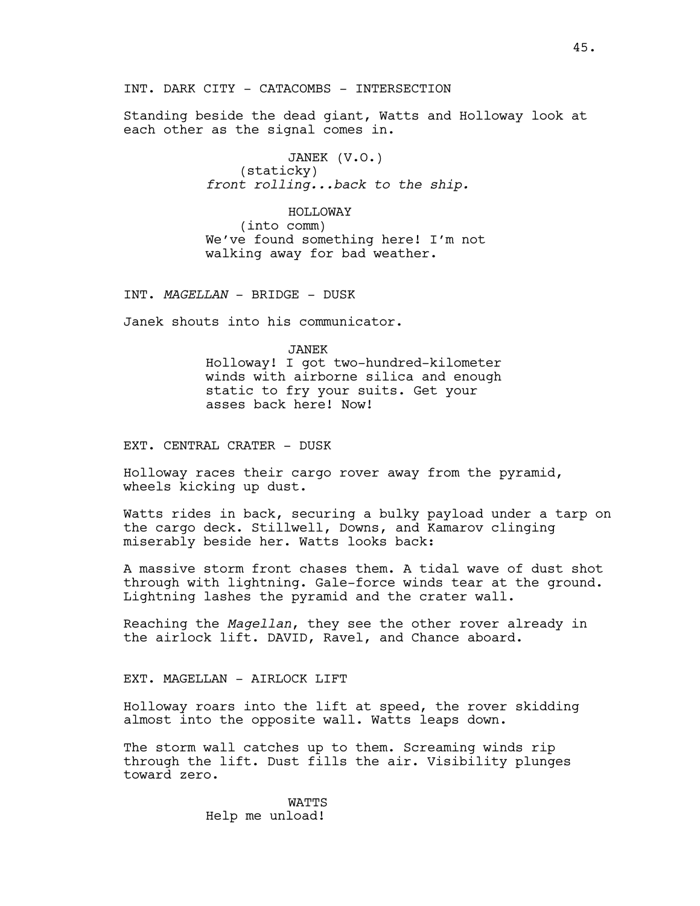INT. DARK CITY - CATACOMBS - INTERSECTION

Standing beside the dead giant, Watts and Holloway look at each other as the signal comes in.

JANEK (V.O.)
(staticky)
*front rolling...back to the ship.*

HOLLOWAY
(into comm)
We've found something here! I'm not walking away for bad weather.

INT. *MAGELLAN* - BRIDGE - DUSK

Janek shouts into his communicator.

JANEK
Holloway! I got two-hundred-kilometer winds with airborne silica and enough static to fry your suits. Get your asses back here! Now!

EXT. CENTRAL CRATER - DUSK

Holloway races their cargo rover away from the pyramid, wheels kicking up dust.

Watts rides in back, securing a bulky payload under a tarp on the cargo deck. Stillwell, Downs, and Kamarov clinging miserably beside her. Watts looks back:

A massive storm front chases them. A tidal wave of dust shot through with lightning. Gale-force winds tear at the ground. Lightning lashes the pyramid and the crater wall.

Reaching the *Magellan*, they see the other rover already in the airlock lift. DAVID, Ravel, and Chance aboard.

EXT. MAGELLAN - AIRLOCK LIFT

Holloway roars into the lift at speed, the rover skidding almost into the opposite wall. Watts leaps down.

The storm wall catches up to them. Screaming winds rip through the lift. Dust fills the air. Visibility plunges toward zero.

WATTS
Help me unload!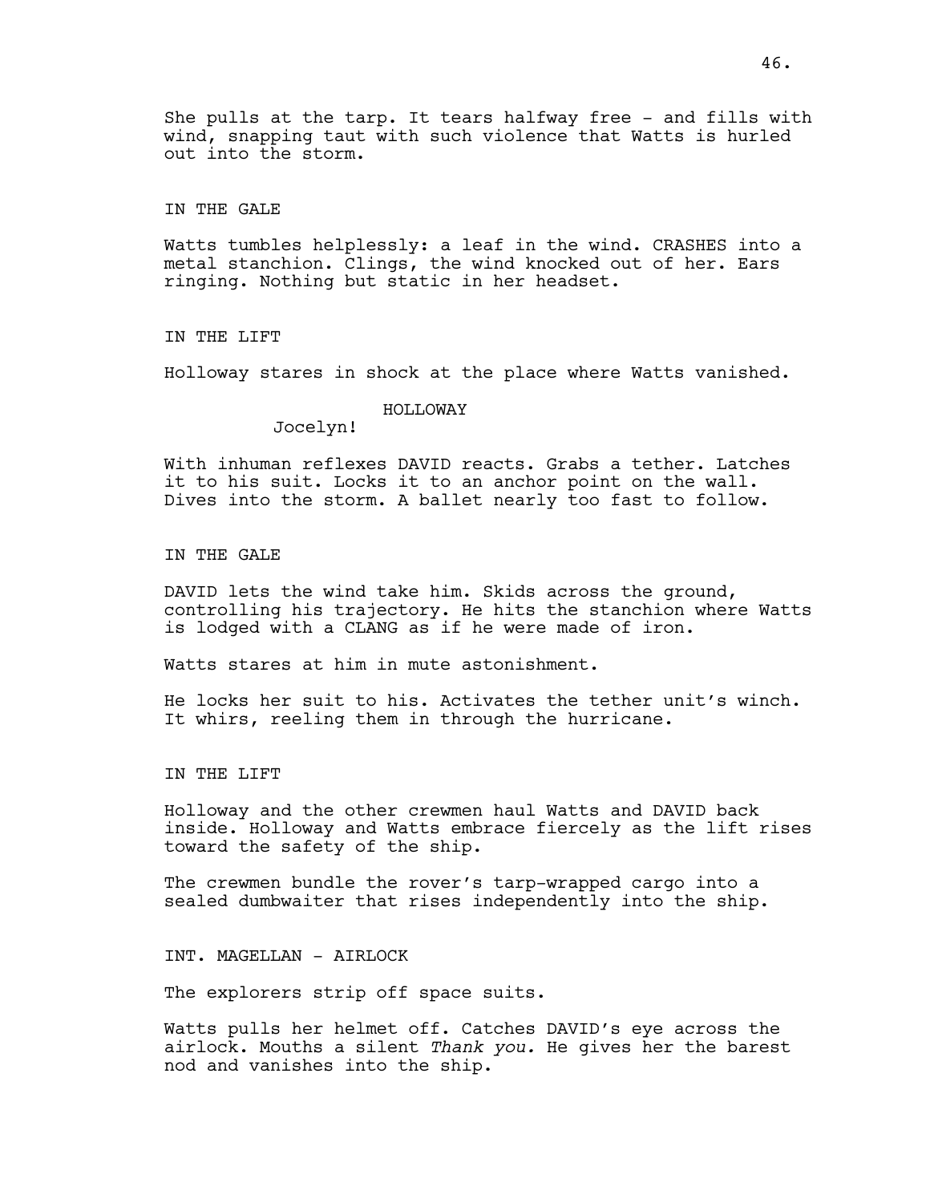She pulls at the tarp. It tears halfway free - and fills with wind, snapping taut with such violence that Watts is hurled out into the storm.

IN THE GALE

Watts tumbles helplessly: a leaf in the wind. CRASHES into a metal stanchion. Clings, the wind knocked out of her. Ears ringing. Nothing but static in her headset.

IN THE LIFT

Holloway stares in shock at the place where Watts vanished.

HOLLOWAY
Jocelyn!

With inhuman reflexes DAVID reacts. Grabs a tether. Latches it to his suit. Locks it to an anchor point on the wall. Dives into the storm. A ballet nearly too fast to follow.

IN THE GALE

DAVID lets the wind take him. Skids across the ground, controlling his trajectory. He hits the stanchion where Watts is lodged with a CLANG as if he were made of iron.

Watts stares at him in mute astonishment.

He locks her suit to his. Activates the tether unit's winch. It whirs, reeling them in through the hurricane.

IN THE LIFT

Holloway and the other crewmen haul Watts and DAVID back inside. Holloway and Watts embrace fiercely as the lift rises toward the safety of the ship.

The crewmen bundle the rover's tarp-wrapped cargo into a sealed dumbwaiter that rises independently into the ship.

INT. MAGELLAN - AIRLOCK

The explorers strip off space suits.

Watts pulls her helmet off. Catches DAVID's eye across the airlock. Mouths a silent *Thank you.* He gives her the barest nod and vanishes into the ship.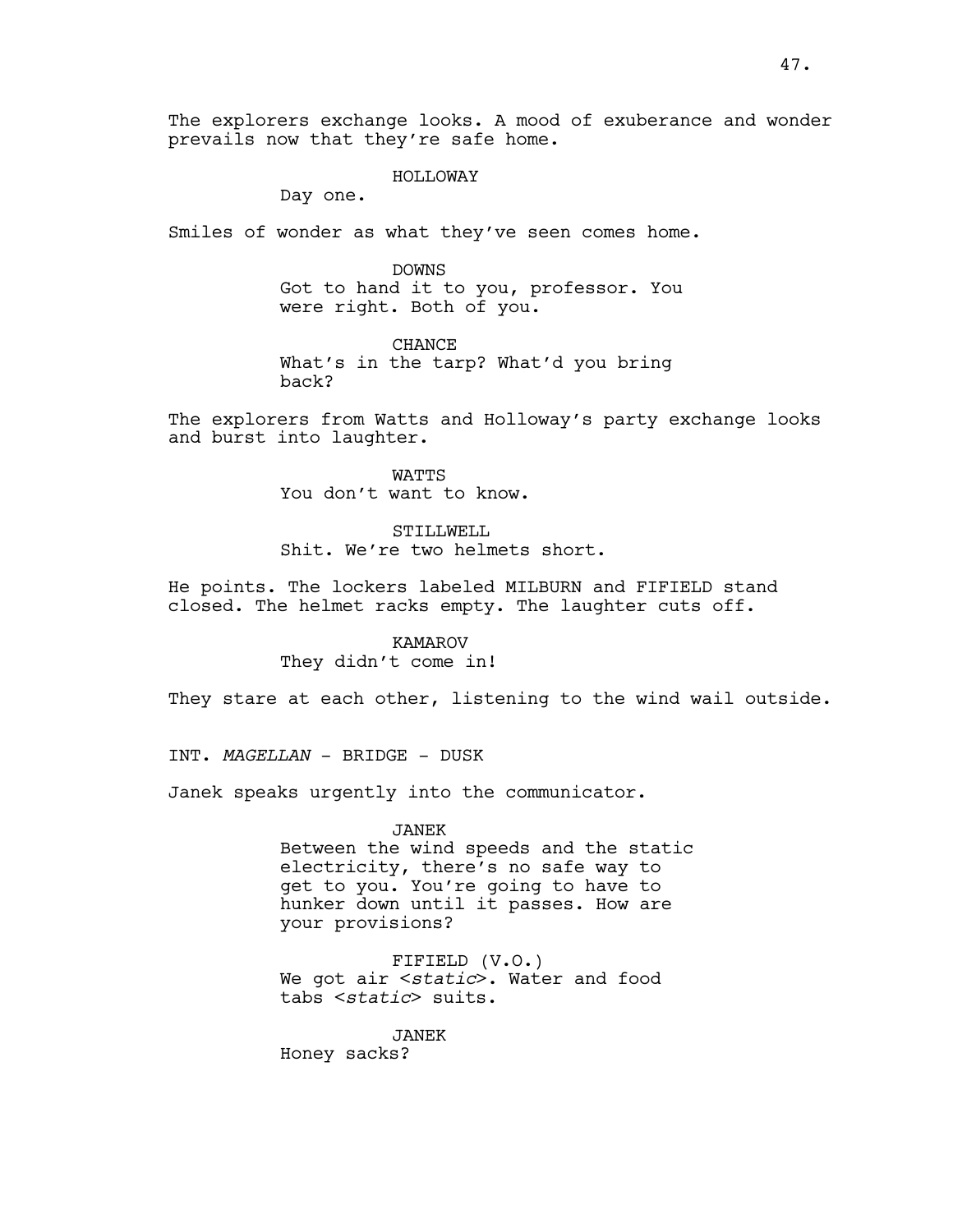The explorers exchange looks. A mood of exuberance and wonder prevails now that they're safe home.

HOLLOWAY
Day one.

Smiles of wonder as what they've seen comes home.

DOWNS
Got to hand it to you, professor. You were right. Both of you.

CHANCE
What's in the tarp? What'd you bring back?

The explorers from Watts and Holloway's party exchange looks and burst into laughter.

WATTS
You don't want to know.

STILLWELL
Shit. We're two helmets short.

He points. The lockers labeled MILBURN and FIFIELD stand closed. The helmet racks empty. The laughter cuts off.

KAMAROV
They didn't come in!

They stare at each other, listening to the wind wail outside.

INT. *MAGELLAN* - BRIDGE - DUSK

Janek speaks urgently into the communicator.

JANEK
Between the wind speeds and the static electricity, there's no safe way to get to you. You're going to have to hunker down until it passes. How are your provisions?

FIFIELD (V.O.)
We got air <*static*>. Water and food tabs <*static*> suits.

JANEK
Honey sacks?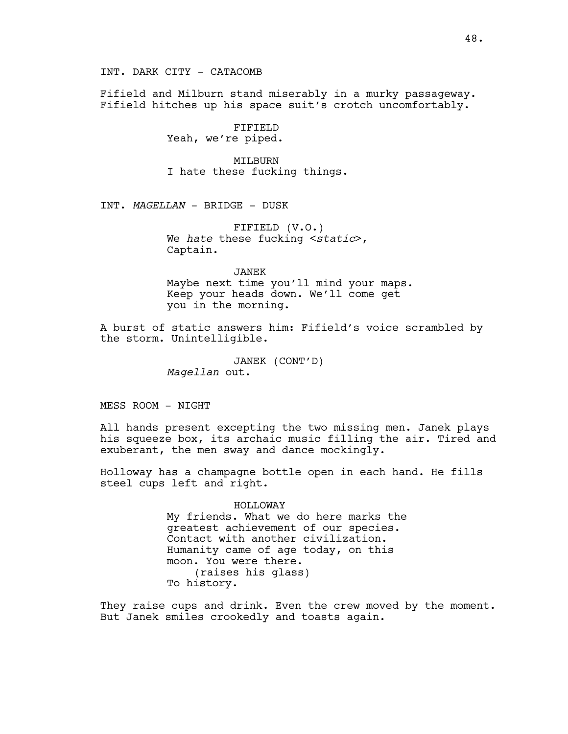INT. DARK CITY - CATACOMB

Fifield and Milburn stand miserably in a murky passageway. Fifield hitches up his space suit's crotch uncomfortably.

FIFIELD
Yeah, we're piped.

MILBURN
I hate these fucking things.

INT. *MAGELLAN* - BRIDGE - DUSK

FIFIELD (V.O.)
We *hate* these fucking <*static*>, Captain.

JANEK
Maybe next time you'll mind your maps. Keep your heads down. We'll come get you in the morning.

A burst of static answers him: Fifield's voice scrambled by the storm. Unintelligible.

JANEK (CONT'D)
*Magellan* out.

MESS ROOM - NIGHT

All hands present excepting the two missing men. Janek plays his squeeze box, its archaic music filling the air. Tired and exuberant, the men sway and dance mockingly.

Holloway has a champagne bottle open in each hand. He fills steel cups left and right.

HOLLOWAY
My friends. What we do here marks the greatest achievement of our species. Contact with another civilization. Humanity came of age today, on this moon. You were there.
(raises his glass)
To history.

They raise cups and drink. Even the crew moved by the moment. But Janek smiles crookedly and toasts again.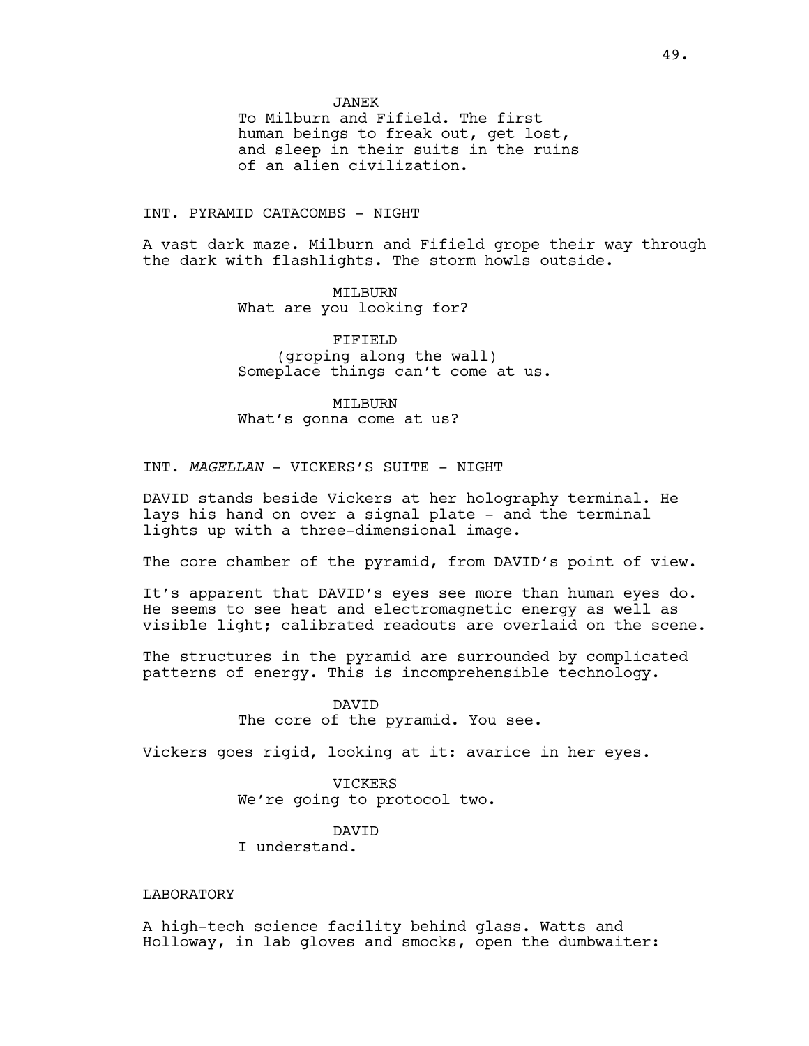JANEK
To Milburn and Fifield. The first human beings to freak out, get lost, and sleep in their suits in the ruins of an alien civilization.

INT. PYRAMID CATACOMBS - NIGHT

A vast dark maze. Milburn and Fifield grope their way through the dark with flashlights. The storm howls outside.

MILBURN
What are you looking for?

FIFIELD
(groping along the wall)
Someplace things can't come at us.

MILBURN
What's gonna come at us?

INT. *MAGELLAN* - VICKERS'S SUITE - NIGHT

DAVID stands beside Vickers at her holography terminal. He lays his hand on over a signal plate - and the terminal lights up with a three-dimensional image.

The core chamber of the pyramid, from DAVID's point of view.

It's apparent that DAVID's eyes see more than human eyes do. He seems to see heat and electromagnetic energy as well as visible light; calibrated readouts are overlaid on the scene.

The structures in the pyramid are surrounded by complicated patterns of energy. This is incomprehensible technology.

DAVID
The core of the pyramid. You see.

Vickers goes rigid, looking at it: avarice in her eyes.

VICKERS
We're going to protocol two.

DAVID
I understand.

LABORATORY

A high-tech science facility behind glass. Watts and Holloway, in lab gloves and smocks, open the dumbwaiter: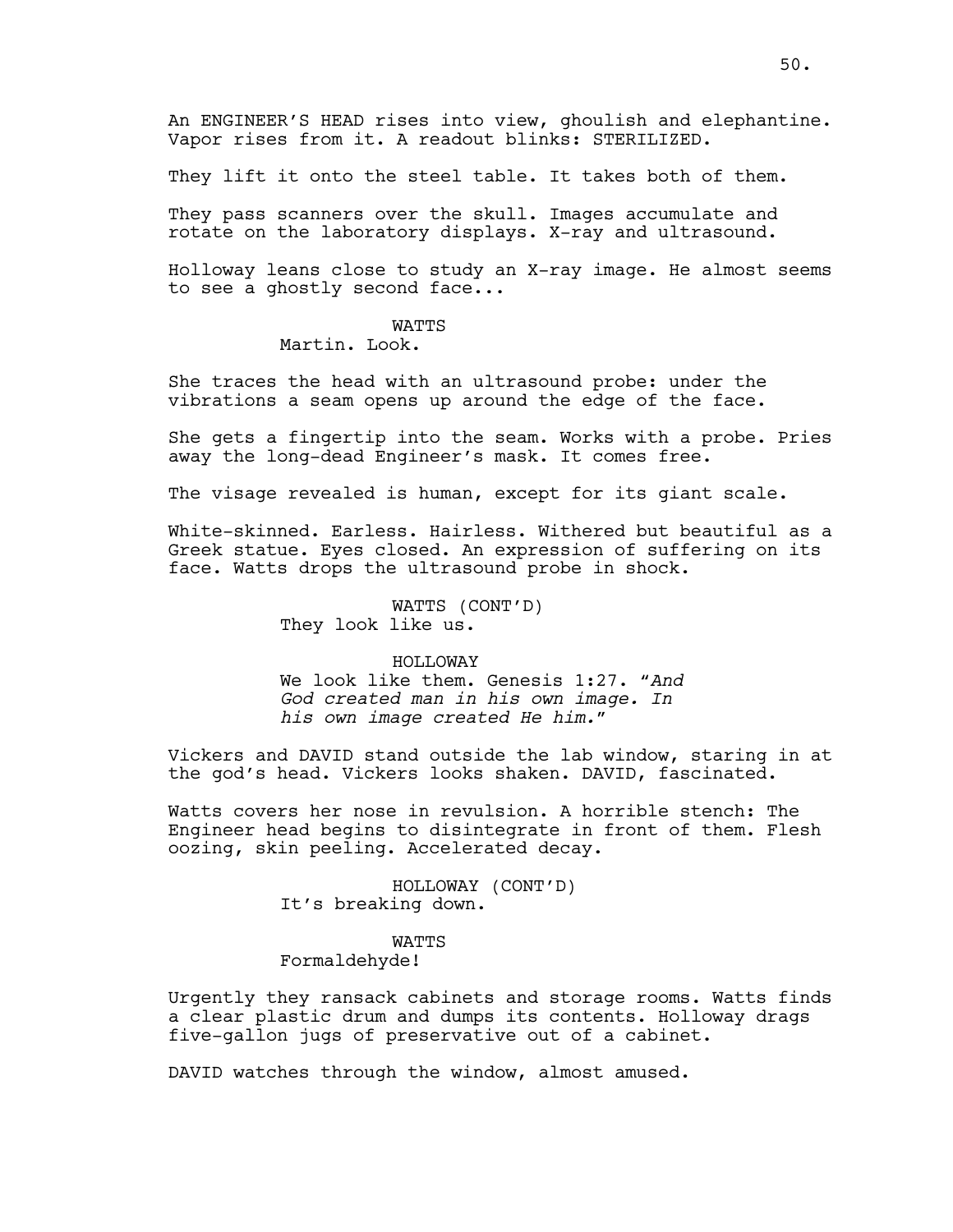An ENGINEER'S HEAD rises into view, ghoulish and elephantine. Vapor rises from it. A readout blinks: STERILIZED.

They lift it onto the steel table. It takes both of them.

They pass scanners over the skull. Images accumulate and rotate on the laboratory displays. X-ray and ultrasound.

Holloway leans close to study an X-ray image. He almost seems to see a ghostly second face...

WATTS
Martin. Look.

She traces the head with an ultrasound probe: under the vibrations a seam opens up around the edge of the face.

She gets a fingertip into the seam. Works with a probe. Pries away the long-dead Engineer's mask. It comes free.

The visage revealed is human, except for its giant scale.

White-skinned. Earless. Hairless. Withered but beautiful as a Greek statue. Eyes closed. An expression of suffering on its face. Watts drops the ultrasound probe in shock.

WATTS (CONT'D)
They look like us.

HOLLOWAY
We look like them. Genesis 1:27. "*And God created man in his own image. In his own image created He him.*"

Vickers and DAVID stand outside the lab window, staring in at the god's head. Vickers looks shaken. DAVID, fascinated.

Watts covers her nose in revulsion. A horrible stench: The Engineer head begins to disintegrate in front of them. Flesh oozing, skin peeling. Accelerated decay.

HOLLOWAY (CONT'D)
It's breaking down.

WATTS
Formaldehyde!

Urgently they ransack cabinets and storage rooms. Watts finds a clear plastic drum and dumps its contents. Holloway drags five-gallon jugs of preservative out of a cabinet.

DAVID watches through the window, almost amused.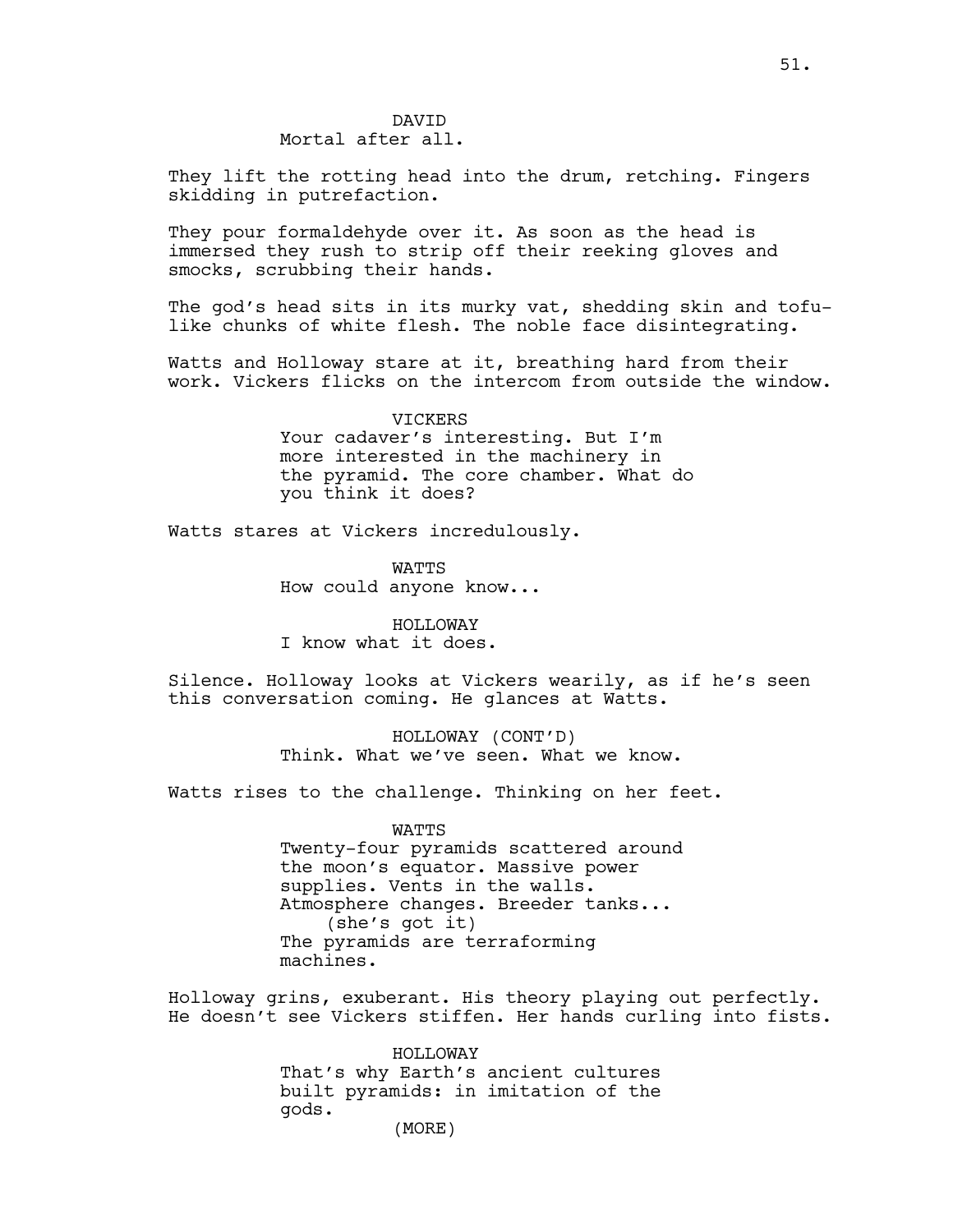DAVID
Mortal after all.

They lift the rotting head into the drum, retching. Fingers skidding in putrefaction.

They pour formaldehyde over it. As soon as the head is immersed they rush to strip off their reeking gloves and smocks, scrubbing their hands.

The god's head sits in its murky vat, shedding skin and tofu-like chunks of white flesh. The noble face disintegrating.

Watts and Holloway stare at it, breathing hard from their work. Vickers flicks on the intercom from outside the window.

VICKERS
Your cadaver's interesting. But I'm more interested in the machinery in the pyramid. The core chamber. What do you think it does?

Watts stares at Vickers incredulously.

WATTS
How could anyone know...

HOLLOWAY
I know what it does.

Silence. Holloway looks at Vickers wearily, as if he's seen this conversation coming. He glances at Watts.

HOLLOWAY (CONT'D)
Think. What we've seen. What we know.

Watts rises to the challenge. Thinking on her feet.

WATTS
Twenty-four pyramids scattered around the moon's equator. Massive power supplies. Vents in the walls. Atmosphere changes. Breeder tanks...
(she's got it)
The pyramids are terraforming machines.

Holloway grins, exuberant. His theory playing out perfectly. He doesn't see Vickers stiffen. Her hands curling into fists.

HOLLOWAY
That's why Earth's ancient cultures built pyramids: in imitation of the gods.
(MORE)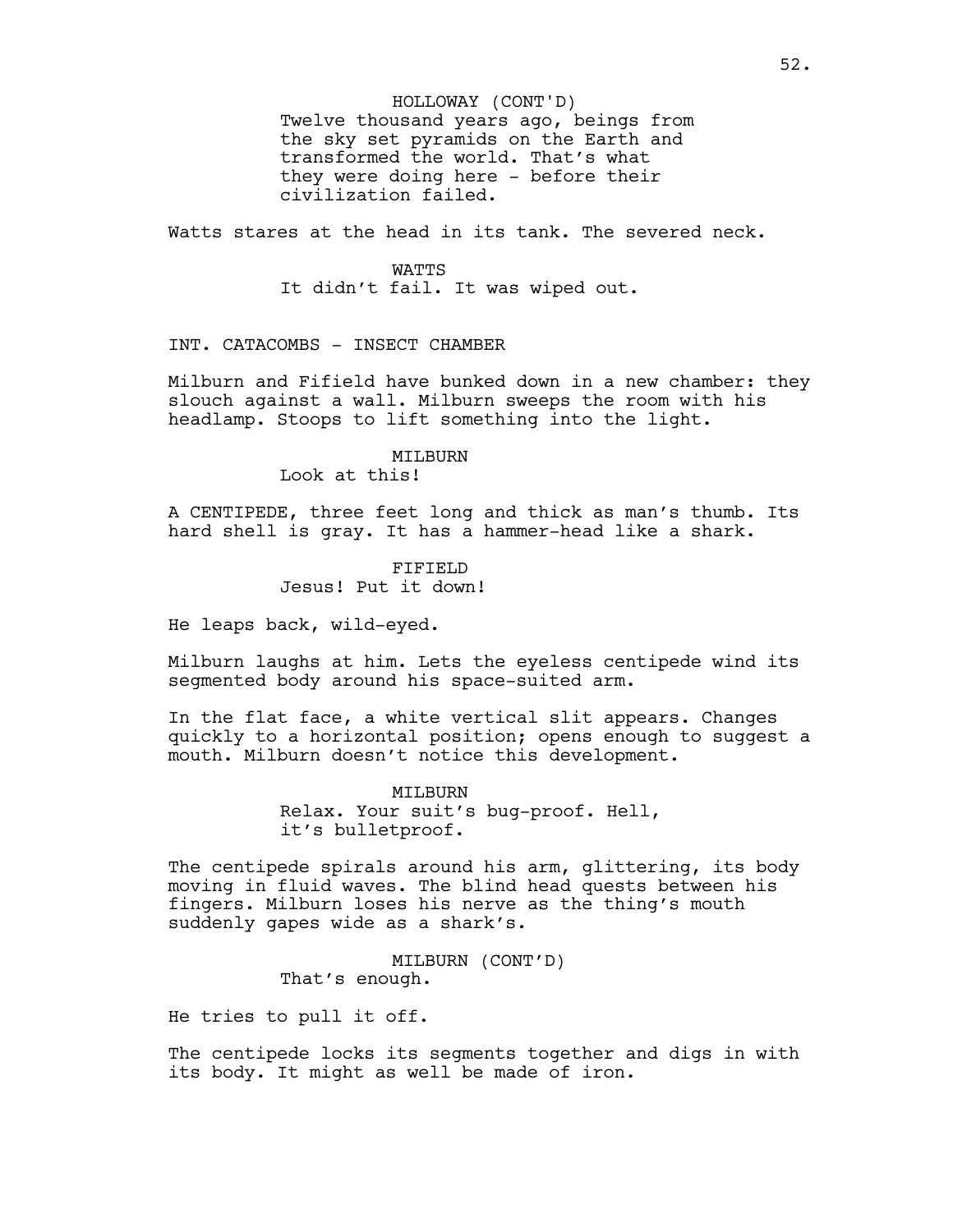HOLLOWAY (CONT'D)
Twelve thousand years ago, beings from the sky set pyramids on the Earth and transformed the world. That's what they were doing here - before their civilization failed.

Watts stares at the head in its tank. The severed neck.

WATTS
It didn't fail. It was wiped out.

INT. CATACOMBS - INSECT CHAMBER

Milburn and Fifield have bunked down in a new chamber: they slouch against a wall. Milburn sweeps the room with his headlamp. Stoops to lift something into the light.

MILBURN
Look at this!

A CENTIPEDE, three feet long and thick as man's thumb. Its hard shell is gray. It has a hammer-head like a shark.

FIFIELD
Jesus! Put it down!

He leaps back, wild-eyed.

Milburn laughs at him. Lets the eyeless centipede wind its segmented body around his space-suited arm.

In the flat face, a white vertical slit appears. Changes quickly to a horizontal position; opens enough to suggest a mouth. Milburn doesn't notice this development.

MILBURN
Relax. Your suit's bug-proof. Hell, it's bulletproof.

The centipede spirals around his arm, glittering, its body moving in fluid waves. The blind head quests between his fingers. Milburn loses his nerve as the thing's mouth suddenly gapes wide as a shark's.

MILBURN (CONT'D)
That's enough.

He tries to pull it off.

The centipede locks its segments together and digs in with its body. It might as well be made of iron.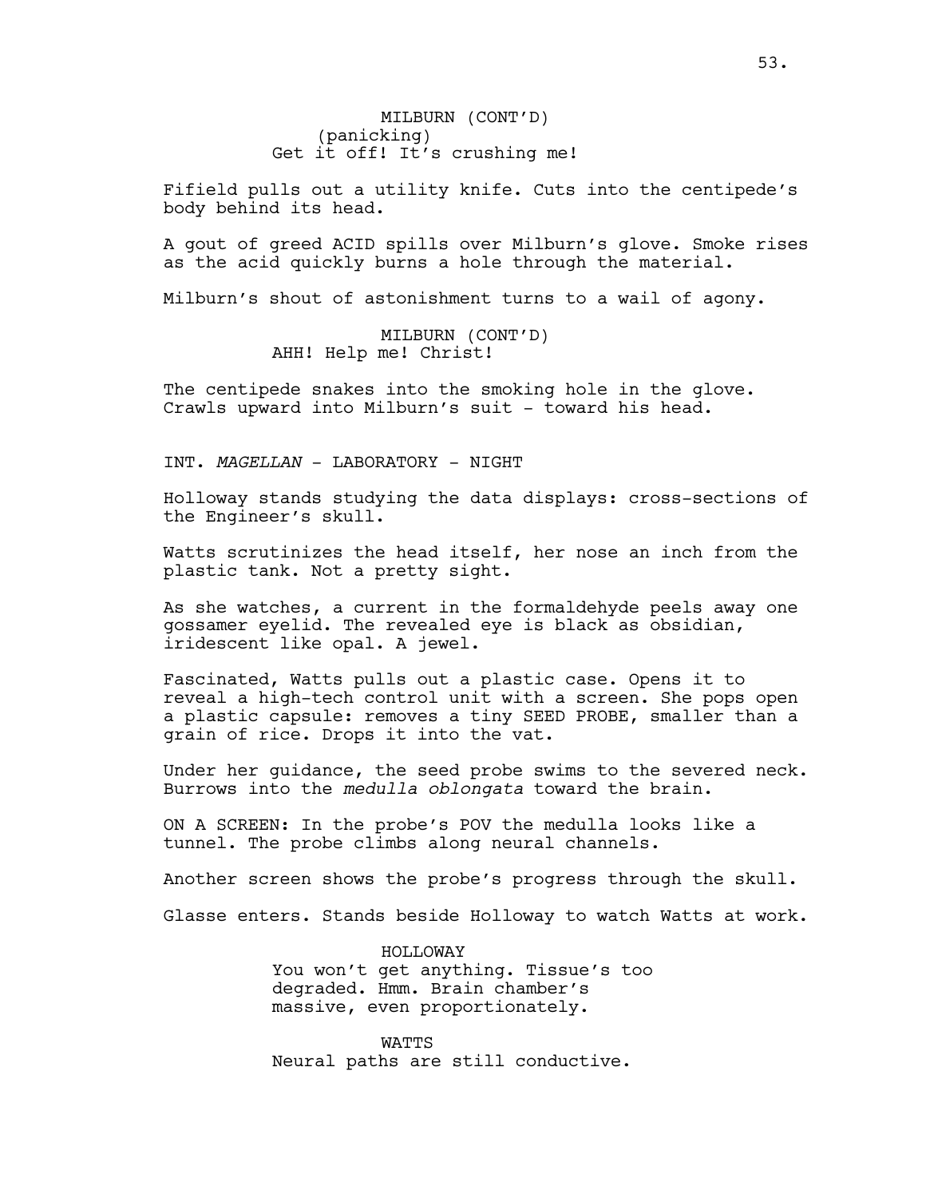MILBURN (CONT'D)
(panicking)
Get it off! It's crushing me!

Fifield pulls out a utility knife. Cuts into the centipede's body behind its head.

A gout of greed ACID spills over Milburn's glove. Smoke rises as the acid quickly burns a hole through the material.

Milburn's shout of astonishment turns to a wail of agony.

MILBURN (CONT'D)
AHH! Help me! Christ!

The centipede snakes into the smoking hole in the glove. Crawls upward into Milburn's suit - toward his head.

INT. *MAGELLAN* - LABORATORY - NIGHT

Holloway stands studying the data displays: cross-sections of the Engineer's skull.

Watts scrutinizes the head itself, her nose an inch from the plastic tank. Not a pretty sight.

As she watches, a current in the formaldehyde peels away one gossamer eyelid. The revealed eye is black as obsidian, iridescent like opal. A jewel.

Fascinated, Watts pulls out a plastic case. Opens it to reveal a high-tech control unit with a screen. She pops open a plastic capsule: removes a tiny SEED PROBE, smaller than a grain of rice. Drops it into the vat.

Under her guidance, the seed probe swims to the severed neck. Burrows into the *medulla oblongata* toward the brain.

ON A SCREEN: In the probe's POV the medulla looks like a tunnel. The probe climbs along neural channels.

Another screen shows the probe's progress through the skull.

Glasse enters. Stands beside Holloway to watch Watts at work.

HOLLOWAY
You won't get anything. Tissue's too degraded. Hmm. Brain chamber's massive, even proportionately.

WATTS
Neural paths are still conductive.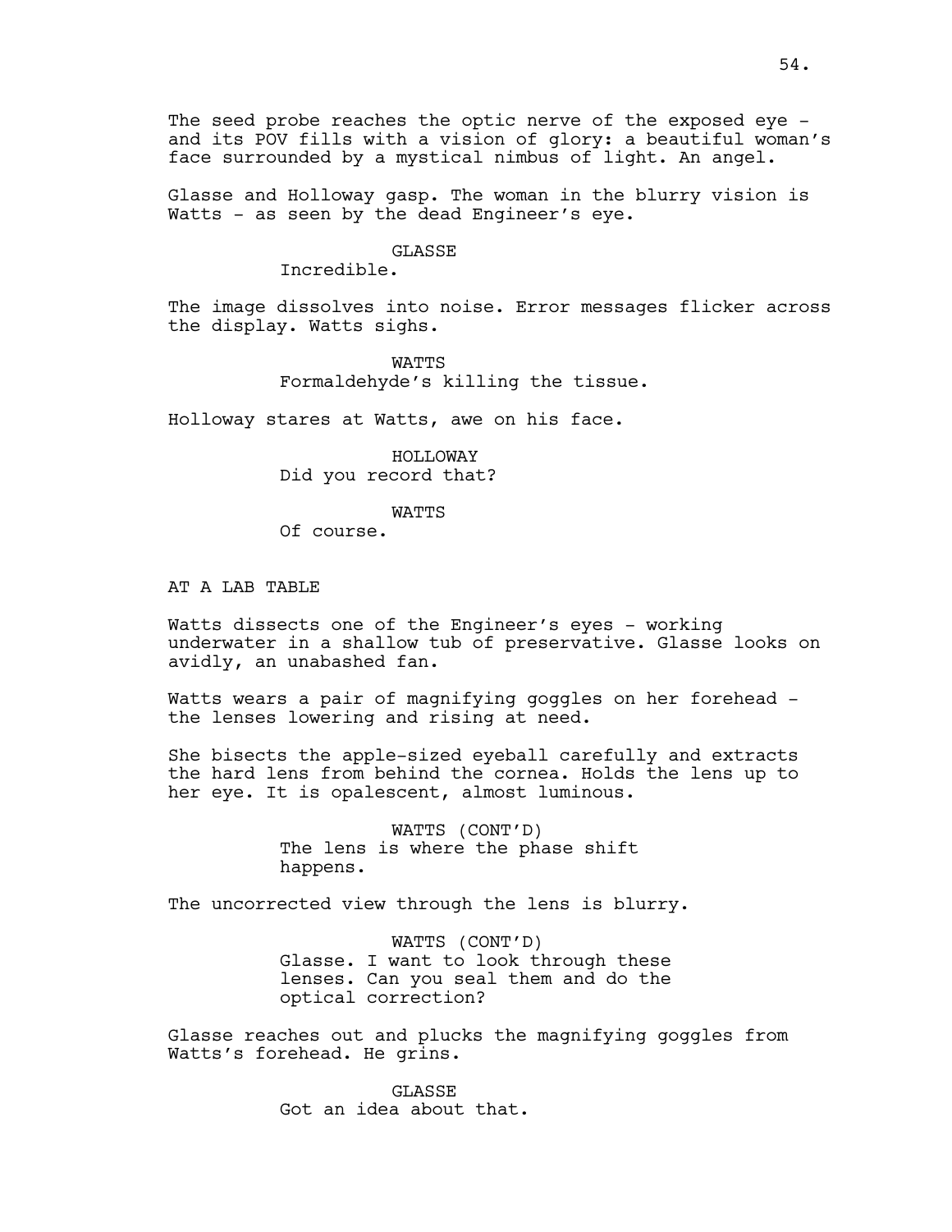The seed probe reaches the optic nerve of the exposed eye - and its POV fills with a vision of glory: a beautiful woman's face surrounded by a mystical nimbus of light. An angel.

Glasse and Holloway gasp. The woman in the blurry vision is Watts - as seen by the dead Engineer's eye.

GLASSE
Incredible.

The image dissolves into noise. Error messages flicker across the display. Watts sighs.

WATTS
Formaldehyde's killing the tissue.

Holloway stares at Watts, awe on his face.

HOLLOWAY
Did you record that?

WATTS
Of course.

AT A LAB TABLE

Watts dissects one of the Engineer's eyes - working underwater in a shallow tub of preservative. Glasse looks on avidly, an unabashed fan.

Watts wears a pair of magnifying goggles on her forehead - the lenses lowering and rising at need.

She bisects the apple-sized eyeball carefully and extracts the hard lens from behind the cornea. Holds the lens up to her eye. It is opalescent, almost luminous.

WATTS (CONT'D)
The lens is where the phase shift happens.

The uncorrected view through the lens is blurry.

WATTS (CONT'D)
Glasse. I want to look through these lenses. Can you seal them and do the optical correction?

Glasse reaches out and plucks the magnifying goggles from Watts's forehead. He grins.

GLASSE
Got an idea about that.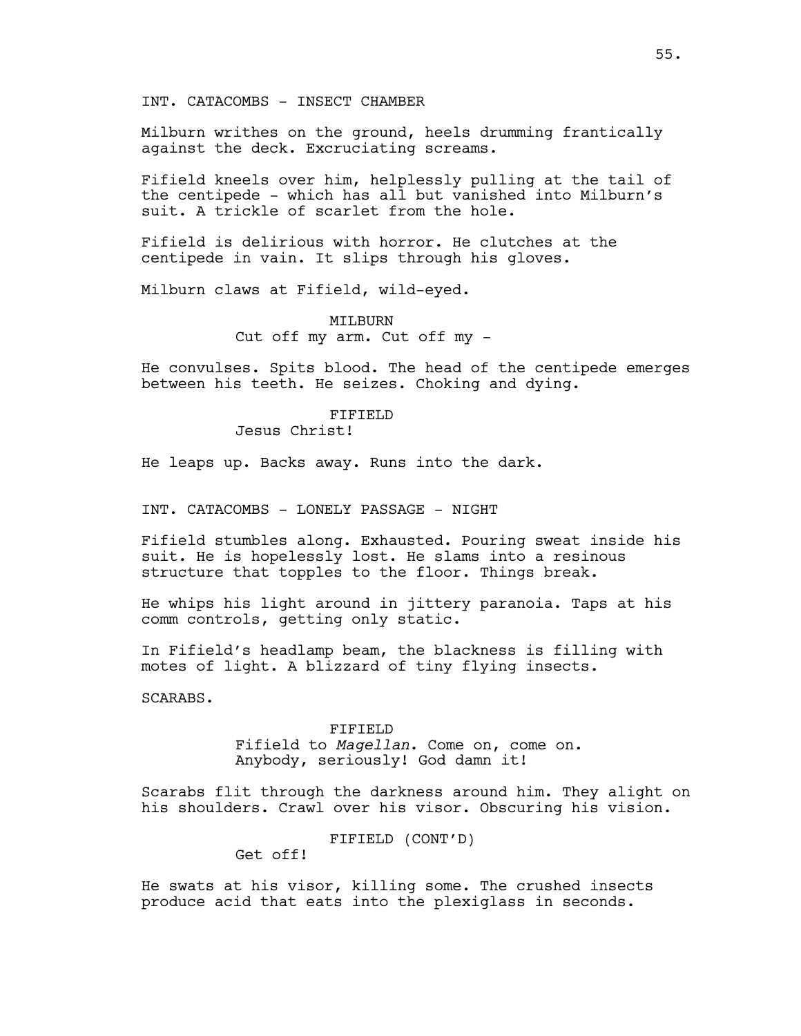INT. CATACOMBS - INSECT CHAMBER

Milburn writhes on the ground, heels drumming frantically against the deck. Excruciating screams.

Fifield kneels over him, helplessly pulling at the tail of the centipede - which has all but vanished into Milburn's suit. A trickle of scarlet from the hole.

Fifield is delirious with horror. He clutches at the centipede in vain. It slips through his gloves.

Milburn claws at Fifield, wild-eyed.

MILBURN
Cut off my arm. Cut off my -

He convulses. Spits blood. The head of the centipede emerges between his teeth. He seizes. Choking and dying.

FIFIELD
Jesus Christ!

He leaps up. Backs away. Runs into the dark.

INT. CATACOMBS - LONELY PASSAGE - NIGHT

Fifield stumbles along. Exhausted. Pouring sweat inside his suit. He is hopelessly lost. He slams into a resinous structure that topples to the floor. Things break.

He whips his light around in jittery paranoia. Taps at his comm controls, getting only static.

In Fifield's headlamp beam, the blackness is filling with motes of light. A blizzard of tiny flying insects.

SCARABS.

FIFIELD
Fifield to *Magellan*. Come on, come on. Anybody, seriously! God damn it!

Scarabs flit through the darkness around him. They alight on his shoulders. Crawl over his visor. Obscuring his vision.

FIFIELD (CONT'D)
Get off!

He swats at his visor, killing some. The crushed insects produce acid that eats into the plexiglass in seconds.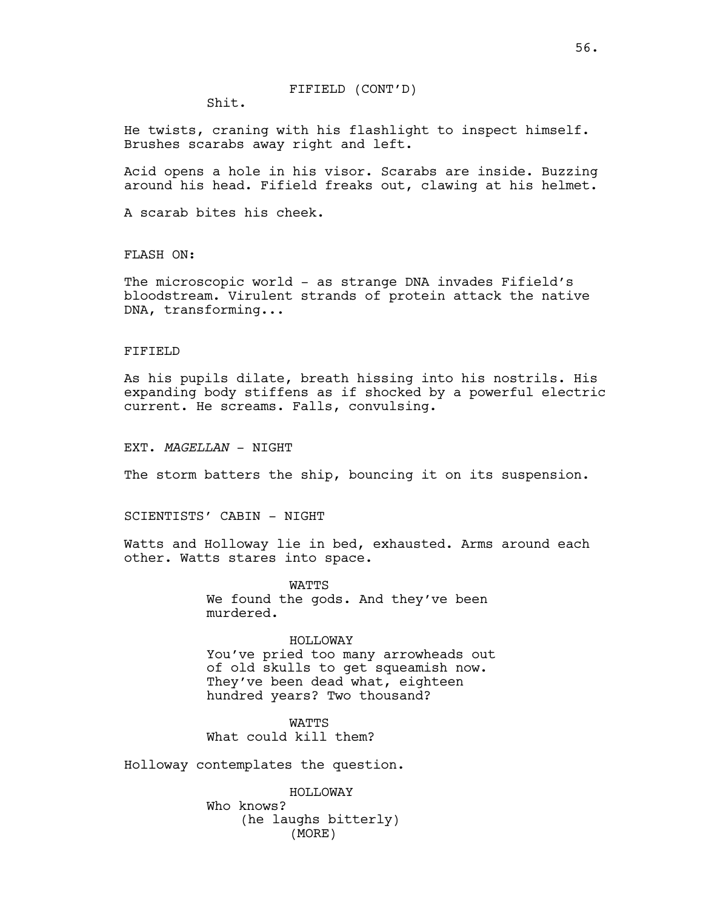FIFIELD (CONT'D)

Shit.

He twists, craning with his flashlight to inspect himself. Brushes scarabs away right and left.

Acid opens a hole in his visor. Scarabs are inside. Buzzing around his head. Fifield freaks out, clawing at his helmet.

A scarab bites his cheek.

FLASH ON:

The microscopic world - as strange DNA invades Fifield's bloodstream. Virulent strands of protein attack the native DNA, transforming...

FIFIELD

As his pupils dilate, breath hissing into his nostrils. His expanding body stiffens as if shocked by a powerful electric current. He screams. Falls, convulsing.

EXT. *MAGELLAN* - NIGHT

The storm batters the ship, bouncing it on its suspension.

SCIENTISTS' CABIN - NIGHT

Watts and Holloway lie in bed, exhausted. Arms around each other. Watts stares into space.

WATTS

We found the gods. And they've been murdered.

HOLLOWAY

You've pried too many arrowheads out of old skulls to get squeamish now. They've been dead what, eighteen hundred years? Two thousand?

WATTS

What could kill them?

Holloway contemplates the question.

HOLLOWAY

Who knows?

(he laughs bitterly)

(MORE)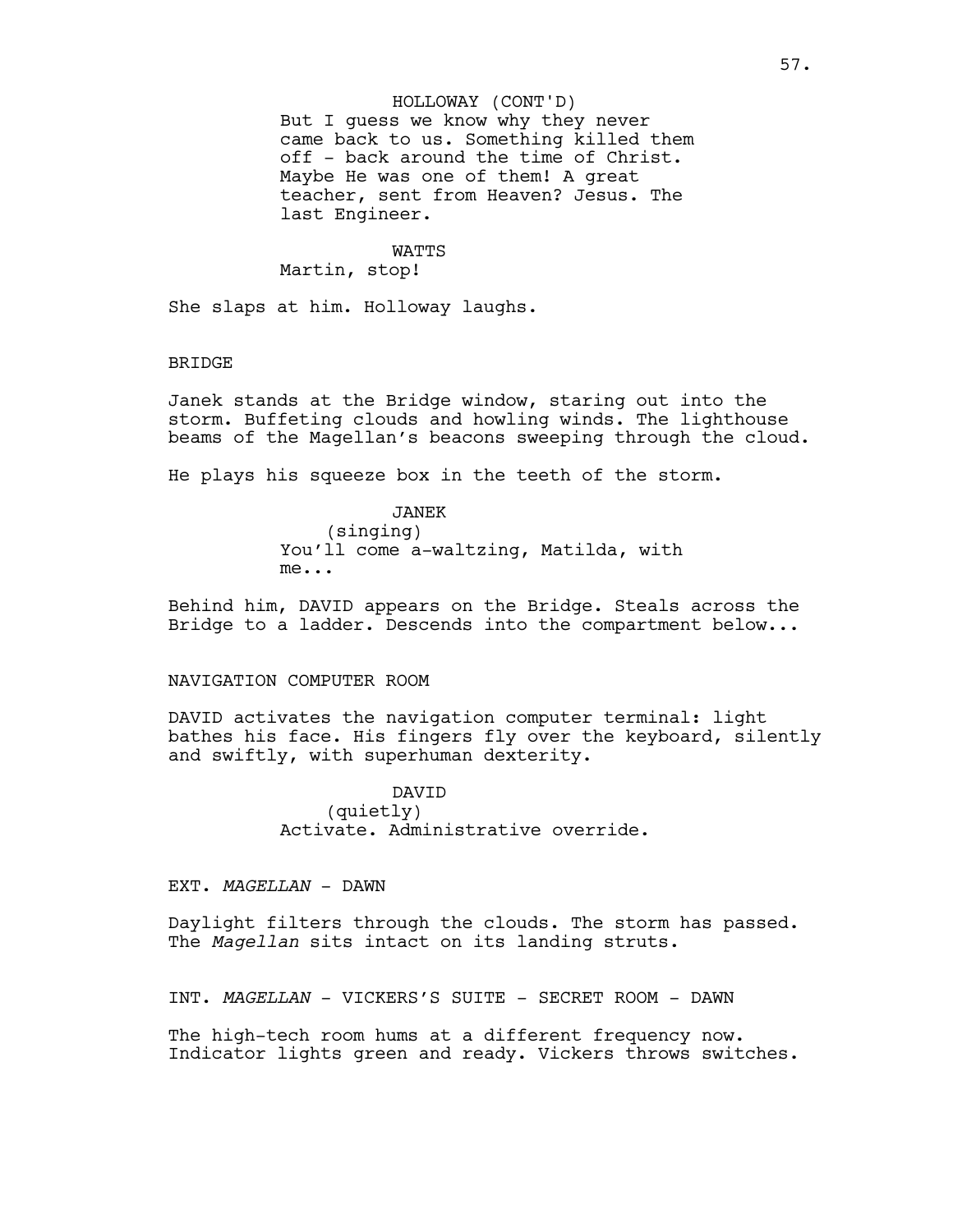HOLLOWAY (CONT'D)
But I guess we know why they never came back to us. Something killed them off - back around the time of Christ. Maybe He was one of them! A great teacher, sent from Heaven? Jesus. The last Engineer.

WATTS
Martin, stop!

She slaps at him. Holloway laughs.

BRIDGE

Janek stands at the Bridge window, staring out into the storm. Buffeting clouds and howling winds. The lighthouse beams of the Magellan's beacons sweeping through the cloud.

He plays his squeeze box in the teeth of the storm.

JANEK
(singing)
You'll come a-waltzing, Matilda, with me...

Behind him, DAVID appears on the Bridge. Steals across the Bridge to a ladder. Descends into the compartment below...

NAVIGATION COMPUTER ROOM

DAVID activates the navigation computer terminal: light bathes his face. His fingers fly over the keyboard, silently and swiftly, with superhuman dexterity.

DAVID
(quietly)
Activate. Administrative override.

EXT. *MAGELLAN* - DAWN

Daylight filters through the clouds. The storm has passed. The *Magellan* sits intact on its landing struts.

INT. *MAGELLAN* - VICKERS'S SUITE - SECRET ROOM - DAWN

The high-tech room hums at a different frequency now. Indicator lights green and ready. Vickers throws switches.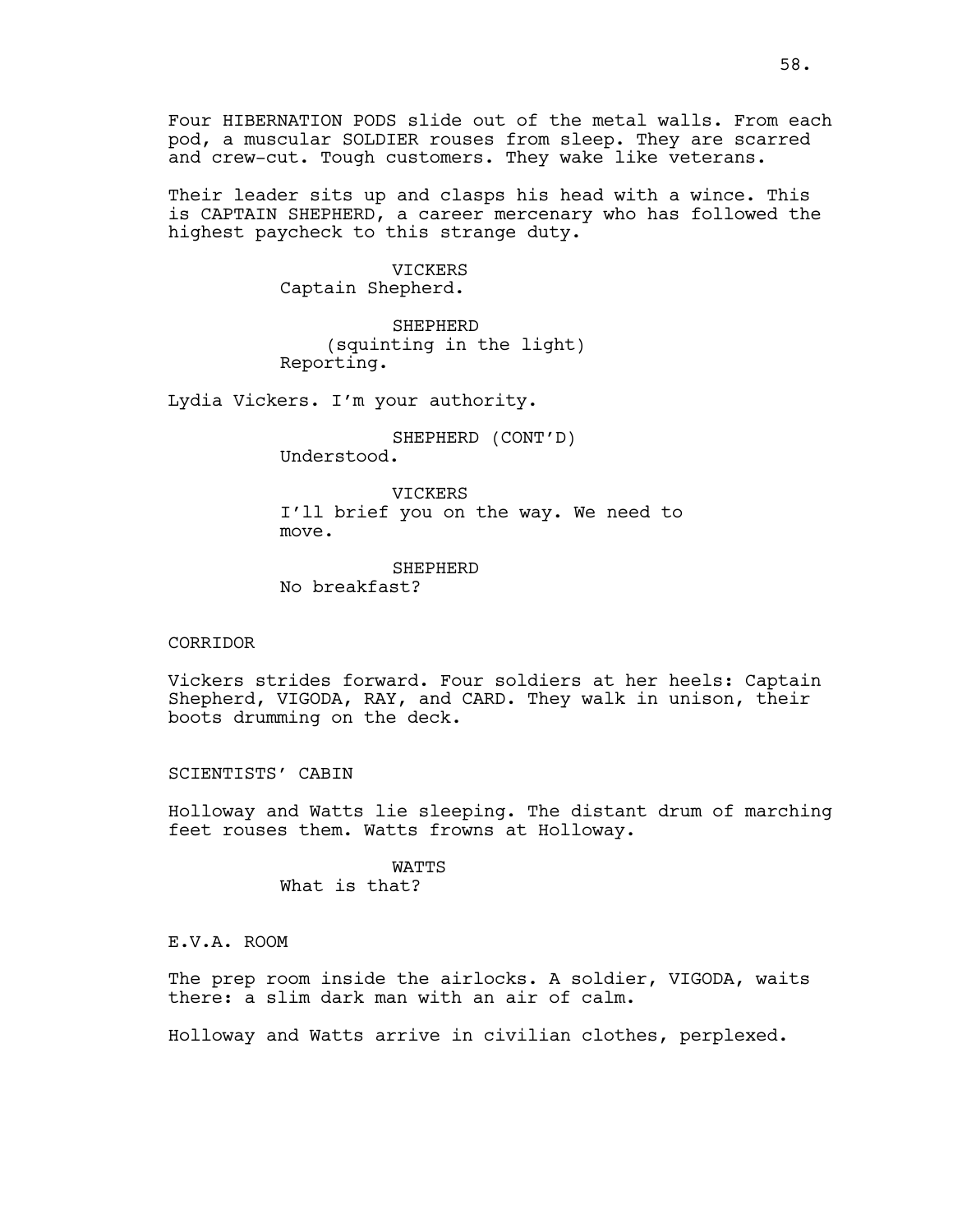Four HIBERNATION PODS slide out of the metal walls. From each pod, a muscular SOLDIER rouses from sleep. They are scarred and crew-cut. Tough customers. They wake like veterans.

Their leader sits up and clasps his head with a wince. This is CAPTAIN SHEPHERD, a career mercenary who has followed the highest paycheck to this strange duty.

VICKERS
Captain Shepherd.

SHEPHERD
(squinting in the light)
Reporting.

Lydia Vickers. I'm your authority.

SHEPHERD (CONT'D)
Understood.

VICKERS
I'll brief you on the way. We need to move.

SHEPHERD
No breakfast?

CORRIDOR

Vickers strides forward. Four soldiers at her heels: Captain Shepherd, VIGODA, RAY, and CARD. They walk in unison, their boots drumming on the deck.

SCIENTISTS' CABIN

Holloway and Watts lie sleeping. The distant drum of marching feet rouses them. Watts frowns at Holloway.

WATTS
What is that?

E.V.A. ROOM

The prep room inside the airlocks. A soldier, VIGODA, waits there: a slim dark man with an air of calm.

Holloway and Watts arrive in civilian clothes, perplexed.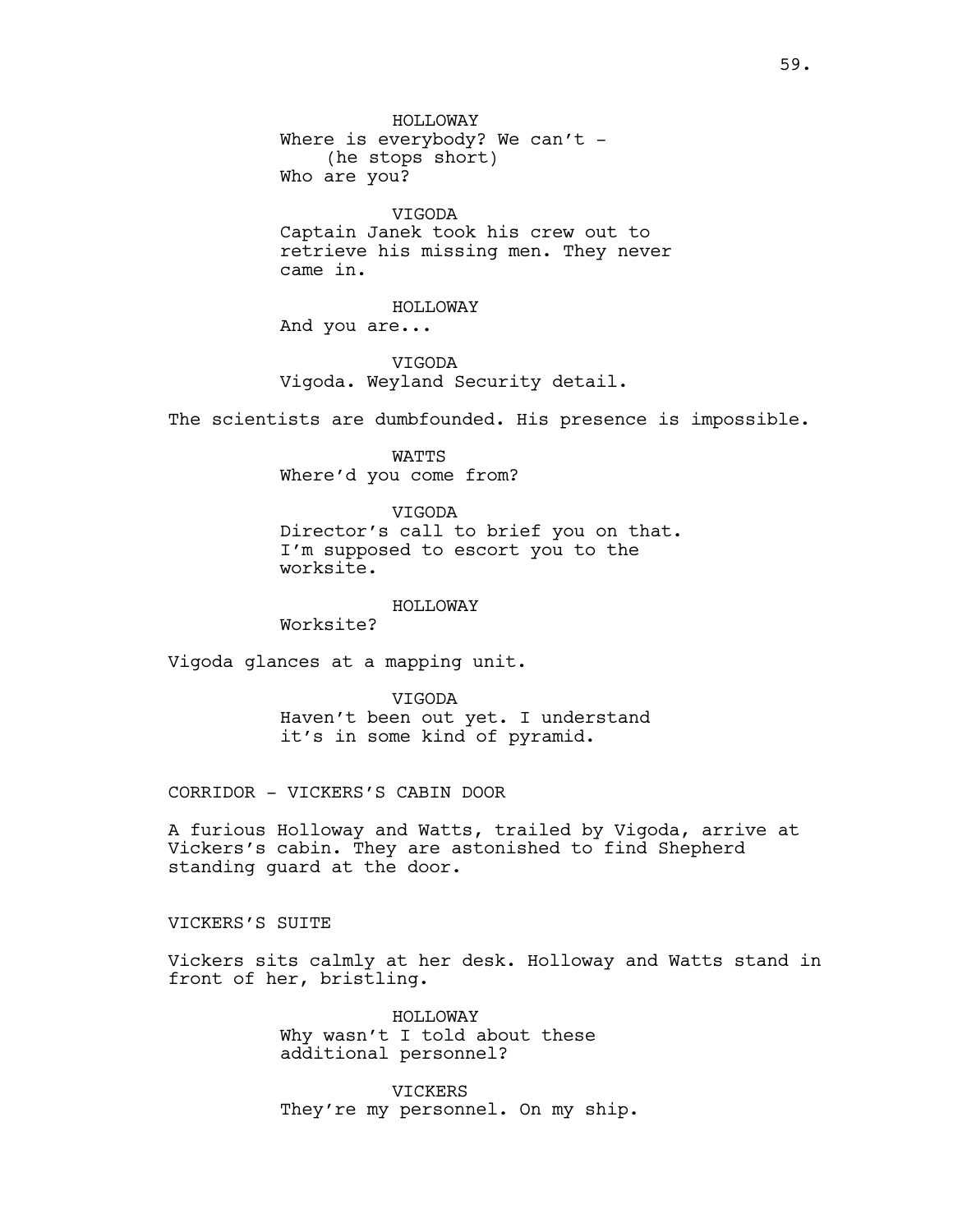HOLLOWAY
Where is everybody? We can't -
(he stops short)
Who are you?

VIGODA
Captain Janek took his crew out to retrieve his missing men. They never came in.

HOLLOWAY
And you are...

VIGODA
Vigoda. Weyland Security detail.

The scientists are dumbfounded. His presence is impossible.

WATTS
Where'd you come from?

VIGODA
Director's call to brief you on that. I'm supposed to escort you to the worksite.

HOLLOWAY
Worksite?

Vigoda glances at a mapping unit.

VIGODA
Haven't been out yet. I understand it's in some kind of pyramid.

CORRIDOR - VICKERS'S CABIN DOOR

A furious Holloway and Watts, trailed by Vigoda, arrive at Vickers's cabin. They are astonished to find Shepherd standing guard at the door.

VICKERS'S SUITE

Vickers sits calmly at her desk. Holloway and Watts stand in front of her, bristling.

HOLLOWAY
Why wasn't I told about these additional personnel?

VICKERS
They're my personnel. On my ship.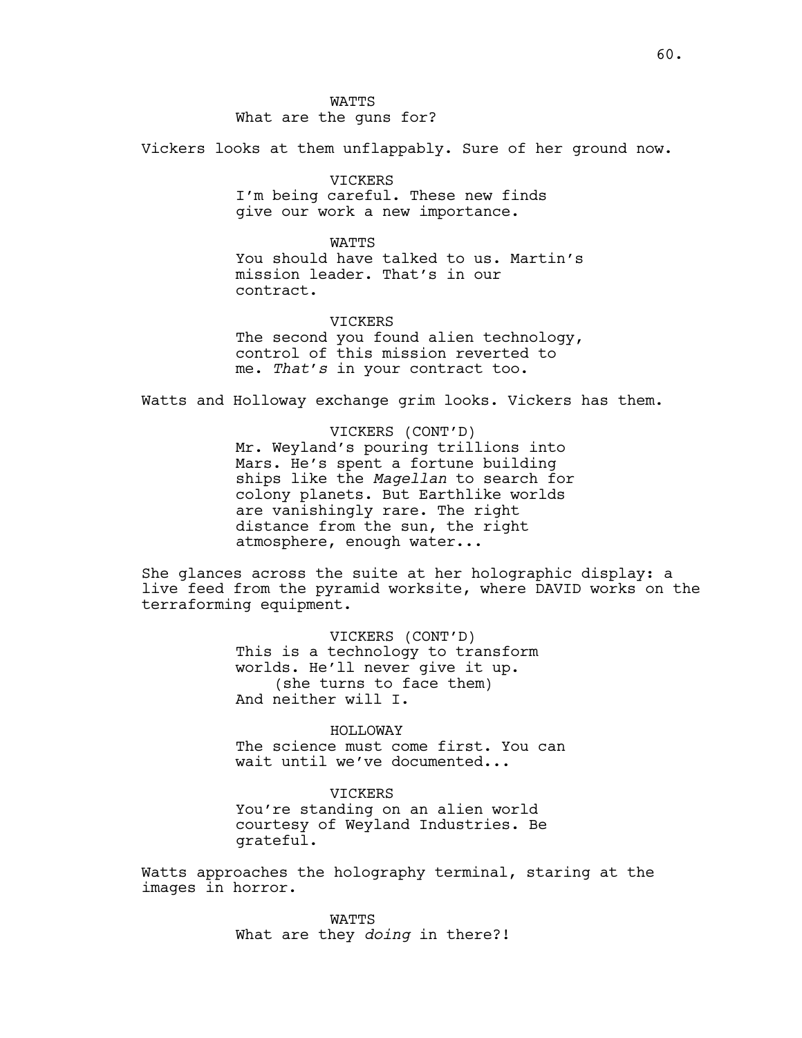WATTS
What are the guns for?

Vickers looks at them unflappably. Sure of her ground now.

VICKERS
I'm being careful. These new finds give our work a new importance.

WATTS
You should have talked to us. Martin's mission leader. That's in our contract.

VICKERS
The second you found alien technology, control of this mission reverted to me. *That's* in your contract too.

Watts and Holloway exchange grim looks. Vickers has them.

VICKERS (CONT'D)
Mr. Weyland's pouring trillions into Mars. He's spent a fortune building ships like the *Magellan* to search for colony planets. But Earthlike worlds are vanishingly rare. The right distance from the sun, the right atmosphere, enough water...

She glances across the suite at her holographic display: a live feed from the pyramid worksite, where DAVID works on the terraforming equipment.

VICKERS (CONT'D)
This is a technology to transform worlds. He'll never give it up.
(she turns to face them)
And neither will I.

HOLLOWAY
The science must come first. You can wait until we've documented...

VICKERS
You're standing on an alien world courtesy of Weyland Industries. Be grateful.

Watts approaches the holography terminal, staring at the images in horror.

WATTS
What are they *doing* in there?!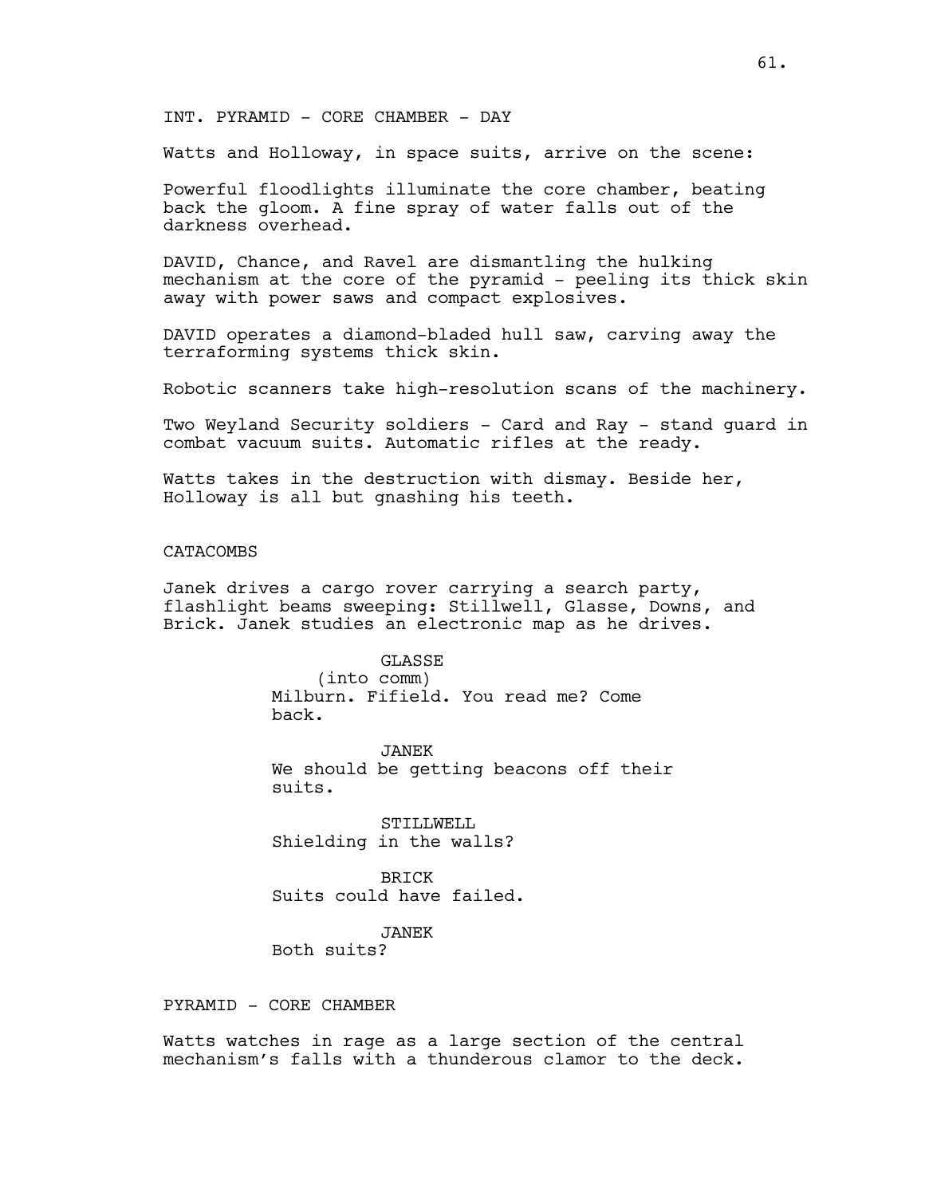INT. PYRAMID - CORE CHAMBER - DAY

Watts and Holloway, in space suits, arrive on the scene:

Powerful floodlights illuminate the core chamber, beating back the gloom. A fine spray of water falls out of the darkness overhead.

DAVID, Chance, and Ravel are dismantling the hulking mechanism at the core of the pyramid - peeling its thick skin away with power saws and compact explosives.

DAVID operates a diamond-bladed hull saw, carving away the terraforming systems thick skin.

Robotic scanners take high-resolution scans of the machinery.

Two Weyland Security soldiers - Card and Ray - stand guard in combat vacuum suits. Automatic rifles at the ready.

Watts takes in the destruction with dismay. Beside her, Holloway is all but gnashing his teeth.

CATACOMBS

Janek drives a cargo rover carrying a search party, flashlight beams sweeping: Stillwell, Glasse, Downs, and Brick. Janek studies an electronic map as he drives.

GLASSE
(into comm)
Milburn. Fifield. You read me? Come back.

JANEK
We should be getting beacons off their suits.

STILLWELL
Shielding in the walls?

BRICK
Suits could have failed.

JANEK
Both suits?

PYRAMID - CORE CHAMBER

Watts watches in rage as a large section of the central mechanism's falls with a thunderous clamor to the deck.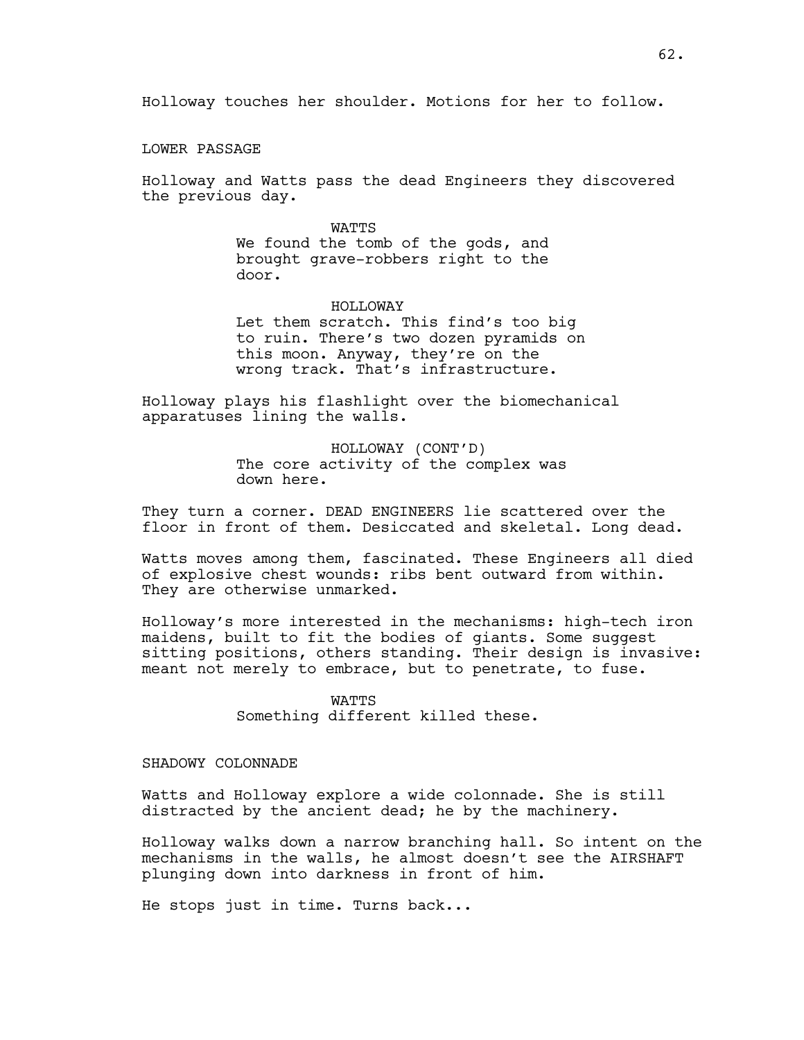Holloway touches her shoulder. Motions for her to follow.

LOWER PASSAGE

Holloway and Watts pass the dead Engineers they discovered the previous day.

WATTS
We found the tomb of the gods, and brought grave-robbers right to the door.

HOLLOWAY
Let them scratch. This find's too big to ruin. There's two dozen pyramids on this moon. Anyway, they're on the wrong track. That's infrastructure.

Holloway plays his flashlight over the biomechanical apparatuses lining the walls.

HOLLOWAY (CONT'D)
The core activity of the complex was down here.

They turn a corner. DEAD ENGINEERS lie scattered over the floor in front of them. Desiccated and skeletal. Long dead.

Watts moves among them, fascinated. These Engineers all died of explosive chest wounds: ribs bent outward from within. They are otherwise unmarked.

Holloway's more interested in the mechanisms: high-tech iron maidens, built to fit the bodies of giants. Some suggest sitting positions, others standing. Their design is invasive: meant not merely to embrace, but to penetrate, to fuse.

WATTS
Something different killed these.

SHADOWY COLONNADE

Watts and Holloway explore a wide colonnade. She is still distracted by the ancient dead; he by the machinery.

Holloway walks down a narrow branching hall. So intent on the mechanisms in the walls, he almost doesn't see the AIRSHAFT plunging down into darkness in front of him.

He stops just in time. Turns back...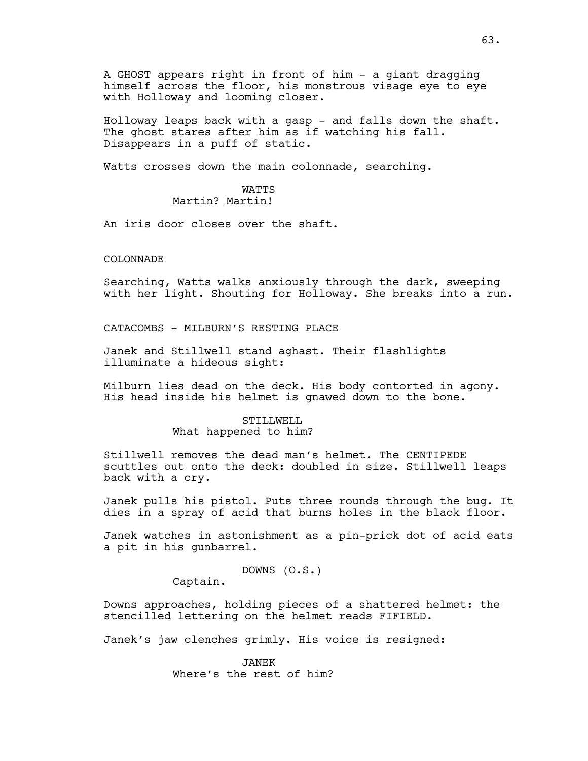A GHOST appears right in front of him - a giant dragging himself across the floor, his monstrous visage eye to eye with Holloway and looming closer.

Holloway leaps back with a gasp - and falls down the shaft. The ghost stares after him as if watching his fall. Disappears in a puff of static.

Watts crosses down the main colonnade, searching.

WATTS
Martin? Martin!

An iris door closes over the shaft.

COLONNADE

Searching, Watts walks anxiously through the dark, sweeping with her light. Shouting for Holloway. She breaks into a run.

CATACOMBS - MILBURN'S RESTING PLACE

Janek and Stillwell stand aghast. Their flashlights illuminate a hideous sight:

Milburn lies dead on the deck. His body contorted in agony. His head inside his helmet is gnawed down to the bone.

STILLWELL
What happened to him?

Stillwell removes the dead man's helmet. The CENTIPEDE scuttles out onto the deck: doubled in size. Stillwell leaps back with a cry.

Janek pulls his pistol. Puts three rounds through the bug. It dies in a spray of acid that burns holes in the black floor.

Janek watches in astonishment as a pin-prick dot of acid eats a pit in his gunbarrel.

DOWNS (O.S.)
Captain.

Downs approaches, holding pieces of a shattered helmet: the stencilled lettering on the helmet reads FIFIELD.

Janek's jaw clenches grimly. His voice is resigned:

JANEK
Where's the rest of him?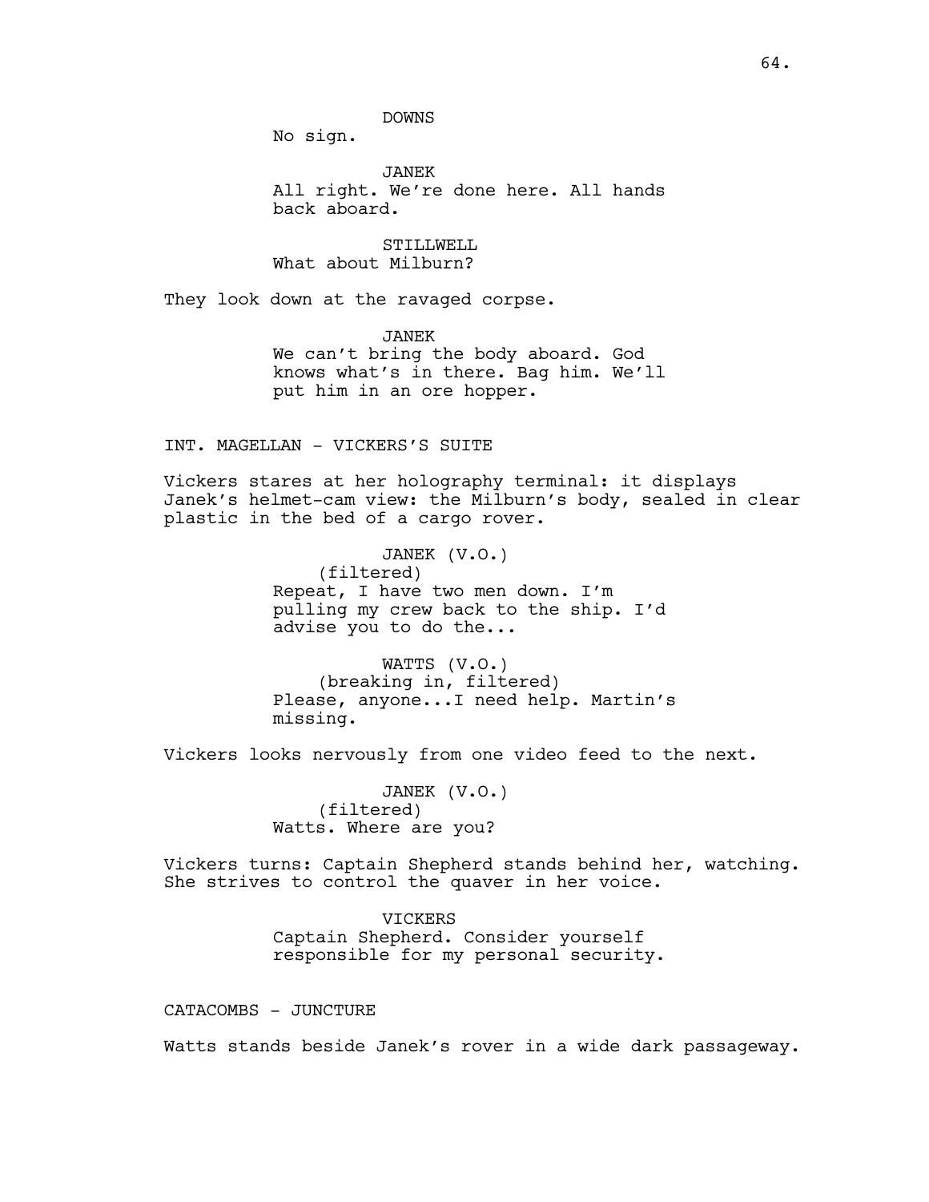DOWNS
No sign.

JANEK
All right. We're done here. All hands back aboard.

STILLWELL
What about Milburn?

They look down at the ravaged corpse.

JANEK
We can't bring the body aboard. God knows what's in there. Bag him. We'll put him in an ore hopper.

INT. MAGELLAN - VICKERS'S SUITE

Vickers stares at her holography terminal: it displays Janek's helmet-cam view: the Milburn's body, sealed in clear plastic in the bed of a cargo rover.

JANEK (V.O.)
(filtered)
Repeat, I have two men down. I'm pulling my crew back to the ship. I'd advise you to do the...

WATTS (V.O.)
(breaking in, filtered)
Please, anyone...I need help. Martin's missing.

Vickers looks nervously from one video feed to the next.

JANEK (V.O.)
(filtered)
Watts. Where are you?

Vickers turns: Captain Shepherd stands behind her, watching. She strives to control the quaver in her voice.

VICKERS
Captain Shepherd. Consider yourself responsible for my personal security.

CATACOMBS - JUNCTURE

Watts stands beside Janek's rover in a wide dark passageway.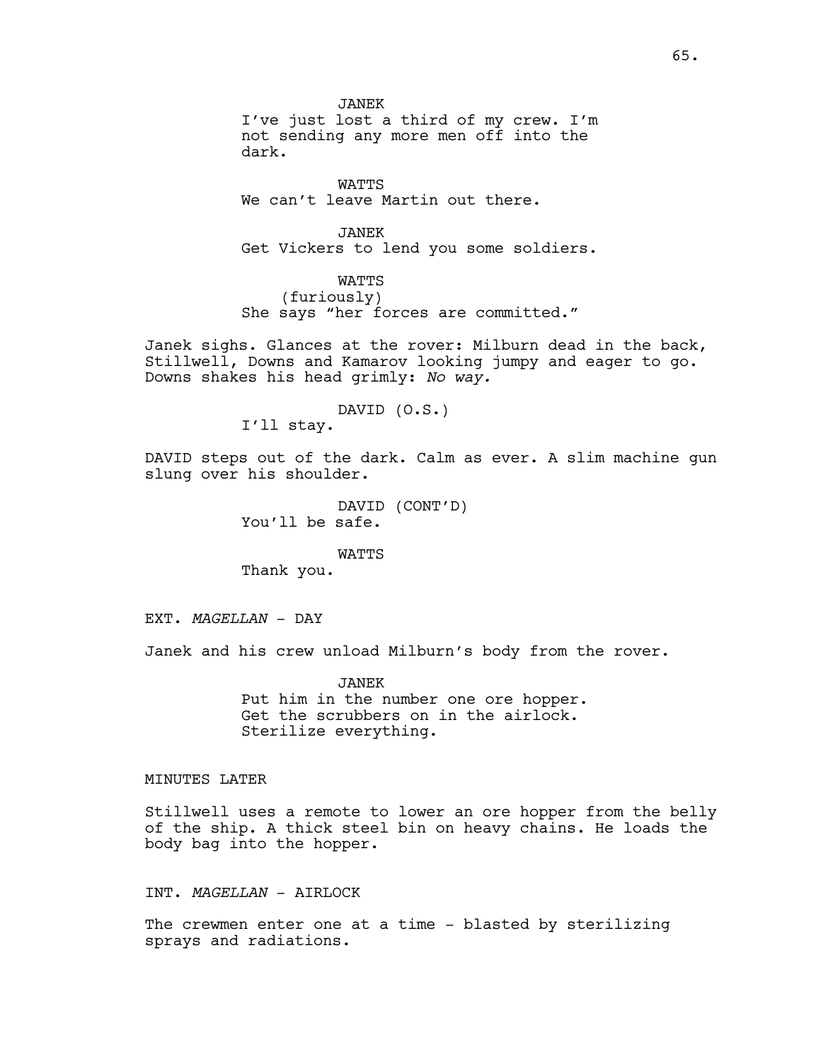JANEK
I've just lost a third of my crew. I'm not sending any more men off into the dark.

WATTS
We can't leave Martin out there.

JANEK
Get Vickers to lend you some soldiers.

WATTS
(furiously)
She says "her forces are committed."

Janek sighs. Glances at the rover: Milburn dead in the back, Stillwell, Downs and Kamarov looking jumpy and eager to go. Downs shakes his head grimly: *No way.*

DAVID (O.S.)
I'll stay.

DAVID steps out of the dark. Calm as ever. A slim machine gun slung over his shoulder.

DAVID (CONT'D)
You'll be safe.

WATTS
Thank you.

EXT. *MAGELLAN* - DAY

Janek and his crew unload Milburn's body from the rover.

JANEK
Put him in the number one ore hopper. Get the scrubbers on in the airlock. Sterilize everything.

MINUTES LATER

Stillwell uses a remote to lower an ore hopper from the belly of the ship. A thick steel bin on heavy chains. He loads the body bag into the hopper.

INT. *MAGELLAN* - AIRLOCK

The crewmen enter one at a time - blasted by sterilizing sprays and radiations.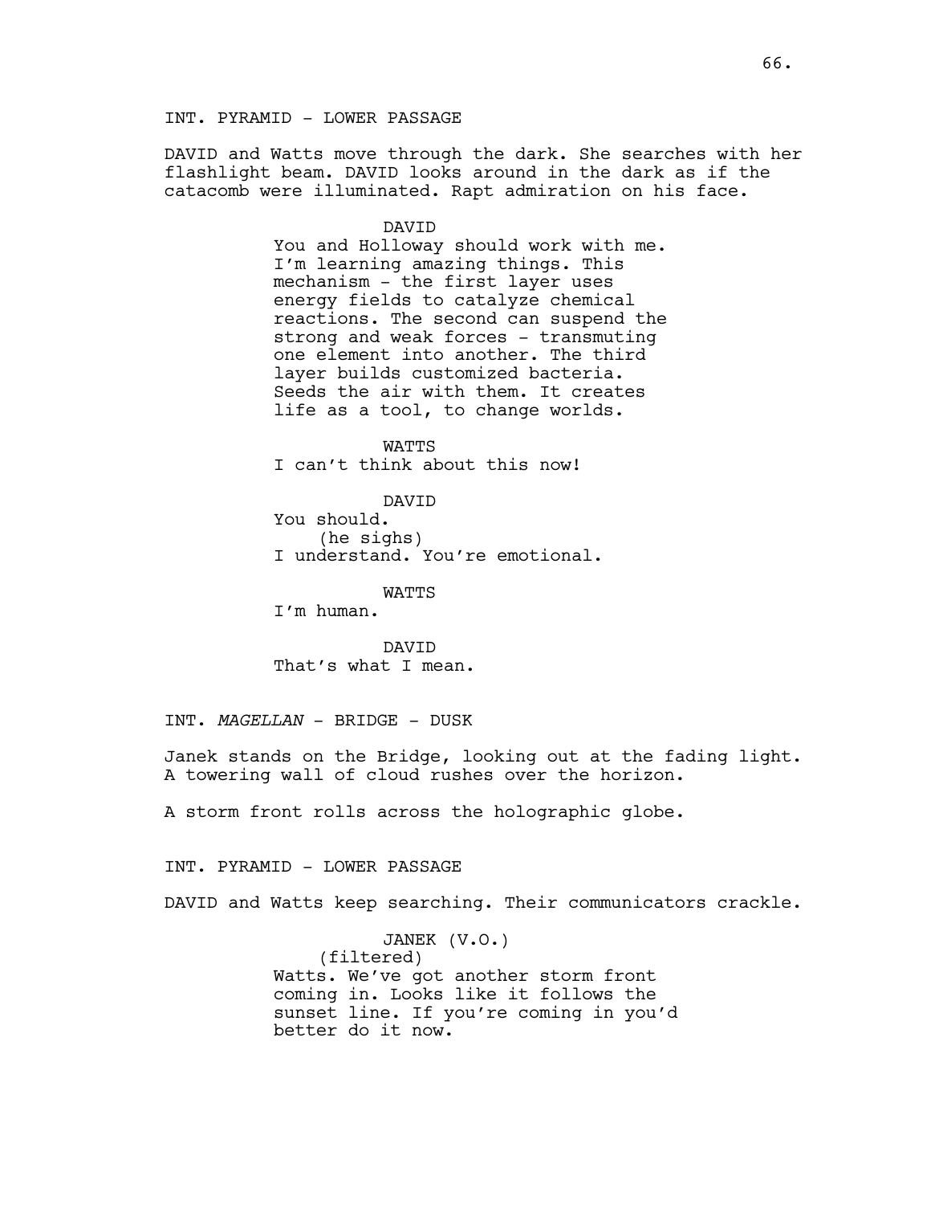INT. PYRAMID - LOWER PASSAGE

DAVID and Watts move through the dark. She searches with her flashlight beam. DAVID looks around in the dark as if the catacomb were illuminated. Rapt admiration on his face.

DAVID
You and Holloway should work with me. I'm learning amazing things. This mechanism - the first layer uses energy fields to catalyze chemical reactions. The second can suspend the strong and weak forces - transmuting one element into another. The third layer builds customized bacteria. Seeds the air with them. It creates life as a tool, to change worlds.

WATTS
I can't think about this now!

DAVID
You should.
(he sighs)
I understand. You're emotional.

WATTS
I'm human.

DAVID
That's what I mean.

INT. *MAGELLAN* - BRIDGE - DUSK

Janek stands on the Bridge, looking out at the fading light. A towering wall of cloud rushes over the horizon.

A storm front rolls across the holographic globe.

INT. PYRAMID - LOWER PASSAGE

DAVID and Watts keep searching. Their communicators crackle.

JANEK (V.O.)
(filtered)
Watts. We've got another storm front coming in. Looks like it follows the sunset line. If you're coming in you'd better do it now.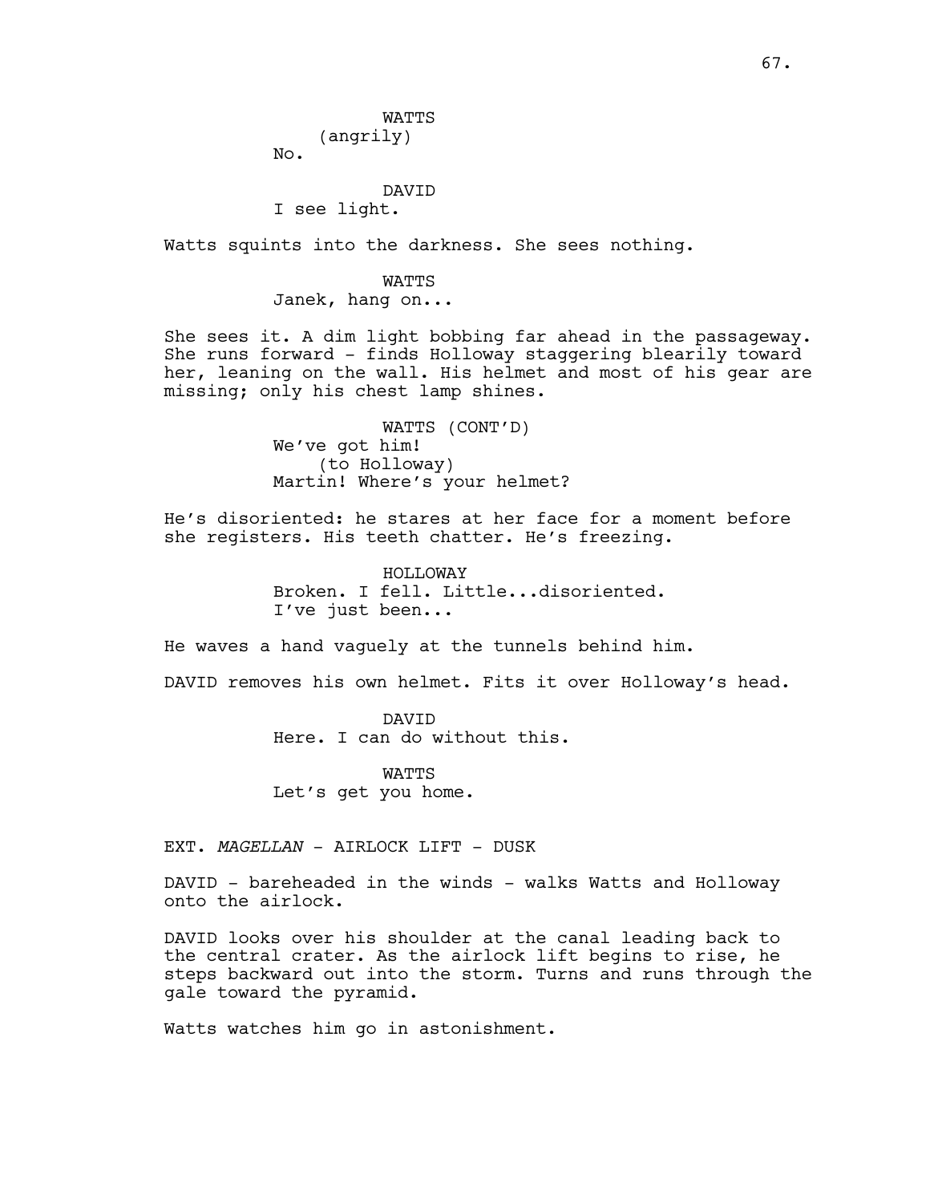WATTS
(angrily)
No.

DAVID
I see light.

Watts squints into the darkness. She sees nothing.

WATTS
Janek, hang on...

She sees it. A dim light bobbing far ahead in the passageway. She runs forward - finds Holloway staggering blearily toward her, leaning on the wall. His helmet and most of his gear are missing; only his chest lamp shines.

WATTS (CONT'D)
We've got him!
(to Holloway)
Martin! Where's your helmet?

He's disoriented: he stares at her face for a moment before she registers. His teeth chatter. He's freezing.

HOLLOWAY
Broken. I fell. Little...disoriented.
I've just been...

He waves a hand vaguely at the tunnels behind him.

DAVID removes his own helmet. Fits it over Holloway's head.

DAVID
Here. I can do without this.

WATTS
Let's get you home.

EXT. *MAGELLAN* - AIRLOCK LIFT - DUSK

DAVID - bareheaded in the winds - walks Watts and Holloway onto the airlock.

DAVID looks over his shoulder at the canal leading back to the central crater. As the airlock lift begins to rise, he steps backward out into the storm. Turns and runs through the gale toward the pyramid.

Watts watches him go in astonishment.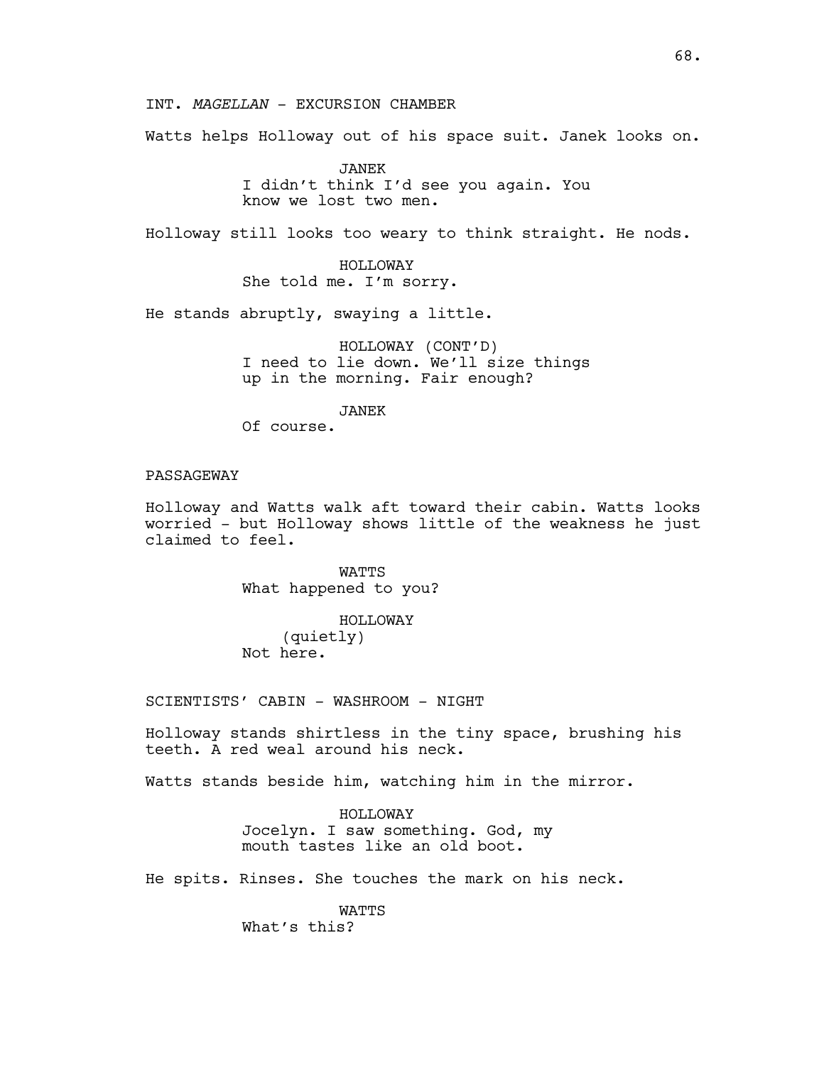INT. *MAGELLAN* - EXCURSION CHAMBER

Watts helps Holloway out of his space suit. Janek looks on.

JANEK
I didn't think I'd see you again. You know we lost two men.

Holloway still looks too weary to think straight. He nods.

HOLLOWAY
She told me. I'm sorry.

He stands abruptly, swaying a little.

HOLLOWAY (CONT'D)
I need to lie down. We'll size things up in the morning. Fair enough?

JANEK
Of course.

PASSAGEWAY

Holloway and Watts walk aft toward their cabin. Watts looks worried - but Holloway shows little of the weakness he just claimed to feel.

WATTS
What happened to you?

HOLLOWAY
(quietly)
Not here.

SCIENTISTS' CABIN - WASHROOM - NIGHT

Holloway stands shirtless in the tiny space, brushing his teeth. A red weal around his neck.

Watts stands beside him, watching him in the mirror.

HOLLOWAY
Jocelyn. I saw something. God, my mouth tastes like an old boot.

He spits. Rinses. She touches the mark on his neck.

WATTS
What's this?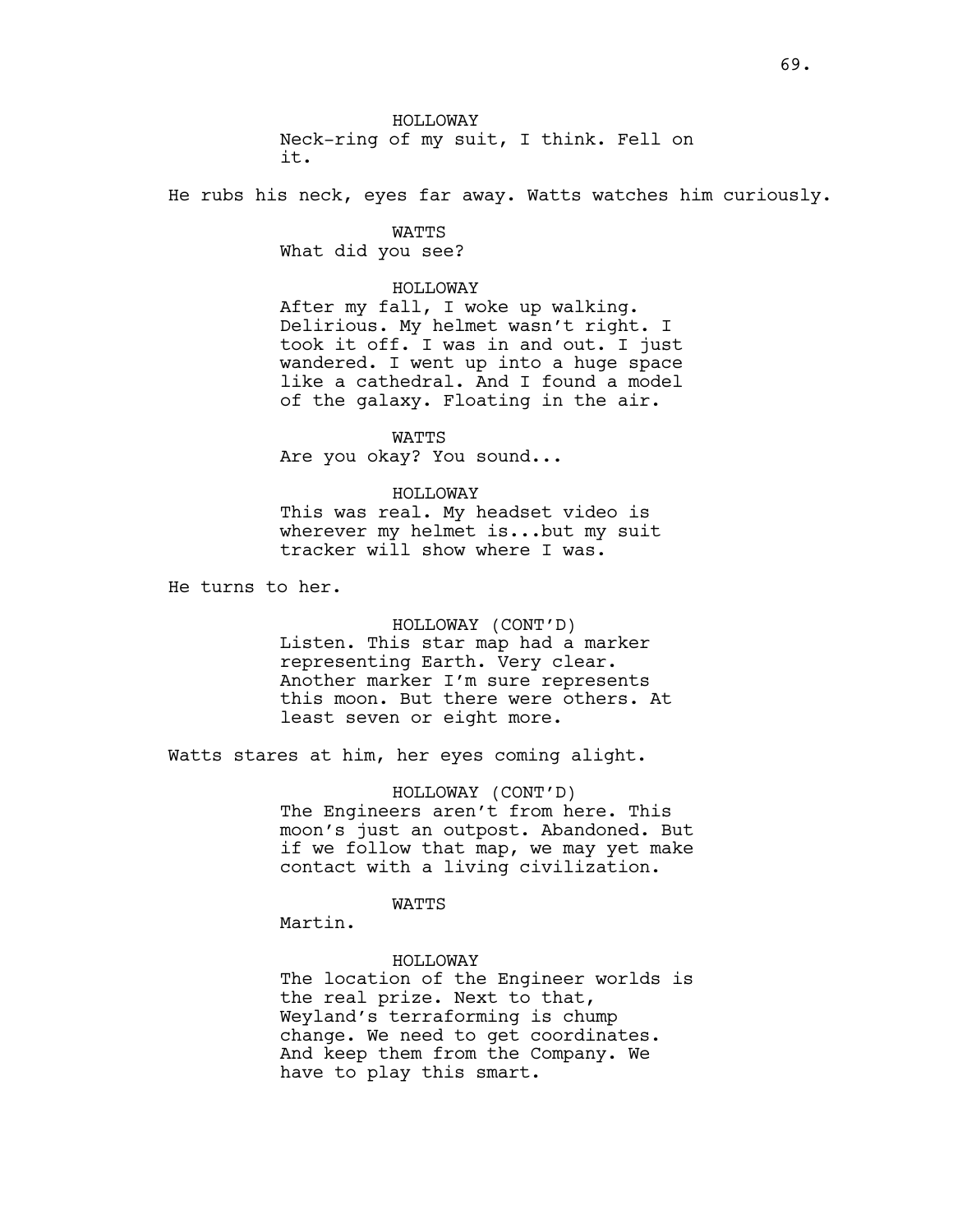HOLLOWAY
Neck-ring of my suit, I think. Fell on it.

He rubs his neck, eyes far away. Watts watches him curiously.

WATTS
What did you see?

HOLLOWAY
After my fall, I woke up walking. Delirious. My helmet wasn't right. I took it off. I was in and out. I just wandered. I went up into a huge space like a cathedral. And I found a model of the galaxy. Floating in the air.

WATTS
Are you okay? You sound...

HOLLOWAY
This was real. My headset video is wherever my helmet is...but my suit tracker will show where I was.

He turns to her.

HOLLOWAY (CONT'D)
Listen. This star map had a marker representing Earth. Very clear. Another marker I'm sure represents this moon. But there were others. At least seven or eight more.

Watts stares at him, her eyes coming alight.

HOLLOWAY (CONT'D)
The Engineers aren't from here. This moon's just an outpost. Abandoned. But if we follow that map, we may yet make contact with a living civilization.

WATTS
Martin.

HOLLOWAY
The location of the Engineer worlds is the real prize. Next to that, Weyland's terraforming is chump change. We need to get coordinates. And keep them from the Company. We have to play this smart.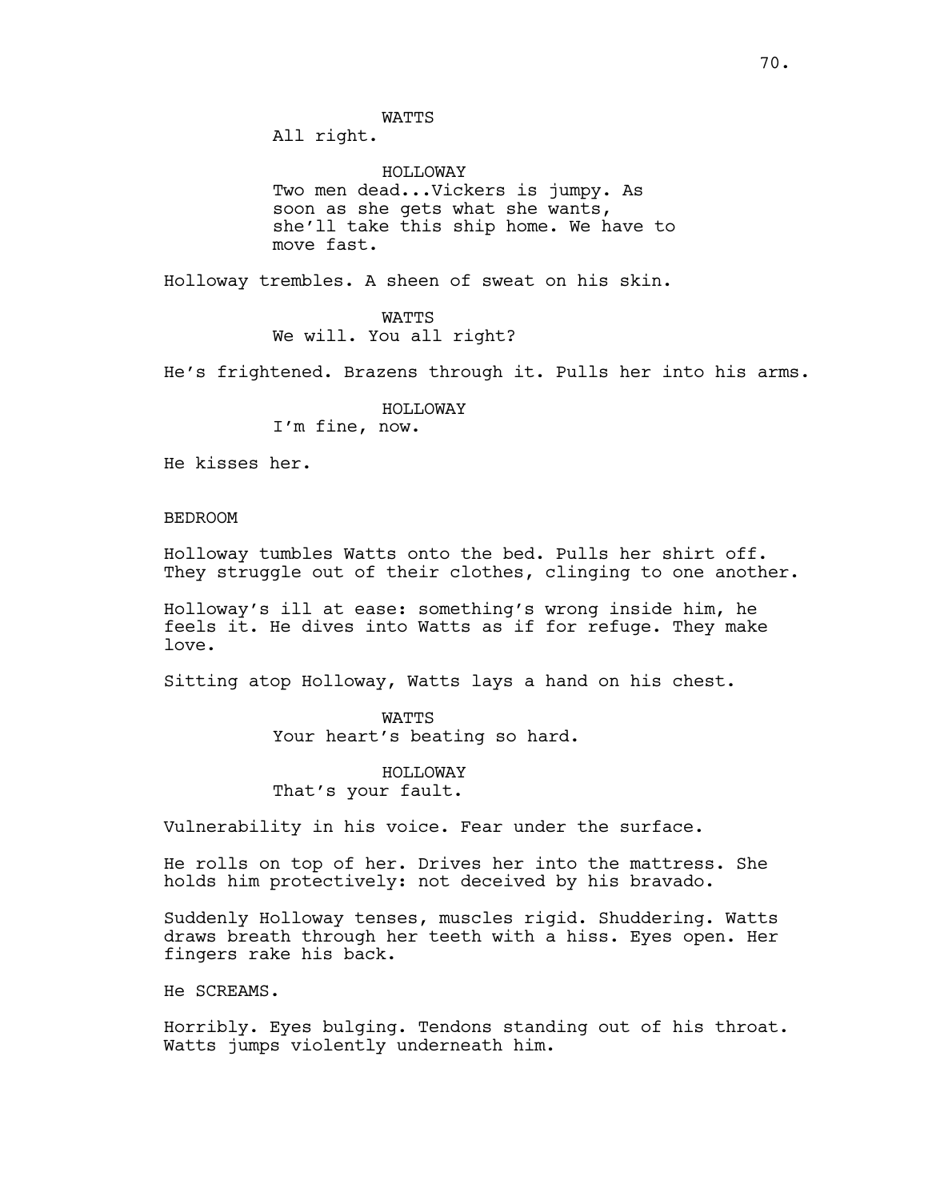WATTS
All right.

HOLLOWAY
Two men dead...Vickers is jumpy. As soon as she gets what she wants, she'll take this ship home. We have to move fast.

Holloway trembles. A sheen of sweat on his skin.

WATTS
We will. You all right?

He's frightened. Brazens through it. Pulls her into his arms.

HOLLOWAY
I'm fine, now.

He kisses her.

BEDROOM

Holloway tumbles Watts onto the bed. Pulls her shirt off. They struggle out of their clothes, clinging to one another.

Holloway's ill at ease: something's wrong inside him, he feels it. He dives into Watts as if for refuge. They make love.

Sitting atop Holloway, Watts lays a hand on his chest.

WATTS
Your heart's beating so hard.

HOLLOWAY
That's your fault.

Vulnerability in his voice. Fear under the surface.

He rolls on top of her. Drives her into the mattress. She holds him protectively: not deceived by his bravado.

Suddenly Holloway tenses, muscles rigid. Shuddering. Watts draws breath through her teeth with a hiss. Eyes open. Her fingers rake his back.

He SCREAMS.

Horribly. Eyes bulging. Tendons standing out of his throat. Watts jumps violently underneath him.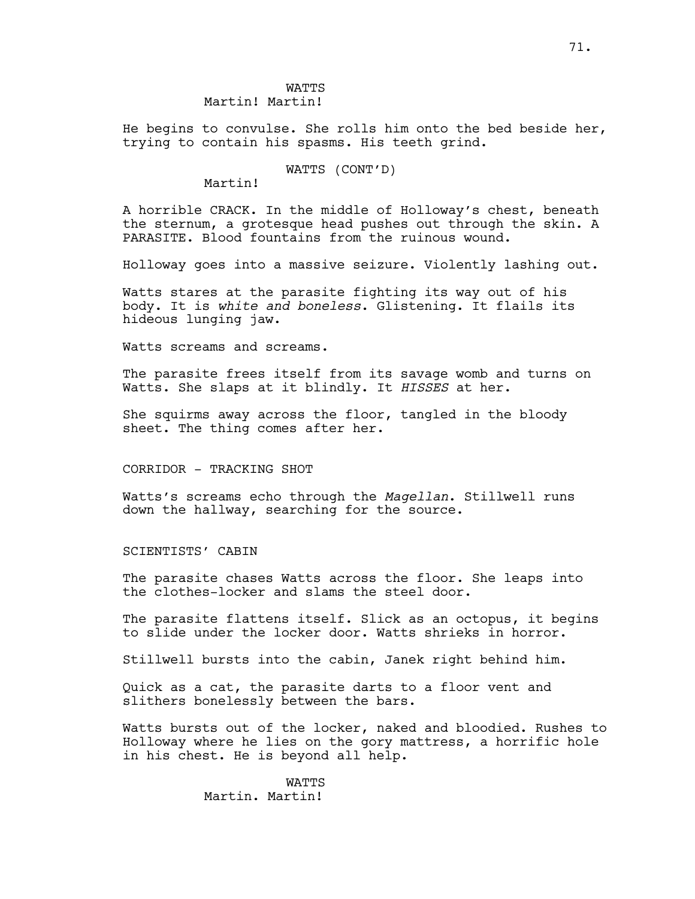WATTS
Martin! Martin!

He begins to convulse. She rolls him onto the bed beside her, trying to contain his spasms. His teeth grind.

WATTS (CONT'D)
Martin!

A horrible CRACK. In the middle of Holloway's chest, beneath the sternum, a grotesque head pushes out through the skin. A PARASITE. Blood fountains from the ruinous wound.

Holloway goes into a massive seizure. Violently lashing out.

Watts stares at the parasite fighting its way out of his body. It is *white and boneless*. Glistening. It flails its hideous lunging jaw.

Watts screams and screams.

The parasite frees itself from its savage womb and turns on Watts. She slaps at it blindly. It *HISSES* at her.

She squirms away across the floor, tangled in the bloody sheet. The thing comes after her.

CORRIDOR - TRACKING SHOT

Watts's screams echo through the *Magellan*. Stillwell runs down the hallway, searching for the source.

SCIENTISTS' CABIN

The parasite chases Watts across the floor. She leaps into the clothes-locker and slams the steel door.

The parasite flattens itself. Slick as an octopus, it begins to slide under the locker door. Watts shrieks in horror.

Stillwell bursts into the cabin, Janek right behind him.

Quick as a cat, the parasite darts to a floor vent and slithers bonelessly between the bars.

Watts bursts out of the locker, naked and bloodied. Rushes to Holloway where he lies on the gory mattress, a horrific hole in his chest. He is beyond all help.

WATTS
Martin. Martin!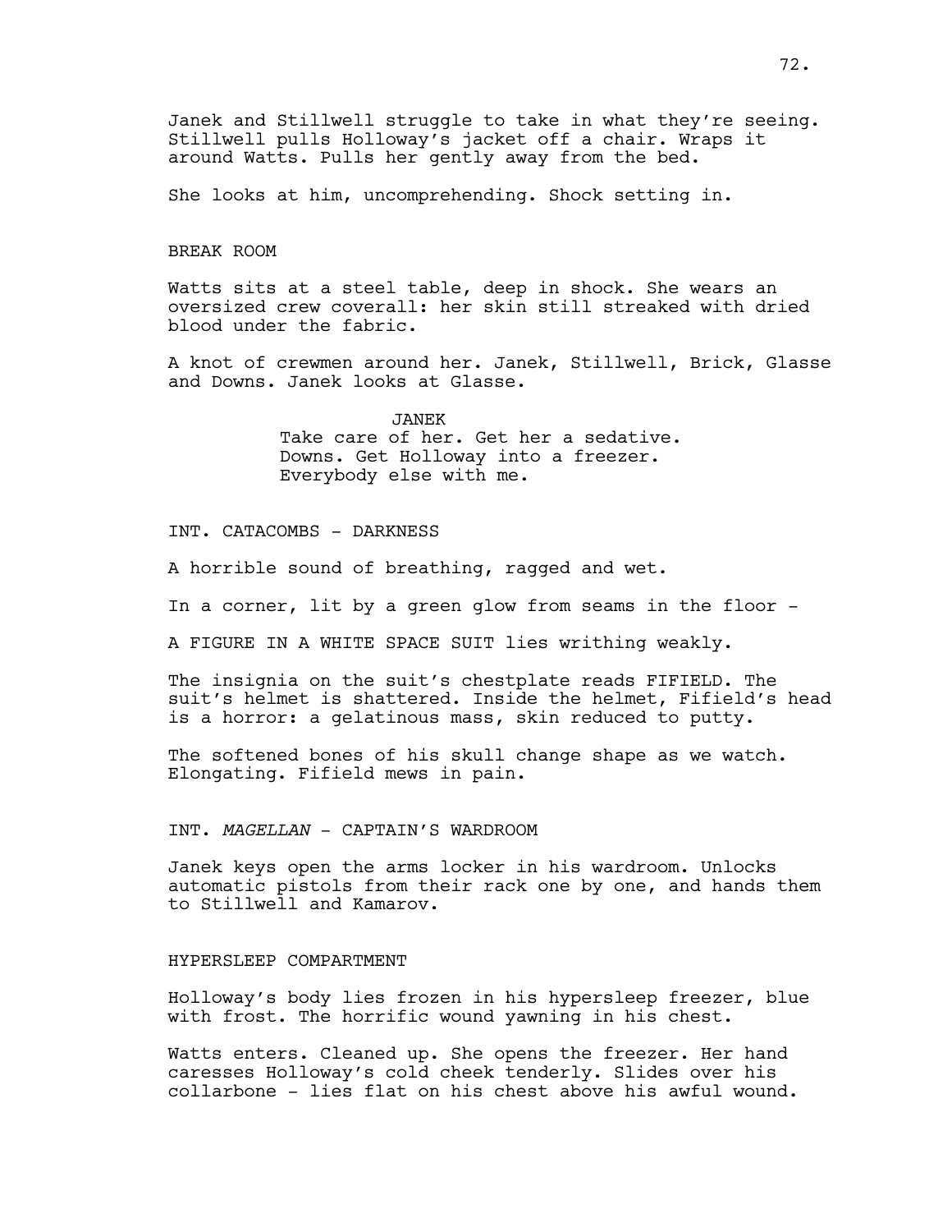Janek and Stillwell struggle to take in what they're seeing. Stillwell pulls Holloway's jacket off a chair. Wraps it around Watts. Pulls her gently away from the bed.

She looks at him, uncomprehending. Shock setting in.

BREAK ROOM

Watts sits at a steel table, deep in shock. She wears an oversized crew coverall: her skin still streaked with dried blood under the fabric.

A knot of crewmen around her. Janek, Stillwell, Brick, Glasse and Downs. Janek looks at Glasse.

JANEK

Take care of her. Get her a sedative. Downs. Get Holloway into a freezer. Everybody else with me.

INT. CATACOMBS - DARKNESS

A horrible sound of breathing, ragged and wet.

In a corner, lit by a green glow from seams in the floor -

A FIGURE IN A WHITE SPACE SUIT lies writhing weakly.

The insignia on the suit's chestplate reads FIFIELD. The suit's helmet is shattered. Inside the helmet, Fifield's head is a horror: a gelatinous mass, skin reduced to putty.

The softened bones of his skull change shape as we watch. Elongating. Fifield mews in pain.

INT. *MAGELLAN* - CAPTAIN'S WARDROOM

Janek keys open the arms locker in his wardroom. Unlocks automatic pistols from their rack one by one, and hands them to Stillwell and Kamarov.

HYPERSLEEP COMPARTMENT

Holloway's body lies frozen in his hypersleep freezer, blue with frost. The horrific wound yawning in his chest.

Watts enters. Cleaned up. She opens the freezer. Her hand caresses Holloway's cold cheek tenderly. Slides over his collarbone - lies flat on his chest above his awful wound.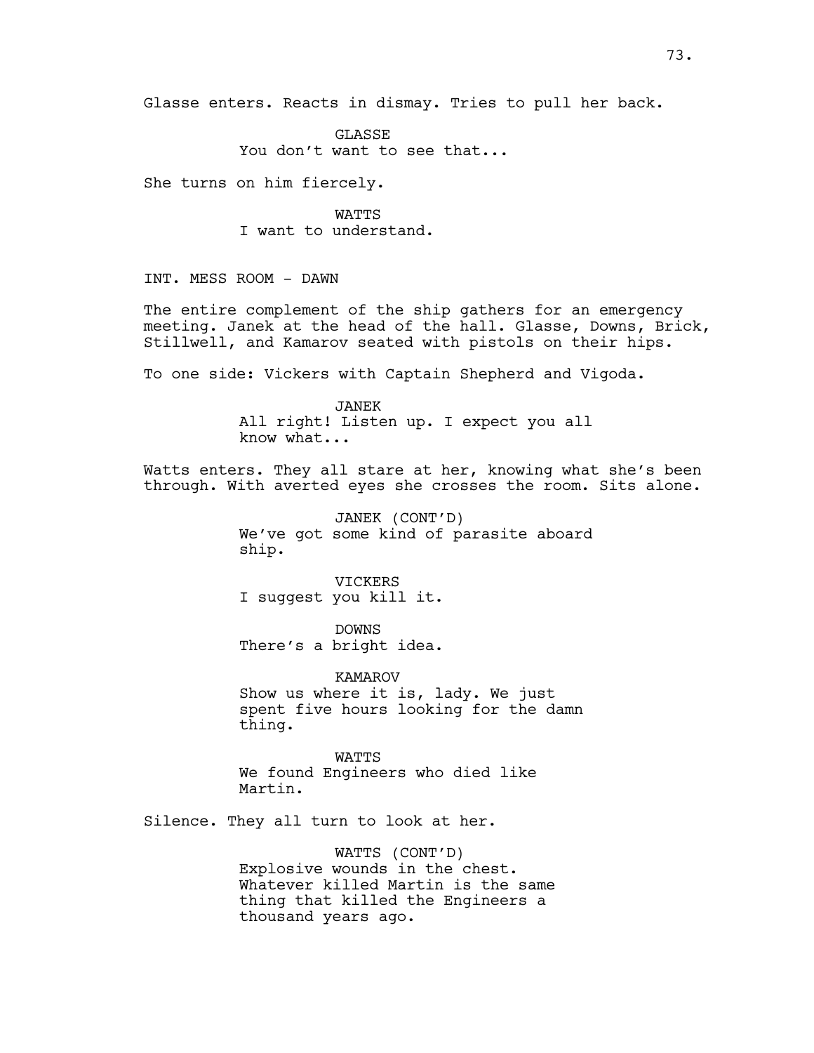Glasse enters. Reacts in dismay. Tries to pull her back.

GLASSE
You don't want to see that...

She turns on him fiercely.

WATTS
I want to understand.

INT. MESS ROOM - DAWN

The entire complement of the ship gathers for an emergency meeting. Janek at the head of the hall. Glasse, Downs, Brick, Stillwell, and Kamarov seated with pistols on their hips.

To one side: Vickers with Captain Shepherd and Vigoda.

JANEK
All right! Listen up. I expect you all know what...

Watts enters. They all stare at her, knowing what she's been through. With averted eyes she crosses the room. Sits alone.

JANEK (CONT'D)
We've got some kind of parasite aboard ship.

VICKERS
I suggest you kill it.

DOWNS
There's a bright idea.

KAMAROV
Show us where it is, lady. We just spent five hours looking for the damn thing.

WATTS
We found Engineers who died like Martin.

Silence. They all turn to look at her.

WATTS (CONT'D)
Explosive wounds in the chest. Whatever killed Martin is the same thing that killed the Engineers a thousand years ago.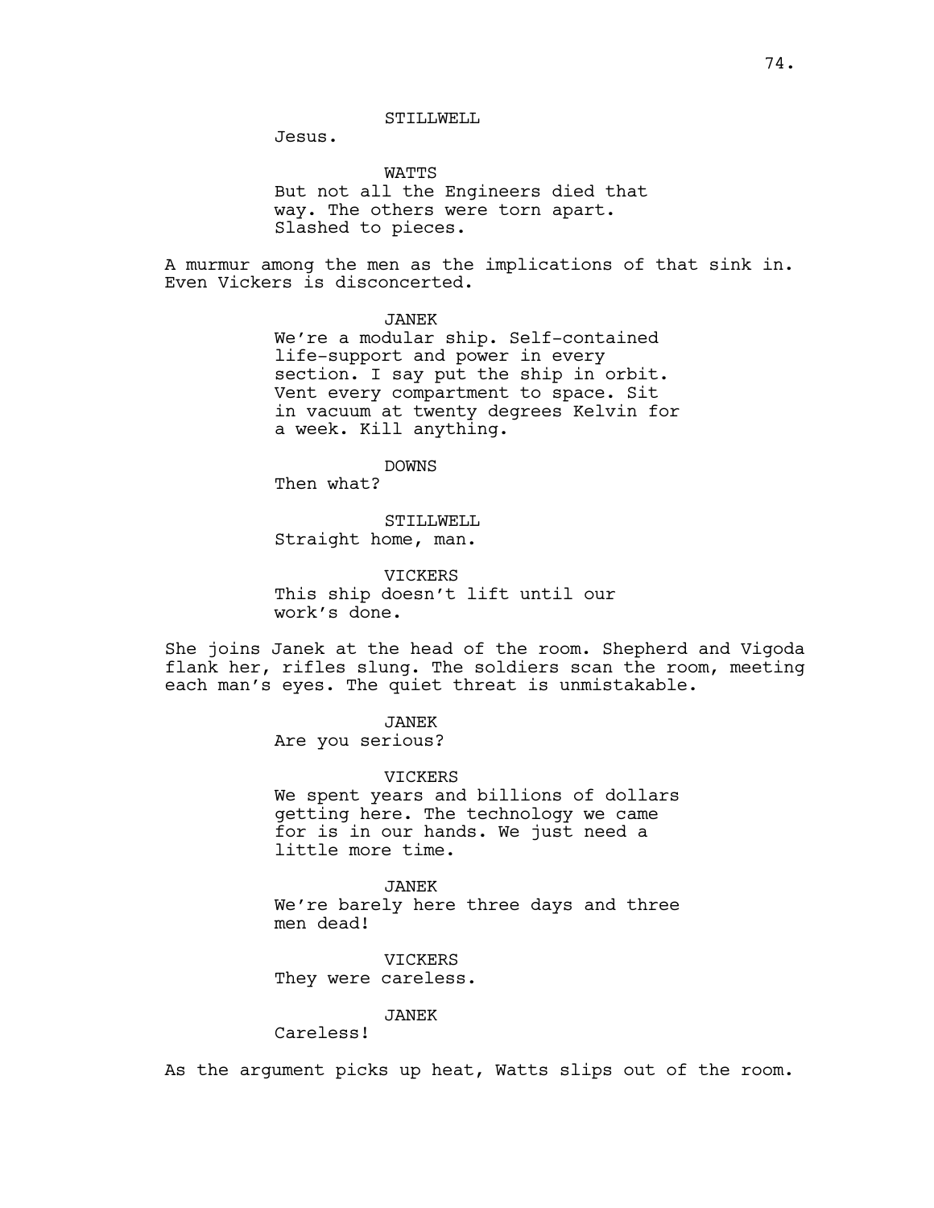STILLWELL

Jesus.

WATTS

But not all the Engineers died that way. The others were torn apart. Slashed to pieces.

A murmur among the men as the implications of that sink in. Even Vickers is disconcerted.

JANEK

We're a modular ship. Self-contained life-support and power in every section. I say put the ship in orbit. Vent every compartment to space. Sit in vacuum at twenty degrees Kelvin for a week. Kill anything.

DOWNS

Then what?

STILLWELL

Straight home, man.

VICKERS

This ship doesn't lift until our work's done.

She joins Janek at the head of the room. Shepherd and Vigoda flank her, rifles slung. The soldiers scan the room, meeting each man's eyes. The quiet threat is unmistakable.

JANEK

Are you serious?

VICKERS

We spent years and billions of dollars getting here. The technology we came for is in our hands. We just need a little more time.

JANEK

We're barely here three days and three men dead!

VICKERS

They were careless.

JANEK

Careless!

As the argument picks up heat, Watts slips out of the room.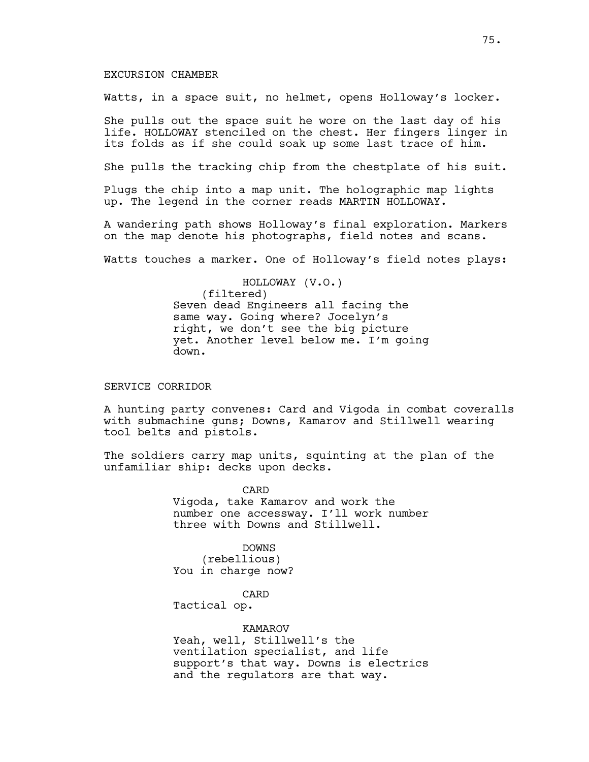EXCURSION CHAMBER

Watts, in a space suit, no helmet, opens Holloway's locker.

She pulls out the space suit he wore on the last day of his life. HOLLOWAY stenciled on the chest. Her fingers linger in its folds as if she could soak up some last trace of him.

She pulls the tracking chip from the chestplate of his suit.

Plugs the chip into a map unit. The holographic map lights up. The legend in the corner reads MARTIN HOLLOWAY.

A wandering path shows Holloway's final exploration. Markers on the map denote his photographs, field notes and scans.

Watts touches a marker. One of Holloway's field notes plays:

HOLLOWAY (V.O.)
(filtered)
Seven dead Engineers all facing the same way. Going where? Jocelyn's right, we don't see the big picture yet. Another level below me. I'm going down.

SERVICE CORRIDOR

A hunting party convenes: Card and Vigoda in combat coveralls with submachine guns; Downs, Kamarov and Stillwell wearing tool belts and pistols.

The soldiers carry map units, squinting at the plan of the unfamiliar ship: decks upon decks.

CARD
Vigoda, take Kamarov and work the number one accessway. I'll work number three with Downs and Stillwell.

DOWNS
(rebellious)
You in charge now?

CARD
Tactical op.

KAMAROV
Yeah, well, Stillwell's the ventilation specialist, and life support's that way. Downs is electrics and the regulators are that way.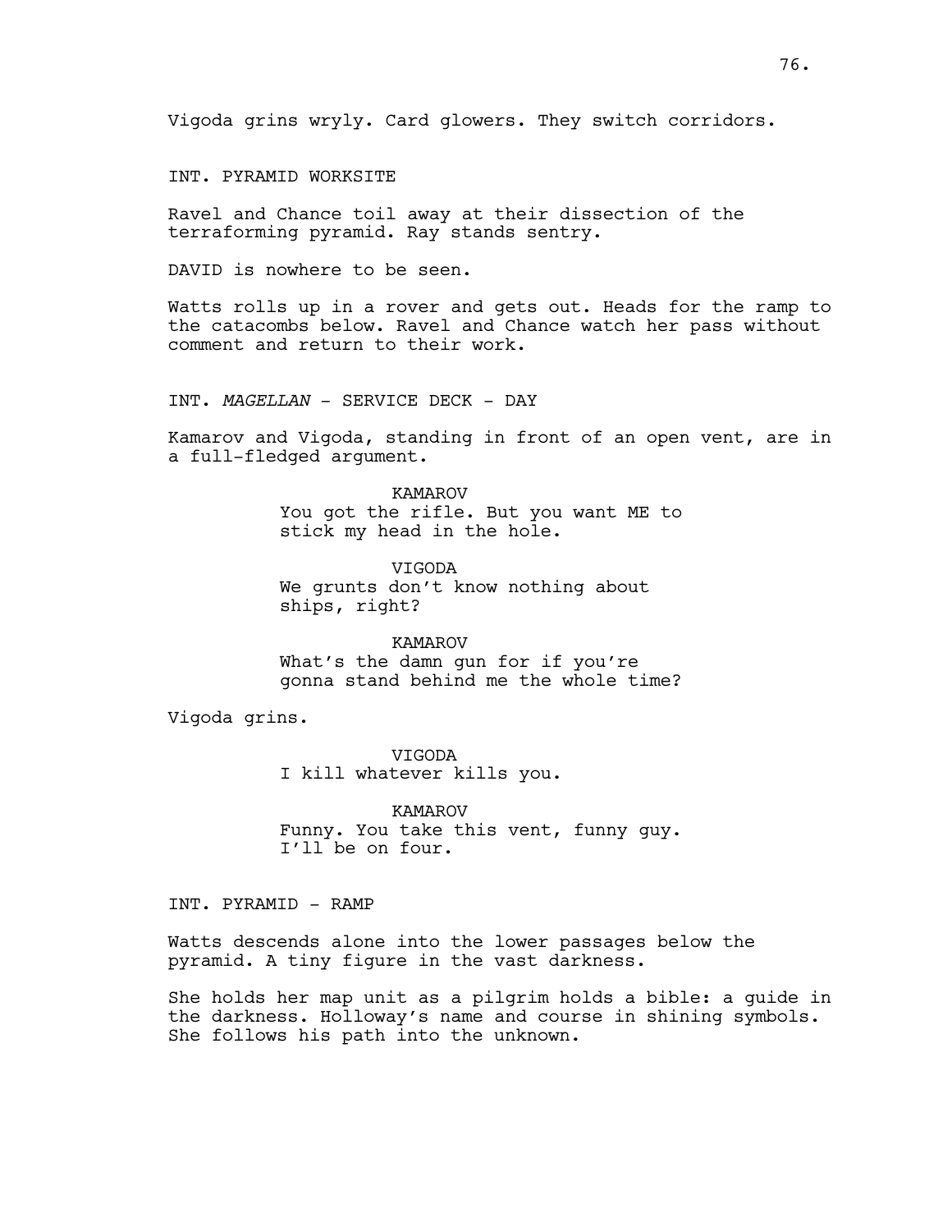Vigoda grins wryly. Card glowers. They switch corridors.

INT. PYRAMID WORKSITE

Ravel and Chance toil away at their dissection of the terraforming pyramid. Ray stands sentry.

DAVID is nowhere to be seen.

Watts rolls up in a rover and gets out. Heads for the ramp to the catacombs below. Ravel and Chance watch her pass without comment and return to their work.

INT. *MAGELLAN* - SERVICE DECK - DAY

Kamarov and Vigoda, standing in front of an open vent, are in a full-fledged argument.

KAMAROV
You got the rifle. But you want ME to stick my head in the hole.

VIGODA
We grunts don't know nothing about ships, right?

KAMAROV
What's the damn gun for if you're gonna stand behind me the whole time?

Vigoda grins.

VIGODA
I kill whatever kills you.

KAMAROV
Funny. You take this vent, funny guy. I'll be on four.

INT. PYRAMID - RAMP

Watts descends alone into the lower passages below the pyramid. A tiny figure in the vast darkness.

She holds her map unit as a pilgrim holds a bible: a guide in the darkness. Holloway's name and course in shining symbols. She follows his path into the unknown.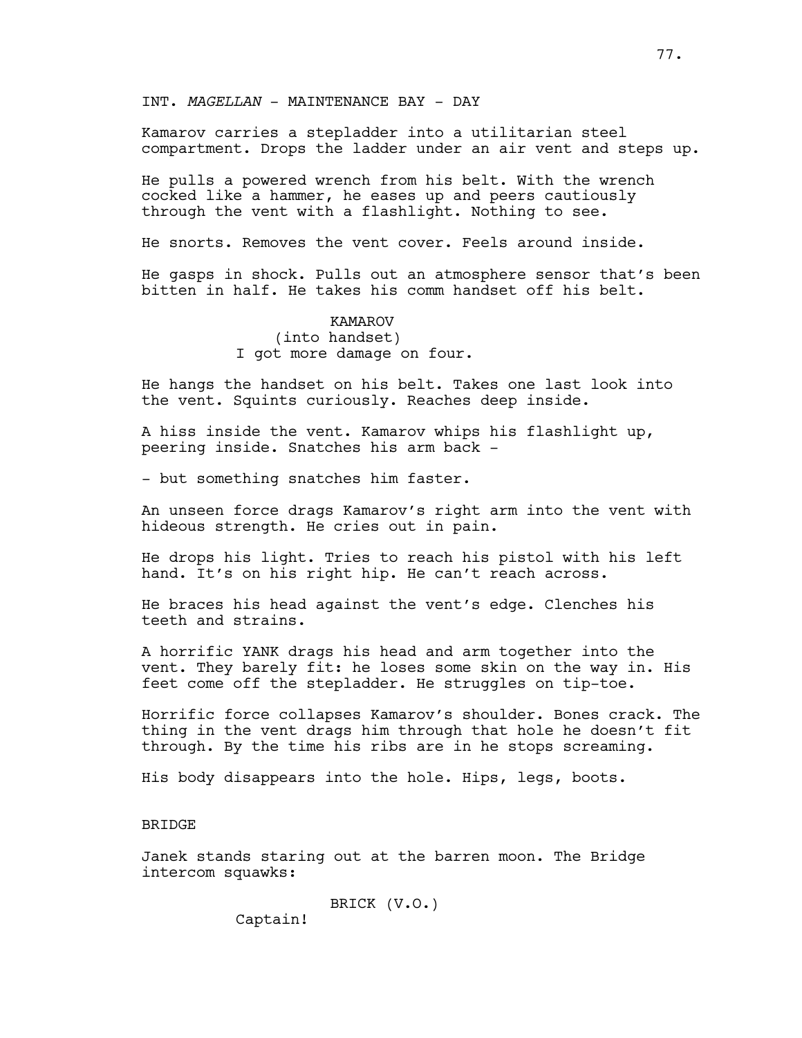INT. *MAGELLAN* - MAINTENANCE BAY - DAY

Kamarov carries a stepladder into a utilitarian steel compartment. Drops the ladder under an air vent and steps up.

He pulls a powered wrench from his belt. With the wrench cocked like a hammer, he eases up and peers cautiously through the vent with a flashlight. Nothing to see.

He snorts. Removes the vent cover. Feels around inside.

He gasps in shock. Pulls out an atmosphere sensor that's been bitten in half. He takes his comm handset off his belt.

KAMAROV
(into handset)
I got more damage on four.

He hangs the handset on his belt. Takes one last look into the vent. Squints curiously. Reaches deep inside.

A hiss inside the vent. Kamarov whips his flashlight up, peering inside. Snatches his arm back -

- but something snatches him faster.

An unseen force drags Kamarov's right arm into the vent with hideous strength. He cries out in pain.

He drops his light. Tries to reach his pistol with his left hand. It's on his right hip. He can't reach across.

He braces his head against the vent's edge. Clenches his teeth and strains.

A horrific YANK drags his head and arm together into the vent. They barely fit: he loses some skin on the way in. His feet come off the stepladder. He struggles on tip-toe.

Horrific force collapses Kamarov's shoulder. Bones crack. The thing in the vent drags him through that hole he doesn't fit through. By the time his ribs are in he stops screaming.

His body disappears into the hole. Hips, legs, boots.

BRIDGE

Janek stands staring out at the barren moon. The Bridge intercom squawks:

BRICK (V.O.)
Captain!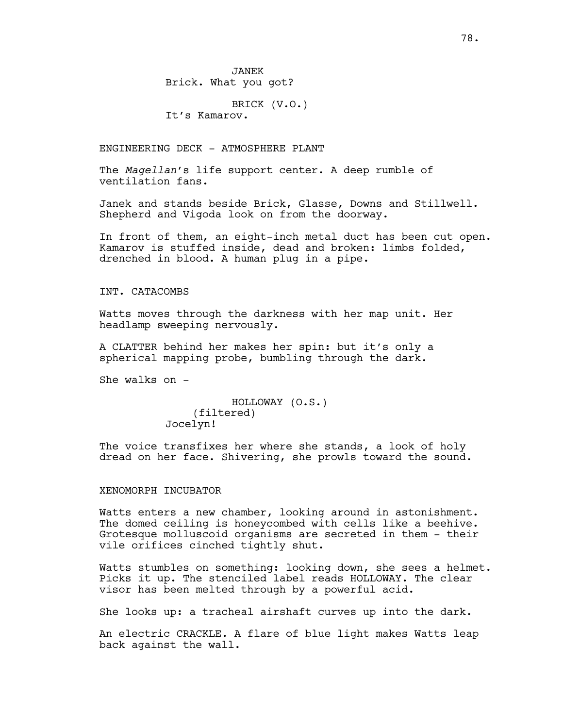JANEK
Brick. What you got?

BRICK (V.O.)
It's Kamarov.

ENGINEERING DECK - ATMOSPHERE PLANT

The *Magellan*'s life support center. A deep rumble of ventilation fans.

Janek and stands beside Brick, Glasse, Downs and Stillwell. Shepherd and Vigoda look on from the doorway.

In front of them, an eight-inch metal duct has been cut open. Kamarov is stuffed inside, dead and broken: limbs folded, drenched in blood. A human plug in a pipe.

INT. CATACOMBS

Watts moves through the darkness with her map unit. Her headlamp sweeping nervously.

A CLATTER behind her makes her spin: but it's only a spherical mapping probe, bumbling through the dark.

She walks on -

HOLLOWAY (O.S.)
(filtered)
Jocelyn!

The voice transfixes her where she stands, a look of holy dread on her face. Shivering, she prowls toward the sound.

XENOMORPH INCUBATOR

Watts enters a new chamber, looking around in astonishment. The domed ceiling is honeycombed with cells like a beehive. Grotesque molluscoid organisms are secreted in them - their vile orifices cinched tightly shut.

Watts stumbles on something: looking down, she sees a helmet. Picks it up. The stenciled label reads HOLLOWAY. The clear visor has been melted through by a powerful acid.

She looks up: a tracheal airshaft curves up into the dark.

An electric CRACKLE. A flare of blue light makes Watts leap back against the wall.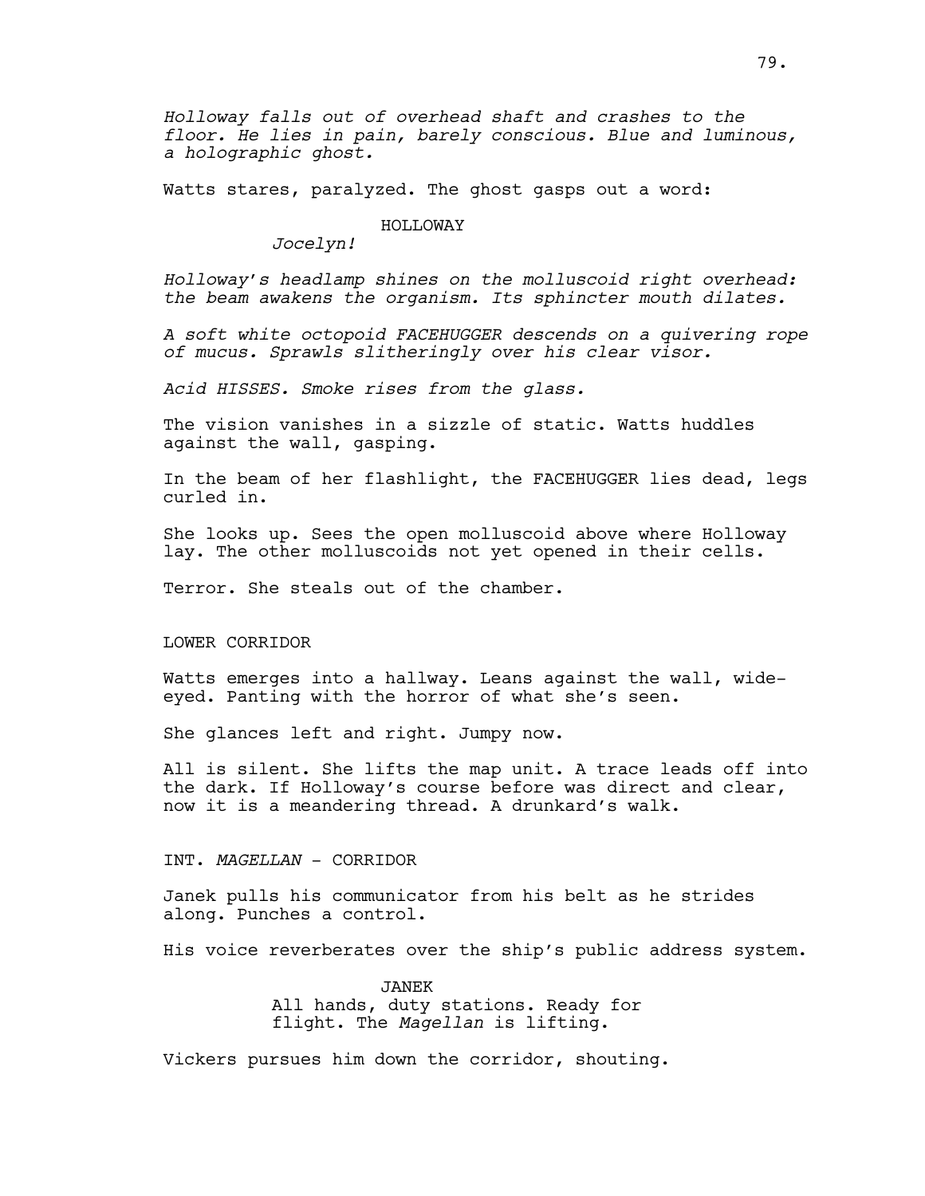*Holloway falls out of overhead shaft and crashes to the floor. He lies in pain, barely conscious. Blue and luminous, a holographic ghost.*

Watts stares, paralyzed. The ghost gasps out a word:

HOLLOWAY

*Jocelyn!*

*Holloway's headlamp shines on the molluscoid right overhead: the beam awakens the organism. Its sphincter mouth dilates.*

*A soft white octopoid FACEHUGGER descends on a quivering rope of mucus. Sprawls slitheringly over his clear visor.*

*Acid HISSES. Smoke rises from the glass.*

The vision vanishes in a sizzle of static. Watts huddles against the wall, gasping.

In the beam of her flashlight, the FACEHUGGER lies dead, legs curled in.

She looks up. Sees the open molluscoid above where Holloway lay. The other molluscoids not yet opened in their cells.

Terror. She steals out of the chamber.

LOWER CORRIDOR

Watts emerges into a hallway. Leans against the wall, wide-eyed. Panting with the horror of what she's seen.

She glances left and right. Jumpy now.

All is silent. She lifts the map unit. A trace leads off into the dark. If Holloway's course before was direct and clear, now it is a meandering thread. A drunkard's walk.

INT. *MAGELLAN* - CORRIDOR

Janek pulls his communicator from his belt as he strides along. Punches a control.

His voice reverberates over the ship's public address system.

JANEK

All hands, duty stations. Ready for flight. The *Magellan* is lifting.

Vickers pursues him down the corridor, shouting.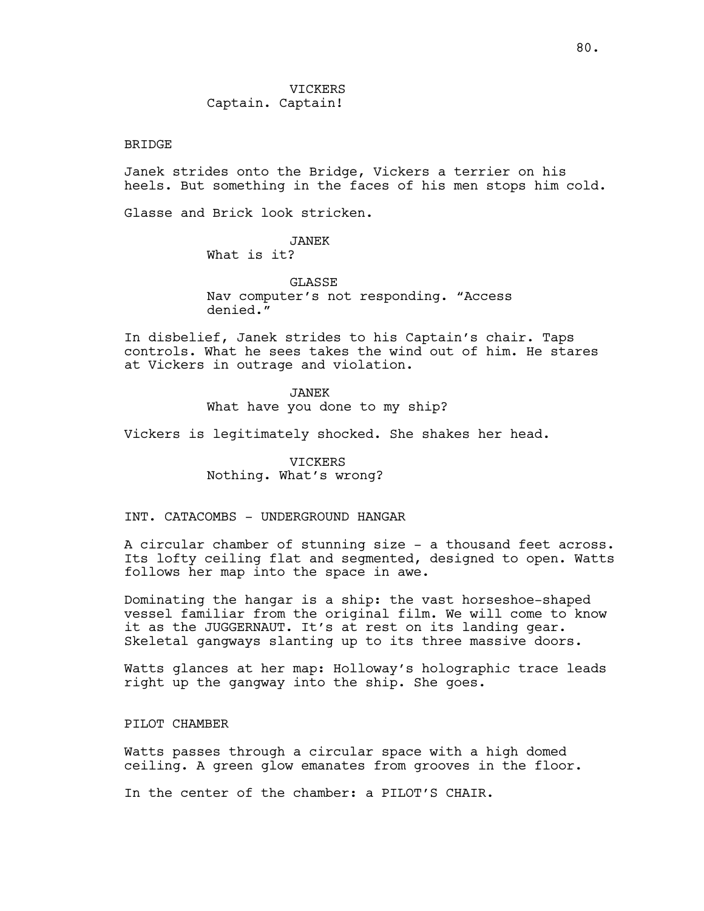VICKERS
Captain. Captain!

BRIDGE

Janek strides onto the Bridge, Vickers a terrier on his heels. But something in the faces of his men stops him cold.

Glasse and Brick look stricken.

JANEK
What is it?

GLASSE
Nav computer's not responding. "Access denied."

In disbelief, Janek strides to his Captain's chair. Taps controls. What he sees takes the wind out of him. He stares at Vickers in outrage and violation.

JANEK
What have you done to my ship?

Vickers is legitimately shocked. She shakes her head.

VICKERS
Nothing. What's wrong?

INT. CATACOMBS - UNDERGROUND HANGAR

A circular chamber of stunning size - a thousand feet across. Its lofty ceiling flat and segmented, designed to open. Watts follows her map into the space in awe.

Dominating the hangar is a ship: the vast horseshoe-shaped vessel familiar from the original film. We will come to know it as the JUGGERNAUT. It's at rest on its landing gear. Skeletal gangways slanting up to its three massive doors.

Watts glances at her map: Holloway's holographic trace leads right up the gangway into the ship. She goes.

PILOT CHAMBER

Watts passes through a circular space with a high domed ceiling. A green glow emanates from grooves in the floor.

In the center of the chamber: a PILOT'S CHAIR.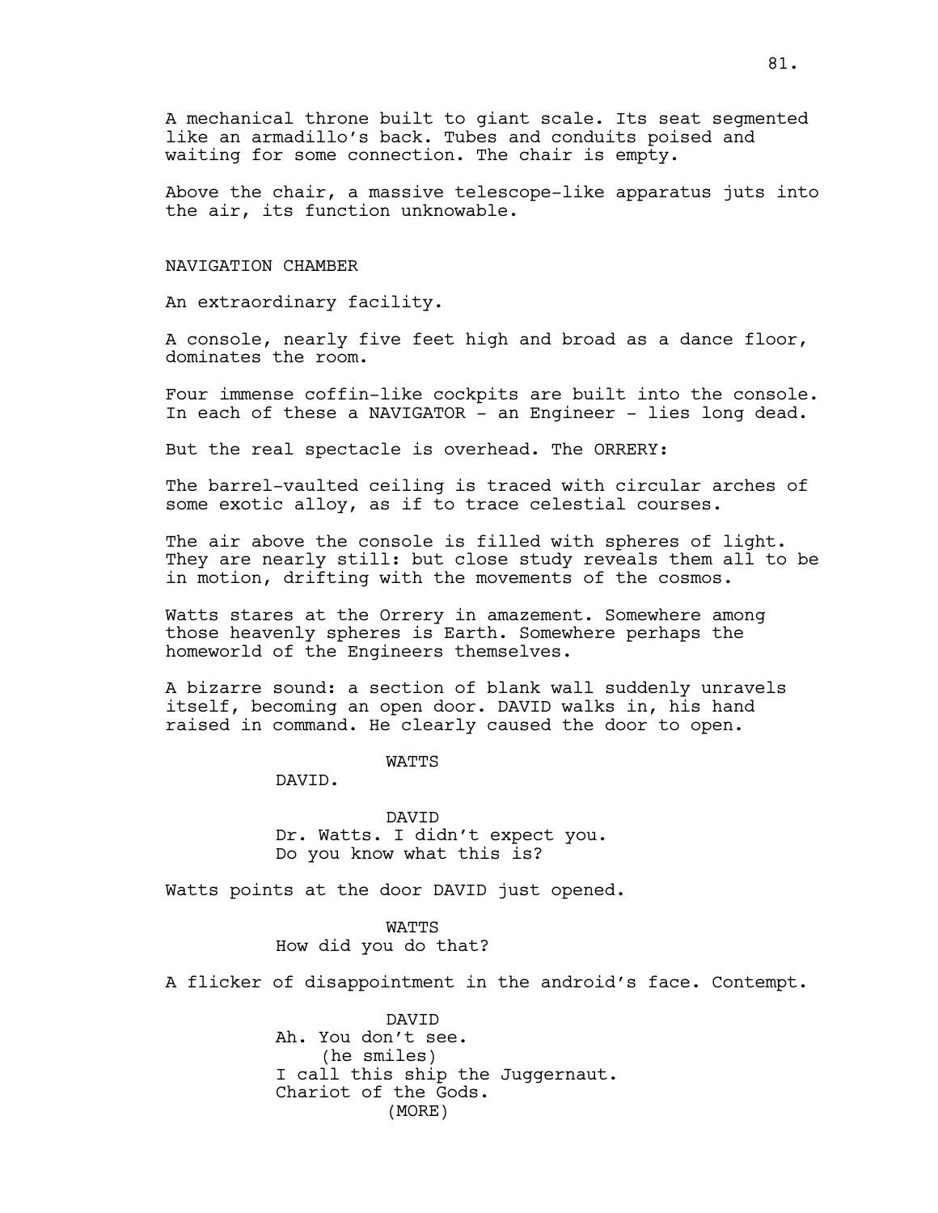A mechanical throne built to giant scale. Its seat segmented like an armadillo's back. Tubes and conduits poised and waiting for some connection. The chair is empty.

Above the chair, a massive telescope-like apparatus juts into the air, its function unknowable.

NAVIGATION CHAMBER

An extraordinary facility.

A console, nearly five feet high and broad as a dance floor, dominates the room.

Four immense coffin-like cockpits are built into the console. In each of these a NAVIGATOR - an Engineer - lies long dead.

But the real spectacle is overhead. The ORRERY:

The barrel-vaulted ceiling is traced with circular arches of some exotic alloy, as if to trace celestial courses.

The air above the console is filled with spheres of light. They are nearly still: but close study reveals them all to be in motion, drifting with the movements of the cosmos.

Watts stares at the Orrery in amazement. Somewhere among those heavenly spheres is Earth. Somewhere perhaps the homeworld of the Engineers themselves.

A bizarre sound: a section of blank wall suddenly unravels itself, becoming an open door. DAVID walks in, his hand raised in command. He clearly caused the door to open.

WATTS
DAVID.

DAVID
Dr. Watts. I didn't expect you.
Do you know what this is?

Watts points at the door DAVID just opened.

WATTS
How did you do that?

A flicker of disappointment in the android's face. Contempt.

DAVID
Ah. You don't see.
(he smiles)
I call this ship the Juggernaut.
Chariot of the Gods.
(MORE)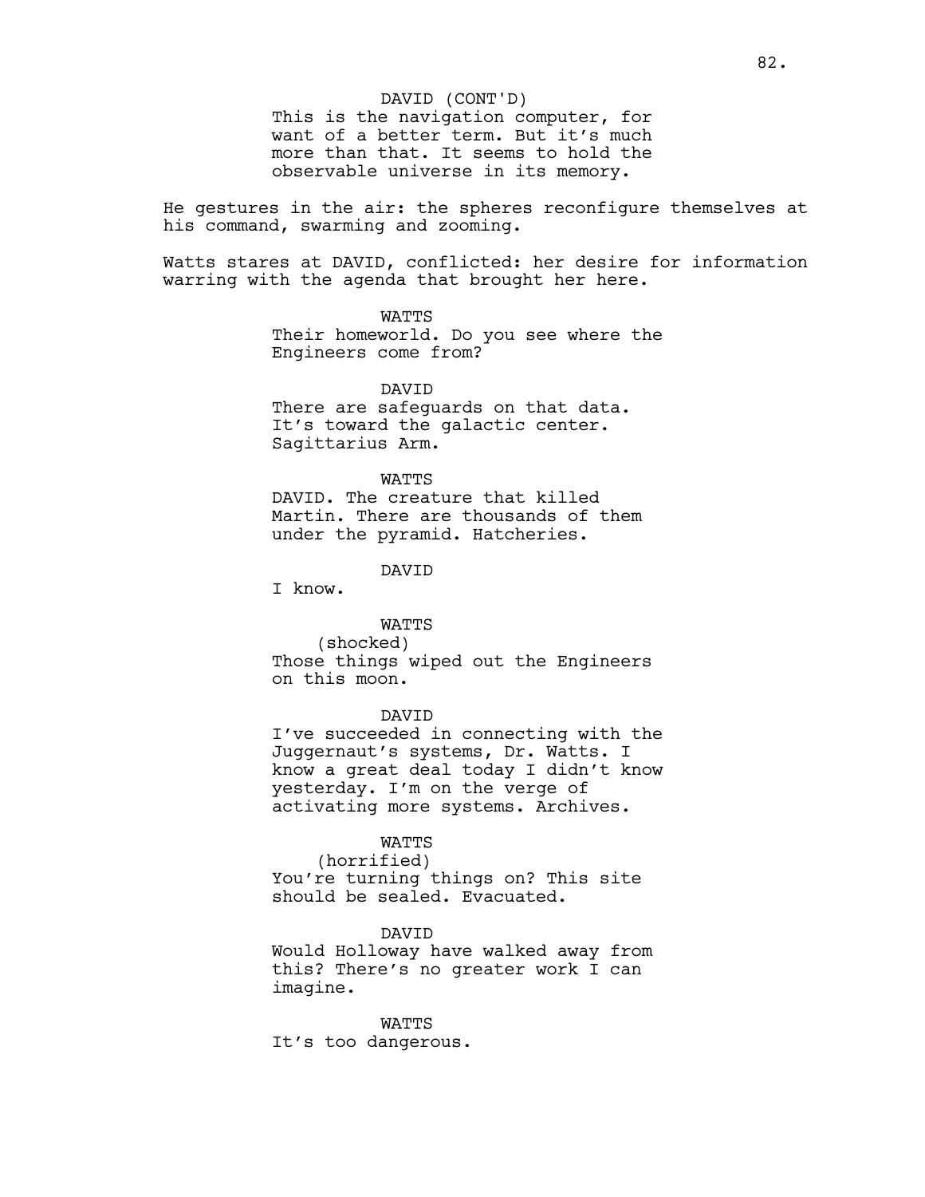DAVID (CONT'D)
This is the navigation computer, for want of a better term. But it's much more than that. It seems to hold the observable universe in its memory.

He gestures in the air: the spheres reconfigure themselves at his command, swarming and zooming.

Watts stares at DAVID, conflicted: her desire for information warring with the agenda that brought her here.

WATTS
Their homeworld. Do you see where the Engineers come from?

DAVID
There are safeguards on that data. It's toward the galactic center. Sagittarius Arm.

WATTS
DAVID. The creature that killed Martin. There are thousands of them under the pyramid. Hatcheries.

DAVID
I know.

WATTS
(shocked)
Those things wiped out the Engineers on this moon.

DAVID
I've succeeded in connecting with the Juggernaut's systems, Dr. Watts. I know a great deal today I didn't know yesterday. I'm on the verge of activating more systems. Archives.

WATTS
(horrified)
You're turning things on? This site should be sealed. Evacuated.

DAVID
Would Holloway have walked away from this? There's no greater work I can imagine.

WATTS
It's too dangerous.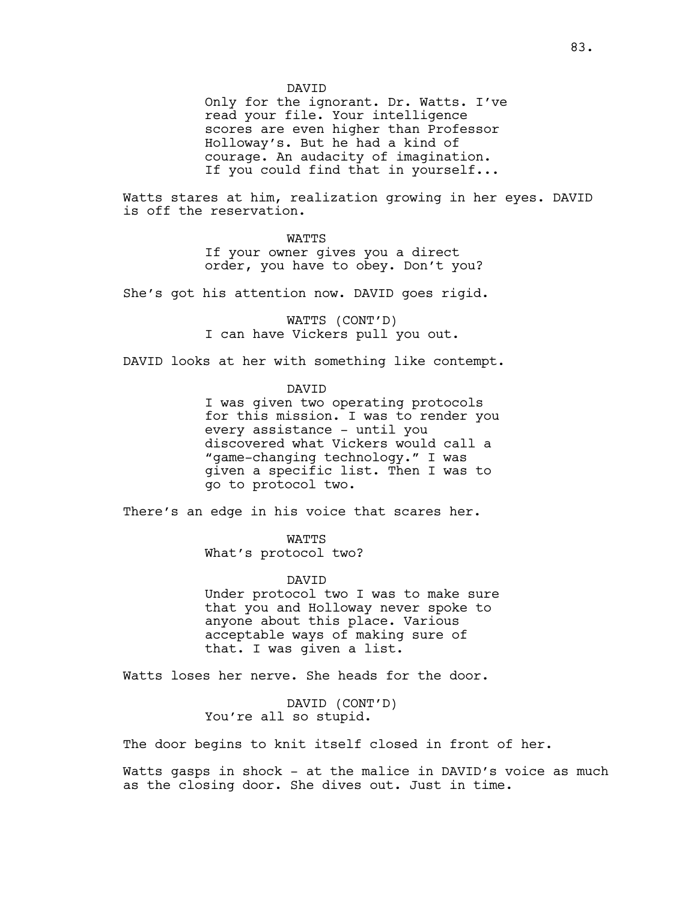DAVID

Only for the ignorant. Dr. Watts. I've read your file. Your intelligence scores are even higher than Professor Holloway's. But he had a kind of courage. An audacity of imagination. If you could find that in yourself...

Watts stares at him, realization growing in her eyes. DAVID is off the reservation.

WATTS

If your owner gives you a direct order, you have to obey. Don't you?

She's got his attention now. DAVID goes rigid.

WATTS (CONT'D)

I can have Vickers pull you out.

DAVID looks at her with something like contempt.

DAVID

I was given two operating protocols for this mission. I was to render you every assistance - until you discovered what Vickers would call a "game-changing technology." I was given a specific list. Then I was to go to protocol two.

There's an edge in his voice that scares her.

WATTS

What's protocol two?

DAVID

Under protocol two I was to make sure that you and Holloway never spoke to anyone about this place. Various acceptable ways of making sure of that. I was given a list.

Watts loses her nerve. She heads for the door.

DAVID (CONT'D)

You're all so stupid.

The door begins to knit itself closed in front of her.

Watts gasps in shock - at the malice in DAVID's voice as much as the closing door. She dives out. Just in time.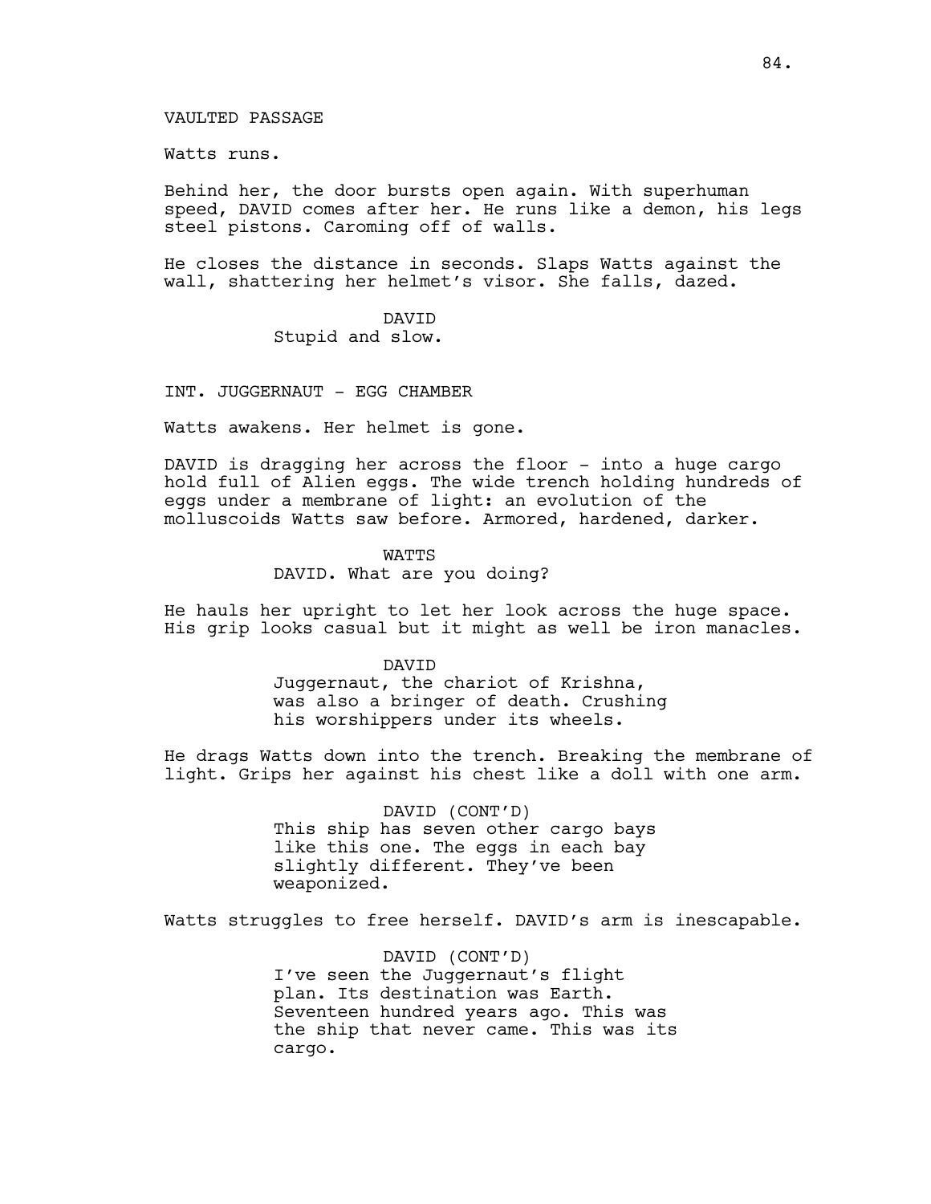VAULTED PASSAGE

Watts runs.

Behind her, the door bursts open again. With superhuman speed, DAVID comes after her. He runs like a demon, his legs steel pistons. Caroming off of walls.

He closes the distance in seconds. Slaps Watts against the wall, shattering her helmet's visor. She falls, dazed.

DAVID
Stupid and slow.

INT. JUGGERNAUT - EGG CHAMBER

Watts awakens. Her helmet is gone.

DAVID is dragging her across the floor - into a huge cargo hold full of Alien eggs. The wide trench holding hundreds of eggs under a membrane of light: an evolution of the molluscoids Watts saw before. Armored, hardened, darker.

WATTS
DAVID. What are you doing?

He hauls her upright to let her look across the huge space. His grip looks casual but it might as well be iron manacles.

DAVID
Juggernaut, the chariot of Krishna, was also a bringer of death. Crushing his worshippers under its wheels.

He drags Watts down into the trench. Breaking the membrane of light. Grips her against his chest like a doll with one arm.

DAVID (CONT'D)
This ship has seven other cargo bays like this one. The eggs in each bay slightly different. They've been weaponized.

Watts struggles to free herself. DAVID's arm is inescapable.

DAVID (CONT'D)
I've seen the Juggernaut's flight plan. Its destination was Earth. Seventeen hundred years ago. This was the ship that never came. This was its cargo.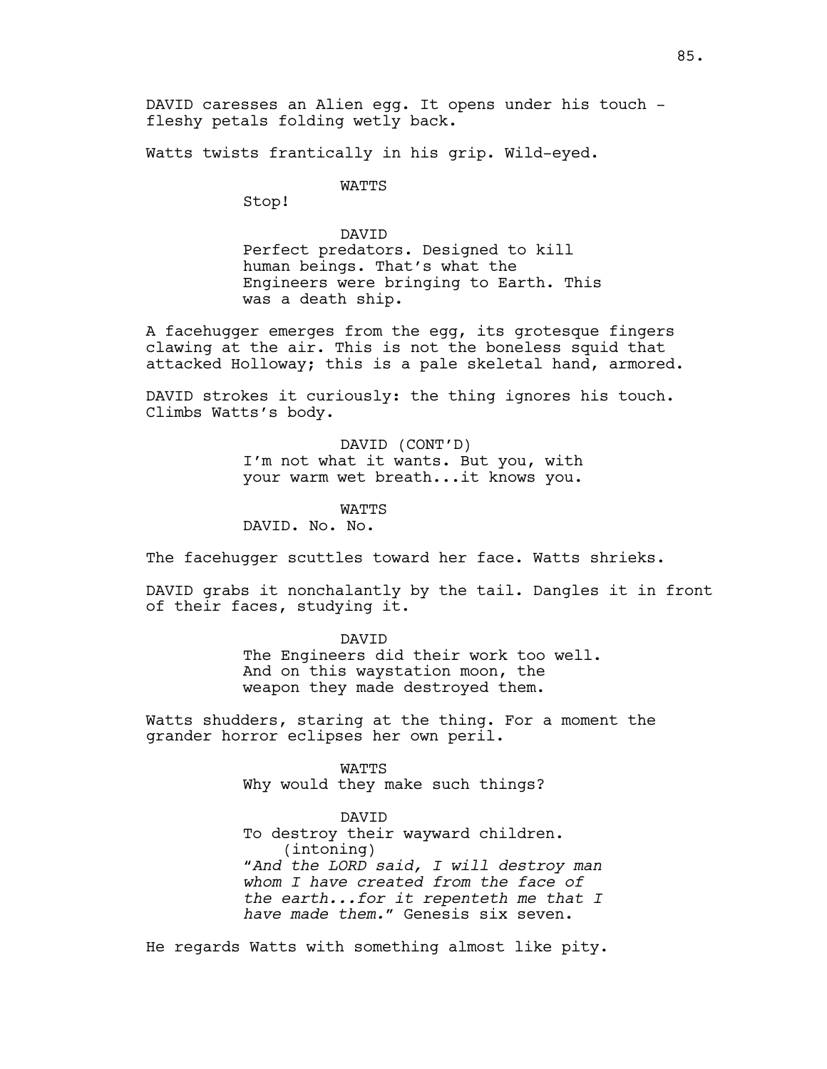DAVID caresses an Alien egg. It opens under his touch - fleshy petals folding wetly back.

Watts twists frantically in his grip. Wild-eyed.

WATTS

Stop!

DAVID

Perfect predators. Designed to kill human beings. That's what the Engineers were bringing to Earth. This was a death ship.

A facehugger emerges from the egg, its grotesque fingers clawing at the air. This is not the boneless squid that attacked Holloway; this is a pale skeletal hand, armored.

DAVID strokes it curiously: the thing ignores his touch. Climbs Watts's body.

DAVID (CONT'D)

I'm not what it wants. But you, with your warm wet breath...it knows you.

WATTS

DAVID. No. No.

The facehugger scuttles toward her face. Watts shrieks.

DAVID grabs it nonchalantly by the tail. Dangles it in front of their faces, studying it.

DAVID

The Engineers did their work too well. And on this waystation moon, the weapon they made destroyed them.

Watts shudders, staring at the thing. For a moment the grander horror eclipses her own peril.

WATTS

Why would they make such things?

DAVID

To destroy their wayward children.

(intoning)

"*And the LORD said, I will destroy man whom I have created from the face of the earth...for it repenteth me that I have made them.*" Genesis six seven.

He regards Watts with something almost like pity.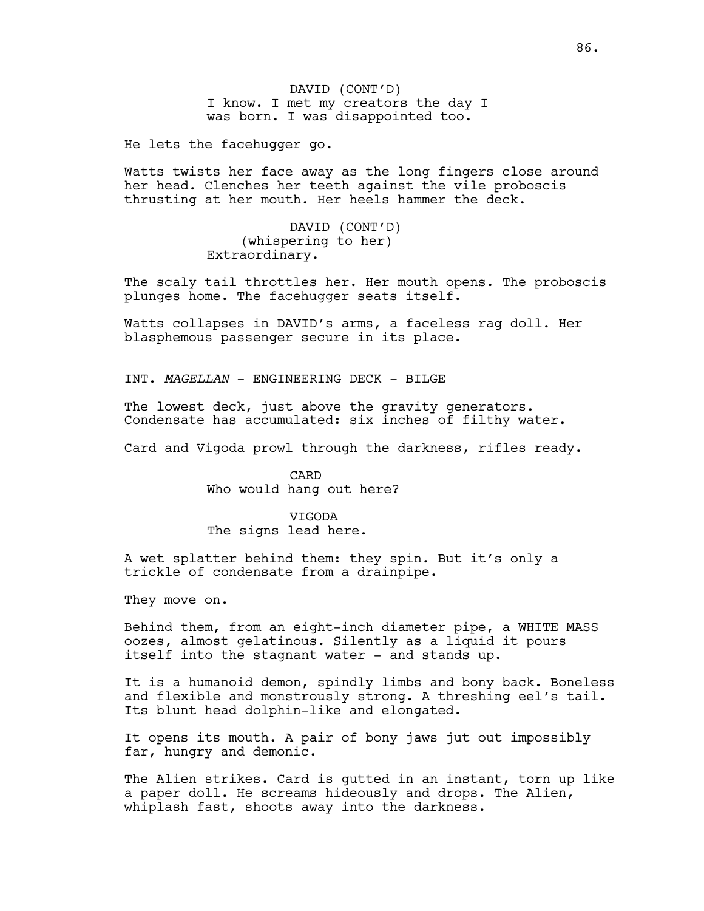DAVID (CONT'D)
I know. I met my creators the day I was born. I was disappointed too.

He lets the facehugger go.

Watts twists her face away as the long fingers close around her head. Clenches her teeth against the vile proboscis thrusting at her mouth. Her heels hammer the deck.

DAVID (CONT'D)
(whispering to her)
Extraordinary.

The scaly tail throttles her. Her mouth opens. The proboscis plunges home. The facehugger seats itself.

Watts collapses in DAVID's arms, a faceless rag doll. Her blasphemous passenger secure in its place.

INT. *MAGELLAN* - ENGINEERING DECK - BILGE

The lowest deck, just above the gravity generators. Condensate has accumulated: six inches of filthy water.

Card and Vigoda prowl through the darkness, rifles ready.

CARD
Who would hang out here?

VIGODA
The signs lead here.

A wet splatter behind them: they spin. But it's only a trickle of condensate from a drainpipe.

They move on.

Behind them, from an eight-inch diameter pipe, a WHITE MASS oozes, almost gelatinous. Silently as a liquid it pours itself into the stagnant water - and stands up.

It is a humanoid demon, spindly limbs and bony back. Boneless and flexible and monstrously strong. A threshing eel's tail. Its blunt head dolphin-like and elongated.

It opens its mouth. A pair of bony jaws jut out impossibly far, hungry and demonic.

The Alien strikes. Card is gutted in an instant, torn up like a paper doll. He screams hideously and drops. The Alien, whiplash fast, shoots away into the darkness.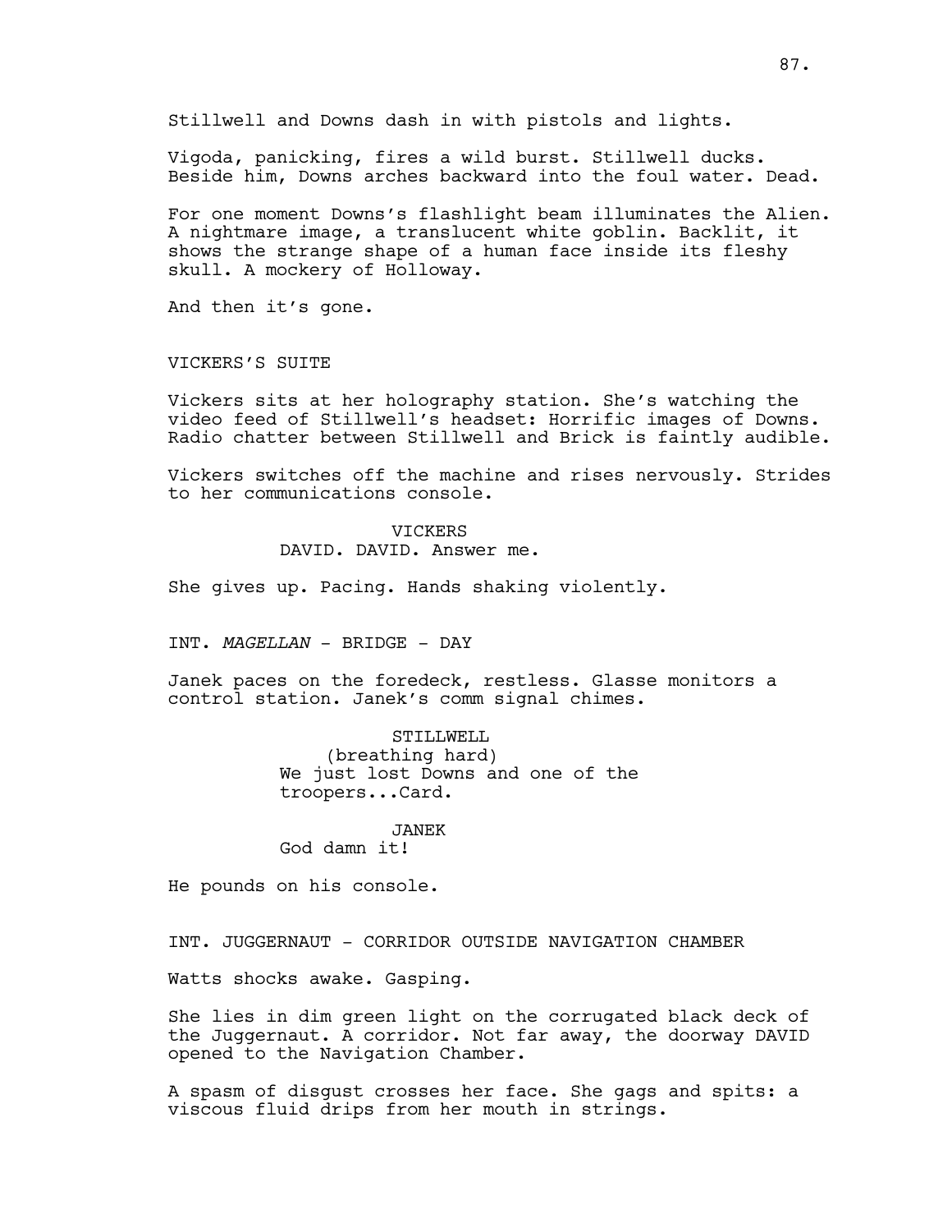Stillwell and Downs dash in with pistols and lights.

Vigoda, panicking, fires a wild burst. Stillwell ducks. Beside him, Downs arches backward into the foul water. Dead.

For one moment Downs's flashlight beam illuminates the Alien. A nightmare image, a translucent white goblin. Backlit, it shows the strange shape of a human face inside its fleshy skull. A mockery of Holloway.

And then it's gone.

VICKERS'S SUITE

Vickers sits at her holography station. She's watching the video feed of Stillwell's headset: Horrific images of Downs. Radio chatter between Stillwell and Brick is faintly audible.

Vickers switches off the machine and rises nervously. Strides to her communications console.

VICKERS
DAVID. DAVID. Answer me.

She gives up. Pacing. Hands shaking violently.

INT. *MAGELLAN* - BRIDGE - DAY

Janek paces on the foredeck, restless. Glasse monitors a control station. Janek's comm signal chimes.

STILLWELL
(breathing hard)
We just lost Downs and one of the troopers...Card.

JANEK
God damn it!

He pounds on his console.

INT. JUGGERNAUT - CORRIDOR OUTSIDE NAVIGATION CHAMBER

Watts shocks awake. Gasping.

She lies in dim green light on the corrugated black deck of the Juggernaut. A corridor. Not far away, the doorway DAVID opened to the Navigation Chamber.

A spasm of disgust crosses her face. She gags and spits: a viscous fluid drips from her mouth in strings.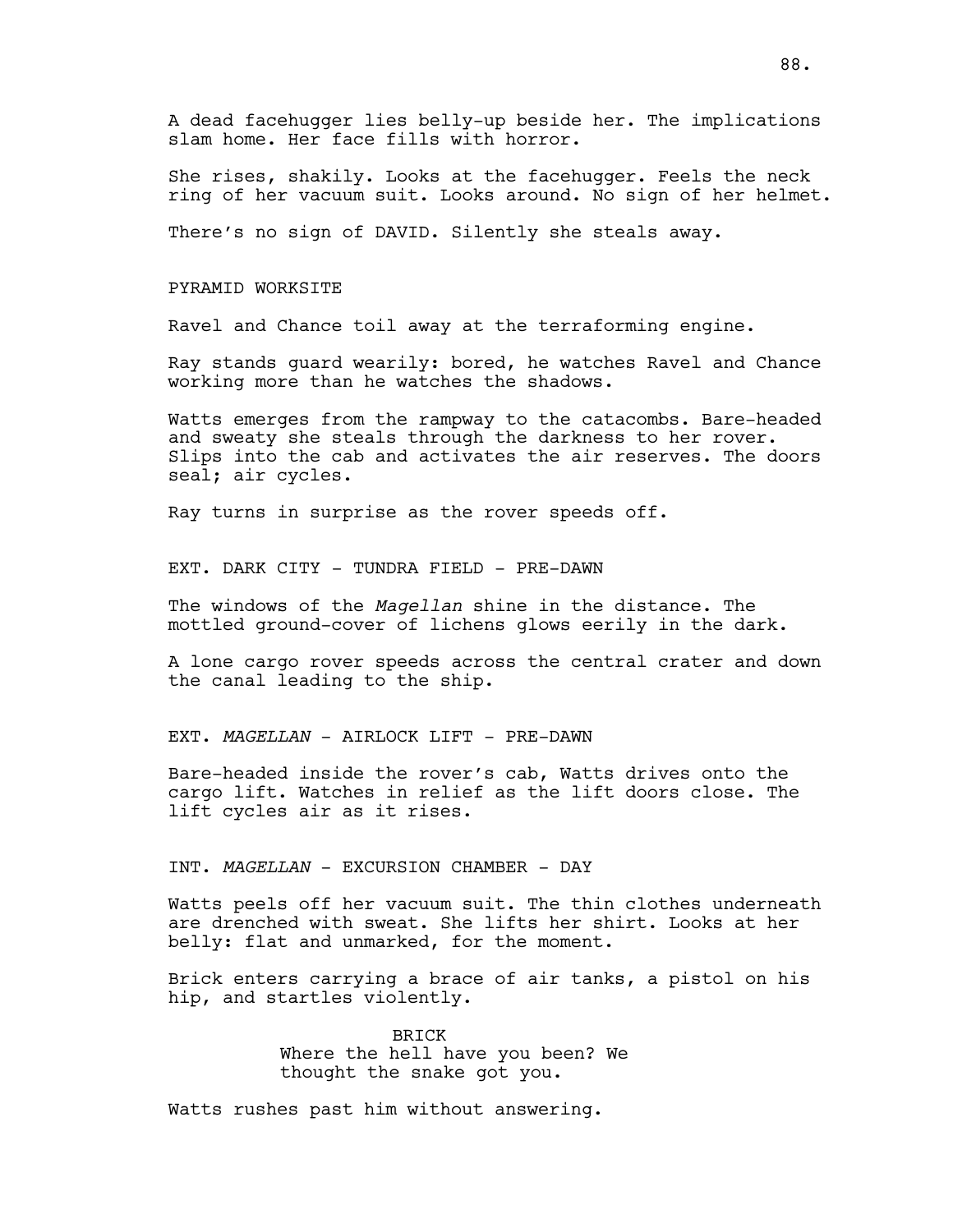A dead facehugger lies belly-up beside her. The implications slam home. Her face fills with horror.

She rises, shakily. Looks at the facehugger. Feels the neck ring of her vacuum suit. Looks around. No sign of her helmet.

There's no sign of DAVID. Silently she steals away.

PYRAMID WORKSITE

Ravel and Chance toil away at the terraforming engine.

Ray stands guard wearily: bored, he watches Ravel and Chance working more than he watches the shadows.

Watts emerges from the rampway to the catacombs. Bare-headed and sweaty she steals through the darkness to her rover. Slips into the cab and activates the air reserves. The doors seal; air cycles.

Ray turns in surprise as the rover speeds off.

EXT. DARK CITY - TUNDRA FIELD - PRE-DAWN

The windows of the *Magellan* shine in the distance. The mottled ground-cover of lichens glows eerily in the dark.

A lone cargo rover speeds across the central crater and down the canal leading to the ship.

EXT. *MAGELLAN* - AIRLOCK LIFT - PRE-DAWN

Bare-headed inside the rover's cab, Watts drives onto the cargo lift. Watches in relief as the lift doors close. The lift cycles air as it rises.

INT. *MAGELLAN* - EXCURSION CHAMBER - DAY

Watts peels off her vacuum suit. The thin clothes underneath are drenched with sweat. She lifts her shirt. Looks at her belly: flat and unmarked, for the moment.

Brick enters carrying a brace of air tanks, a pistol on his hip, and startles violently.

BRICK
Where the hell have you been? We thought the snake got you.

Watts rushes past him without answering.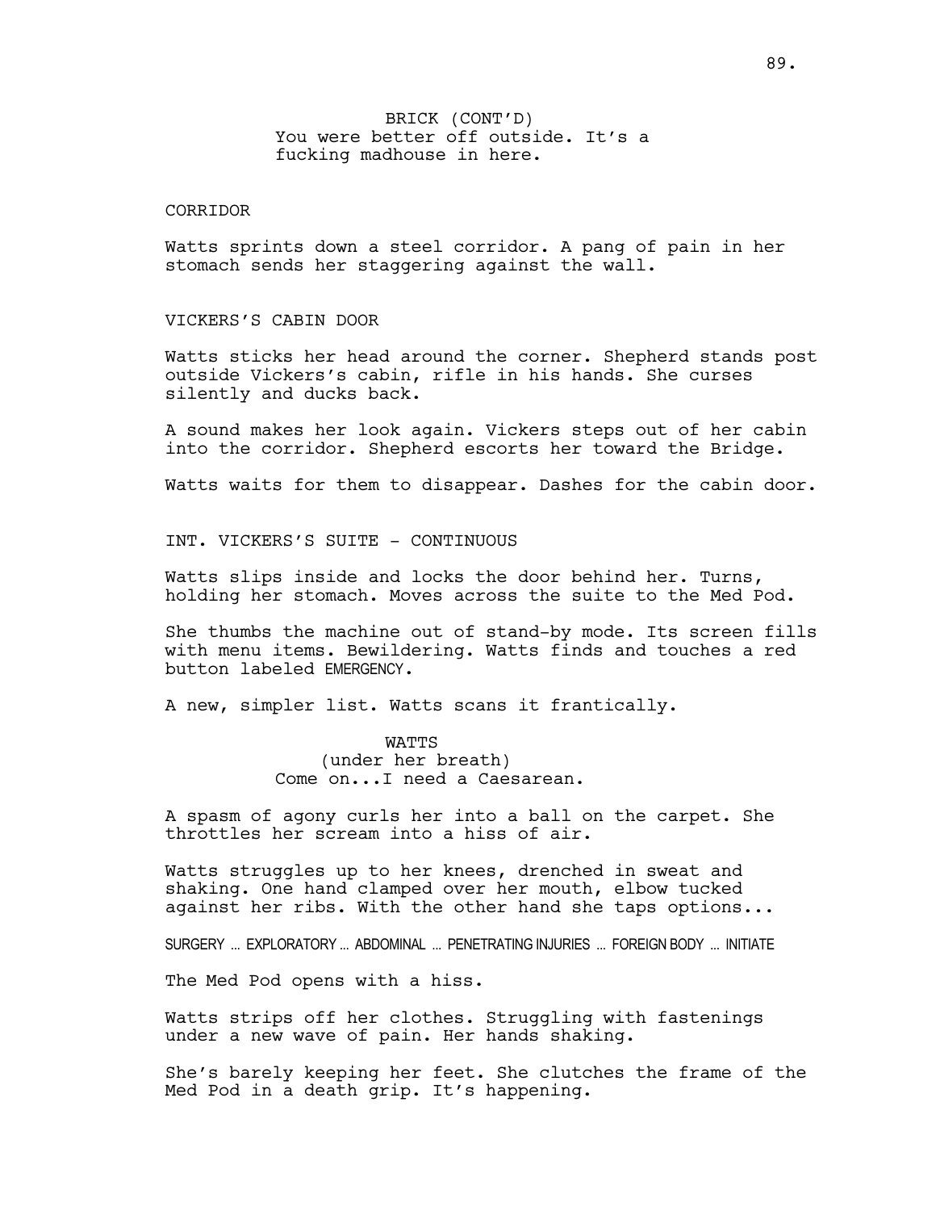BRICK (CONT'D)
You were better off outside. It's a fucking madhouse in here.

CORRIDOR

Watts sprints down a steel corridor. A pang of pain in her stomach sends her staggering against the wall.

VICKERS'S CABIN DOOR

Watts sticks her head around the corner. Shepherd stands post outside Vickers's cabin, rifle in his hands. She curses silently and ducks back.

A sound makes her look again. Vickers steps out of her cabin into the corridor. Shepherd escorts her toward the Bridge.

Watts waits for them to disappear. Dashes for the cabin door.

INT. VICKERS'S SUITE - CONTINUOUS

Watts slips inside and locks the door behind her. Turns, holding her stomach. Moves across the suite to the Med Pod.

She thumbs the machine out of stand-by mode. Its screen fills with menu items. Bewildering. Watts finds and touches a red button labeled EMERGENCY.

A new, simpler list. Watts scans it frantically.

WATTS
(under her breath)
Come on...I need a Caesarean.

A spasm of agony curls her into a ball on the carpet. She throttles her scream into a hiss of air.

Watts struggles up to her knees, drenched in sweat and shaking. One hand clamped over her mouth, elbow tucked against her ribs. With the other hand she taps options...

SURGERY ... EXPLORATORY ... ABDOMINAL ... PENETRATING INJURIES ... FOREIGN BODY ... INITIATE

The Med Pod opens with a hiss.

Watts strips off her clothes. Struggling with fastenings under a new wave of pain. Her hands shaking.

She's barely keeping her feet. She clutches the frame of the Med Pod in a death grip. It's happening.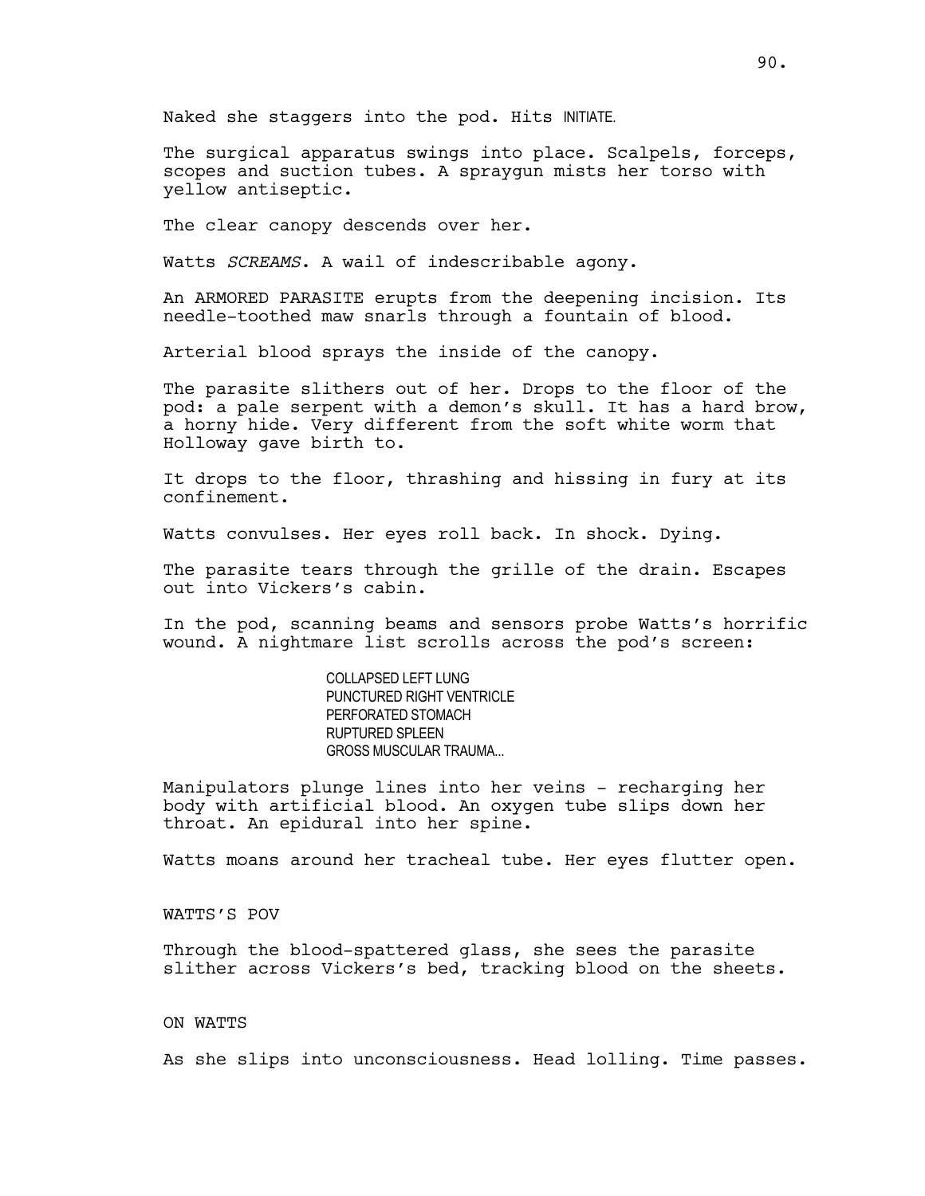Naked she staggers into the pod. Hits INITIATE.

The surgical apparatus swings into place. Scalpels, forceps, scopes and suction tubes. A spraygun mists her torso with yellow antiseptic.

The clear canopy descends over her.

Watts *SCREAMS*. A wail of indescribable agony.

An ARMORED PARASITE erupts from the deepening incision. Its needle-toothed maw snarls through a fountain of blood.

Arterial blood sprays the inside of the canopy.

The parasite slithers out of her. Drops to the floor of the pod: a pale serpent with a demon's skull. It has a hard brow, a horny hide. Very different from the soft white worm that Holloway gave birth to.

It drops to the floor, thrashing and hissing in fury at its confinement.

Watts convulses. Her eyes roll back. In shock. Dying.

The parasite tears through the grille of the drain. Escapes out into Vickers's cabin.

In the pod, scanning beams and sensors probe Watts's horrific wound. A nightmare list scrolls across the pod's screen:

COLLAPSED LEFT LUNG
PUNCTURED RIGHT VENTRICLE
PERFORATED STOMACH
RUPTURED SPLEEN
GROSS MUSCULAR TRAUMA...

Manipulators plunge lines into her veins - recharging her body with artificial blood. An oxygen tube slips down her throat. An epidural into her spine.

Watts moans around her tracheal tube. Her eyes flutter open.

WATTS'S POV

Through the blood-spattered glass, she sees the parasite slither across Vickers's bed, tracking blood on the sheets.

ON WATTS

As she slips into unconsciousness. Head lolling. Time passes.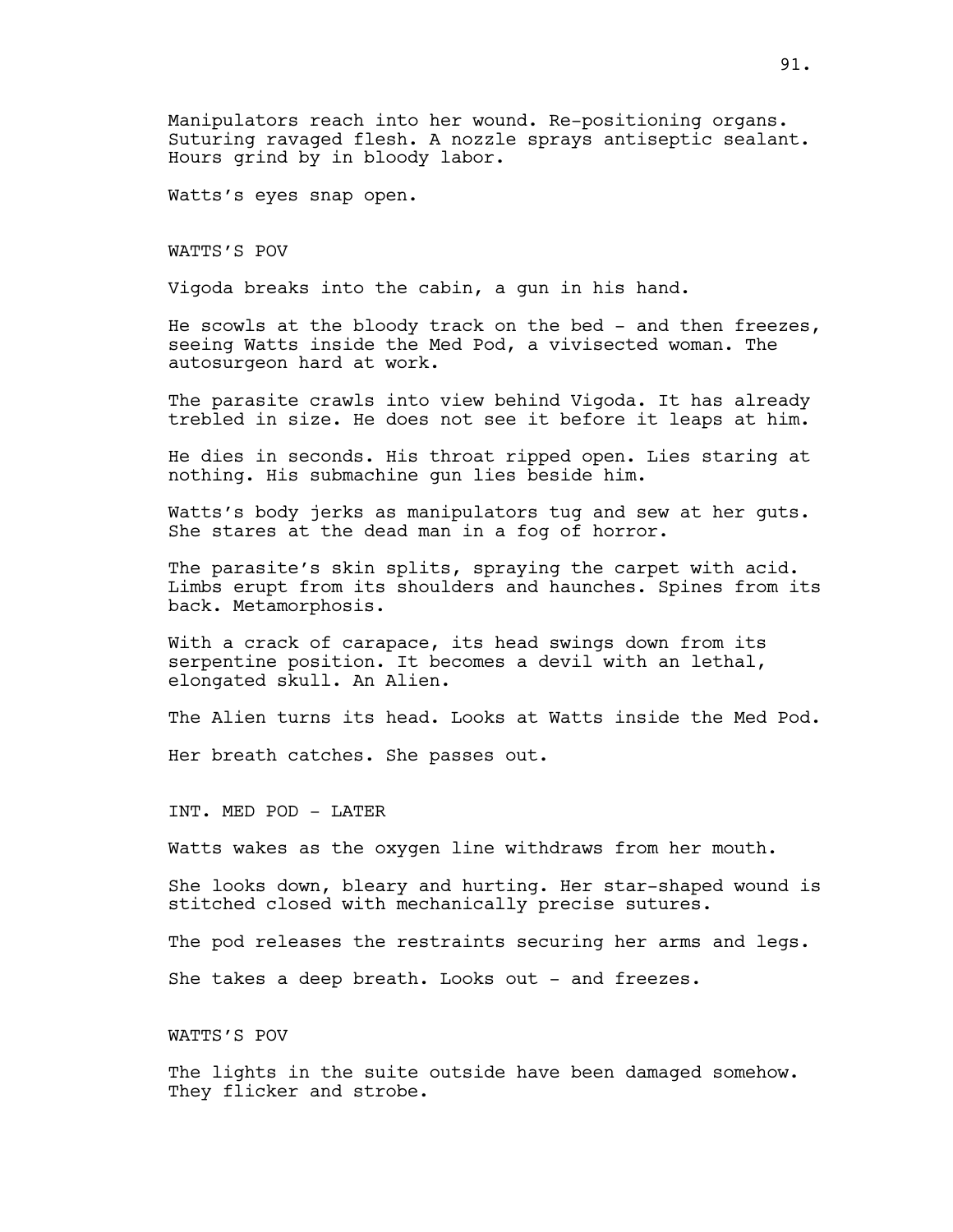Manipulators reach into her wound. Re-positioning organs. Suturing ravaged flesh. A nozzle sprays antiseptic sealant. Hours grind by in bloody labor.

Watts's eyes snap open.

WATTS'S POV

Vigoda breaks into the cabin, a gun in his hand.

He scowls at the bloody track on the bed - and then freezes, seeing Watts inside the Med Pod, a vivisected woman. The autosurgeon hard at work.

The parasite crawls into view behind Vigoda. It has already trebled in size. He does not see it before it leaps at him.

He dies in seconds. His throat ripped open. Lies staring at nothing. His submachine gun lies beside him.

Watts's body jerks as manipulators tug and sew at her guts. She stares at the dead man in a fog of horror.

The parasite's skin splits, spraying the carpet with acid. Limbs erupt from its shoulders and haunches. Spines from its back. Metamorphosis.

With a crack of carapace, its head swings down from its serpentine position. It becomes a devil with an lethal, elongated skull. An Alien.

The Alien turns its head. Looks at Watts inside the Med Pod.

Her breath catches. She passes out.

INT. MED POD - LATER

Watts wakes as the oxygen line withdraws from her mouth.

She looks down, bleary and hurting. Her star-shaped wound is stitched closed with mechanically precise sutures.

The pod releases the restraints securing her arms and legs.

She takes a deep breath. Looks out - and freezes.

WATTS'S POV

The lights in the suite outside have been damaged somehow. They flicker and strobe.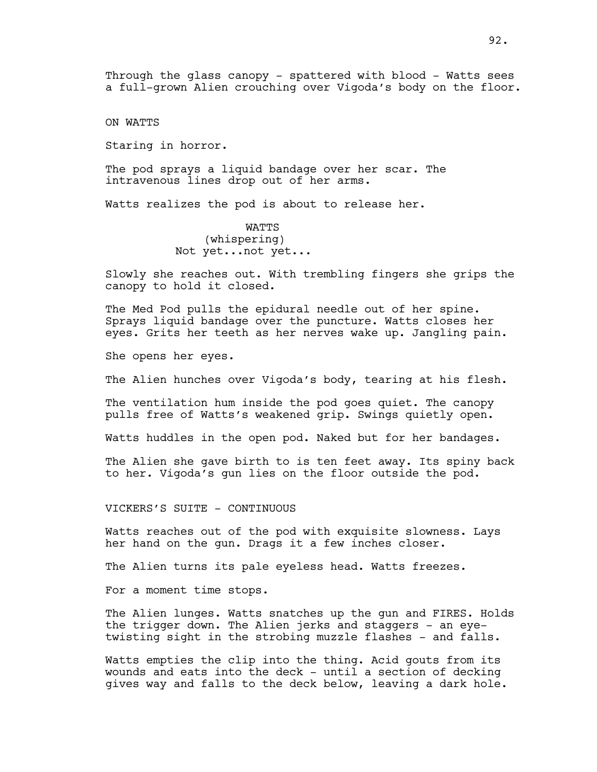Through the glass canopy - spattered with blood - Watts sees a full-grown Alien crouching over Vigoda's body on the floor.

ON WATTS

Staring in horror.

The pod sprays a liquid bandage over her scar. The intravenous lines drop out of her arms.

Watts realizes the pod is about to release her.

WATTS
(whispering)
Not yet...not yet...

Slowly she reaches out. With trembling fingers she grips the canopy to hold it closed.

The Med Pod pulls the epidural needle out of her spine. Sprays liquid bandage over the puncture. Watts closes her eyes. Grits her teeth as her nerves wake up. Jangling pain.

She opens her eyes.

The Alien hunches over Vigoda's body, tearing at his flesh.

The ventilation hum inside the pod goes quiet. The canopy pulls free of Watts's weakened grip. Swings quietly open.

Watts huddles in the open pod. Naked but for her bandages.

The Alien she gave birth to is ten feet away. Its spiny back to her. Vigoda's gun lies on the floor outside the pod.

VICKERS'S SUITE - CONTINUOUS

Watts reaches out of the pod with exquisite slowness. Lays her hand on the gun. Drags it a few inches closer.

The Alien turns its pale eyeless head. Watts freezes.

For a moment time stops.

The Alien lunges. Watts snatches up the gun and FIRES. Holds the trigger down. The Alien jerks and staggers - an eye-twisting sight in the strobing muzzle flashes - and falls.

Watts empties the clip into the thing. Acid gouts from its wounds and eats into the deck - until a section of decking gives way and falls to the deck below, leaving a dark hole.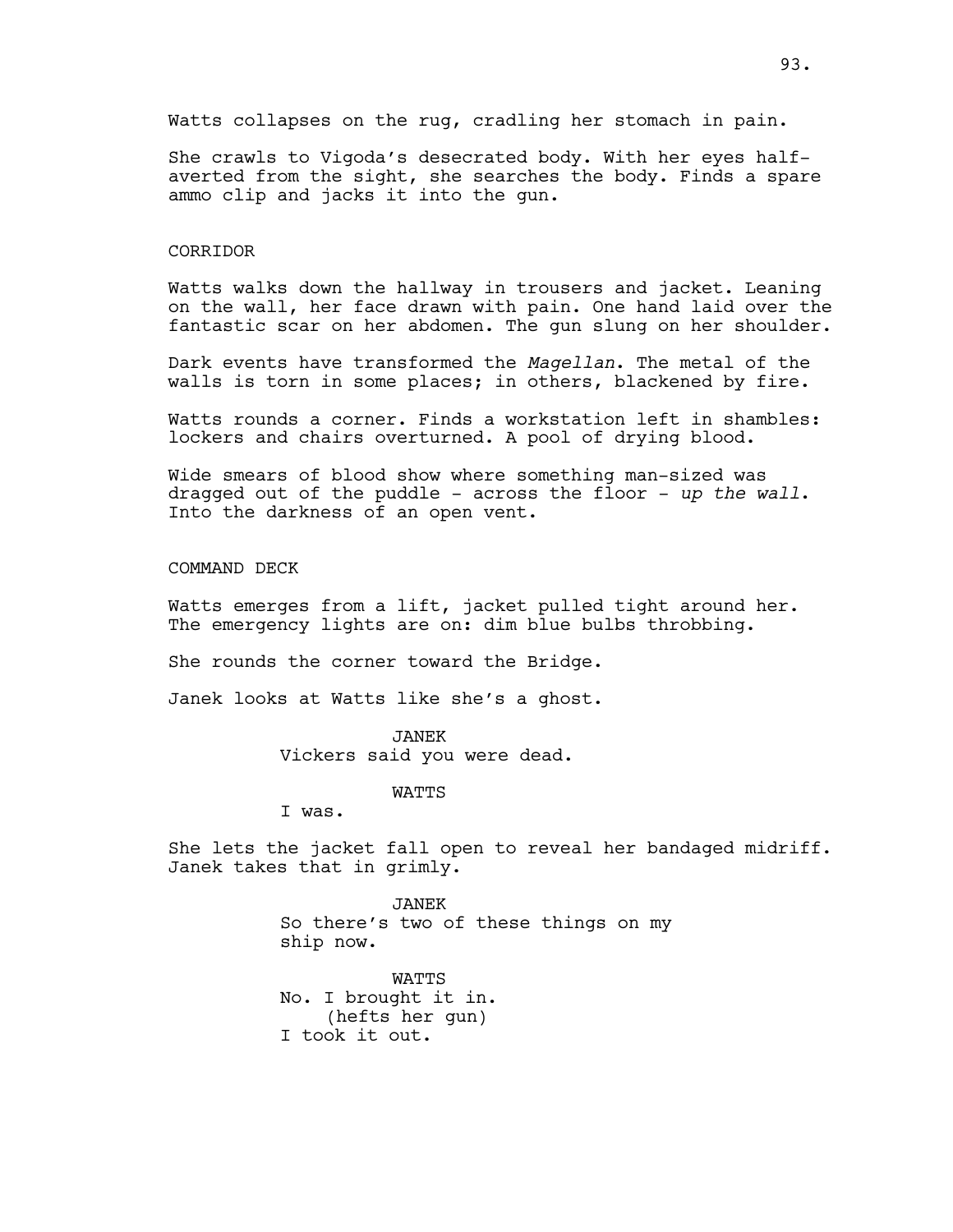Watts collapses on the rug, cradling her stomach in pain.

She crawls to Vigoda's desecrated body. With her eyes half-averted from the sight, she searches the body. Finds a spare ammo clip and jacks it into the gun.

CORRIDOR

Watts walks down the hallway in trousers and jacket. Leaning on the wall, her face drawn with pain. One hand laid over the fantastic scar on her abdomen. The gun slung on her shoulder.

Dark events have transformed the *Magellan*. The metal of the walls is torn in some places; in others, blackened by fire.

Watts rounds a corner. Finds a workstation left in shambles: lockers and chairs overturned. A pool of drying blood.

Wide smears of blood show where something man-sized was dragged out of the puddle - across the floor - *up the wall*. Into the darkness of an open vent.

COMMAND DECK

Watts emerges from a lift, jacket pulled tight around her. The emergency lights are on: dim blue bulbs throbbing.

She rounds the corner toward the Bridge.

Janek looks at Watts like she's a ghost.

JANEK
Vickers said you were dead.

WATTS
I was.

She lets the jacket fall open to reveal her bandaged midriff. Janek takes that in grimly.

JANEK
So there's two of these things on my ship now.

WATTS
No. I brought it in.
(hefts her gun)
I took it out.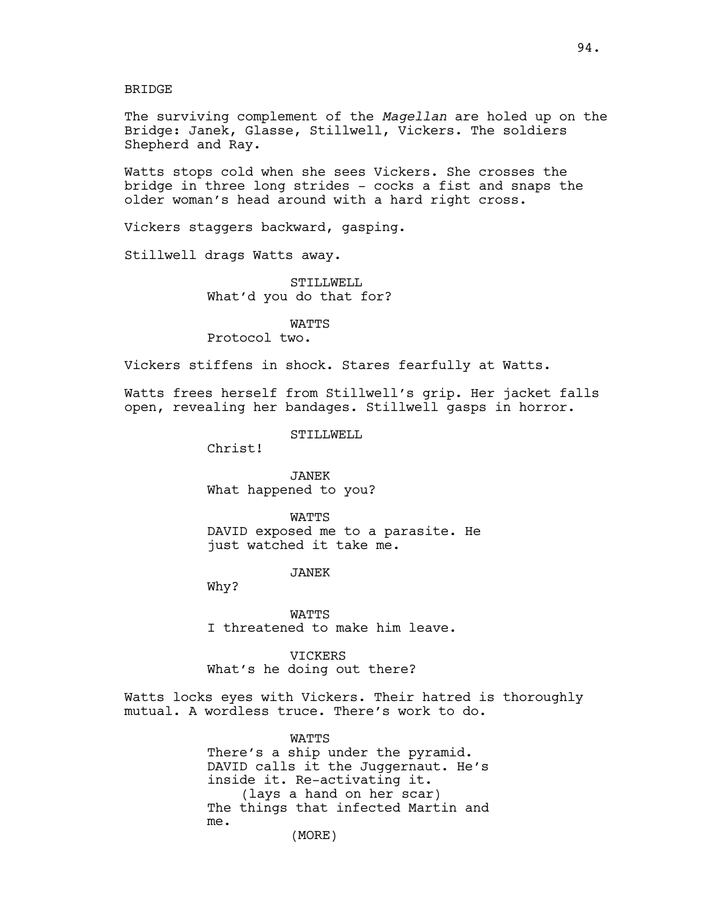BRIDGE

The surviving complement of the *Magellan* are holed up on the Bridge: Janek, Glasse, Stillwell, Vickers. The soldiers Shepherd and Ray.

Watts stops cold when she sees Vickers. She crosses the bridge in three long strides - cocks a fist and snaps the older woman's head around with a hard right cross.

Vickers staggers backward, gasping.

Stillwell drags Watts away.

STILLWELL
What'd you do that for?

WATTS
Protocol two.

Vickers stiffens in shock. Stares fearfully at Watts.

Watts frees herself from Stillwell's grip. Her jacket falls open, revealing her bandages. Stillwell gasps in horror.

STILLWELL
Christ!

JANEK
What happened to you?

WATTS
DAVID exposed me to a parasite. He just watched it take me.

JANEK
Why?

WATTS
I threatened to make him leave.

VICKERS
What's he doing out there?

Watts locks eyes with Vickers. Their hatred is thoroughly mutual. A wordless truce. There's work to do.

WATTS
There's a ship under the pyramid. DAVID calls it the Juggernaut. He's inside it. Re-activating it.
(lays a hand on her scar)
The things that infected Martin and me.
(MORE)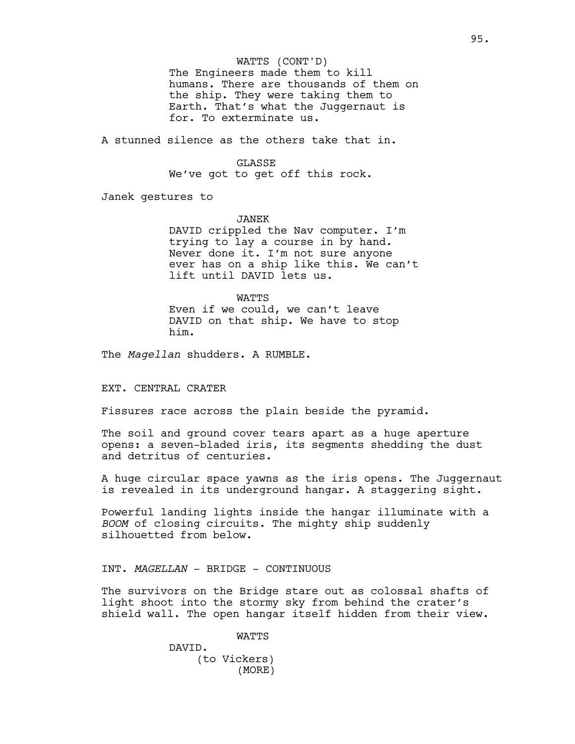WATTS (CONT'D)
The Engineers made them to kill humans. There are thousands of them on the ship. They were taking them to Earth. That's what the Juggernaut is for. To exterminate us.

A stunned silence as the others take that in.

GLASSE
We've got to get off this rock.

Janek gestures to

JANEK
DAVID crippled the Nav computer. I'm trying to lay a course in by hand. Never done it. I'm not sure anyone ever has on a ship like this. We can't lift until DAVID lets us.

WATTS
Even if we could, we can't leave DAVID on that ship. We have to stop him.

The *Magellan* shudders. A RUMBLE.

EXT. CENTRAL CRATER

Fissures race across the plain beside the pyramid.

The soil and ground cover tears apart as a huge aperture opens: a seven-bladed iris, its segments shedding the dust and detritus of centuries.

A huge circular space yawns as the iris opens. The Juggernaut is revealed in its underground hangar. A staggering sight.

Powerful landing lights inside the hangar illuminate with a *BOOM* of closing circuits. The mighty ship suddenly silhouetted from below.

INT. *MAGELLAN* - BRIDGE - CONTINUOUS

The survivors on the Bridge stare out as colossal shafts of light shoot into the stormy sky from behind the crater's shield wall. The open hangar itself hidden from their view.

WATTS
DAVID.
(to Vickers)
(MORE)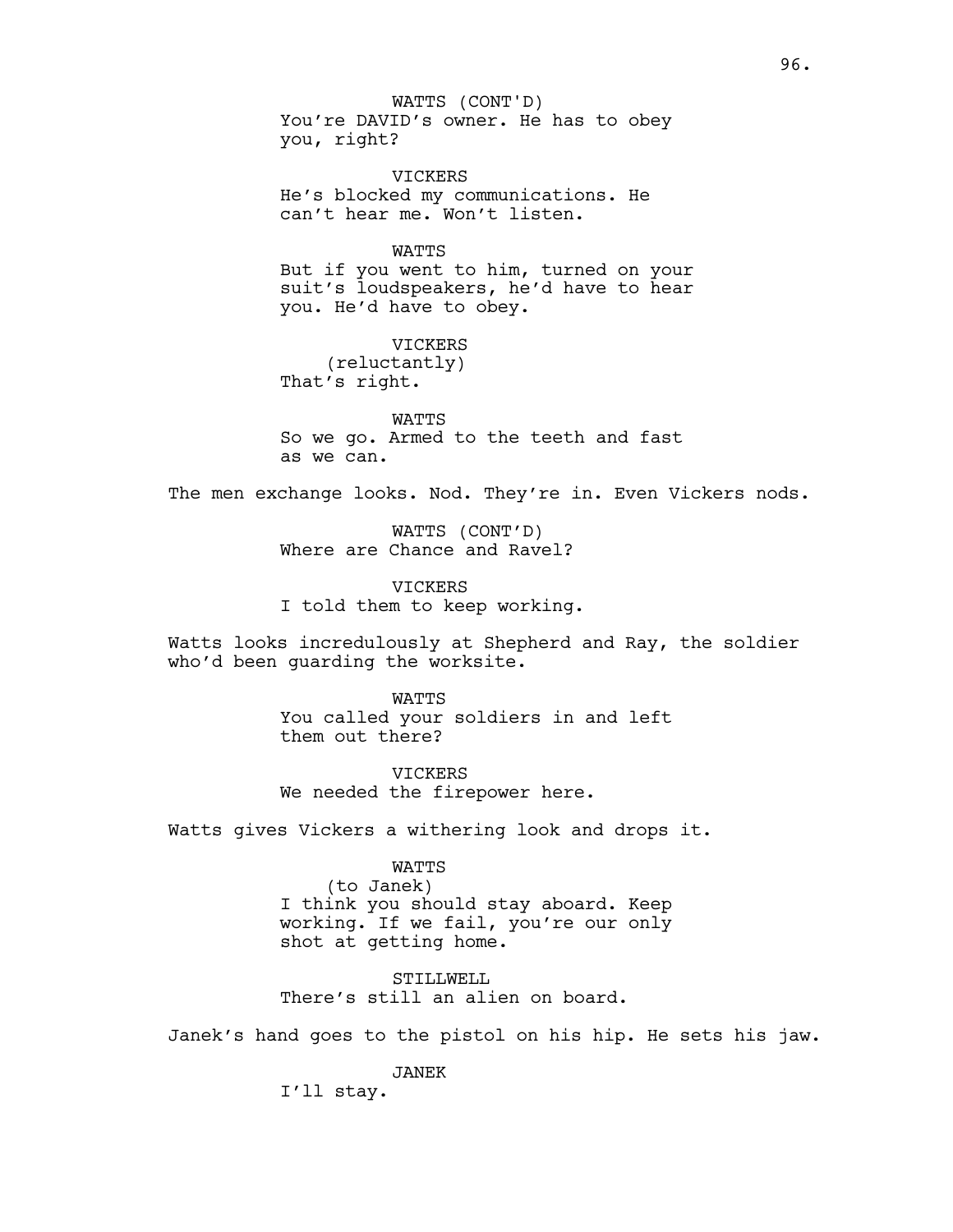WATTS (CONT'D)
You're DAVID's owner. He has to obey you, right?

VICKERS
He's blocked my communications. He can't hear me. Won't listen.

WATTS
But if you went to him, turned on your suit's loudspeakers, he'd have to hear you. He'd have to obey.

VICKERS
(reluctantly)
That's right.

WATTS
So we go. Armed to the teeth and fast as we can.

The men exchange looks. Nod. They're in. Even Vickers nods.

WATTS (CONT'D)
Where are Chance and Ravel?

VICKERS
I told them to keep working.

Watts looks incredulously at Shepherd and Ray, the soldier who'd been guarding the worksite.

WATTS
You called your soldiers in and left them out there?

VICKERS
We needed the firepower here.

Watts gives Vickers a withering look and drops it.

WATTS
(to Janek)
I think you should stay aboard. Keep working. If we fail, you're our only shot at getting home.

STILLWELL
There's still an alien on board.

Janek's hand goes to the pistol on his hip. He sets his jaw.

JANEK
I'll stay.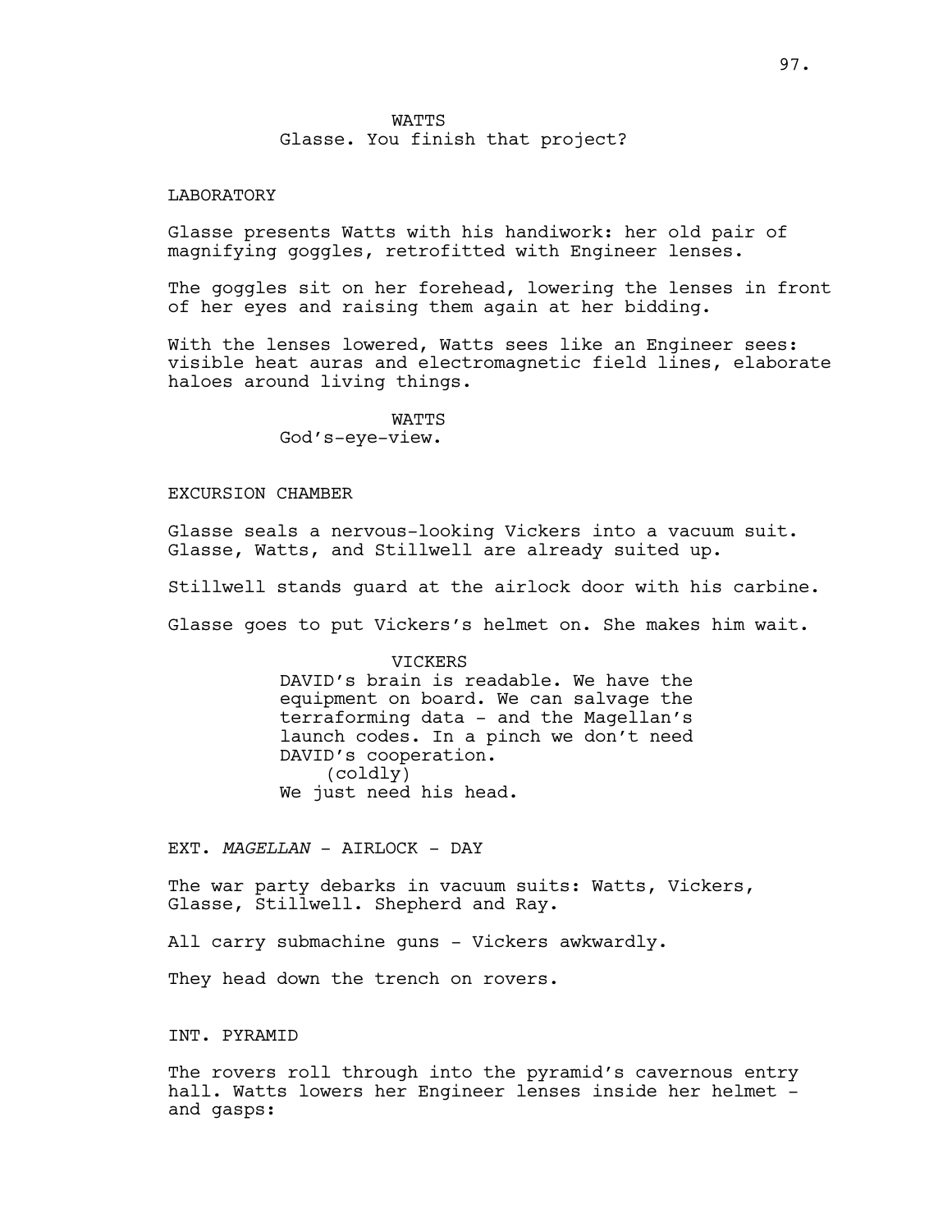WATTS
Glasse. You finish that project?

LABORATORY

Glasse presents Watts with his handiwork: her old pair of magnifying goggles, retrofitted with Engineer lenses.

The goggles sit on her forehead, lowering the lenses in front of her eyes and raising them again at her bidding.

With the lenses lowered, Watts sees like an Engineer sees: visible heat auras and electromagnetic field lines, elaborate haloes around living things.

WATTS
God's-eye-view.

EXCURSION CHAMBER

Glasse seals a nervous-looking Vickers into a vacuum suit. Glasse, Watts, and Stillwell are already suited up.

Stillwell stands guard at the airlock door with his carbine.

Glasse goes to put Vickers's helmet on. She makes him wait.

VICKERS
DAVID's brain is readable. We have the equipment on board. We can salvage the terraforming data - and the Magellan's launch codes. In a pinch we don't need DAVID's cooperation.
(coldly)
We just need his head.

EXT. *MAGELLAN* - AIRLOCK - DAY

The war party debarks in vacuum suits: Watts, Vickers, Glasse, Stillwell. Shepherd and Ray.

All carry submachine guns - Vickers awkwardly.

They head down the trench on rovers.

INT. PYRAMID

The rovers roll through into the pyramid's cavernous entry hall. Watts lowers her Engineer lenses inside her helmet - and gasps: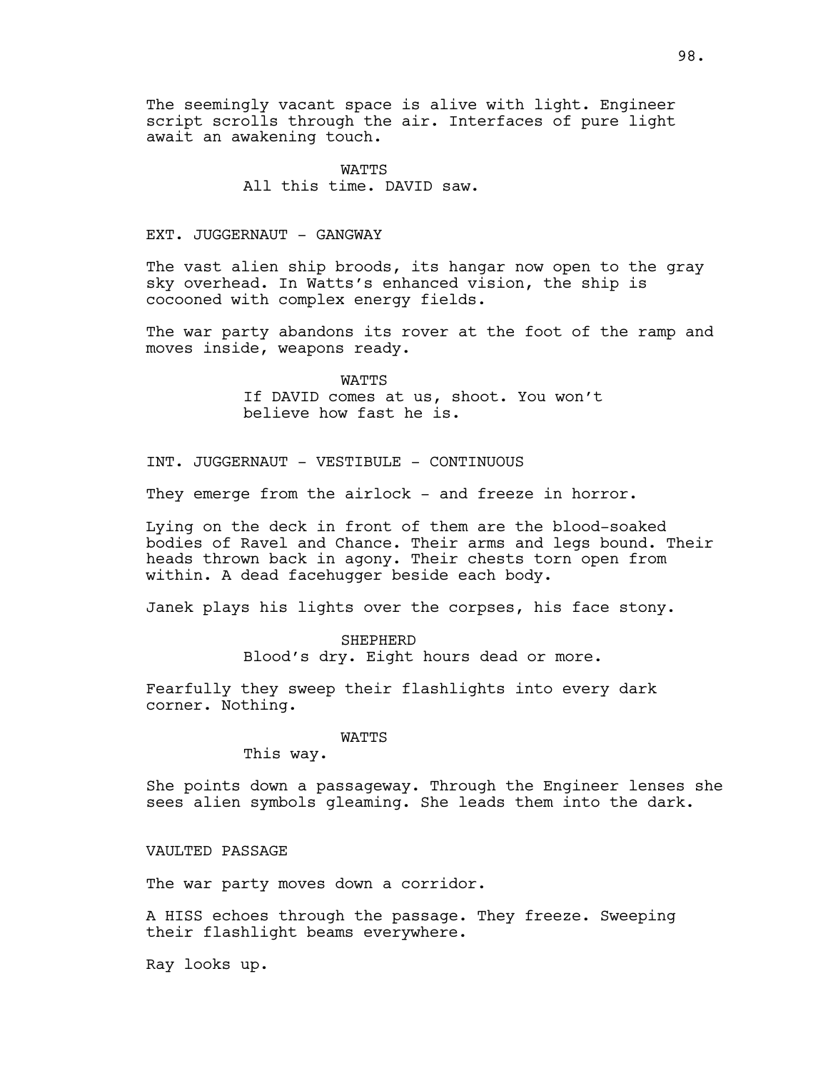The seemingly vacant space is alive with light. Engineer script scrolls through the air. Interfaces of pure light await an awakening touch.

WATTS
All this time. DAVID saw.

EXT. JUGGERNAUT - GANGWAY

The vast alien ship broods, its hangar now open to the gray sky overhead. In Watts's enhanced vision, the ship is cocooned with complex energy fields.

The war party abandons its rover at the foot of the ramp and moves inside, weapons ready.

WATTS
If DAVID comes at us, shoot. You won't believe how fast he is.

INT. JUGGERNAUT - VESTIBULE - CONTINUOUS

They emerge from the airlock - and freeze in horror.

Lying on the deck in front of them are the blood-soaked bodies of Ravel and Chance. Their arms and legs bound. Their heads thrown back in agony. Their chests torn open from within. A dead facehugger beside each body.

Janek plays his lights over the corpses, his face stony.

SHEPHERD
Blood's dry. Eight hours dead or more.

Fearfully they sweep their flashlights into every dark corner. Nothing.

WATTS
This way.

She points down a passageway. Through the Engineer lenses she sees alien symbols gleaming. She leads them into the dark.

VAULTED PASSAGE

The war party moves down a corridor.

A HISS echoes through the passage. They freeze. Sweeping their flashlight beams everywhere.

Ray looks up.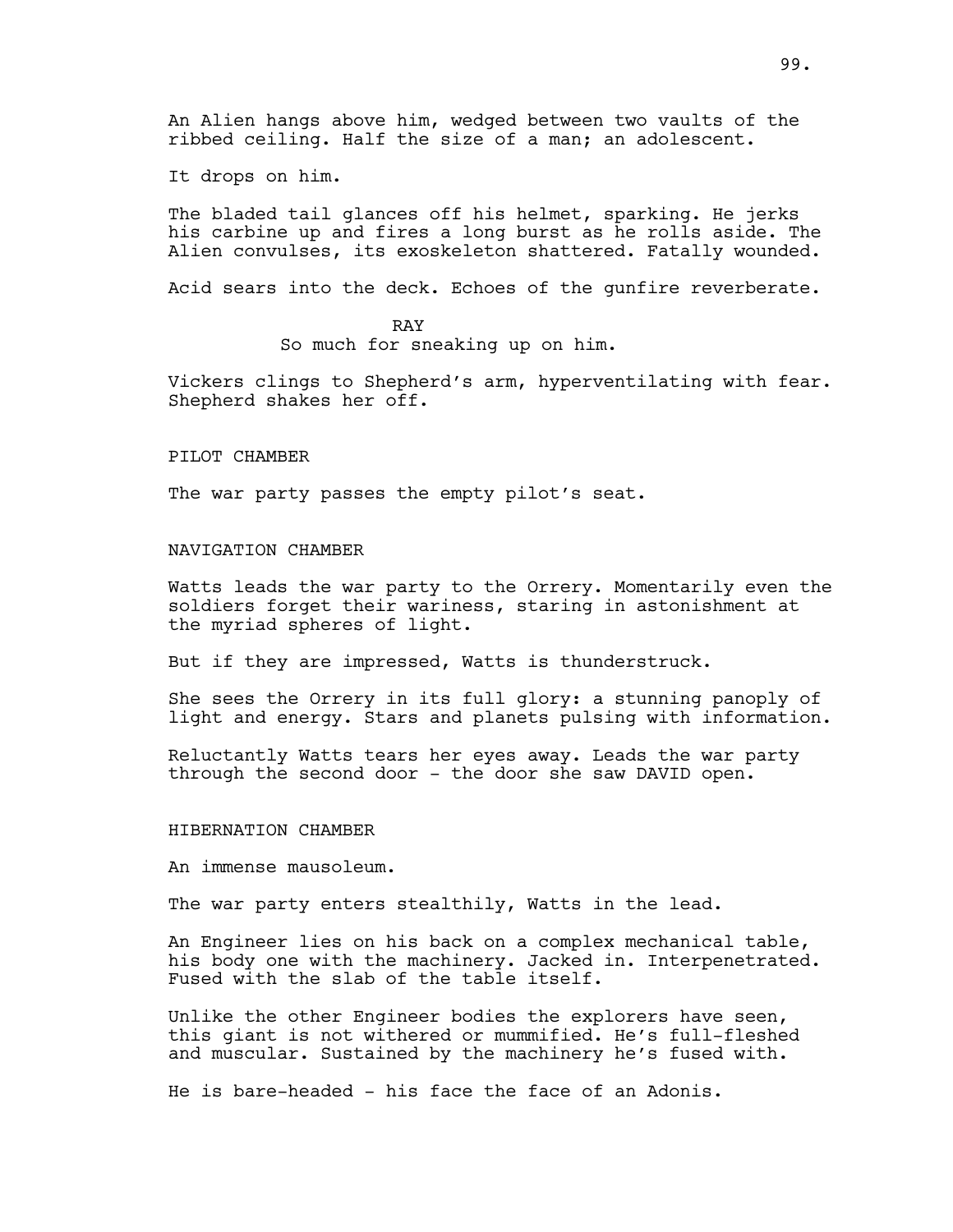An Alien hangs above him, wedged between two vaults of the ribbed ceiling. Half the size of a man; an adolescent.

It drops on him.

The bladed tail glances off his helmet, sparking. He jerks his carbine up and fires a long burst as he rolls aside. The Alien convulses, its exoskeleton shattered. Fatally wounded.

Acid sears into the deck. Echoes of the gunfire reverberate.

RAY
So much for sneaking up on him.

Vickers clings to Shepherd's arm, hyperventilating with fear. Shepherd shakes her off.

PILOT CHAMBER

The war party passes the empty pilot's seat.

NAVIGATION CHAMBER

Watts leads the war party to the Orrery. Momentarily even the soldiers forget their wariness, staring in astonishment at the myriad spheres of light.

But if they are impressed, Watts is thunderstruck.

She sees the Orrery in its full glory: a stunning panoply of light and energy. Stars and planets pulsing with information.

Reluctantly Watts tears her eyes away. Leads the war party through the second door - the door she saw DAVID open.

HIBERNATION CHAMBER

An immense mausoleum.

The war party enters stealthily, Watts in the lead.

An Engineer lies on his back on a complex mechanical table, his body one with the machinery. Jacked in. Interpenetrated. Fused with the slab of the table itself.

Unlike the other Engineer bodies the explorers have seen, this giant is not withered or mummified. He's full-fleshed and muscular. Sustained by the machinery he's fused with.

He is bare-headed - his face the face of an Adonis.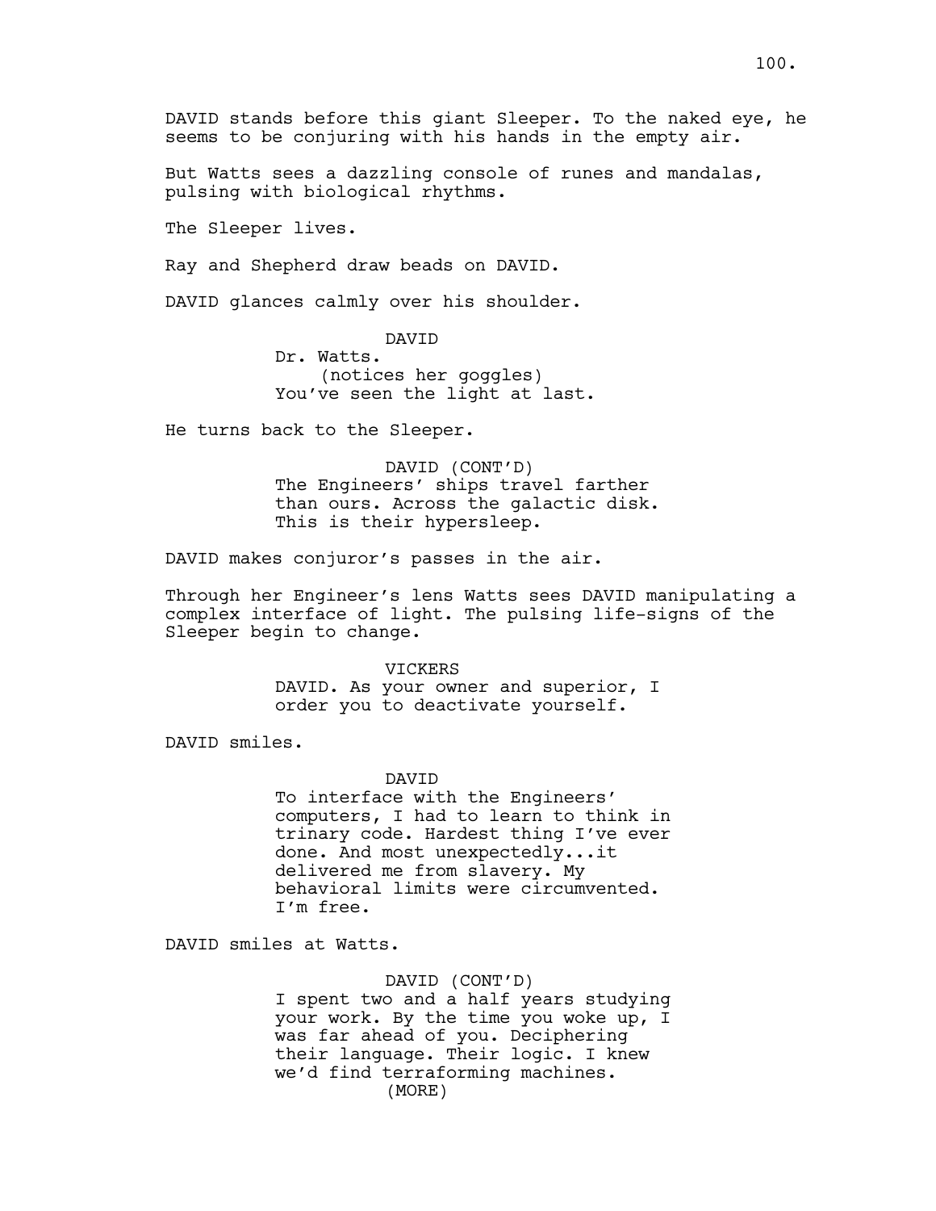DAVID stands before this giant Sleeper. To the naked eye, he seems to be conjuring with his hands in the empty air.

But Watts sees a dazzling console of runes and mandalas, pulsing with biological rhythms.

The Sleeper lives.

Ray and Shepherd draw beads on DAVID.

DAVID glances calmly over his shoulder.

DAVID
Dr. Watts.
(notices her goggles)
You've seen the light at last.

He turns back to the Sleeper.

DAVID (CONT'D)
The Engineers' ships travel farther than ours. Across the galactic disk. This is their hypersleep.

DAVID makes conjuror's passes in the air.

Through her Engineer's lens Watts sees DAVID manipulating a complex interface of light. The pulsing life-signs of the Sleeper begin to change.

VICKERS
DAVID. As your owner and superior, I order you to deactivate yourself.

DAVID smiles.

DAVID
To interface with the Engineers' computers, I had to learn to think in trinary code. Hardest thing I've ever done. And most unexpectedly...it delivered me from slavery. My behavioral limits were circumvented. I'm free.

DAVID smiles at Watts.

DAVID (CONT'D)
I spent two and a half years studying your work. By the time you woke up, I was far ahead of you. Deciphering their language. Their logic. I knew we'd find terraforming machines.
(MORE)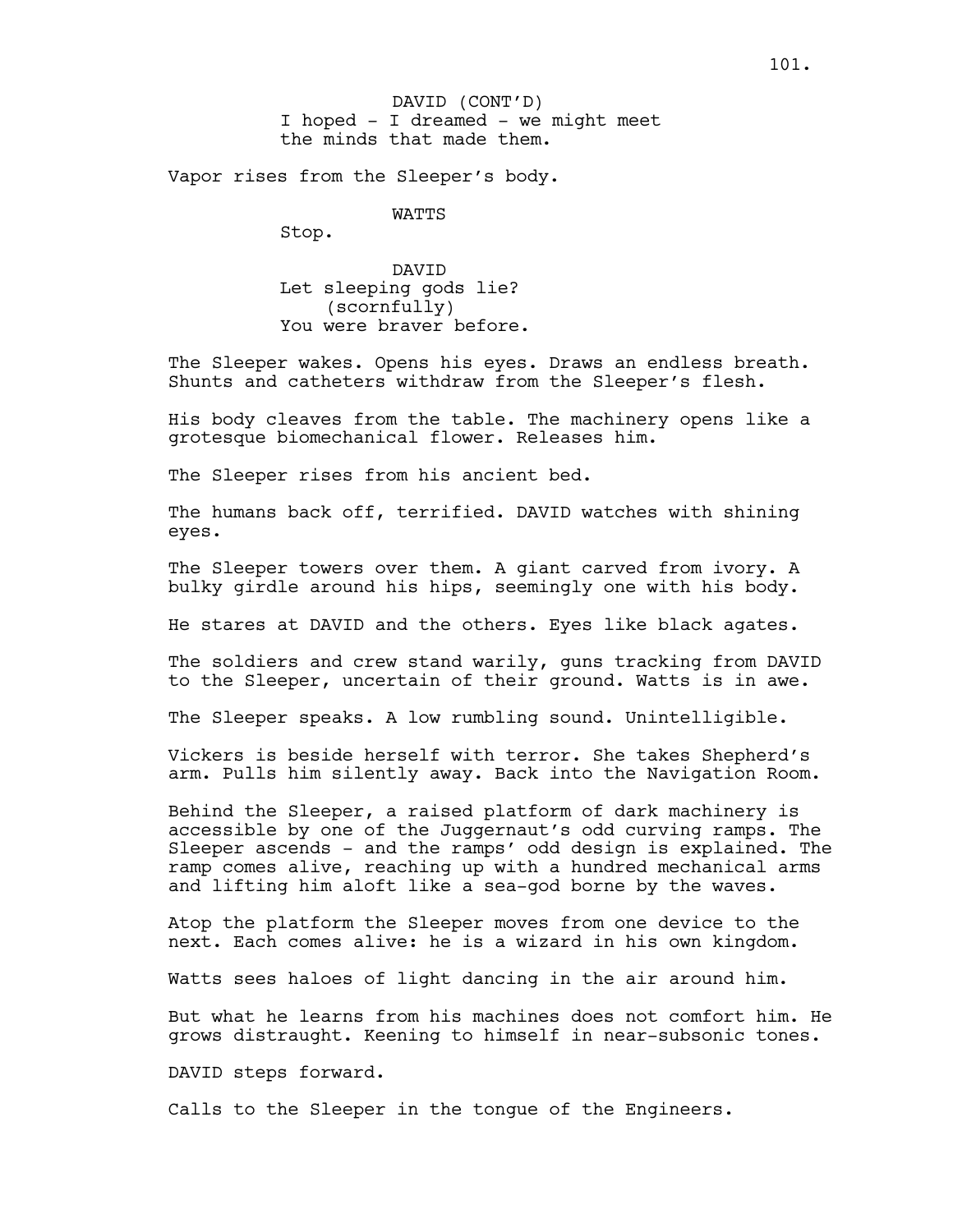DAVID (CONT'D)
I hoped - I dreamed - we might meet
the minds that made them.

Vapor rises from the Sleeper's body.

WATTS
Stop.

DAVID
Let sleeping gods lie?
(scornfully)
You were braver before.

The Sleeper wakes. Opens his eyes. Draws an endless breath.
Shunts and catheters withdraw from the Sleeper's flesh.

His body cleaves from the table. The machinery opens like a
grotesque biomechanical flower. Releases him.

The Sleeper rises from his ancient bed.

The humans back off, terrified. DAVID watches with shining
eyes.

The Sleeper towers over them. A giant carved from ivory. A
bulky girdle around his hips, seemingly one with his body.

He stares at DAVID and the others. Eyes like black agates.

The soldiers and crew stand warily, guns tracking from DAVID
to the Sleeper, uncertain of their ground. Watts is in awe.

The Sleeper speaks. A low rumbling sound. Unintelligible.

Vickers is beside herself with terror. She takes Shepherd's
arm. Pulls him silently away. Back into the Navigation Room.

Behind the Sleeper, a raised platform of dark machinery is
accessible by one of the Juggernaut's odd curving ramps. The
Sleeper ascends - and the ramps' odd design is explained. The
ramp comes alive, reaching up with a hundred mechanical arms
and lifting him aloft like a sea-god borne by the waves.

Atop the platform the Sleeper moves from one device to the
next. Each comes alive: he is a wizard in his own kingdom.

Watts sees haloes of light dancing in the air around him.

But what he learns from his machines does not comfort him. He
grows distraught. Keening to himself in near-subsonic tones.

DAVID steps forward.

Calls to the Sleeper in the tongue of the Engineers.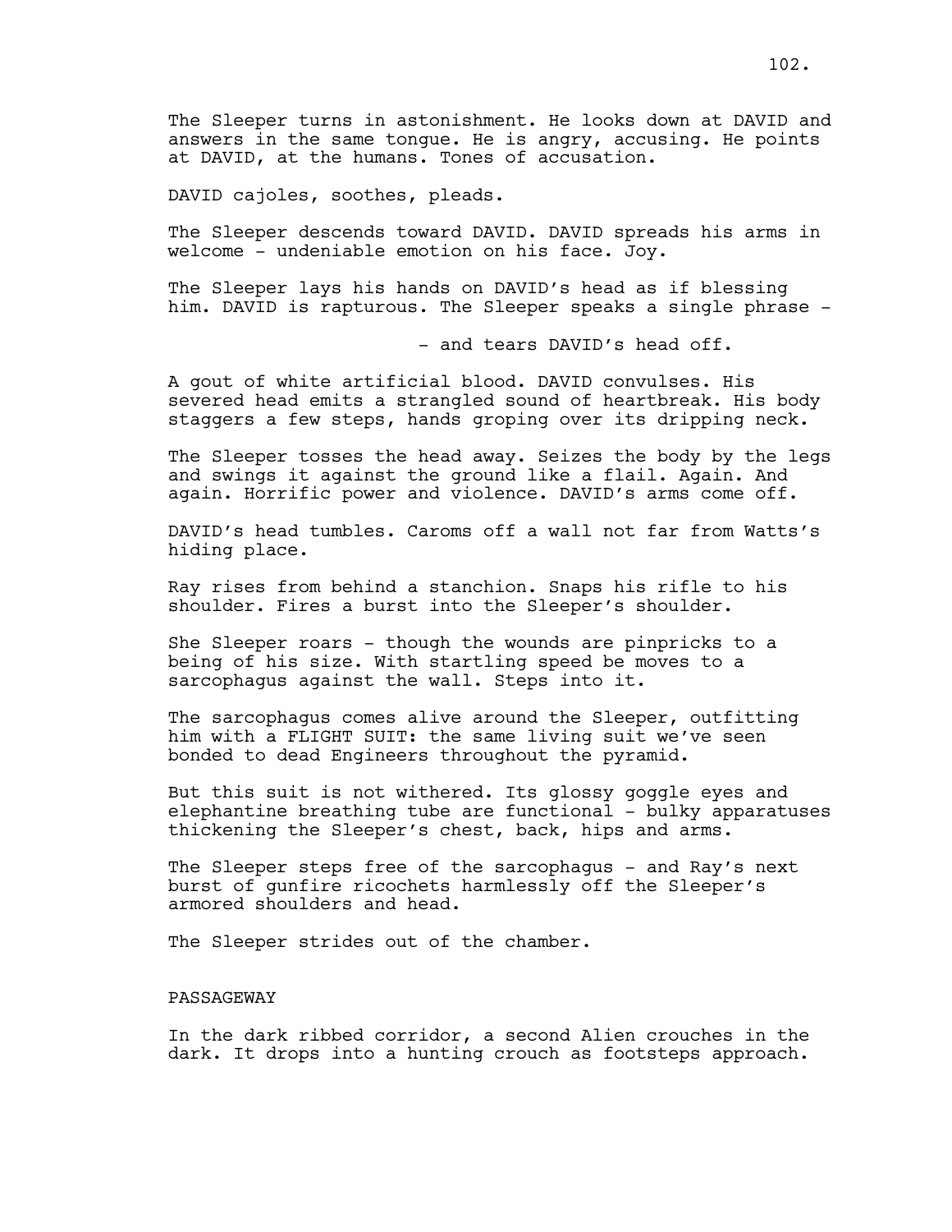The Sleeper turns in astonishment. He looks down at DAVID and answers in the same tongue. He is angry, accusing. He points at DAVID, at the humans. Tones of accusation.

DAVID cajoles, soothes, pleads.

The Sleeper descends toward DAVID. DAVID spreads his arms in welcome - undeniable emotion on his face. Joy.

The Sleeper lays his hands on DAVID's head as if blessing him. DAVID is rapturous. The Sleeper speaks a single phrase -

- and tears DAVID's head off.

A gout of white artificial blood. DAVID convulses. His severed head emits a strangled sound of heartbreak. His body staggers a few steps, hands groping over its dripping neck.

The Sleeper tosses the head away. Seizes the body by the legs and swings it against the ground like a flail. Again. And again. Horrific power and violence. DAVID's arms come off.

DAVID's head tumbles. Caroms off a wall not far from Watts's hiding place.

Ray rises from behind a stanchion. Snaps his rifle to his shoulder. Fires a burst into the Sleeper's shoulder.

She Sleeper roars - though the wounds are pinpricks to a being of his size. With startling speed be moves to a sarcophagus against the wall. Steps into it.

The sarcophagus comes alive around the Sleeper, outfitting him with a FLIGHT SUIT: the same living suit we've seen bonded to dead Engineers throughout the pyramid.

But this suit is not withered. Its glossy goggle eyes and elephantine breathing tube are functional - bulky apparatuses thickening the Sleeper's chest, back, hips and arms.

The Sleeper steps free of the sarcophagus - and Ray's next burst of gunfire ricochets harmlessly off the Sleeper's armored shoulders and head.

The Sleeper strides out of the chamber.

PASSAGEWAY

In the dark ribbed corridor, a second Alien crouches in the dark. It drops into a hunting crouch as footsteps approach.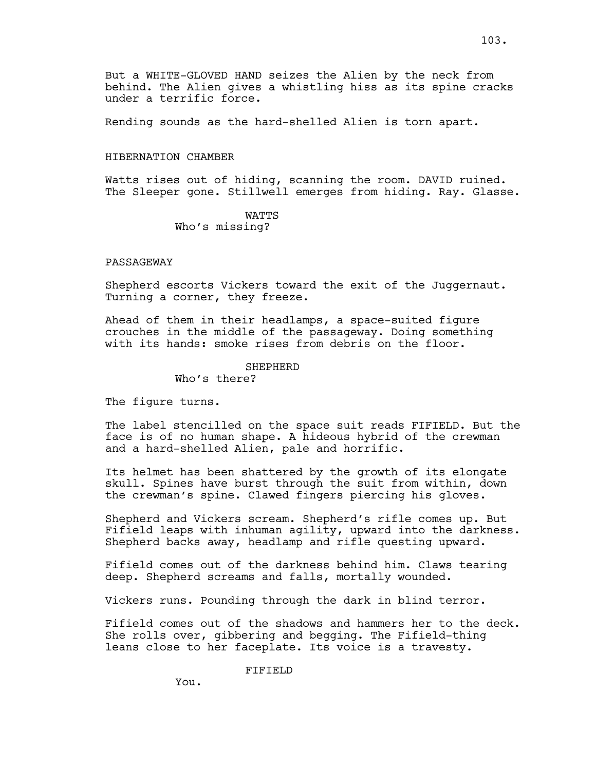But a WHITE-GLOVED HAND seizes the Alien by the neck from behind. The Alien gives a whistling hiss as its spine cracks under a terrific force.

Rending sounds as the hard-shelled Alien is torn apart.

HIBERNATION CHAMBER

Watts rises out of hiding, scanning the room. DAVID ruined. The Sleeper gone. Stillwell emerges from hiding. Ray. Glasse.

WATTS
Who's missing?

PASSAGEWAY

Shepherd escorts Vickers toward the exit of the Juggernaut. Turning a corner, they freeze.

Ahead of them in their headlamps, a space-suited figure crouches in the middle of the passageway. Doing something with its hands: smoke rises from debris on the floor.

SHEPHERD
Who's there?

The figure turns.

The label stencilled on the space suit reads FIFIELD. But the face is of no human shape. A hideous hybrid of the crewman and a hard-shelled Alien, pale and horrific.

Its helmet has been shattered by the growth of its elongate skull. Spines have burst through the suit from within, down the crewman's spine. Clawed fingers piercing his gloves.

Shepherd and Vickers scream. Shepherd's rifle comes up. But Fifield leaps with inhuman agility, upward into the darkness. Shepherd backs away, headlamp and rifle questing upward.

Fifield comes out of the darkness behind him. Claws tearing deep. Shepherd screams and falls, mortally wounded.

Vickers runs. Pounding through the dark in blind terror.

Fifield comes out of the shadows and hammers her to the deck. She rolls over, gibbering and begging. The Fifield-thing leans close to her faceplate. Its voice is a travesty.

FIFIELD
You.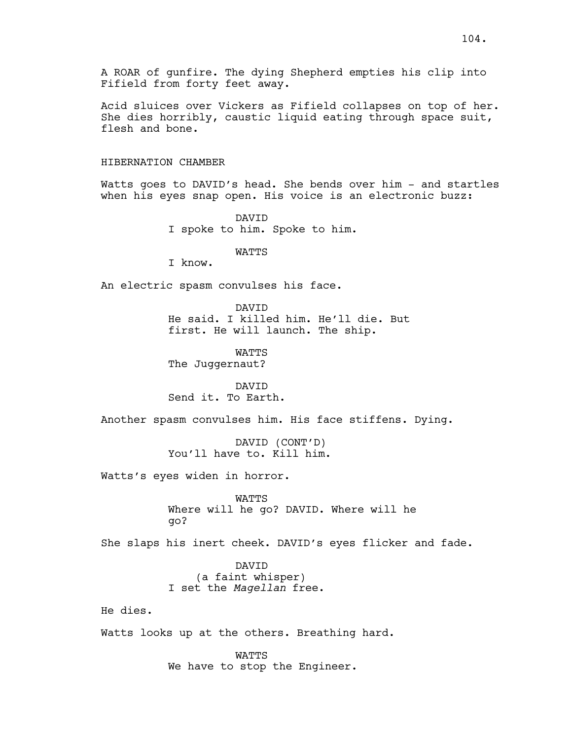A ROAR of gunfire. The dying Shepherd empties his clip into Fifield from forty feet away.

Acid sluices over Vickers as Fifield collapses on top of her. She dies horribly, caustic liquid eating through space suit, flesh and bone.

HIBERNATION CHAMBER

Watts goes to DAVID's head. She bends over him - and startles when his eyes snap open. His voice is an electronic buzz:

DAVID
I spoke to him. Spoke to him.

WATTS
I know.

An electric spasm convulses his face.

DAVID
He said. I killed him. He'll die. But first. He will launch. The ship.

WATTS
The Juggernaut?

DAVID
Send it. To Earth.

Another spasm convulses him. His face stiffens. Dying.

DAVID (CONT'D)
You'll have to. Kill him.

Watts's eyes widen in horror.

WATTS
Where will he go? DAVID. Where will he go?

She slaps his inert cheek. DAVID's eyes flicker and fade.

DAVID
(a faint whisper)
I set the *Magellan* free.

He dies.

Watts looks up at the others. Breathing hard.

WATTS
We have to stop the Engineer.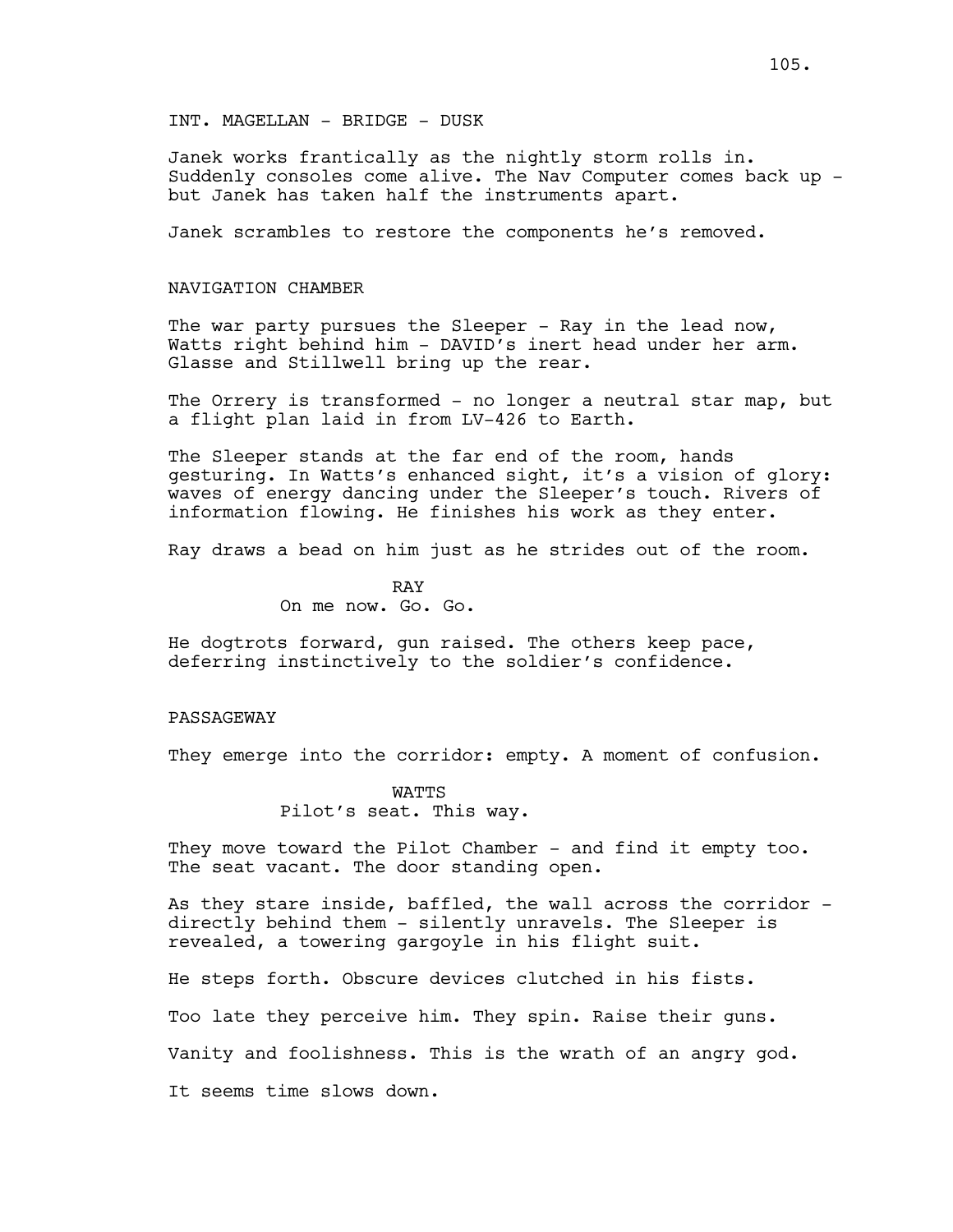INT. MAGELLAN - BRIDGE - DUSK

Janek works frantically as the nightly storm rolls in. Suddenly consoles come alive. The Nav Computer comes back up - but Janek has taken half the instruments apart.

Janek scrambles to restore the components he's removed.

NAVIGATION CHAMBER

The war party pursues the Sleeper - Ray in the lead now, Watts right behind him - DAVID's inert head under her arm. Glasse and Stillwell bring up the rear.

The Orrery is transformed - no longer a neutral star map, but a flight plan laid in from LV-426 to Earth.

The Sleeper stands at the far end of the room, hands gesturing. In Watts's enhanced sight, it's a vision of glory: waves of energy dancing under the Sleeper's touch. Rivers of information flowing. He finishes his work as they enter.

Ray draws a bead on him just as he strides out of the room.

RAY
On me now. Go. Go.

He dogtrots forward, gun raised. The others keep pace, deferring instinctively to the soldier's confidence.

PASSAGEWAY

They emerge into the corridor: empty. A moment of confusion.

WATTS
Pilot's seat. This way.

They move toward the Pilot Chamber - and find it empty too. The seat vacant. The door standing open.

As they stare inside, baffled, the wall across the corridor - directly behind them - silently unravels. The Sleeper is revealed, a towering gargoyle in his flight suit.

He steps forth. Obscure devices clutched in his fists.

Too late they perceive him. They spin. Raise their guns.

Vanity and foolishness. This is the wrath of an angry god.

It seems time slows down.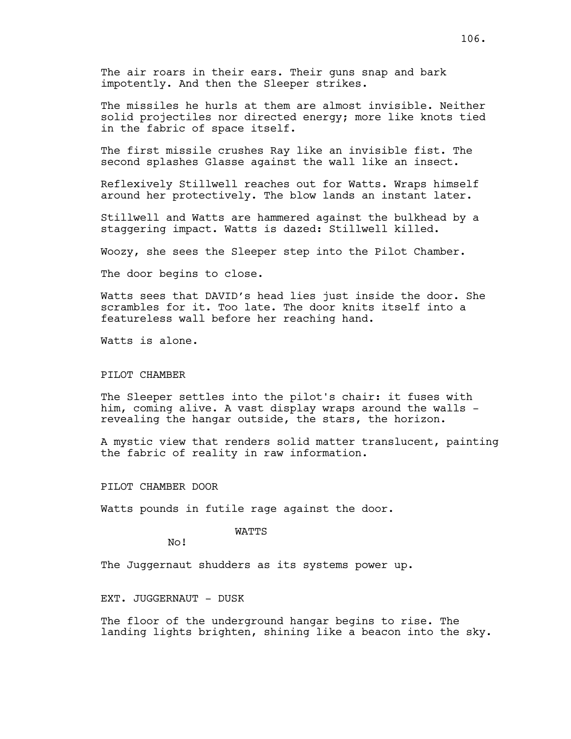The air roars in their ears. Their guns snap and bark impotently. And then the Sleeper strikes.

The missiles he hurls at them are almost invisible. Neither solid projectiles nor directed energy; more like knots tied in the fabric of space itself.

The first missile crushes Ray like an invisible fist. The second splashes Glasse against the wall like an insect.

Reflexively Stillwell reaches out for Watts. Wraps himself around her protectively. The blow lands an instant later.

Stillwell and Watts are hammered against the bulkhead by a staggering impact. Watts is dazed: Stillwell killed.

Woozy, she sees the Sleeper step into the Pilot Chamber.

The door begins to close.

Watts sees that DAVID's head lies just inside the door. She scrambles for it. Too late. The door knits itself into a featureless wall before her reaching hand.

Watts is alone.

PILOT CHAMBER

The Sleeper settles into the pilot's chair: it fuses with him, coming alive. A vast display wraps around the walls - revealing the hangar outside, the stars, the horizon.

A mystic view that renders solid matter translucent, painting the fabric of reality in raw information.

PILOT CHAMBER DOOR

Watts pounds in futile rage against the door.

WATTS

No!

The Juggernaut shudders as its systems power up.

EXT. JUGGERNAUT - DUSK

The floor of the underground hangar begins to rise. The landing lights brighten, shining like a beacon into the sky.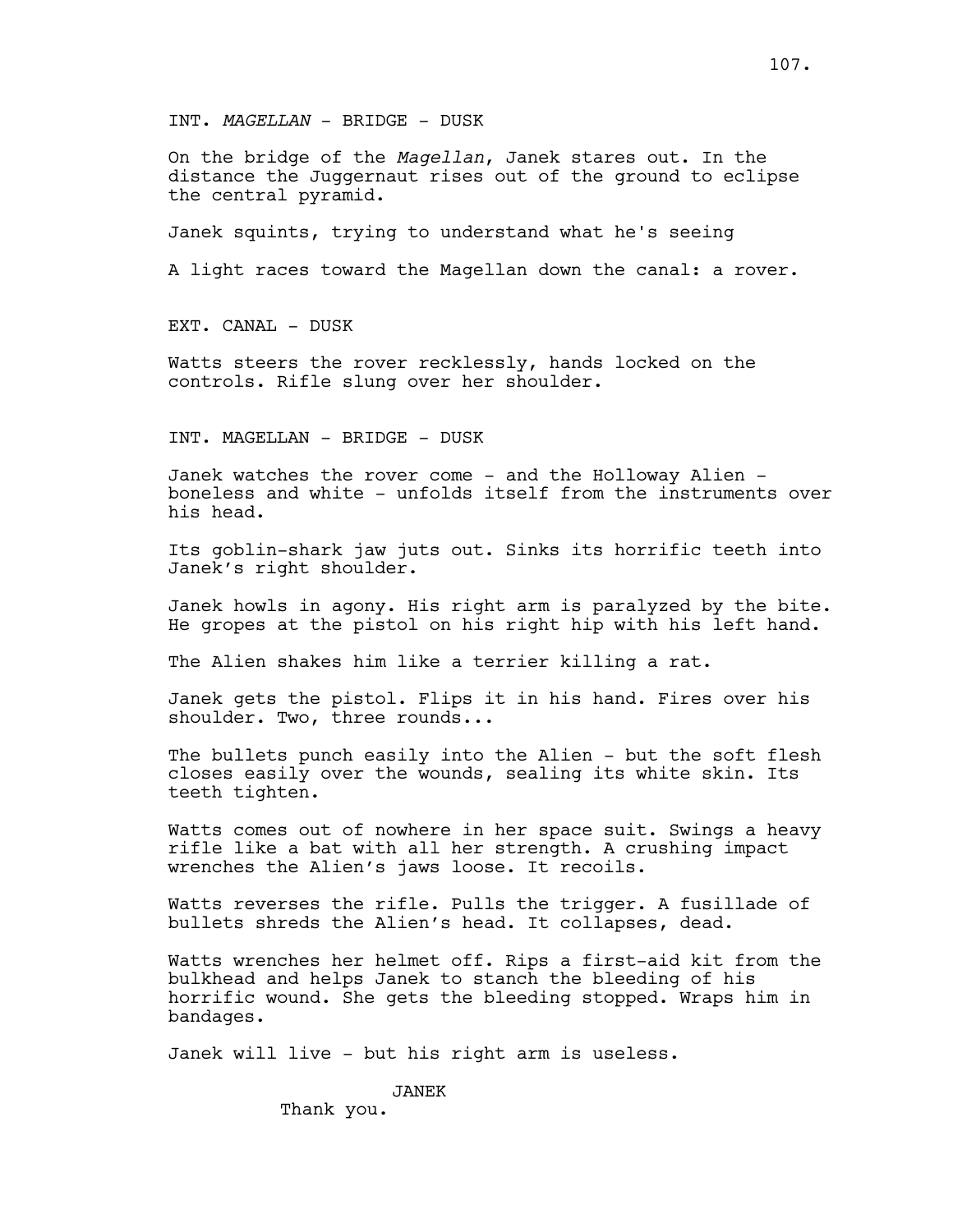INT. *MAGELLAN* - BRIDGE - DUSK

On the bridge of the *Magellan*, Janek stares out. In the distance the Juggernaut rises out of the ground to eclipse the central pyramid.

Janek squints, trying to understand what he's seeing

A light races toward the Magellan down the canal: a rover.

EXT. CANAL - DUSK

Watts steers the rover recklessly, hands locked on the controls. Rifle slung over her shoulder.

INT. MAGELLAN - BRIDGE - DUSK

Janek watches the rover come - and the Holloway Alien - boneless and white - unfolds itself from the instruments over his head.

Its goblin-shark jaw juts out. Sinks its horrific teeth into Janek's right shoulder.

Janek howls in agony. His right arm is paralyzed by the bite. He gropes at the pistol on his right hip with his left hand.

The Alien shakes him like a terrier killing a rat.

Janek gets the pistol. Flips it in his hand. Fires over his shoulder. Two, three rounds...

The bullets punch easily into the Alien - but the soft flesh closes easily over the wounds, sealing its white skin. Its teeth tighten.

Watts comes out of nowhere in her space suit. Swings a heavy rifle like a bat with all her strength. A crushing impact wrenches the Alien's jaws loose. It recoils.

Watts reverses the rifle. Pulls the trigger. A fusillade of bullets shreds the Alien's head. It collapses, dead.

Watts wrenches her helmet off. Rips a first-aid kit from the bulkhead and helps Janek to stanch the bleeding of his horrific wound. She gets the bleeding stopped. Wraps him in bandages.

Janek will live - but his right arm is useless.

JANEK
Thank you.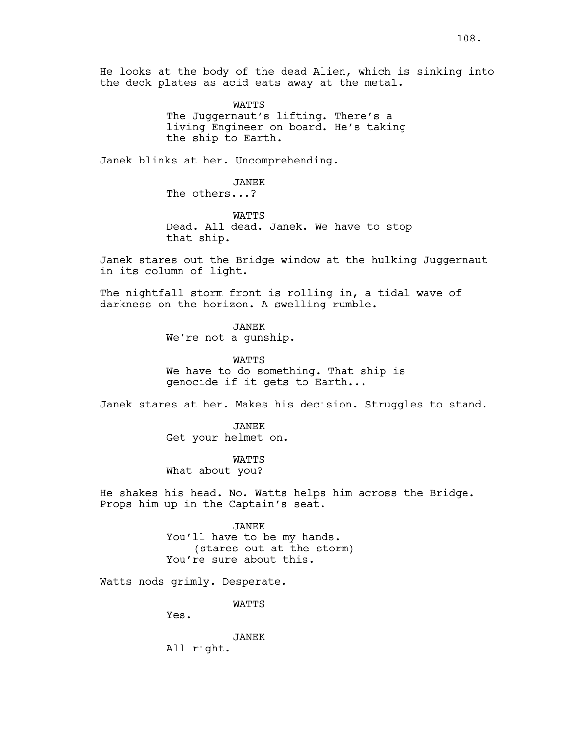He looks at the body of the dead Alien, which is sinking into the deck plates as acid eats away at the metal.

WATTS
The Juggernaut's lifting. There's a living Engineer on board. He's taking the ship to Earth.

Janek blinks at her. Uncomprehending.

JANEK
The others...?

WATTS
Dead. All dead. Janek. We have to stop that ship.

Janek stares out the Bridge window at the hulking Juggernaut in its column of light.

The nightfall storm front is rolling in, a tidal wave of darkness on the horizon. A swelling rumble.

JANEK
We're not a gunship.

WATTS
We have to do something. That ship is genocide if it gets to Earth...

Janek stares at her. Makes his decision. Struggles to stand.

JANEK
Get your helmet on.

WATTS
What about you?

He shakes his head. No. Watts helps him across the Bridge. Props him up in the Captain's seat.

JANEK
You'll have to be my hands.
(stares out at the storm)
You're sure about this.

Watts nods grimly. Desperate.

WATTS
Yes.

JANEK
All right.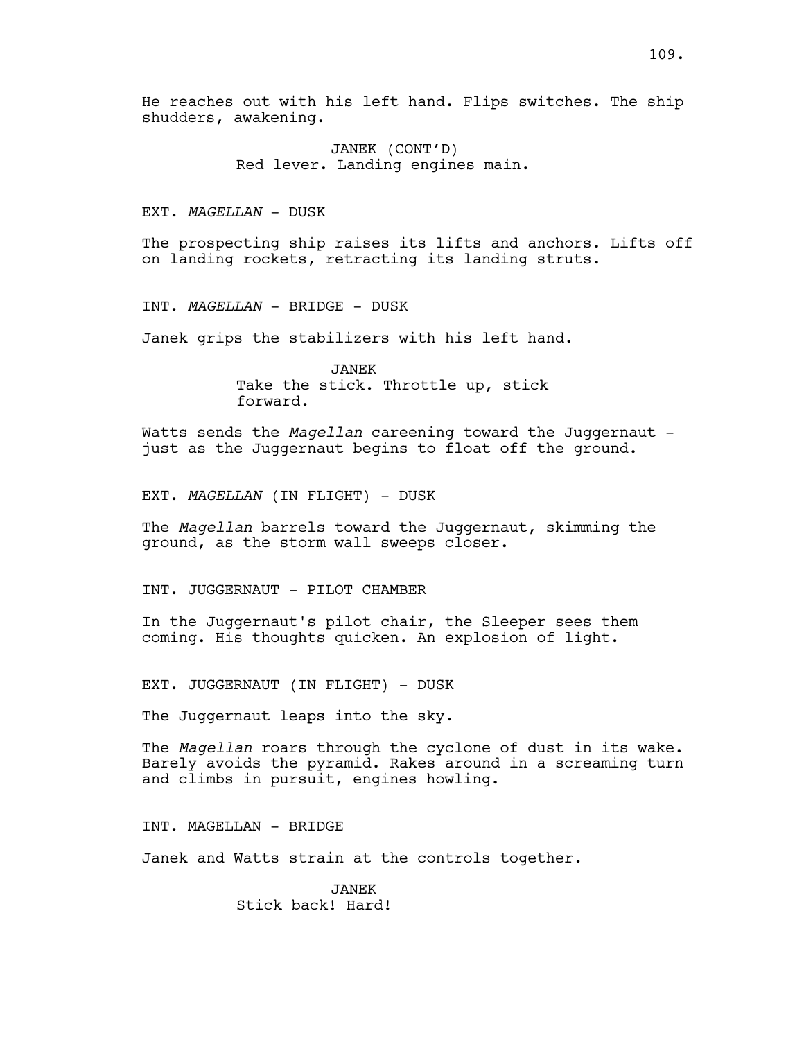He reaches out with his left hand. Flips switches. The ship shudders, awakening.

JANEK (CONT'D)
Red lever. Landing engines main.

EXT. *MAGELLAN* - DUSK

The prospecting ship raises its lifts and anchors. Lifts off on landing rockets, retracting its landing struts.

INT. *MAGELLAN* - BRIDGE - DUSK

Janek grips the stabilizers with his left hand.

JANEK
Take the stick. Throttle up, stick forward.

Watts sends the *Magellan* careening toward the Juggernaut - just as the Juggernaut begins to float off the ground.

EXT. *MAGELLAN* (IN FLIGHT) - DUSK

The *Magellan* barrels toward the Juggernaut, skimming the ground, as the storm wall sweeps closer.

INT. JUGGERNAUT - PILOT CHAMBER

In the Juggernaut's pilot chair, the Sleeper sees them coming. His thoughts quicken. An explosion of light.

EXT. JUGGERNAUT (IN FLIGHT) - DUSK

The Juggernaut leaps into the sky.

The *Magellan* roars through the cyclone of dust in its wake. Barely avoids the pyramid. Rakes around in a screaming turn and climbs in pursuit, engines howling.

INT. MAGELLAN - BRIDGE

Janek and Watts strain at the controls together.

JANEK
Stick back! Hard!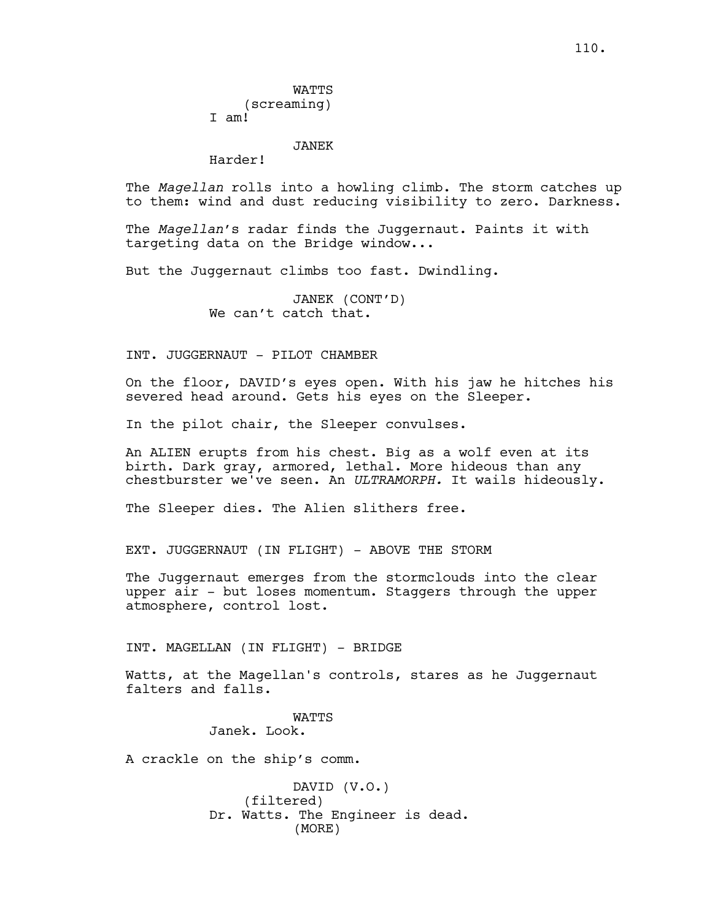WATTS
(screaming)
I am!

JANEK
Harder!

The *Magellan* rolls into a howling climb. The storm catches up to them: wind and dust reducing visibility to zero. Darkness.

The *Magellan*'s radar finds the Juggernaut. Paints it with targeting data on the Bridge window...

But the Juggernaut climbs too fast. Dwindling.

JANEK (CONT'D)
We can't catch that.

INT. JUGGERNAUT - PILOT CHAMBER

On the floor, DAVID's eyes open. With his jaw he hitches his severed head around. Gets his eyes on the Sleeper.

In the pilot chair, the Sleeper convulses.

An ALIEN erupts from his chest. Big as a wolf even at its birth. Dark gray, armored, lethal. More hideous than any chestburster we've seen. An *ULTRAMORPH.* It wails hideously.

The Sleeper dies. The Alien slithers free.

EXT. JUGGERNAUT (IN FLIGHT) - ABOVE THE STORM

The Juggernaut emerges from the stormclouds into the clear upper air - but loses momentum. Staggers through the upper atmosphere, control lost.

INT. MAGELLAN (IN FLIGHT) - BRIDGE

Watts, at the Magellan's controls, stares as he Juggernaut falters and falls.

WATTS
Janek. Look.

A crackle on the ship's comm.

DAVID (V.O.)
(filtered)
Dr. Watts. The Engineer is dead.
(MORE)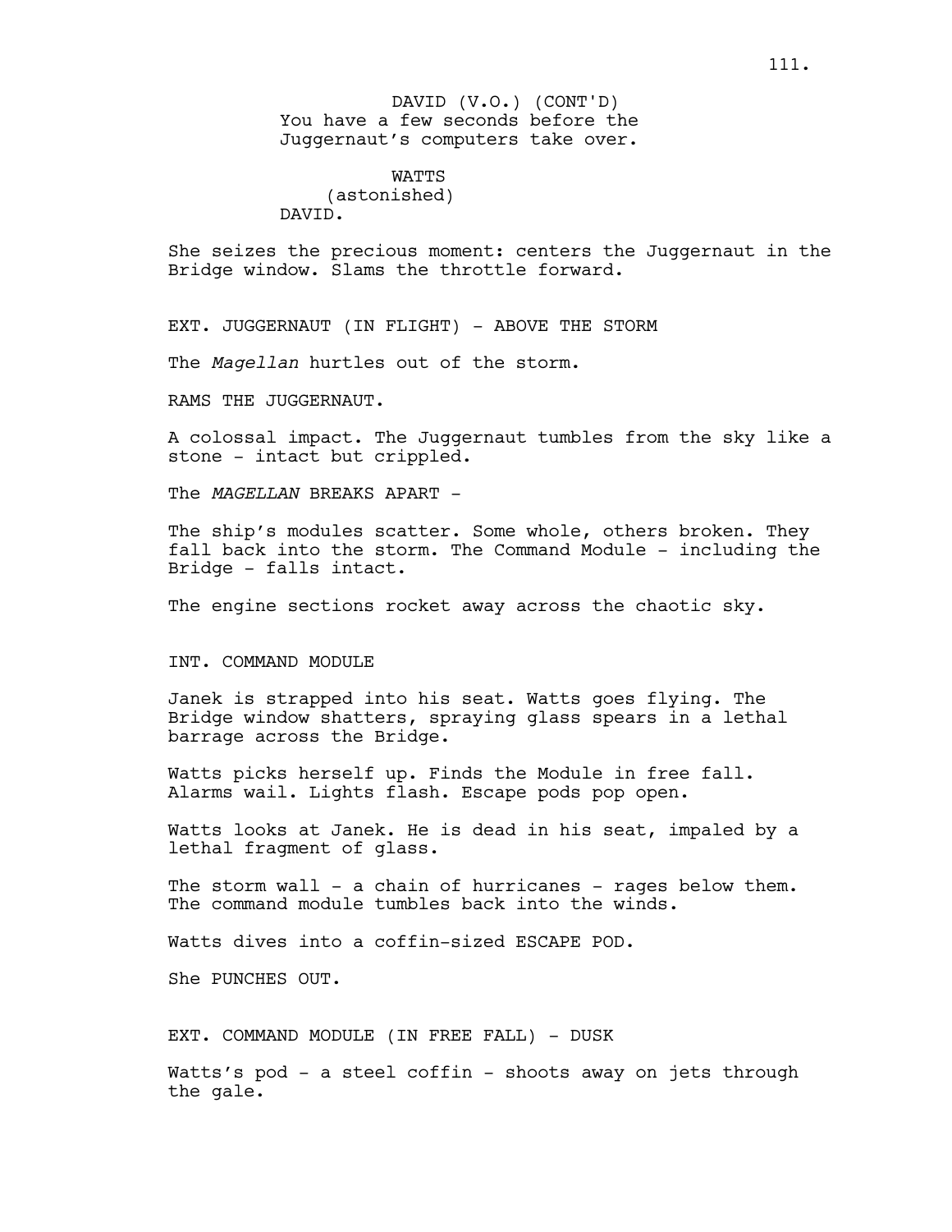DAVID (V.O.) (CONT'D)
You have a few seconds before the Juggernaut's computers take over.

WATTS
(astonished)
DAVID.

She seizes the precious moment: centers the Juggernaut in the Bridge window. Slams the throttle forward.

EXT. JUGGERNAUT (IN FLIGHT) - ABOVE THE STORM

The *Magellan* hurtles out of the storm.

RAMS THE JUGGERNAUT.

A colossal impact. The Juggernaut tumbles from the sky like a stone - intact but crippled.

The *MAGELLAN* BREAKS APART -

The ship's modules scatter. Some whole, others broken. They fall back into the storm. The Command Module - including the Bridge - falls intact.

The engine sections rocket away across the chaotic sky.

INT. COMMAND MODULE

Janek is strapped into his seat. Watts goes flying. The Bridge window shatters, spraying glass spears in a lethal barrage across the Bridge.

Watts picks herself up. Finds the Module in free fall. Alarms wail. Lights flash. Escape pods pop open.

Watts looks at Janek. He is dead in his seat, impaled by a lethal fragment of glass.

The storm wall - a chain of hurricanes - rages below them. The command module tumbles back into the winds.

Watts dives into a coffin-sized ESCAPE POD.

She PUNCHES OUT.

EXT. COMMAND MODULE (IN FREE FALL) - DUSK

Watts's pod - a steel coffin - shoots away on jets through the gale.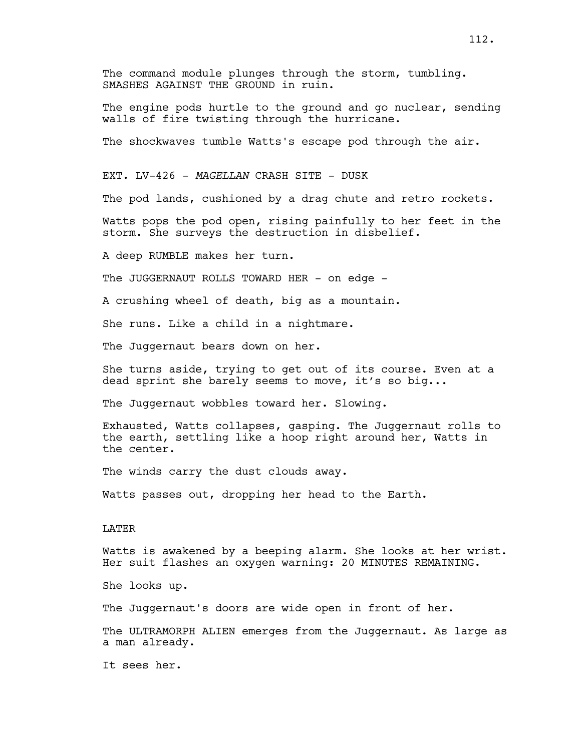The command module plunges through the storm, tumbling. SMASHES AGAINST THE GROUND in ruin.

The engine pods hurtle to the ground and go nuclear, sending walls of fire twisting through the hurricane.

The shockwaves tumble Watts's escape pod through the air.

EXT. LV-426 - *MAGELLAN* CRASH SITE - DUSK

The pod lands, cushioned by a drag chute and retro rockets.

Watts pops the pod open, rising painfully to her feet in the storm. She surveys the destruction in disbelief.

A deep RUMBLE makes her turn.

The JUGGERNAUT ROLLS TOWARD HER - on edge -

A crushing wheel of death, big as a mountain.

She runs. Like a child in a nightmare.

The Juggernaut bears down on her.

She turns aside, trying to get out of its course. Even at a dead sprint she barely seems to move, it's so big...

The Juggernaut wobbles toward her. Slowing.

Exhausted, Watts collapses, gasping. The Juggernaut rolls to the earth, settling like a hoop right around her, Watts in the center.

The winds carry the dust clouds away.

Watts passes out, dropping her head to the Earth.

LATER

Watts is awakened by a beeping alarm. She looks at her wrist. Her suit flashes an oxygen warning: 20 MINUTES REMAINING.

She looks up.

The Juggernaut's doors are wide open in front of her.

The ULTRAMORPH ALIEN emerges from the Juggernaut. As large as a man already.

It sees her.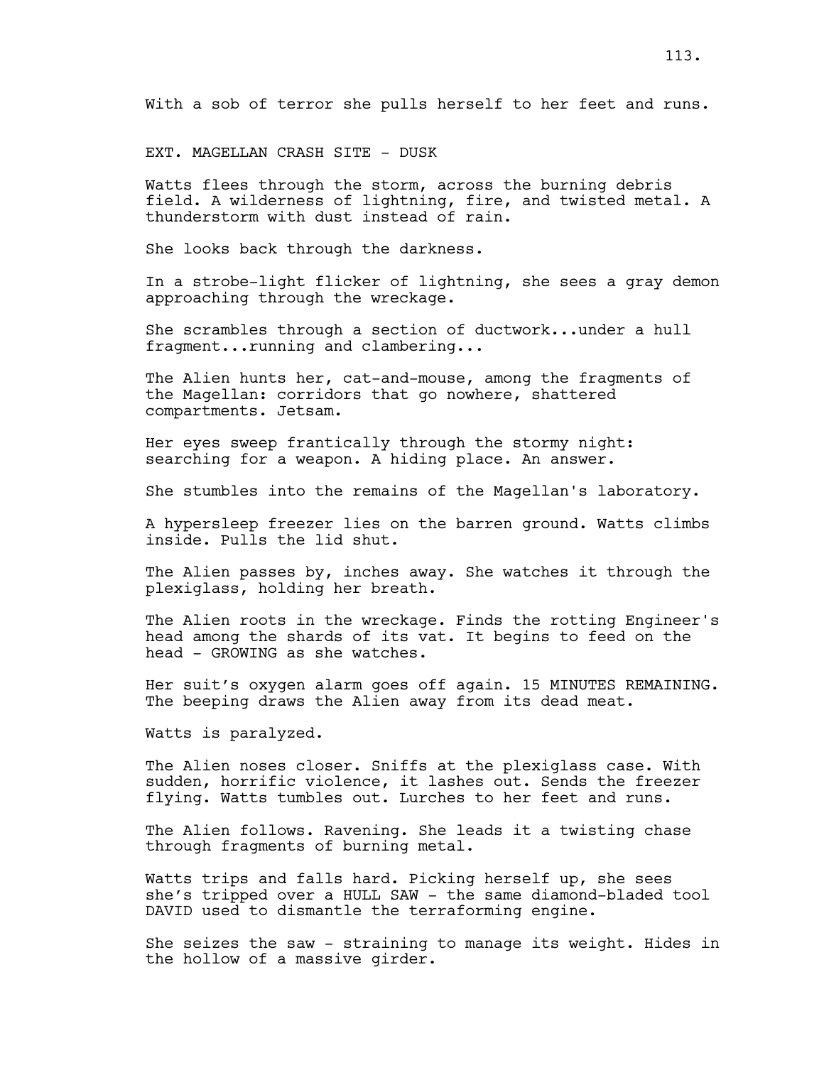With a sob of terror she pulls herself to her feet and runs.

EXT. MAGELLAN CRASH SITE - DUSK

Watts flees through the storm, across the burning debris field. A wilderness of lightning, fire, and twisted metal. A thunderstorm with dust instead of rain.

She looks back through the darkness.

In a strobe-light flicker of lightning, she sees a gray demon approaching through the wreckage.

She scrambles through a section of ductwork...under a hull fragment...running and clambering...

The Alien hunts her, cat-and-mouse, among the fragments of the Magellan: corridors that go nowhere, shattered compartments. Jetsam.

Her eyes sweep frantically through the stormy night: searching for a weapon. A hiding place. An answer.

She stumbles into the remains of the Magellan's laboratory.

A hypersleep freezer lies on the barren ground. Watts climbs inside. Pulls the lid shut.

The Alien passes by, inches away. She watches it through the plexiglass, holding her breath.

The Alien roots in the wreckage. Finds the rotting Engineer's head among the shards of its vat. It begins to feed on the head - GROWING as she watches.

Her suit's oxygen alarm goes off again. 15 MINUTES REMAINING. The beeping draws the Alien away from its dead meat.

Watts is paralyzed.

The Alien noses closer. Sniffs at the plexiglass case. With sudden, horrific violence, it lashes out. Sends the freezer flying. Watts tumbles out. Lurches to her feet and runs.

The Alien follows. Ravening. She leads it a twisting chase through fragments of burning metal.

Watts trips and falls hard. Picking herself up, she sees she's tripped over a HULL SAW - the same diamond-bladed tool DAVID used to dismantle the terraforming engine.

She seizes the saw - straining to manage its weight. Hides in the hollow of a massive girder.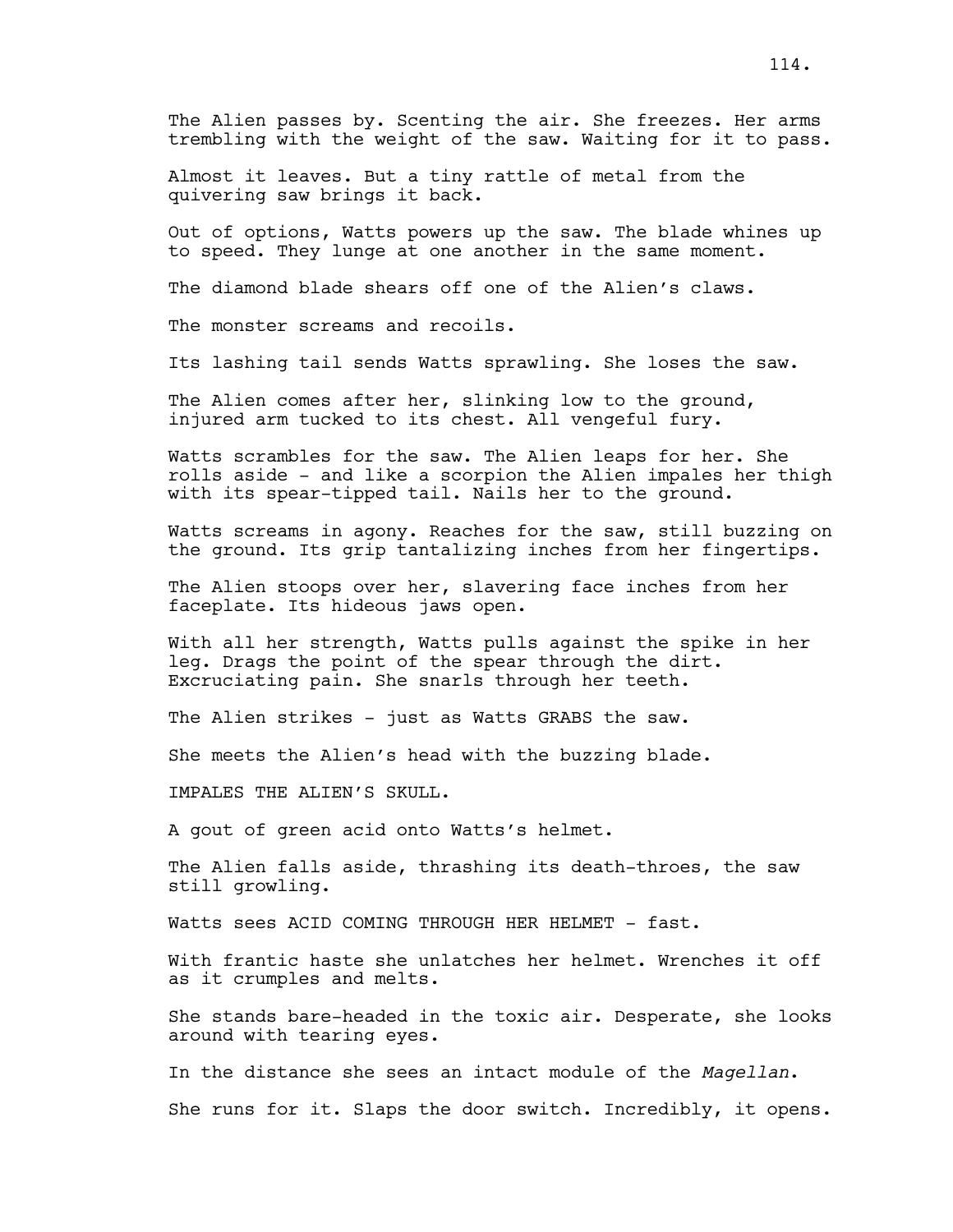The Alien passes by. Scenting the air. She freezes. Her arms trembling with the weight of the saw. Waiting for it to pass.

Almost it leaves. But a tiny rattle of metal from the quivering saw brings it back.

Out of options, Watts powers up the saw. The blade whines up to speed. They lunge at one another in the same moment.

The diamond blade shears off one of the Alien's claws.

The monster screams and recoils.

Its lashing tail sends Watts sprawling. She loses the saw.

The Alien comes after her, slinking low to the ground, injured arm tucked to its chest. All vengeful fury.

Watts scrambles for the saw. The Alien leaps for her. She rolls aside - and like a scorpion the Alien impales her thigh with its spear-tipped tail. Nails her to the ground.

Watts screams in agony. Reaches for the saw, still buzzing on the ground. Its grip tantalizing inches from her fingertips.

The Alien stoops over her, slavering face inches from her faceplate. Its hideous jaws open.

With all her strength, Watts pulls against the spike in her leg. Drags the point of the spear through the dirt. Excruciating pain. She snarls through her teeth.

The Alien strikes - just as Watts GRABS the saw.

She meets the Alien's head with the buzzing blade.

IMPALES THE ALIEN'S SKULL.

A gout of green acid onto Watts's helmet.

The Alien falls aside, thrashing its death-throes, the saw still growling.

Watts sees ACID COMING THROUGH HER HELMET - fast.

With frantic haste she unlatches her helmet. Wrenches it off as it crumples and melts.

She stands bare-headed in the toxic air. Desperate, she looks around with tearing eyes.

In the distance she sees an intact module of the *Magellan*.

She runs for it. Slaps the door switch. Incredibly, it opens.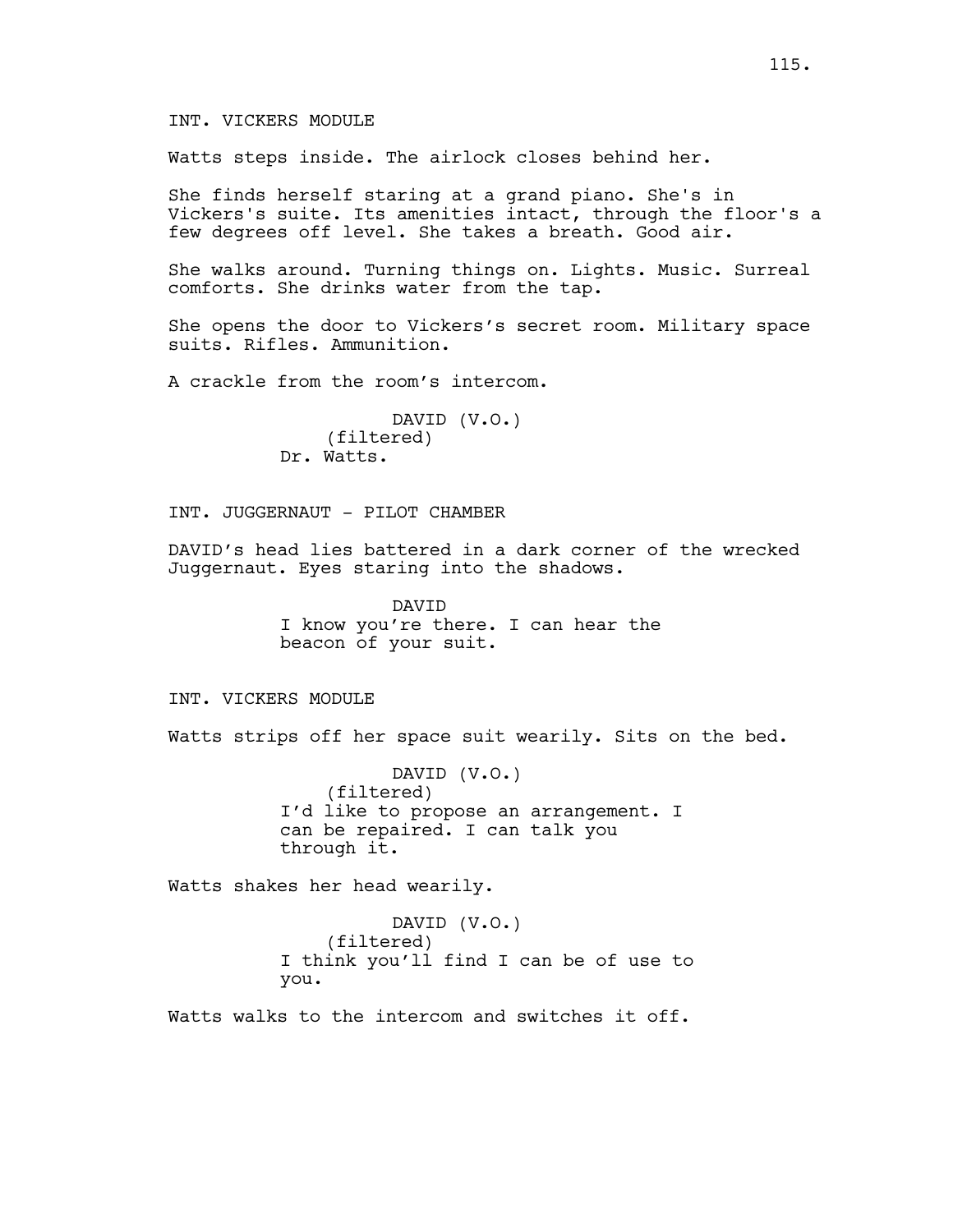INT. VICKERS MODULE

Watts steps inside. The airlock closes behind her.

She finds herself staring at a grand piano. She's in Vickers's suite. Its amenities intact, through the floor's a few degrees off level. She takes a breath. Good air.

She walks around. Turning things on. Lights. Music. Surreal comforts. She drinks water from the tap.

She opens the door to Vickers's secret room. Military space suits. Rifles. Ammunition.

A crackle from the room's intercom.

DAVID (V.O.)
(filtered)
Dr. Watts.

INT. JUGGERNAUT - PILOT CHAMBER

DAVID's head lies battered in a dark corner of the wrecked Juggernaut. Eyes staring into the shadows.

DAVID
I know you're there. I can hear the beacon of your suit.

INT. VICKERS MODULE

Watts strips off her space suit wearily. Sits on the bed.

DAVID (V.O.)
(filtered)
I'd like to propose an arrangement. I can be repaired. I can talk you through it.

Watts shakes her head wearily.

DAVID (V.O.)
(filtered)
I think you'll find I can be of use to you.

Watts walks to the intercom and switches it off.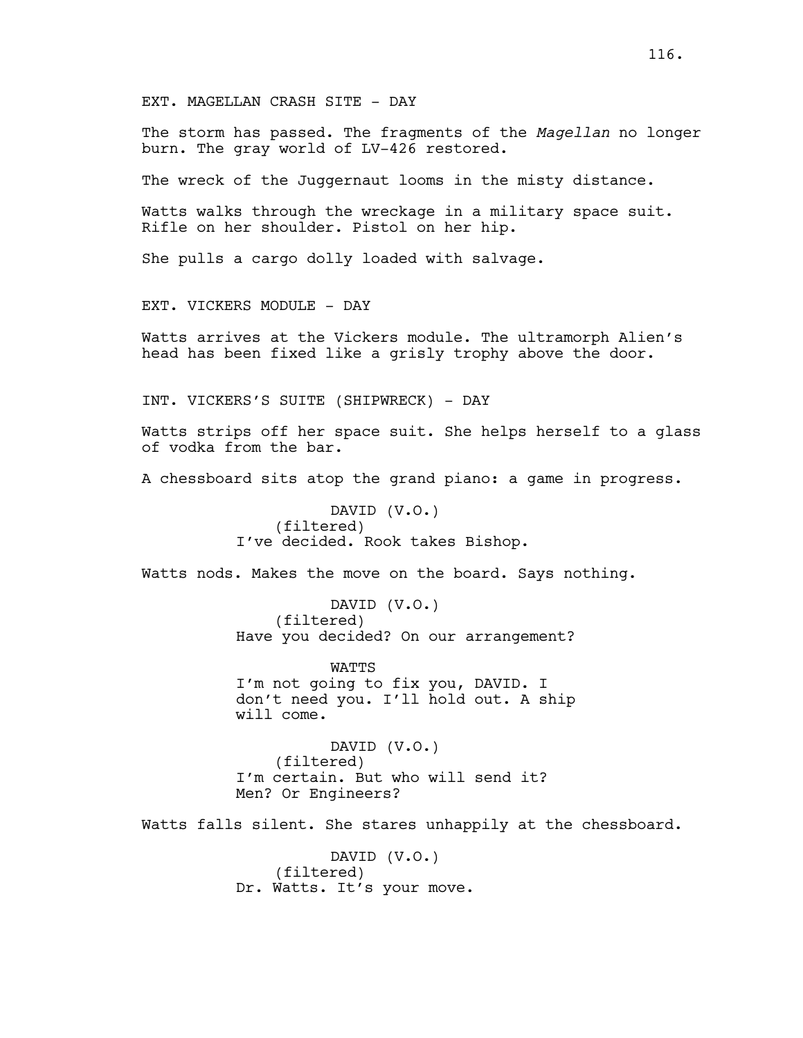EXT. MAGELLAN CRASH SITE - DAY

The storm has passed. The fragments of the *Magellan* no longer burn. The gray world of LV-426 restored.

The wreck of the Juggernaut looms in the misty distance.

Watts walks through the wreckage in a military space suit. Rifle on her shoulder. Pistol on her hip.

She pulls a cargo dolly loaded with salvage.

EXT. VICKERS MODULE - DAY

Watts arrives at the Vickers module. The ultramorph Alien's head has been fixed like a grisly trophy above the door.

INT. VICKERS'S SUITE (SHIPWRECK) - DAY

Watts strips off her space suit. She helps herself to a glass of vodka from the bar.

A chessboard sits atop the grand piano: a game in progress.

DAVID (V.O.)
(filtered)
I've decided. Rook takes Bishop.

Watts nods. Makes the move on the board. Says nothing.

DAVID (V.O.)
(filtered)
Have you decided? On our arrangement?

WATTS
I'm not going to fix you, DAVID. I don't need you. I'll hold out. A ship will come.

DAVID (V.O.)
(filtered)
I'm certain. But who will send it? Men? Or Engineers?

Watts falls silent. She stares unhappily at the chessboard.

DAVID (V.O.)
(filtered)
Dr. Watts. It's your move.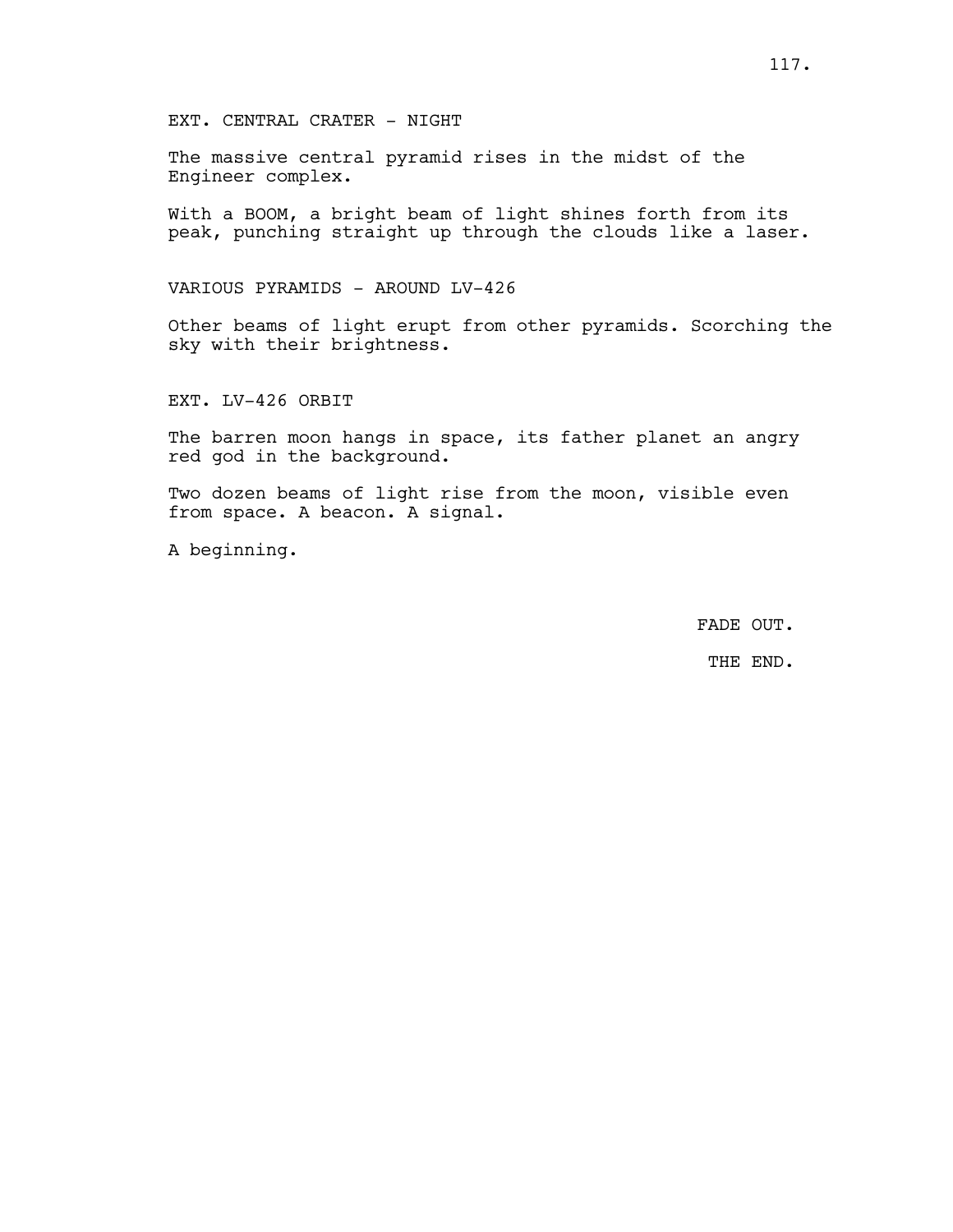EXT. CENTRAL CRATER - NIGHT

The massive central pyramid rises in the midst of the Engineer complex.

With a BOOM, a bright beam of light shines forth from its peak, punching straight up through the clouds like a laser.

VARIOUS PYRAMIDS - AROUND LV-426

Other beams of light erupt from other pyramids. Scorching the sky with their brightness.

EXT. LV-426 ORBIT

The barren moon hangs in space, its father planet an angry red god in the background.

Two dozen beams of light rise from the moon, visible even from space. A beacon. A signal.

A beginning.

FADE OUT.

THE END.